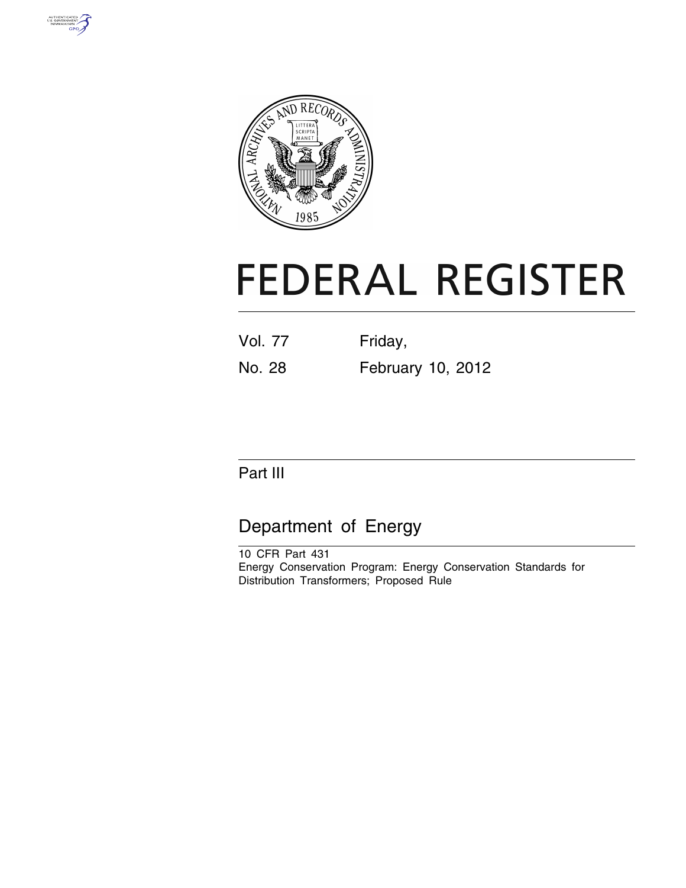# FEDERAL REGISTER

Vol. 77 Friday,

No. 28 February 10, 2012

## Part III

## Department of Energy

10 CFR Part 431

Energy Conservation Program: Energy Conservation Standards for Distribution Transformers; Proposed Rule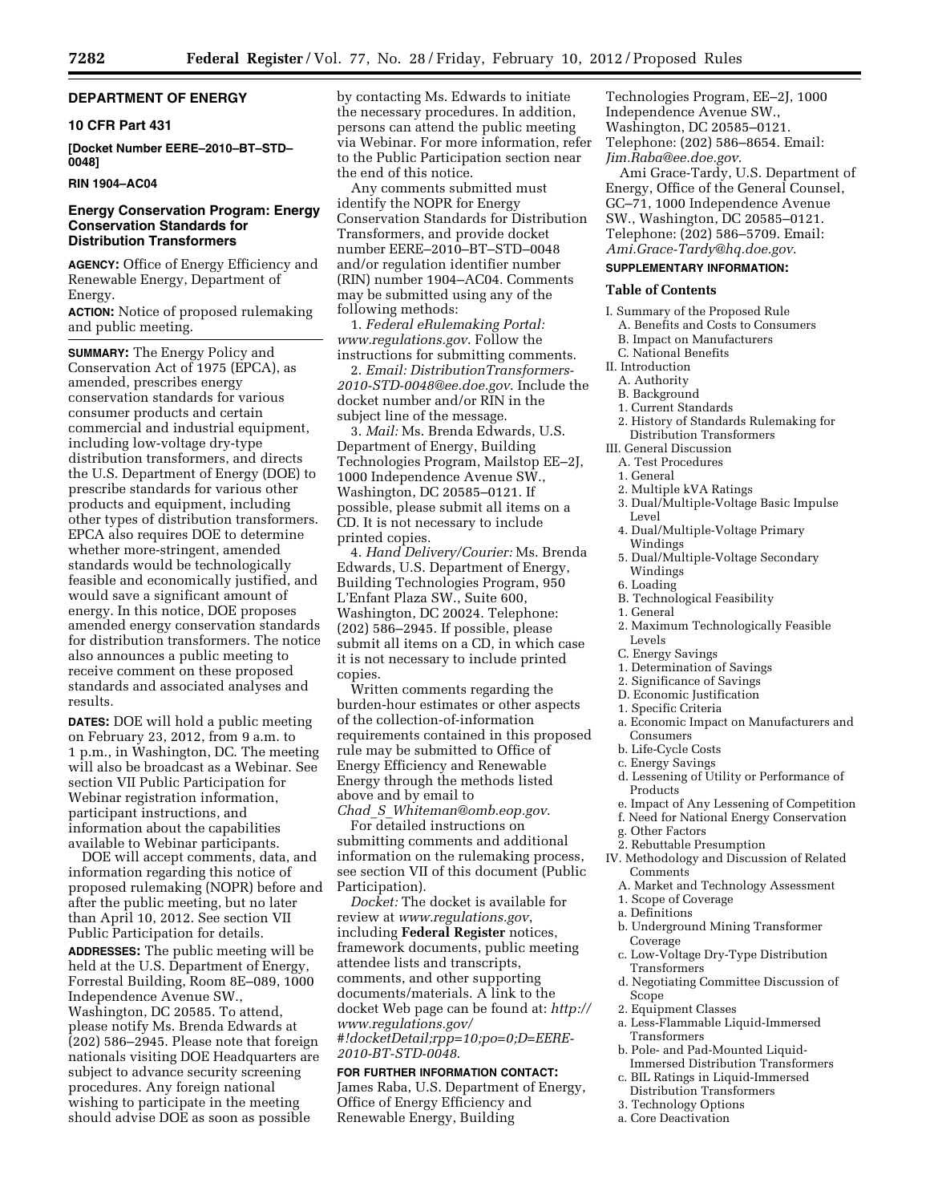## DEPARTMENT OF ENERGY

### 10 CFR Part 431

**[Docket Number EERE–2010–BT–STD–0048]**

**RIN 1904–AC04**

### Energy Conservation Program: Energy Conservation Standards for Distribution Transformers

**AGENCY:** Office of Energy Efficiency and Renewable Energy, Department of Energy.

**ACTION:** Notice of proposed rulemaking and public meeting.

**SUMMARY:** The Energy Policy and Conservation Act of 1975 (EPCA), as amended, prescribes energy conservation standards for various consumer products and certain commercial and industrial equipment, including low-voltage dry-type distribution transformers, and directs the U.S. Department of Energy (DOE) to prescribe standards for various other products and equipment, including other types of distribution transformers. EPCA also requires DOE to determine whether more-stringent, amended standards would be technologically feasible and economically justified, and would save a significant amount of energy. In this notice, DOE proposes amended energy conservation standards for distribution transformers. The notice also announces a public meeting to receive comment on these proposed standards and associated analyses and results.

**DATES:** DOE will hold a public meeting on February 23, 2012, from 9 a.m. to 1 p.m., in Washington, DC. The meeting will also be broadcast as a Webinar. See section VII Public Participation for Webinar registration information, participant instructions, and information about the capabilities available to Webinar participants.

DOE will accept comments, data, and information regarding this notice of proposed rulemaking (NOPR) before and after the public meeting, but no later than April 10, 2012. See section VII Public Participation for details.

**ADDRESSES:** The public meeting will be held at the U.S. Department of Energy, Forrestal Building, Room 8E–089, 1000 Independence Avenue SW., Washington, DC 20585. To attend, please notify Ms. Brenda Edwards at (202) 586–2945. Please note that foreign nationals visiting DOE Headquarters are subject to advance security screening procedures. Any foreign national wishing to participate in the meeting should advise DOE as soon as possible by contacting Ms. Edwards to initiate the necessary procedures. In addition, persons can attend the public meeting via Webinar. For more information, refer to the Public Participation section near the end of this notice.

Any comments submitted must identify the NOPR for Energy Conservation Standards for Distribution Transformers, and provide docket number EERE–2010–BT–STD–0048 and/or regulation identifier number (RIN) number 1904–AC04. Comments may be submitted using any of the following methods:

1. *Federal eRulemaking Portal: www.regulations.gov*. Follow the instructions for submitting comments.
2. *Email: DistributionTransformers-2010-STD-0048@ee.doe.gov*. Include the docket number and/or RIN in the subject line of the message.
3. *Mail:* Ms. Brenda Edwards, U.S. Department of Energy, Building Technologies Program, Mailstop EE–2J, 1000 Independence Avenue SW., Washington, DC 20585–0121. If possible, please submit all items on a CD. It is not necessary to include printed copies.
4. *Hand Delivery/Courier:* Ms. Brenda Edwards, U.S. Department of Energy, Building Technologies Program, 950 L'Enfant Plaza SW., Suite 600, Washington, DC 20024. Telephone: (202) 586–2945. If possible, please submit all items on a CD, in which case it is not necessary to include printed copies.

Written comments regarding the burden-hour estimates or other aspects of the collection-of-information requirements contained in this proposed rule may be submitted to Office of Energy Efficiency and Renewable Energy through the methods listed above and by email to *Chad_S_Whiteman@omb.eop.gov*.

For detailed instructions on submitting comments and additional information on the rulemaking process, see section VII of this document (Public Participation).

*Docket:* The docket is available for review at *www.regulations.gov*, including **Federal Register** notices, framework documents, public meeting attendee lists and transcripts, comments, and other supporting documents/materials. A link to the docket Web page can be found at: *http://www.regulations.gov/#!docketDetail;rpp=10;po=0;D=EERE-2010-BT-STD-0048*.

**FOR FURTHER INFORMATION CONTACT:** James Raba, U.S. Department of Energy, Office of Energy Efficiency and Renewable Energy, Building Technologies Program, EE–2J, 1000 Independence Avenue SW., Washington, DC 20585–0121. Telephone: (202) 586–8654. Email: *Jim.Raba@ee.doe.gov*.

Ami Grace-Tardy, U.S. Department of Energy, Office of the General Counsel, GC–71, 1000 Independence Avenue SW., Washington, DC 20585–0121. Telephone: (202) 586–5709. Email: *Ami.Grace-Tardy@hq.doe.gov*.

**SUPPLEMENTARY INFORMATION:**

**Table of Contents**

- I. Summary of the Proposed Rule
  - A. Benefits and Costs to Consumers
  - B. Impact on Manufacturers
  - C. National Benefits
- II. Introduction
  - A. Authority
  - B. Background
  - 1. Current Standards
  - 2. History of Standards Rulemaking for Distribution Transformers
- III. General Discussion
  - A. Test Procedures
  - 1. General
  - 2. Multiple kVA Ratings
  - 3. Dual/Multiple-Voltage Basic Impulse Level
  - 4. Dual/Multiple-Voltage Primary Windings
  - 5. Dual/Multiple-Voltage Secondary Windings
  - 6. Loading
  - B. Technological Feasibility
  - 1. General
  - 2. Maximum Technologically Feasible Levels
  - C. Energy Savings
  - 1. Determination of Savings
  - 2. Significance of Savings
  - D. Economic Justification
  - 1. Specific Criteria
  - a. Economic Impact on Manufacturers and Consumers
  - b. Life-Cycle Costs
  - c. Energy Savings
  - d. Lessening of Utility or Performance of Products
  - e. Impact of Any Lessening of Competition
  - f. Need for National Energy Conservation
  - g. Other Factors
  - 2. Rebuttable Presumption
- IV. Methodology and Discussion of Related Comments
  - A. Market and Technology Assessment
  - 1. Scope of Coverage
  - a. Definitions
  - b. Underground Mining Transformer Coverage
  - c. Low-Voltage Dry-Type Distribution Transformers
  - d. Negotiating Committee Discussion of Scope
  - 2. Equipment Classes
  - a. Less-Flammable Liquid-Immersed Transformers
  - b. Pole- and Pad-Mounted Liquid-Immersed Distribution Transformers
  - c. BIL Ratings in Liquid-Immersed Distribution Transformers
  - 3. Technology Options
  - a. Core Deactivation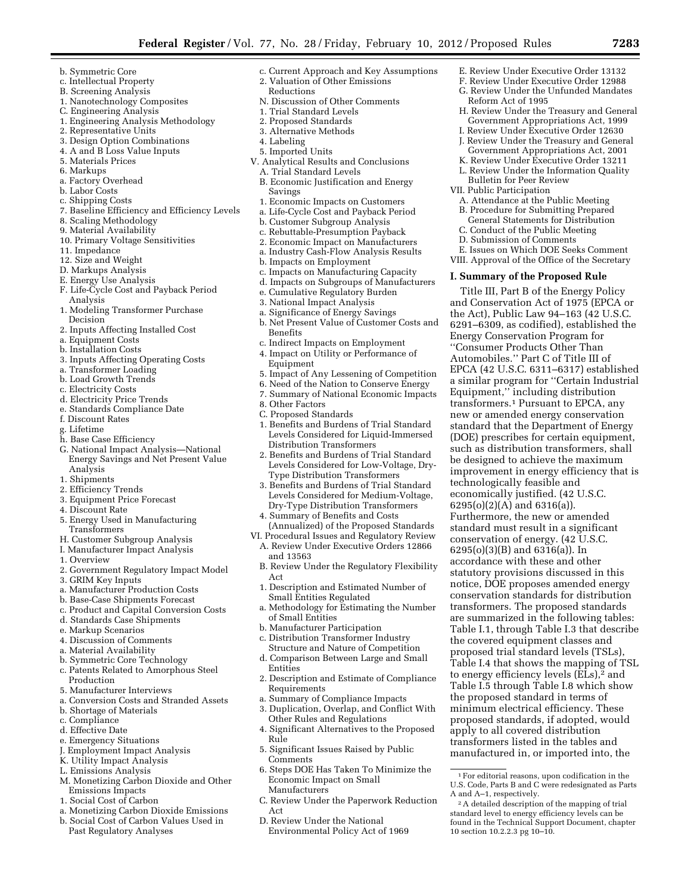b. Symmetric Core
c. Intellectual Property
B. Screening Analysis
1. Nanotechnology Composites
C. Engineering Analysis
1. Engineering Analysis Methodology
2. Representative Units
3. Design Option Combinations
4. A and B Loss Value Inputs
5. Materials Prices
6. Markups
a. Factory Overhead
b. Labor Costs
c. Shipping Costs
7. Baseline Efficiency and Efficiency Levels
8. Scaling Methodology
9. Material Availability
10. Primary Voltage Sensitivities
11. Impedance
12. Size and Weight
D. Markups Analysis
E. Energy Use Analysis
F. Life-Cycle Cost and Payback Period Analysis
1. Modeling Transformer Purchase Decision
2. Inputs Affecting Installed Cost
a. Equipment Costs
b. Installation Costs
3. Inputs Affecting Operating Costs
a. Transformer Loading
b. Load Growth Trends
c. Electricity Costs
d. Electricity Price Trends
e. Standards Compliance Date
f. Discount Rates
g. Lifetime
h. Base Case Efficiency
G. National Impact Analysis—National Energy Savings and Net Present Value Analysis
1. Shipments
2. Efficiency Trends
3. Equipment Price Forecast
4. Discount Rate
5. Energy Used in Manufacturing Transformers
H. Customer Subgroup Analysis
I. Manufacturer Impact Analysis
1. Overview
2. Government Regulatory Impact Model
3. GRIM Key Inputs
a. Manufacturer Production Costs
b. Base-Case Shipments Forecast
c. Product and Capital Conversion Costs
d. Standards Case Shipments
e. Markup Scenarios
4. Discussion of Comments
a. Material Availability
b. Symmetric Core Technology
c. Patents Related to Amorphous Steel Production
5. Manufacturer Interviews
a. Conversion Costs and Stranded Assets
b. Shortage of Materials
c. Compliance
d. Effective Date
e. Emergency Situations
J. Employment Impact Analysis
K. Utility Impact Analysis
L. Emissions Analysis
M. Monetizing Carbon Dioxide and Other Emissions Impacts
1. Social Cost of Carbon
a. Monetizing Carbon Dioxide Emissions
b. Social Cost of Carbon Values Used in Past Regulatory Analyses
c. Current Approach and Key Assumptions
2. Valuation of Other Emissions Reductions
N. Discussion of Other Comments
1. Trial Standard Levels
2. Proposed Standards
3. Alternative Methods
4. Labeling
5. Imported Units
V. Analytical Results and Conclusions
A. Trial Standard Levels
B. Economic Justification and Energy Savings
1. Economic Impacts on Customers
a. Life-Cycle Cost and Payback Period
b. Customer Subgroup Analysis
c. Rebuttable-Presumption Payback
2. Economic Impact on Manufacturers
a. Industry Cash-Flow Analysis Results
b. Impacts on Employment
c. Impacts on Manufacturing Capacity
d. Impacts on Subgroups of Manufacturers
e. Cumulative Regulatory Burden
3. National Impact Analysis
a. Significance of Energy Savings
b. Net Present Value of Customer Costs and Benefits
c. Indirect Impacts on Employment
4. Impact on Utility or Performance of Equipment
5. Impact of Any Lessening of Competition
6. Need of the Nation to Conserve Energy
7. Summary of National Economic Impacts
8. Other Factors
C. Proposed Standards
1. Benefits and Burdens of Trial Standard Levels Considered for Liquid-Immersed Distribution Transformers
2. Benefits and Burdens of Trial Standard Levels Considered for Low-Voltage, Dry-Type Distribution Transformers
3. Benefits and Burdens of Trial Standard Levels Considered for Medium-Voltage, Dry-Type Distribution Transformers
4. Summary of Benefits and Costs (Annualized) of the Proposed Standards
VI. Procedural Issues and Regulatory Review
A. Review Under Executive Orders 12866 and 13563
B. Review Under the Regulatory Flexibility Act
1. Description and Estimated Number of Small Entities Regulated
a. Methodology for Estimating the Number of Small Entities
b. Manufacturer Participation
c. Distribution Transformer Industry Structure and Nature of Competition
d. Comparison Between Large and Small Entities
2. Description and Estimate of Compliance Requirements
a. Summary of Compliance Impacts
3. Duplication, Overlap, and Conflict With Other Rules and Regulations
4. Significant Alternatives to the Proposed Rule
5. Significant Issues Raised by Public Comments
6. Steps DOE Has Taken To Minimize the Economic Impact on Small Manufacturers
C. Review Under the Paperwork Reduction Act
D. Review Under the National Environmental Policy Act of 1969
E. Review Under Executive Order 13132
F. Review Under Executive Order 12988
G. Review Under the Unfunded Mandates Reform Act of 1995
H. Review Under the Treasury and General Government Appropriations Act, 1999
I. Review Under Executive Order 12630
J. Review Under the Treasury and General Government Appropriations Act, 2001
K. Review Under Executive Order 13211
L. Review Under the Information Quality Bulletin for Peer Review
VII. Public Participation
A. Attendance at the Public Meeting
B. Procedure for Submitting Prepared General Statements for Distribution
C. Conduct of the Public Meeting
D. Submission of Comments
E. Issues on Which DOE Seeks Comment
VIII. Approval of the Office of the Secretary

## I. Summary of the Proposed Rule

Title III, Part B of the Energy Policy and Conservation Act of 1975 (EPCA or the Act), Public Law 94–163 (42 U.S.C. 6291–6309, as codified), established the Energy Conservation Program for ''Consumer Products Other Than Automobiles.'' Part C of Title III of EPCA (42 U.S.C. 6311–6317) established a similar program for ''Certain Industrial Equipment,'' including distribution transformers.[1] Pursuant to EPCA, any new or amended energy conservation standard that the Department of Energy (DOE) prescribes for certain equipment, such as distribution transformers, shall be designed to achieve the maximum improvement in energy efficiency that is technologically feasible and economically justified. (42 U.S.C. 6295(o)(2)(A) and 6316(a)). Furthermore, the new or amended standard must result in a significant conservation of energy. (42 U.S.C. 6295(o)(3)(B) and 6316(a)). In accordance with these and other statutory provisions discussed in this notice, DOE proposes amended energy conservation standards for distribution transformers. The proposed standards are summarized in the following tables: Table I.1, through Table I.3 that describe the covered equipment classes and proposed trial standard levels (TSLs), Table I.4 that shows the mapping of TSL to energy efficiency levels (ELs),[2] and Table I.5 through Table I.8 which show the proposed standard in terms of minimum electrical efficiency. These proposed standards, if adopted, would apply to all covered distribution transformers listed in the tables and manufactured in, or imported into, the

[1] For editorial reasons, upon codification in the U.S. Code, Parts B and C were redesignated as Parts A and A–1, respectively.

[2] A detailed description of the mapping of trial standard level to energy efficiency levels can be found in the Technical Support Document, chapter 10 section 10.2.2.3 pg 10–10.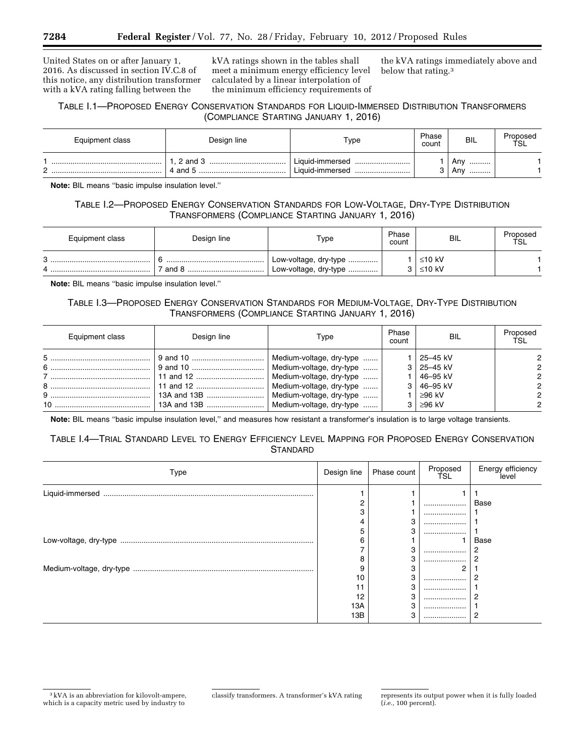United States on or after January 1, 2016. As discussed in section IV.C.8 of this notice, any distribution transformer with a kVA rating falling between the kVA ratings shown in the tables shall meet a minimum energy efficiency level calculated by a linear interpolation of the minimum efficiency requirements of the kVA ratings immediately above and below that rating.[3]

TABLE I.1—PROPOSED ENERGY CONSERVATION STANDARDS FOR LIQUID-IMMERSED DISTRIBUTION TRANSFORMERS (COMPLIANCE STARTING JANUARY 1, 2016)

| Equipment class | Design line | Type | Phase count | BIL | Proposed TSL |
|---|---|---|---|---|---|
| 1 | 1, 2 and 3 | Liquid-immersed | 1 | Any | 1 |
| 2 | 4 and 5 | Liquid-immersed | 3 | Any | 1 |

**Note:** BIL means ''basic impulse insulation level.''

TABLE I.2—PROPOSED ENERGY CONSERVATION STANDARDS FOR LOW-VOLTAGE, DRY-TYPE DISTRIBUTION TRANSFORMERS (COMPLIANCE STARTING JANUARY 1, 2016)

| Equipment class | Design line | Type | Phase count | BIL | Proposed TSL |
|---|---|---|---|---|---|
| 3 | 6 | Low-voltage, dry-type | 1 | ≤10 kV | 1 |
| 4 | 7 and 8 | Low-voltage, dry-type | 3 | ≤10 kV | 1 |

**Note:** BIL means ''basic impulse insulation level.''

TABLE I.3—PROPOSED ENERGY CONSERVATION STANDARDS FOR MEDIUM-VOLTAGE, DRY-TYPE DISTRIBUTION TRANSFORMERS (COMPLIANCE STARTING JANUARY 1, 2016)

| Equipment class | Design line | Type | Phase count | BIL | Proposed TSL |
|---|---|---|---|---|---|
| 5 | 9 and 10 | Medium-voltage, dry-type | 1 | 25–45 kV | 2 |
| 6 | 9 and 10 | Medium-voltage, dry-type | 3 | 25–45 kV | 2 |
| 7 | 11 and 12 | Medium-voltage, dry-type | 1 | 46–95 kV | 2 |
| 8 | 11 and 12 | Medium-voltage, dry-type | 3 | 46–95 kV | 2 |
| 9 | 13A and 13B | Medium-voltage, dry-type | 1 | ≥96 kV | 2 |
| 10 | 13A and 13B | Medium-voltage, dry-type | 3 | ≥96 kV | 2 |

**Note:** BIL means ''basic impulse insulation level,'' and measures how resistant a transformer's insulation is to large voltage transients.

TABLE I.4—TRIAL STANDARD LEVEL TO ENERGY EFFICIENCY LEVEL MAPPING FOR PROPOSED ENERGY CONSERVATION STANDARD

| Type | Design line | Phase count | Proposed TSL | Energy efficiency level |
|---|---|---|---|---|
| Liquid-immersed | 1 | 1 | 1 | 1 |
| | 2 | 1 | | Base |
| | 3 | 1 | | 1 |
| | 4 | 3 | | 1 |
| | 5 | 3 | | 1 |
| Low-voltage, dry-type | 6 | 1 | 1 | Base |
| | 7 | 3 | | 2 |
| | 8 | 3 | | 2 |
| Medium-voltage, dry-type | 9 | 3 | 2 | 1 |
| | 10 | 3 | | 2 |
| | 11 | 3 | | 1 |
| | 12 | 3 | | 2 |
| | 13A | 3 | | 1 |
| | 13B | 3 | | 2 |

[3] kVA is an abbreviation for kilovolt-ampere, which is a capacity metric used by industry to classify transformers. A transformer's kVA rating represents its output power when it is fully loaded (*i.e.*, 100 percent).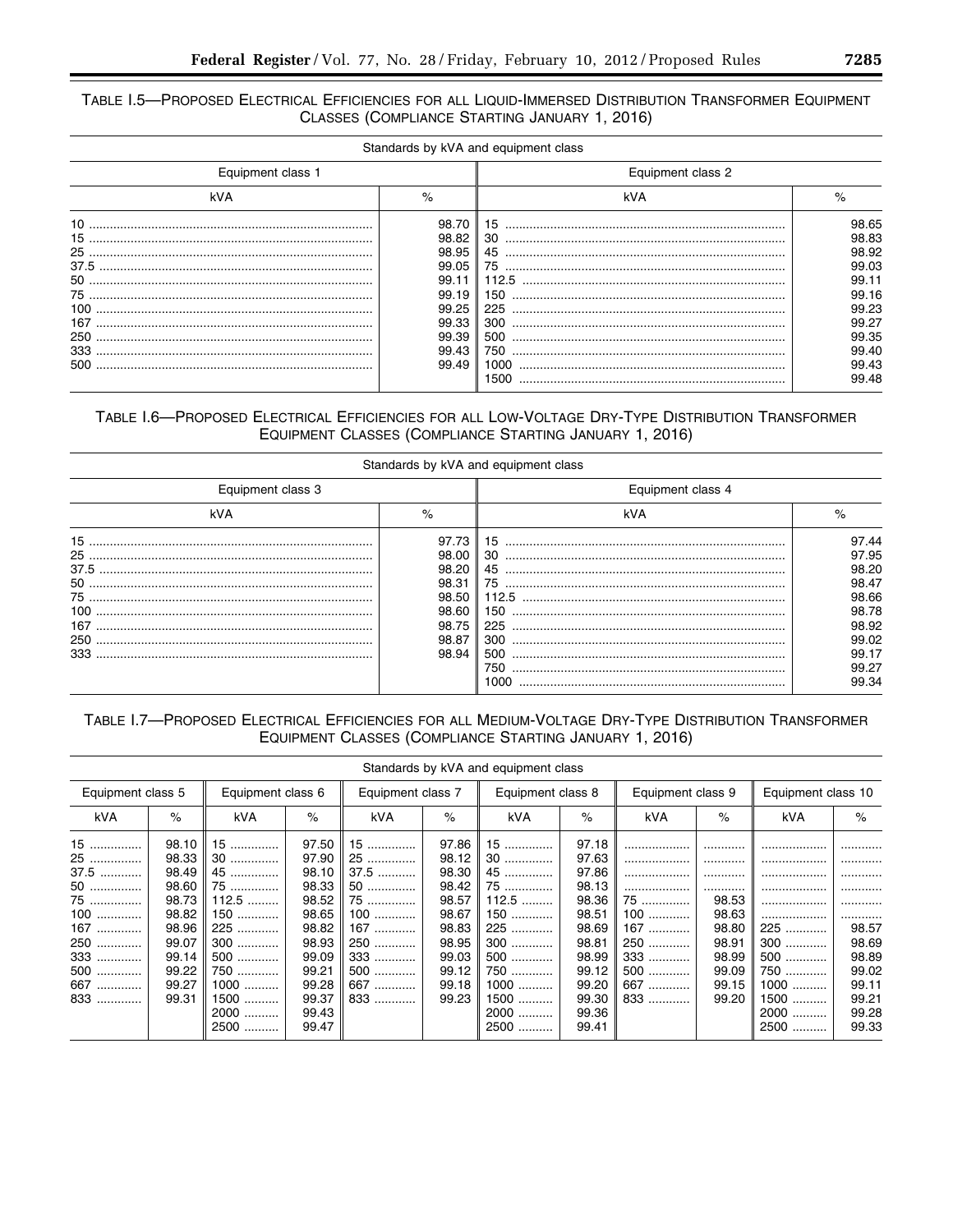TABLE I.5—PROPOSED ELECTRICAL EFFICIENCIES FOR ALL LIQUID-IMMERSED DISTRIBUTION TRANSFORMER EQUIPMENT CLASSES (COMPLIANCE STARTING JANUARY 1, 2016)

| Standards by kVA and equipment class | | | |
|---|---|---|---|
| Equipment class 1 | | Equipment class 2 | |
| kVA | % | kVA | % |
| 10 | 98.70 | 15 | 98.65 |
| 15 | 98.82 | 30 | 98.83 |
| 25 | 98.95 | 45 | 98.92 |
| 37.5 | 99.05 | 75 | 99.03 |
| 50 | 99.11 | 112.5 | 99.11 |
| 75 | 99.19 | 150 | 99.16 |
| 100 | 99.25 | 225 | 99.23 |
| 167 | 99.33 | 300 | 99.27 |
| 250 | 99.39 | 500 | 99.35 |
| 333 | 99.43 | 750 | 99.40 |
| 500 | 99.49 | 1000 | 99.43 |
| | | 1500 | 99.48 |

TABLE I.6—PROPOSED ELECTRICAL EFFICIENCIES FOR ALL LOW-VOLTAGE DRY-TYPE DISTRIBUTION TRANSFORMER EQUIPMENT CLASSES (COMPLIANCE STARTING JANUARY 1, 2016)

| Standards by kVA and equipment class | | | |
|---|---|---|---|
| Equipment class 3 | | Equipment class 4 | |
| kVA | % | kVA | % |
| 15 | 97.73 | 15 | 97.44 |
| 25 | 98.00 | 30 | 97.95 |
| 37.5 | 98.20 | 45 | 98.20 |
| 50 | 98.31 | 75 | 98.47 |
| 75 | 98.50 | 112.5 | 98.66 |
| 100 | 98.60 | 150 | 98.78 |
| 167 | 98.75 | 225 | 98.92 |
| 250 | 98.87 | 300 | 99.02 |
| 333 | 98.94 | 500 | 99.17 |
| | | 750 | 99.27 |
| | | 1000 | 99.34 |

TABLE I.7—PROPOSED ELECTRICAL EFFICIENCIES FOR ALL MEDIUM-VOLTAGE DRY-TYPE DISTRIBUTION TRANSFORMER EQUIPMENT CLASSES (COMPLIANCE STARTING JANUARY 1, 2016)

| Standards by kVA and equipment class | | | | | | | | | | | |
|---|---|---|---|---|---|---|---|---|---|---|---|
| Equipment class 5 | | Equipment class 6 | | Equipment class 7 | | Equipment class 8 | | Equipment class 9 | | Equipment class 10 | |
| kVA | % | kVA | % | kVA | % | kVA | % | kVA | % | kVA | % |
| 15 | 98.10 | 15 | 97.50 | 15 | 97.86 | 15 | 97.18 | | | | |
| 25 | 98.33 | 30 | 97.90 | 25 | 98.12 | 30 | 97.63 | | | | |
| 37.5 | 98.49 | 45 | 98.10 | 37.5 | 98.30 | 45 | 97.86 | | | | |
| 50 | 98.60 | 75 | 98.33 | 50 | 98.42 | 75 | 98.13 | | | | |
| 75 | 98.73 | 112.5 | 98.52 | 75 | 98.57 | 112.5 | 98.36 | 75 | 98.53 | | |
| 100 | 98.82 | 150 | 98.65 | 100 | 98.67 | 150 | 98.51 | 100 | 98.63 | | |
| 167 | 98.96 | 225 | 98.82 | 167 | 98.83 | 225 | 98.69 | 167 | 98.80 | 225 | 98.57 |
| 250 | 99.07 | 300 | 98.93 | 250 | 98.95 | 300 | 98.81 | 250 | 98.91 | 300 | 98.69 |
| 333 | 99.14 | 500 | 99.09 | 333 | 99.03 | 500 | 98.99 | 333 | 98.99 | 500 | 98.89 |
| 500 | 99.22 | 750 | 99.21 | 500 | 99.12 | 750 | 99.12 | 500 | 99.09 | 750 | 99.02 |
| 667 | 99.27 | 1000 | 99.28 | 667 | 99.18 | 1000 | 99.20 | 667 | 99.15 | 1000 | 99.11 |
| 833 | 99.31 | 1500 | 99.37 | 833 | 99.23 | 1500 | 99.30 | 833 | 99.20 | 1500 | 99.21 |
| | | 2000 | 99.43 | | | 2000 | 99.36 | | | 2000 | 99.28 |
| | | 2500 | 99.47 | | | 2500 | 99.41 | | | 2500 | 99.33 |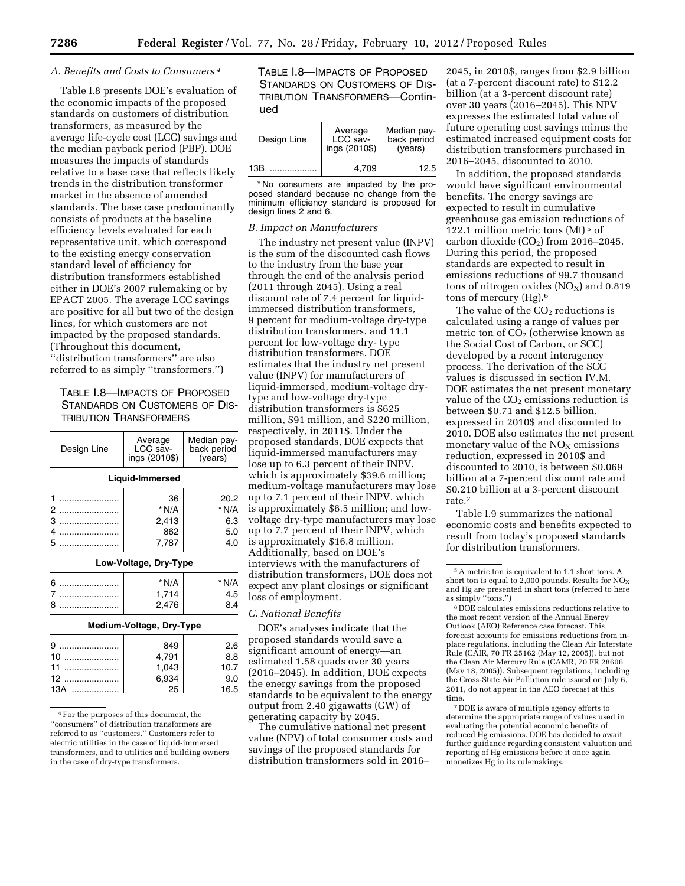### A. Benefits and Costs to Consumers [4]

Table I.8 presents DOE's evaluation of the economic impacts of the proposed standards on customers of distribution transformers, as measured by the average life-cycle cost (LCC) savings and the median payback period (PBP). DOE measures the impacts of standards relative to a base case that reflects likely trends in the distribution transformer market in the absence of amended standards. The base case predominantly consists of products at the baseline efficiency levels evaluated for each representative unit, which correspond to the existing energy conservation standard level of efficiency for distribution transformers established either in DOE's 2007 rulemaking or by EPACT 2005. The average LCC savings are positive for all but two of the design lines, for which customers are not impacted by the proposed standards. (Throughout this document, ''distribution transformers'' are also referred to as simply ''transformers.'')

TABLE I.8—IMPACTS OF PROPOSED STANDARDS ON CUSTOMERS OF DISTRIBUTION TRANSFORMERS

| Design Line | Average LCC savings (2010$) | Median payback period (years) |
|---|---|---|
| **Liquid-Immersed** | | |
| 1 | 36 | 20.2 |
| 2 | *N/A | *N/A |
| 3 | 2,413 | 6.3 |
| 4 | 862 | 5.0 |
| 5 | 7,787 | 4.0 |
| **Low-Voltage, Dry-Type** | | |
| 6 | *N/A | *N/A |
| 7 | 1,714 | 4.5 |
| 8 | 2,476 | 8.4 |
| **Medium-Voltage, Dry-Type** | | |
| 9 | 849 | 2.6 |
| 10 | 4,791 | 8.8 |
| 11 | 1,043 | 10.7 |
| 12 | 6,934 | 9.0 |
| 13A | 25 | 16.5 |
| 13B | 4,709 | 12.5 |

*No consumers are impacted by the proposed standard because no change from the minimum efficiency standard is proposed for design lines 2 and 6.

### B. Impact on Manufacturers

The industry net present value (INPV) is the sum of the discounted cash flows to the industry from the base year through the end of the analysis period (2011 through 2045). Using a real discount rate of 7.4 percent for liquid-immersed distribution transformers, 9 percent for medium-voltage dry-type distribution transformers, and 11.1 percent for low-voltage dry- type distribution transformers, DOE estimates that the industry net present value (INPV) for manufacturers of liquid-immersed, medium-voltage dry-type and low-voltage dry-type distribution transformers is $625 million, $91 million, and $220 million, respectively, in 2011$. Under the proposed standards, DOE expects that liquid-immersed manufacturers may lose up to 6.3 percent of their INPV, which is approximately $39.6 million; medium-voltage manufacturers may lose up to 7.1 percent of their INPV, which is approximately $6.5 million; and low-voltage dry-type manufacturers may lose up to 7.7 percent of their INPV, which is approximately $16.8 million. Additionally, based on DOE's interviews with the manufacturers of distribution transformers, DOE does not expect any plant closings or significant loss of employment.

### C. National Benefits

DOE's analyses indicate that the proposed standards would save a significant amount of energy—an estimated 1.58 quads over 30 years (2016–2045). In addition, DOE expects the energy savings from the proposed standards to be equivalent to the energy output from 2.40 gigawatts (GW) of generating capacity by 2045.

The cumulative national net present value (NPV) of total consumer costs and savings of the proposed standards for distribution transformers sold in 2016–2045, in 2010$, ranges from $2.9 billion (at a 7-percent discount rate) to $12.2 billion (at a 3-percent discount rate) over 30 years (2016–2045). This NPV expresses the estimated total value of future operating cost savings minus the estimated increased equipment costs for distribution transformers purchased in 2016–2045, discounted to 2010.

In addition, the proposed standards would have significant environmental benefits. The energy savings are expected to result in cumulative greenhouse gas emission reductions of 122.1 million metric tons (Mt) [5] of carbon dioxide ($CO_2$) from 2016–2045. During this period, the proposed standards are expected to result in emissions reductions of 99.7 thousand tons of nitrogen oxides ($NO_X$) and 0.819 tons of mercury (Hg).[6]

The value of the $CO_2$ reductions is calculated using a range of values per metric ton of $CO_2$ (otherwise known as the Social Cost of Carbon, or SCC) developed by a recent interagency process. The derivation of the SCC values is discussed in section IV.M. DOE estimates the net present monetary value of the $CO_2$ emissions reduction is between $0.71 and $12.5 billion, expressed in 2010$ and discounted to 2010. DOE also estimates the net present monetary value of the $NO_X$ emissions reduction, expressed in 2010$ and discounted to 2010, is between $0.069 billion at a 7-percent discount rate and $0.210 billion at a 3-percent discount rate.[7]

Table I.9 summarizes the national economic costs and benefits expected to result from today's proposed standards for distribution transformers.

---

[4] For the purposes of this document, the ''consumers'' of distribution transformers are referred to as ''customers.'' Customers refer to electric utilities in the case of liquid-immersed transformers, and to utilities and building owners in the case of dry-type transformers.

[5] A metric ton is equivalent to 1.1 short tons. A short ton is equal to 2,000 pounds. Results for $NO_X$ and Hg are presented in short tons (referred to here as simply ''tons.'')

[6] DOE calculates emissions reductions relative to the most recent version of the Annual Energy Outlook (AEO) Reference case forecast. This forecast accounts for emissions reductions from in-place regulations, including the Clean Air Interstate Rule (CAIR, 70 FR 25162 (May 12, 2005)), but not the Clean Air Mercury Rule (CAMR, 70 FR 28606 (May 18, 2005)). Subsequent regulations, including the Cross-State Air Pollution rule issued on July 6, 2011, do not appear in the AEO forecast at this time.

[7] DOE is aware of multiple agency efforts to determine the appropriate range of values used in evaluating the potential economic benefits of reduced Hg emissions. DOE has decided to await further guidance regarding consistent valuation and reporting of Hg emissions before it once again monetizes Hg in its rulemakings.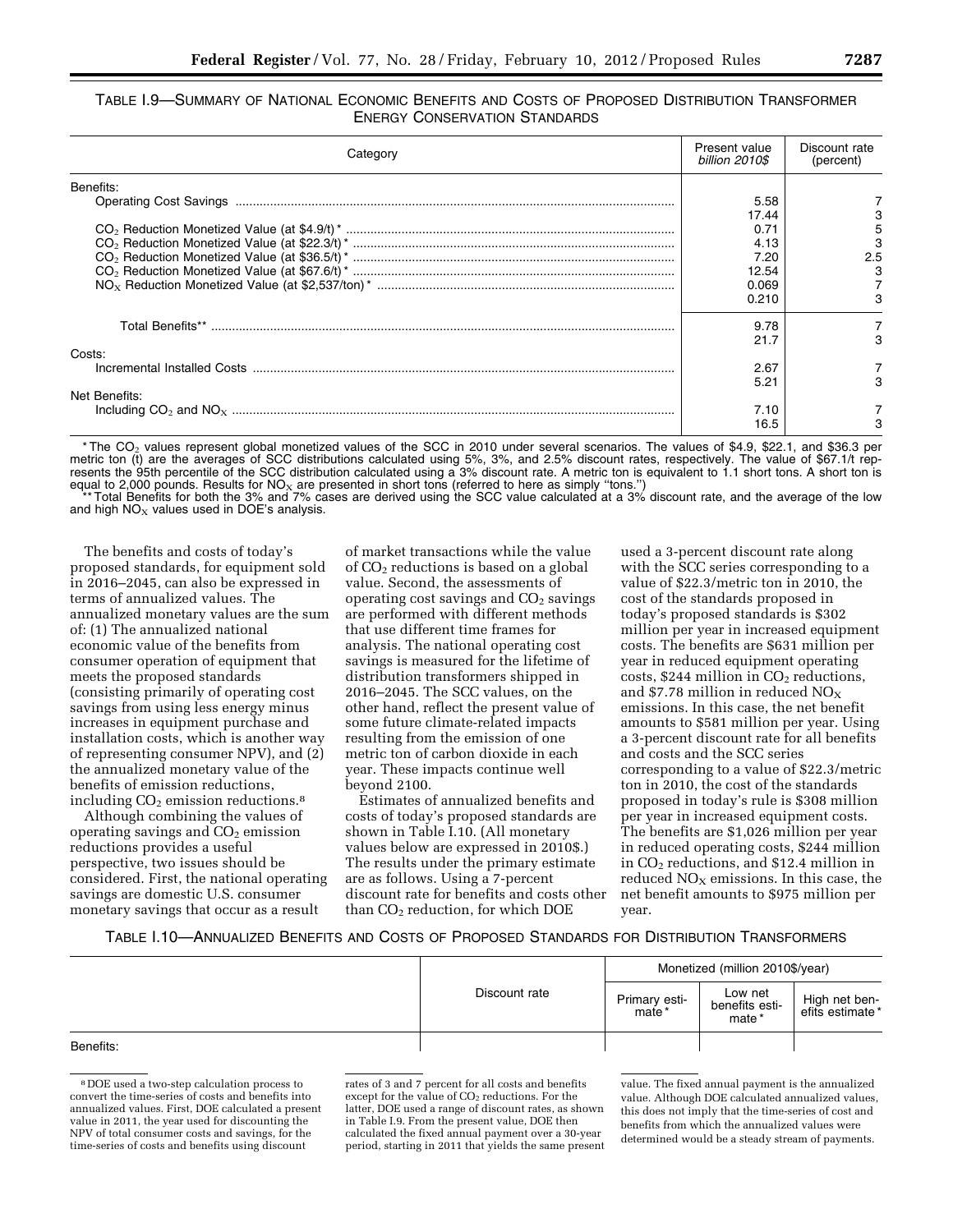TABLE I.9—SUMMARY OF NATIONAL ECONOMIC BENEFITS AND COSTS OF PROPOSED DISTRIBUTION TRANSFORMER ENERGY CONSERVATION STANDARDS

| Category | Present value *billion 2010$* | Discount rate (percent) |
|---|---|---|
| Benefits: | | |
| Operating Cost Savings | 5.58 | 7 |
| | 17.44 | 3 |
| $CO_2$ Reduction Monetized Value (at $4.9/t) * | 0.71 | 5 |
| $CO_2$ Reduction Monetized Value (at $22.3/t) * | 4.13 | 3 |
| $CO_2$ Reduction Monetized Value (at $36.5/t) * | 7.20 | 2.5 |
| $CO_2$ Reduction Monetized Value (at $67.6/t) * | 12.54 | 3 |
| $NO_X$ Reduction Monetized Value (at $2,537/ton) * | 0.069 | 7 |
| | 0.210 | 3 |
| Total Benefits** | 9.78 | 7 |
| | 21.7 | 3 |
| Costs: | | |
| Incremental Installed Costs | 2.67 | 7 |
| | 5.21 | 3 |
| Net Benefits: | | |
| Including $CO_2$ and $NO_X$ | 7.10 | 7 |
| | 16.5 | 3 |

\* The $CO_2$ values represent global monetized values of the SCC in 2010 under several scenarios. The values of $4.9, $22.1, and $36.3 per metric ton (t) are the averages of SCC distributions calculated using 5%, 3%, and 2.5% discount rates, respectively. The value of $67.1/t represents the 95th percentile of the SCC distribution calculated using a 3% discount rate. A metric ton is equivalent to 1.1 short tons. A short ton is equal to 2,000 pounds. Results for $NO_X$ are presented in short tons (referred to here as simply "tons.")

\*\* Total Benefits for both the 3% and 7% cases are derived using the SCC value calculated at a 3% discount rate, and the average of the low and high $NO_X$ values used in DOE's analysis.

The benefits and costs of today's proposed standards, for equipment sold in 2016–2045, can also be expressed in terms of annualized values. The annualized monetary values are the sum of: (1) The annualized national economic value of the benefits from consumer operation of equipment that meets the proposed standards (consisting primarily of operating cost savings from using less energy minus increases in equipment purchase and installation costs, which is another way of representing consumer NPV), and (2) the annualized monetary value of the benefits of emission reductions, including $CO_2$ emission reductions.[8]

Although combining the values of operating savings and $CO_2$ emission reductions provides a useful perspective, two issues should be considered. First, the national operating savings are domestic U.S. consumer monetary savings that occur as a result of market transactions while the value of $CO_2$ reductions is based on a global value. Second, the assessments of operating cost savings and $CO_2$ savings are performed with different methods that use different time frames for analysis. The national operating cost savings is measured for the lifetime of distribution transformers shipped in 2016–2045. The SCC values, on the other hand, reflect the present value of some future climate-related impacts resulting from the emission of one metric ton of carbon dioxide in each year. These impacts continue well beyond 2100.

Estimates of annualized benefits and costs of today's proposed standards are shown in Table I.10. (All monetary values below are expressed in 2010$.) The results under the primary estimate are as follows. Using a 7-percent discount rate for benefits and costs other than $CO_2$ reduction, for which DOE used a 3-percent discount rate along with the SCC series corresponding to a value of $22.3/metric ton in 2010, the cost of the standards proposed in today's proposed standards is $302 million per year in increased equipment costs. The benefits are $631 million per year in reduced equipment operating costs, $244 million in $CO_2$ reductions, and $7.78 million in reduced $NO_X$ emissions. In this case, the net benefit amounts to $581 million per year. Using a 3-percent discount rate for all benefits and costs and the SCC series corresponding to a value of $22.3/metric ton in 2010, the cost of the standards proposed in today's rule is $308 million per year in increased equipment costs. The benefits are $1,026 million per year in reduced operating costs, $244 million in $CO_2$ reductions, and $12.4 million in reduced $NO_X$ emissions. In this case, the net benefit amounts to $975 million per year.

TABLE I.10—ANNUALIZED BENEFITS AND COSTS OF PROPOSED STANDARDS FOR DISTRIBUTION TRANSFORMERS

| | Discount rate | Monetized (million 2010$/year) | | |
|---|---|---|---|---|
| | | Primary estimate * | Low net benefits estimate * | High net benefits estimate * |
| Benefits: | | | | |

[8] DOE used a two-step calculation process to convert the time-series of costs and benefits into annualized values. First, DOE calculated a present value in 2011, the year used for discounting the NPV of total consumer costs and savings, for the time-series of costs and benefits using discount rates of 3 and 7 percent for all costs and benefits except for the value of $CO_2$ reductions. For the latter, DOE used a range of discount rates, as shown in Table I.9. From the present value, DOE then calculated the fixed annual payment over a 30-year period, starting in 2011 that yields the same present value. The fixed annual payment is the annualized value. Although DOE calculated annualized values, this does not imply that the time-series of cost and benefits from which the annualized values were determined would be a steady stream of payments.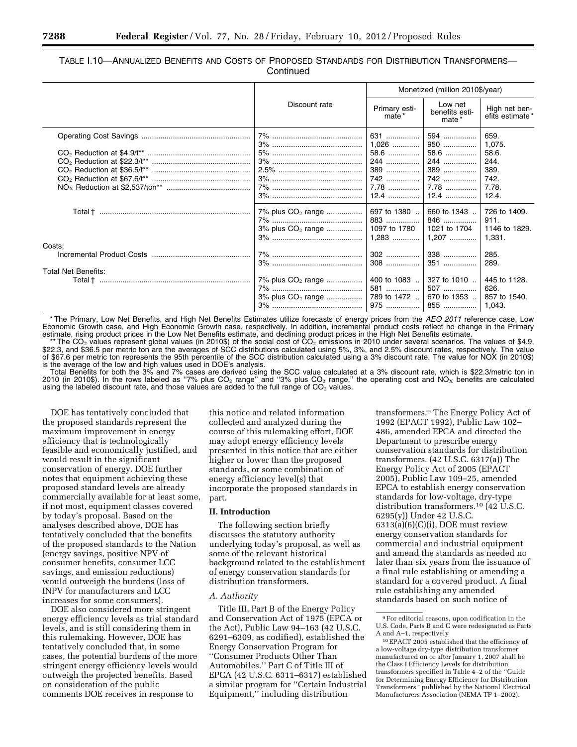TABLE I.10—ANNUALIZED BENEFITS AND COSTS OF PROPOSED STANDARDS FOR DISTRIBUTION TRANSFORMERS—Continued

| | Discount rate | Monetized (million 2010$/year) | | |
|---|---|---|---|---|
| | | Primary estimate* | Low net benefits estimate* | High net benefits estimate* |
| Operating Cost Savings | 7% | 631 | 594 | 659. |
| | 3% | 1,026 | 950 | 1,075. |
| $CO_2$ Reduction at $4.9/t** | 5% | 58.6 | 58.6 | 58.6. |
| $CO_2$ Reduction at $22.3/t** | 3% | 244 | 244 | 244. |
| $CO_2$ Reduction at $36.5/t** | 2.5% | 389 | 389 | 389. |
| $CO_2$ Reduction at $67.6/t** | 3% | 742 | 742 | 742. |
| $NO_X$ Reduction at $2,537/ton** | 7% | 7.78 | 7.78 | 7.78. |
| | 3% | 12.4 | 12.4 | 12.4. |
| Total † | 7% plus $CO_2$ range | 697 to 1380 | 660 to 1343 | 726 to 1409. |
| | 7% | 883 | 846 | 911. |
| | 3% plus $CO_2$ range | 1097 to 1780 | 1021 to 1704 | 1146 to 1829. |
| | 3% | 1,283 | 1,207 | 1,331. |
| Costs: | | | | |
| Incremental Product Costs | 7% | 302 | 338 | 285. |
| | 3% | 308 | 351 | 289. |
| Total Net Benefits: | | | | |
| Total † | 7% plus $CO_2$ range | 400 to 1083 | 327 to 1010 | 445 to 1128. |
| | 7% | 581 | 507 | 626. |
| | 3% plus $CO_2$ range | 789 to 1472 | 670 to 1353 | 857 to 1540. |
| | 3% | 975 | 855 | 1,043. |

* The Primary, Low Net Benefits, and High Net Benefits Estimates utilize forecasts of energy prices from the *AEO 2011* reference case, Low Economic Growth case, and High Economic Growth case, respectively. In addition, incremental product costs reflect no change in the Primary estimate, rising product prices in the Low Net Benefits estimate, and declining product prices in the High Net Benefits estimate.

** The $CO_2$ values represent global values (in 2010$) of the social cost of $CO_2$ emissions in 2010 under several scenarios. The values of $4.9, $22.3, and $36.5 per metric ton are the averages of SCC distributions calculated using 5%, 3%, and 2.5% discount rates, respectively. The value of $67.6 per metric ton represents the 95th percentile of the SCC distribution calculated using a 3% discount rate. The value for NOX (in 2010$) is the average of the low and high values used in DOE's analysis.

Total Benefits for both the 3% and 7% cases are derived using the SCC value calculated at a 3% discount rate, which is $22.3/metric ton in 2010 (in 2010$). In the rows labeled as "7% plus $CO_2$ range" and "3% plus $CO_2$ range," the operating cost and $NO_X$ benefits are calculated using the labeled discount rate, and those values are added to the full range of $CO_2$ values.

DOE has tentatively concluded that the proposed standards represent the maximum improvement in energy efficiency that is technologically feasible and economically justified, and would result in the significant conservation of energy. DOE further notes that equipment achieving these proposed standard levels are already commercially available for at least some, if not most, equipment classes covered by today's proposal. Based on the analyses described above, DOE has tentatively concluded that the benefits of the proposed standards to the Nation (energy savings, positive NPV of consumer benefits, consumer LCC savings, and emission reductions) would outweigh the burdens (loss of INPV for manufacturers and LCC increases for some consumers).

DOE also considered more stringent energy efficiency levels as trial standard levels, and is still considering them in this rulemaking. However, DOE has tentatively concluded that, in some cases, the potential burdens of the more stringent energy efficiency levels would outweigh the projected benefits. Based on consideration of the public comments DOE receives in response to this notice and related information collected and analyzed during the course of this rulemaking effort, DOE may adopt energy efficiency levels presented in this notice that are either higher or lower than the proposed standards, or some combination of energy efficiency level(s) that incorporate the proposed standards in part.

## II. Introduction

The following section briefly discusses the statutory authority underlying today's proposal, as well as some of the relevant historical background related to the establishment of energy conservation standards for distribution transformers.

### *A. Authority*

Title III, Part B of the Energy Policy and Conservation Act of 1975 (EPCA or the Act), Public Law 94–163 (42 U.S.C. 6291–6309, as codified), established the Energy Conservation Program for "Consumer Products Other Than Automobiles." Part C of Title III of EPCA (42 U.S.C. 6311–6317) established a similar program for "Certain Industrial Equipment," including distribution transformers.[9] The Energy Policy Act of 1992 (EPACT 1992), Public Law 102–486, amended EPCA and directed the Department to prescribe energy conservation standards for distribution transformers. (42 U.S.C. 6317(a)) The Energy Policy Act of 2005 (EPACT 2005), Public Law 109–25, amended EPCA to establish energy conservation standards for low-voltage, dry-type distribution transformers.[10] (42 U.S.C. 6295(y)) Under 42 U.S.C. 6313(a)(6)(C)(i), DOE must review energy conservation standards for commercial and industrial equipment and amend the standards as needed no later than six years from the issuance of a final rule establishing or amending a standard for a covered product. A final rule establishing any amended standards based on such notice of

[9] For editorial reasons, upon codification in the U.S. Code, Parts B and C were redesignated as Parts A and A–1, respectively

[10] EPACT 2005 established that the efficiency of a low-voltage dry-type distribution transformer manufactured on or after January 1, 2007 shall be the Class I Efficiency Levels for distribution transformers specified in Table 4–2 of the "Guide for Determining Energy Efficiency for Distribution Transformers" published by the National Electrical Manufacturers Association (NEMA TP 1–2002).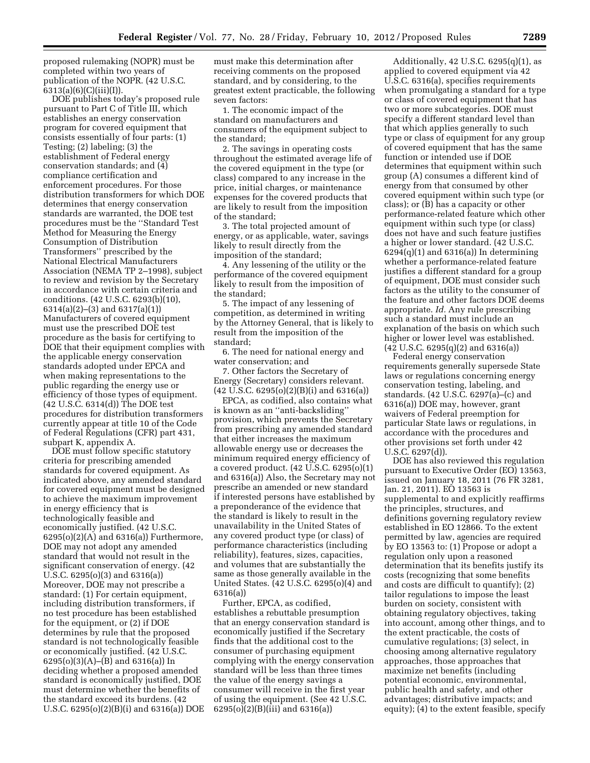proposed rulemaking (NOPR) must be completed within two years of publication of the NOPR. (42 U.S.C. 6313(a)(6)(C)(iii)(I)).

DOE publishes today's proposed rule pursuant to Part C of Title III, which establishes an energy conservation program for covered equipment that consists essentially of four parts: (1) Testing; (2) labeling; (3) the establishment of Federal energy conservation standards; and (4) compliance certification and enforcement procedures. For those distribution transformers for which DOE determines that energy conservation standards are warranted, the DOE test procedures must be the ''Standard Test Method for Measuring the Energy Consumption of Distribution Transformers'' prescribed by the National Electrical Manufacturers Association (NEMA TP 2–1998), subject to review and revision by the Secretary in accordance with certain criteria and conditions. (42 U.S.C. 6293(b)(10), 6314(a)(2)–(3) and 6317(a)(1)) Manufacturers of covered equipment must use the prescribed DOE test procedure as the basis for certifying to DOE that their equipment complies with the applicable energy conservation standards adopted under EPCA and when making representations to the public regarding the energy use or efficiency of those types of equipment. (42 U.S.C. 6314(d)) The DOE test procedures for distribution transformers currently appear at title 10 of the Code of Federal Regulations (CFR) part 431, subpart K, appendix A.

DOE must follow specific statutory criteria for prescribing amended standards for covered equipment. As indicated above, any amended standard for covered equipment must be designed to achieve the maximum improvement in energy efficiency that is technologically feasible and economically justified. (42 U.S.C. 6295(o)(2)(A) and 6316(a)) Furthermore, DOE may not adopt any amended standard that would not result in the significant conservation of energy. (42 U.S.C. 6295(o)(3) and 6316(a)) Moreover, DOE may not prescribe a standard: (1) For certain equipment, including distribution transformers, if no test procedure has been established for the equipment, or (2) if DOE determines by rule that the proposed standard is not technologically feasible or economically justified. (42 U.S.C. 6295(o)(3)(A)–(B) and 6316(a)) In deciding whether a proposed amended standard is economically justified, DOE must determine whether the benefits of the standard exceed its burdens. (42 U.S.C. 6295(o)(2)(B)(i) and 6316(a)) DOE must make this determination after receiving comments on the proposed standard, and by considering, to the greatest extent practicable, the following seven factors:

1. The economic impact of the standard on manufacturers and consumers of the equipment subject to the standard;

2. The savings in operating costs throughout the estimated average life of the covered equipment in the type (or class) compared to any increase in the price, initial charges, or maintenance expenses for the covered products that are likely to result from the imposition of the standard;

3. The total projected amount of energy, or as applicable, water, savings likely to result directly from the imposition of the standard;

4. Any lessening of the utility or the performance of the covered equipment likely to result from the imposition of the standard;

5. The impact of any lessening of competition, as determined in writing by the Attorney General, that is likely to result from the imposition of the standard;

6. The need for national energy and water conservation; and

7. Other factors the Secretary of Energy (Secretary) considers relevant. (42 U.S.C. 6295(o)(2)(B)(i) and 6316(a))

EPCA, as codified, also contains what is known as an ''anti-backsliding'' provision, which prevents the Secretary from prescribing any amended standard that either increases the maximum allowable energy use or decreases the minimum required energy efficiency of a covered product. (42 U.S.C. 6295(o)(1) and 6316(a)) Also, the Secretary may not prescribe an amended or new standard if interested persons have established by a preponderance of the evidence that the standard is likely to result in the unavailability in the United States of any covered product type (or class) of performance characteristics (including reliability), features, sizes, capacities, and volumes that are substantially the same as those generally available in the United States. (42 U.S.C. 6295(o)(4) and 6316(a))

Further, EPCA, as codified, establishes a rebuttable presumption that an energy conservation standard is economically justified if the Secretary finds that the additional cost to the consumer of purchasing equipment complying with the energy conservation standard will be less than three times the value of the energy savings a consumer will receive in the first year of using the equipment. (See 42 U.S.C. 6295(o)(2)(B)(iii) and 6316(a))

Additionally, 42 U.S.C. 6295(q)(1), as applied to covered equipment via 42 U.S.C. 6316(a), specifies requirements when promulgating a standard for a type or class of covered equipment that has two or more subcategories. DOE must specify a different standard level than that which applies generally to such type or class of equipment for any group of covered equipment that has the same function or intended use if DOE determines that equipment within such group (A) consumes a different kind of energy from that consumed by other covered equipment within such type (or class); or (B) has a capacity or other performance-related feature which other equipment within such type (or class) does not have and such feature justifies a higher or lower standard. (42 U.S.C. 6294(q)(1) and 6316(a)) In determining whether a performance-related feature justifies a different standard for a group of equipment, DOE must consider such factors as the utility to the consumer of the feature and other factors DOE deems appropriate. *Id.* Any rule prescribing such a standard must include an explanation of the basis on which such higher or lower level was established. (42 U.S.C. 6295(q)(2) and 6316(a))

Federal energy conservation requirements generally supersede State laws or regulations concerning energy conservation testing, labeling, and standards. (42 U.S.C. 6297(a)–(c) and 6316(a)) DOE may, however, grant waivers of Federal preemption for particular State laws or regulations, in accordance with the procedures and other provisions set forth under 42 U.S.C. 6297(d)).

DOE has also reviewed this regulation pursuant to Executive Order (EO) 13563, issued on January 18, 2011 (76 FR 3281, Jan. 21, 2011). EO 13563 is supplemental to and explicitly reaffirms the principles, structures, and definitions governing regulatory review established in EO 12866. To the extent permitted by law, agencies are required by EO 13563 to: (1) Propose or adopt a regulation only upon a reasoned determination that its benefits justify its costs (recognizing that some benefits and costs are difficult to quantify); (2) tailor regulations to impose the least burden on society, consistent with obtaining regulatory objectives, taking into account, among other things, and to the extent practicable, the costs of cumulative regulations; (3) select, in choosing among alternative regulatory approaches, those approaches that maximize net benefits (including potential economic, environmental, public health and safety, and other advantages; distributive impacts; and equity); (4) to the extent feasible, specify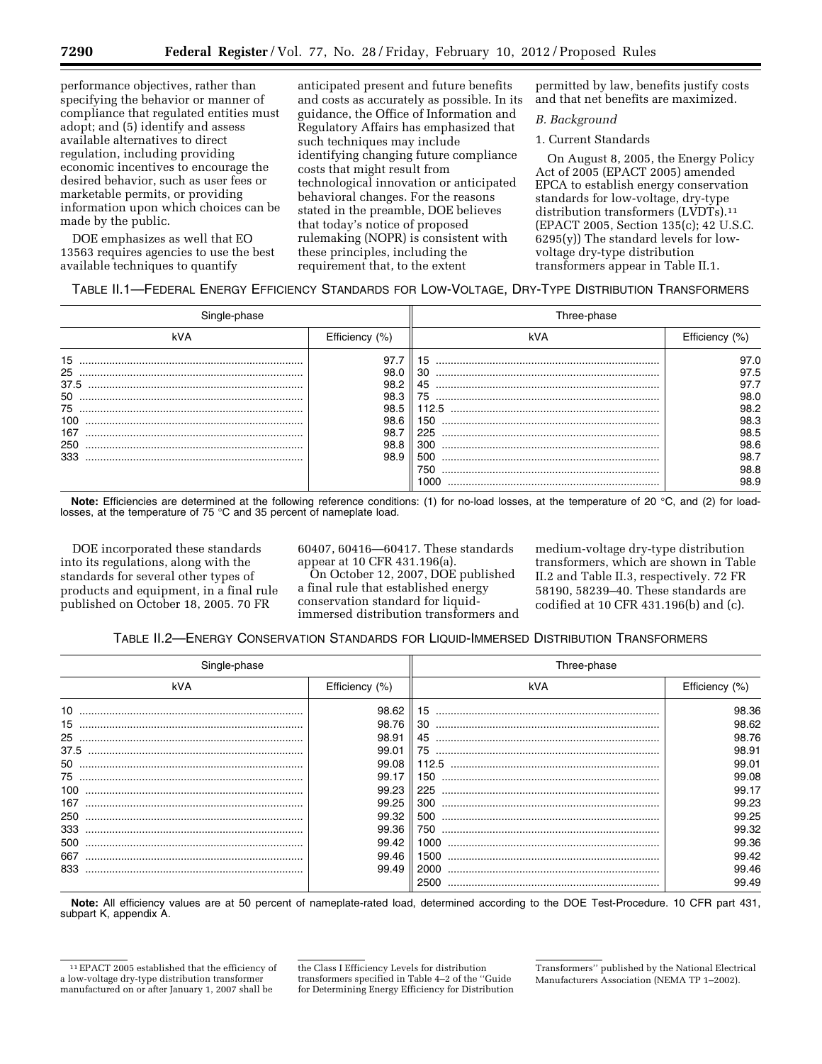performance objectives, rather than specifying the behavior or manner of compliance that regulated entities must adopt; and (5) identify and assess available alternatives to direct regulation, including providing economic incentives to encourage the desired behavior, such as user fees or marketable permits, or providing information upon which choices can be made by the public.

DOE emphasizes as well that EO 13563 requires agencies to use the best available techniques to quantify anticipated present and future benefits and costs as accurately as possible. In its guidance, the Office of Information and Regulatory Affairs has emphasized that such techniques may include identifying changing future compliance costs that might result from technological innovation or anticipated behavioral changes. For the reasons stated in the preamble, DOE believes that today's notice of proposed rulemaking (NOPR) is consistent with these principles, including the requirement that, to the extent permitted by law, benefits justify costs and that net benefits are maximized.

### *B. Background*

#### 1. Current Standards

On August 8, 2005, the Energy Policy Act of 2005 (EPACT 2005) amended EPCA to establish energy conservation standards for low-voltage, dry-type distribution transformers (LVDTs).[11] (EPACT 2005, Section 135(c); 42 U.S.C. 6295(y)) The standard levels for low-voltage dry-type distribution transformers appear in Table II.1.

TABLE II.1—FEDERAL ENERGY EFFICIENCY STANDARDS FOR LOW-VOLTAGE, DRY-TYPE DISTRIBUTION TRANSFORMERS

| Single-phase | | Three-phase | |
|---|---|---|---|
| kVA | Efficiency (%) | kVA | Efficiency (%) |
| 15 | 97.7 | 15 | 97.0 |
| 25 | 98.0 | 30 | 97.5 |
| 37.5 | 98.2 | 45 | 97.7 |
| 50 | 98.3 | 75 | 98.0 |
| 75 | 98.5 | 112.5 | 98.2 |
| 100 | 98.6 | 150 | 98.3 |
| 167 | 98.7 | 225 | 98.5 |
| 250 | 98.8 | 300 | 98.6 |
| 333 | 98.9 | 500 | 98.7 |
| | | 750 | 98.8 |
| | | 1000 | 98.9 |

**Note:** Efficiencies are determined at the following reference conditions: (1) for no-load losses, at the temperature of 20 °C, and (2) for load-losses, at the temperature of 75 °C and 35 percent of nameplate load.

DOE incorporated these standards into its regulations, along with the standards for several other types of products and equipment, in a final rule published on October 18, 2005. 70 FR 60407, 60416—60417. These standards appear at 10 CFR 431.196(a).

On October 12, 2007, DOE published a final rule that established energy conservation standard for liquid-immersed distribution transformers and medium-voltage dry-type distribution transformers, which are shown in Table II.2 and Table II.3, respectively. 72 FR 58190, 58239–40. These standards are codified at 10 CFR 431.196(b) and (c).

TABLE II.2—ENERGY CONSERVATION STANDARDS FOR LIQUID-IMMERSED DISTRIBUTION TRANSFORMERS

| Single-phase | | Three-phase | |
|---|---|---|---|
| kVA | Efficiency (%) | kVA | Efficiency (%) |
| 10 | 98.62 | 15 | 98.36 |
| 15 | 98.76 | 30 | 98.62 |
| 25 | 98.91 | 45 | 98.76 |
| 37.5 | 99.01 | 75 | 98.91 |
| 50 | 99.08 | 112.5 | 99.01 |
| 75 | 99.17 | 150 | 99.08 |
| 100 | 99.23 | 225 | 99.17 |
| 167 | 99.25 | 300 | 99.23 |
| 250 | 99.32 | 500 | 99.25 |
| 333 | 99.36 | 750 | 99.32 |
| 500 | 99.42 | 1000 | 99.36 |
| 667 | 99.46 | 1500 | 99.42 |
| 833 | 99.49 | 2000 | 99.46 |
| | | 2500 | 99.49 |

**Note:** All efficiency values are at 50 percent of nameplate-rated load, determined according to the DOE Test-Procedure. 10 CFR part 431, subpart K, appendix A.

[11] EPACT 2005 established that the efficiency of a low-voltage dry-type distribution transformer manufactured on or after January 1, 2007 shall be the Class I Efficiency Levels for distribution transformers specified in Table 4–2 of the "Guide for Determining Energy Efficiency for Distribution Transformers" published by the National Electrical Manufacturers Association (NEMA TP 1–2002).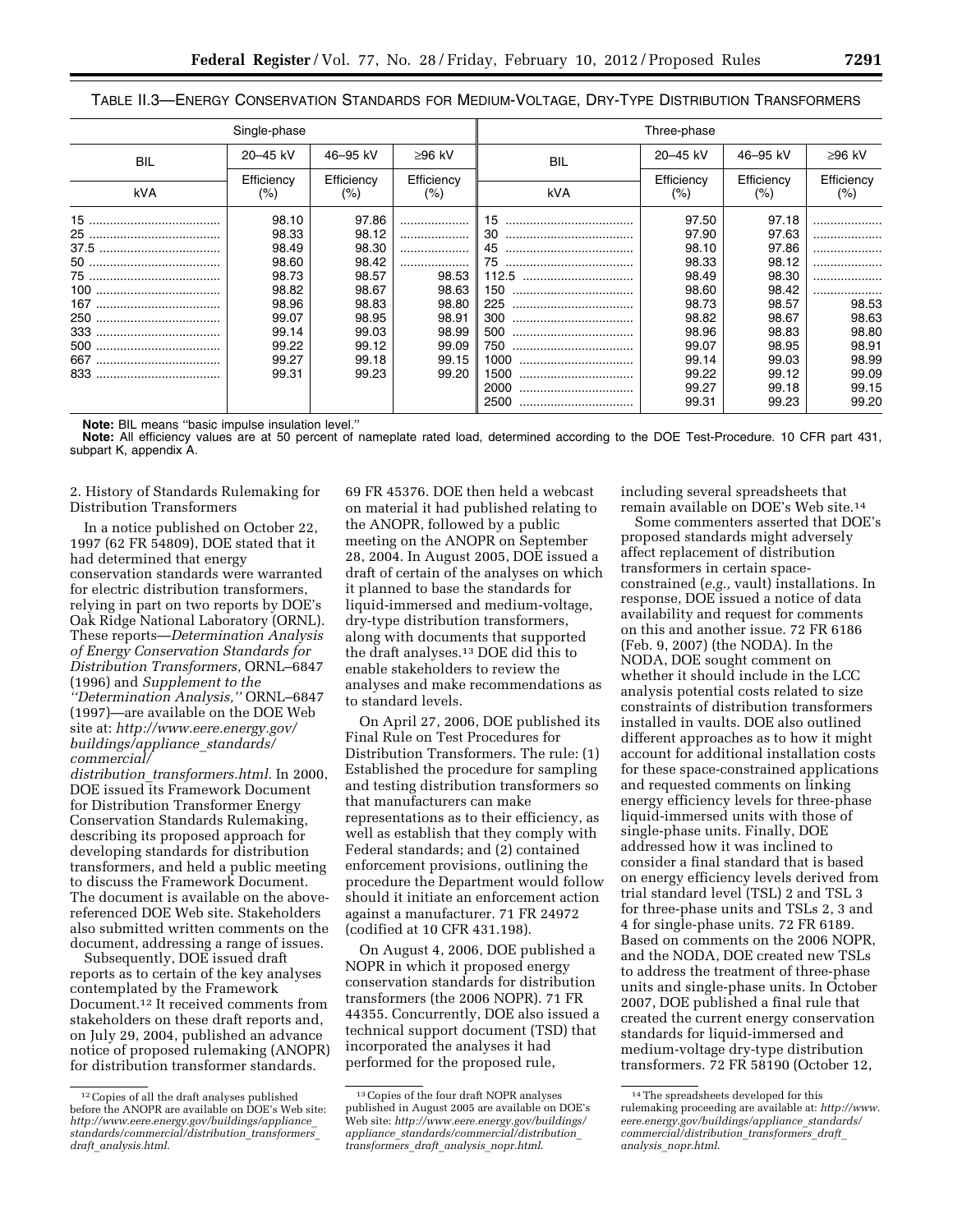TABLE II.3—ENERGY CONSERVATION STANDARDS FOR MEDIUM-VOLTAGE, DRY-TYPE DISTRIBUTION TRANSFORMERS

| Single-phase | | | | Three-phase | | | |
|---|---|---|---|---|---|---|---|
| BIL | 20–45 kV | 46–95 kV | ≥96 kV | BIL | 20–45 kV | 46–95 kV | ≥96 kV |
| kVA | Efficiency (%) | Efficiency (%) | Efficiency (%) | kVA | Efficiency (%) | Efficiency (%) | Efficiency (%) |
| 15 | 98.10 | 97.86 | | 15 | 97.50 | 97.18 | |
| 25 | 98.33 | 98.12 | | 30 | 97.90 | 97.63 | |
| 37.5 | 98.49 | 98.30 | | 45 | 98.10 | 97.86 | |
| 50 | 98.60 | 98.42 | | 75 | 98.33 | 98.12 | |
| 75 | 98.73 | 98.57 | 98.53 | 112.5 | 98.49 | 98.30 | |
| 100 | 98.82 | 98.67 | 98.63 | 150 | 98.60 | 98.42 | |
| 167 | 98.96 | 98.83 | 98.80 | 225 | 98.73 | 98.57 | 98.53 |
| 250 | 99.07 | 98.95 | 98.91 | 300 | 98.82 | 98.67 | 98.63 |
| 333 | 99.14 | 99.03 | 98.99 | 500 | 98.96 | 98.83 | 98.80 |
| 500 | 99.22 | 99.12 | 99.09 | 750 | 99.07 | 98.95 | 98.91 |
| 667 | 99.27 | 99.18 | 99.15 | 1000 | 99.14 | 99.03 | 98.99 |
| 833 | 99.31 | 99.23 | 99.20 | 1500 | 99.22 | 99.12 | 99.09 |
| | | | | 2000 | 99.27 | 99.18 | 99.15 |
| | | | | 2500 | 99.31 | 99.23 | 99.20 |

**Note:** BIL means "basic impulse insulation level."

**Note:** All efficiency values are at 50 percent of nameplate rated load, determined according to the DOE Test-Procedure. 10 CFR part 431, subpart K, appendix A.

2. History of Standards Rulemaking for Distribution Transformers

In a notice published on October 22, 1997 (62 FR 54809), DOE stated that it had determined that energy conservation standards were warranted for electric distribution transformers, relying in part on two reports by DOE's Oak Ridge National Laboratory (ORNL). These reports—*Determination Analysis of Energy Conservation Standards for Distribution Transformers,* ORNL–6847 (1996) and *Supplement to the "Determination Analysis,"* ORNL–6847 (1997)—are available on the DOE Web site at: *http://www.eere.energy.gov/buildings/appliance_standards/commercial/distribution_transformers.html.* In 2000, DOE issued its Framework Document for Distribution Transformer Energy Conservation Standards Rulemaking, describing its proposed approach for developing standards for distribution transformers, and held a public meeting to discuss the Framework Document. The document is available on the above-referenced DOE Web site. Stakeholders also submitted written comments on the document, addressing a range of issues.

Subsequently, DOE issued draft reports as to certain of the key analyses contemplated by the Framework Document.[12] It received comments from stakeholders on these draft reports and, on July 29, 2004, published an advance notice of proposed rulemaking (ANOPR) for distribution transformer standards. 69 FR 45376. DOE then held a webcast on material it had published relating to the ANOPR, followed by a public meeting on the ANOPR on September 28, 2004. In August 2005, DOE issued a draft of certain of the analyses on which it planned to base the standards for liquid-immersed and medium-voltage, dry-type distribution transformers, along with documents that supported the draft analyses.[13] DOE did this to enable stakeholders to review the analyses and make recommendations as to standard levels.

On April 27, 2006, DOE published its Final Rule on Test Procedures for Distribution Transformers. The rule: (1) Established the procedure for sampling and testing distribution transformers so that manufacturers can make representations as to their efficiency, as well as establish that they comply with Federal standards; and (2) contained enforcement provisions, outlining the procedure the Department would follow should it initiate an enforcement action against a manufacturer. 71 FR 24972 (codified at 10 CFR 431.198).

On August 4, 2006, DOE published a NOPR in which it proposed energy conservation standards for distribution transformers (the 2006 NOPR). 71 FR 44355. Concurrently, DOE also issued a technical support document (TSD) that incorporated the analyses it had performed for the proposed rule, including several spreadsheets that remain available on DOE's Web site.[14]

Some commenters asserted that DOE's proposed standards might adversely affect replacement of distribution transformers in certain space-constrained (*e.g.,* vault) installations. In response, DOE issued a notice of data availability and request for comments on this and another issue. 72 FR 6186 (Feb. 9, 2007) (the NODA). In the NODA, DOE sought comment on whether it should include in the LCC analysis potential costs related to size constraints of distribution transformers installed in vaults. DOE also outlined different approaches as to how it might account for additional installation costs for these space-constrained applications and requested comments on linking energy efficiency levels for three-phase liquid-immersed units with those of single-phase units. Finally, DOE addressed how it was inclined to consider a final standard that is based on energy efficiency levels derived from trial standard level (TSL) 2 and TSL 3 for three-phase units and TSLs 2, 3 and 4 for single-phase units. 72 FR 6189. Based on comments on the 2006 NOPR, and the NODA, DOE created new TSLs to address the treatment of three-phase units and single-phase units. In October 2007, DOE published a final rule that created the current energy conservation standards for liquid-immersed and medium-voltage dry-type distribution transformers. 72 FR 58190 (October 12,

[12] Copies of all the draft analyses published before the ANOPR are available on DOE's Web site: *http://www.eere.energy.gov/buildings/appliance_standards/commercial/distribution_transformers_draft_analysis.html.*

[13] Copies of the four draft NOPR analyses published in August 2005 are available on DOE's Web site: *http://www.eere.energy.gov/buildings/appliance_standards/commercial/distribution_transformers_draft_analysis_nopr.html.*

[14] The spreadsheets developed for this rulemaking proceeding are available at: *http://www.eere.energy.gov/buildings/appliance_standards/commercial/distribution_transformers_draft_analysis_nopr.html.*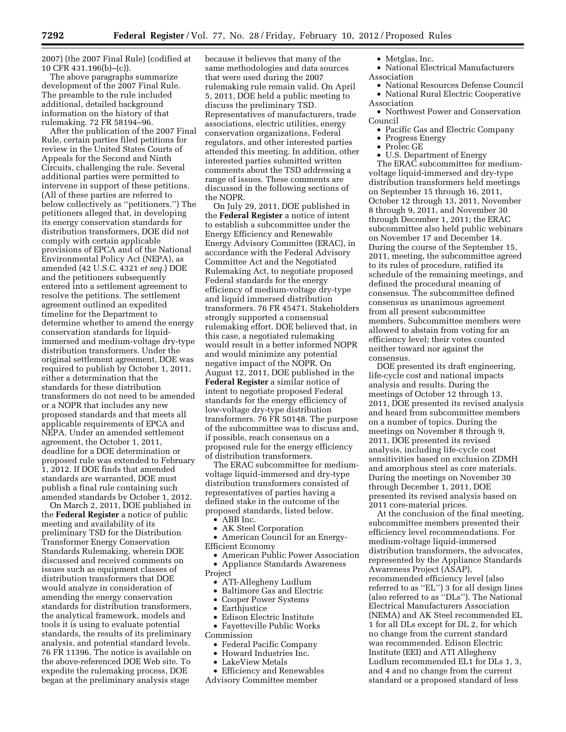2007) (the 2007 Final Rule) (codified at 10 CFR 431.196(b)–(c)).

The above paragraphs summarize development of the 2007 Final Rule. The preamble to the rule included additional, detailed background information on the history of that rulemaking. 72 FR 58194–96.

After the publication of the 2007 Final Rule, certain parties filed petitions for review in the United States Courts of Appeals for the Second and Ninth Circuits, challenging the rule. Several additional parties were permitted to intervene in support of these petitions. (All of these parties are referred to below collectively as ''petitioners.'') The petitioners alleged that, in developing its energy conservation standards for distribution transformers, DOE did not comply with certain applicable provisions of EPCA and of the National Environmental Policy Act (NEPA), as amended (42 U.S.C. 4321 *et seq.*) DOE and the petitioners subsequently entered into a settlement agreement to resolve the petitions. The settlement agreement outlined an expedited timeline for the Department to determine whether to amend the energy conservation standards for liquid-immersed and medium-voltage dry-type distribution transformers. Under the original settlement agreement, DOE was required to publish by October 1, 2011, either a determination that the standards for these distribution transformers do not need to be amended or a NOPR that includes any new proposed standards and that meets all applicable requirements of EPCA and NEPA. Under an amended settlement agreement, the October 1, 2011, deadline for a DOE determination or proposed rule was extended to February 1, 2012. If DOE finds that amended standards are warranted, DOE must publish a final rule containing such amended standards by October 1, 2012.

On March 2, 2011, DOE published in the **Federal Register** a notice of public meeting and availability of its preliminary TSD for the Distribution Transformer Energy Conservation Standards Rulemaking, wherein DOE discussed and received comments on issues such as equipment classes of distribution transformers that DOE would analyze in consideration of amending the energy conservation standards for distribution transformers, the analytical framework, models and tools it is using to evaluate potential standards, the results of its preliminary analysis, and potential standard levels. 76 FR 11396. The notice is available on the above-referenced DOE Web site. To expedite the rulemaking process, DOE began at the preliminary analysis stage because it believes that many of the same methodologies and data sources that were used during the 2007 rulemaking rule remain valid. On April 5, 2011, DOE held a public meeting to discuss the preliminary TSD. Representatives of manufacturers, trade associations, electric utilities, energy conservation organizations, Federal regulators, and other interested parties attended this meeting. In addition, other interested parties submitted written comments about the TSD addressing a range of issues. These comments are discussed in the following sections of the NOPR.

On July 29, 2011, DOE published in the **Federal Register** a notice of intent to establish a subcommittee under the Energy Efficiency and Renewable Energy Advisory Committee (ERAC), in accordance with the Federal Advisory Committee Act and the Negotiated Rulemaking Act, to negotiate proposed Federal standards for the energy efficiency of medium-voltage dry-type and liquid immersed distribution transformers. 76 FR 45471. Stakeholders strongly supported a consensual rulemaking effort. DOE believed that, in this case, a negotiated rulemaking would result in a better informed NOPR and would minimize any potential negative impact of the NOPR. On August 12, 2011, DOE published in the **Federal Register** a similar notice of intent to negotiate proposed Federal standards for the energy efficiency of low-voltage dry-type distribution transformers. 76 FR 50148. The purpose of the subcommittee was to discuss and, if possible, reach consensus on a proposed rule for the energy efficiency of distribution transformers.

The ERAC subcommittee for medium-voltage liquid-immersed and dry-type distribution transformers consisted of representatives of parties having a defined stake in the outcome of the proposed standards, listed below.

- ABB Inc.
- AK Steel Corporation
- American Council for an Energy-Efficient Economy
- American Public Power Association
- Appliance Standards Awareness Project
- ATI-Allegheny Ludlum
- Baltimore Gas and Electric
- Cooper Power Systems
- Earthjustice
- Edison Electric Institute
- Fayetteville Public Works Commission
- Federal Pacific Company
- Howard Industries Inc.
- LakeView Metals
- Efficiency and Renewables Advisory Committee member
- Metglas, Inc.
- National Electrical Manufacturers Association
- National Resources Defense Council
- National Rural Electric Cooperative Association
- Northwest Power and Conservation Council
- Pacific Gas and Electric Company
- Progress Energy
- Prolec GE
- U.S. Department of Energy

The ERAC subcommittee for medium-voltage liquid-immersed and dry-type distribution transformers held meetings on September 15 through 16, 2011, October 12 through 13, 2011, November 8 through 9, 2011, and November 30 through December 1, 2011; the ERAC subcommittee also held public webinars on November 17 and December 14. During the course of the September 15, 2011, meeting, the subcommittee agreed to its rules of procedure, ratified its schedule of the remaining meetings, and defined the procedural meaning of consensus. The subcommittee defined consensus as unanimous agreement from all present subcommittee members. Subcommittee members were allowed to abstain from voting for an efficiency level; their votes counted neither toward nor against the consensus.

DOE presented its draft engineering, life-cycle cost and national impacts analysis and results. During the meetings of October 12 through 13, 2011, DOE presented its revised analysis and heard from subcommittee members on a number of topics. During the meetings on November 8 through 9, 2011, DOE presented its revised analysis, including life-cycle cost sensitivities based on exclusion ZDMH and amorphous steel as core materials. During the meetings on November 30 through December 1, 2011, DOE presented its revised analysis based on 2011 core-material prices.

At the conclusion of the final meeting, subcommittee members presented their efficiency level recommendations. For medium-voltage liquid-immersed distribution transformers, the advocates, represented by the Appliance Standards Awareness Project (ASAP), recommended efficiency level (also referred to as ''EL'') 3 for all design lines (also referred to as ''DLs''). The National Electrical Manufacturers Association (NEMA) and AK Steel recommended EL 1 for all DLs except for DL 2, for which no change from the current standard was recommended. Edison Electric Institute (EEI) and ATI Allegheny Ludlum recommended EL1 for DLs 1, 3, and 4 and no change from the current standard or a proposed standard of less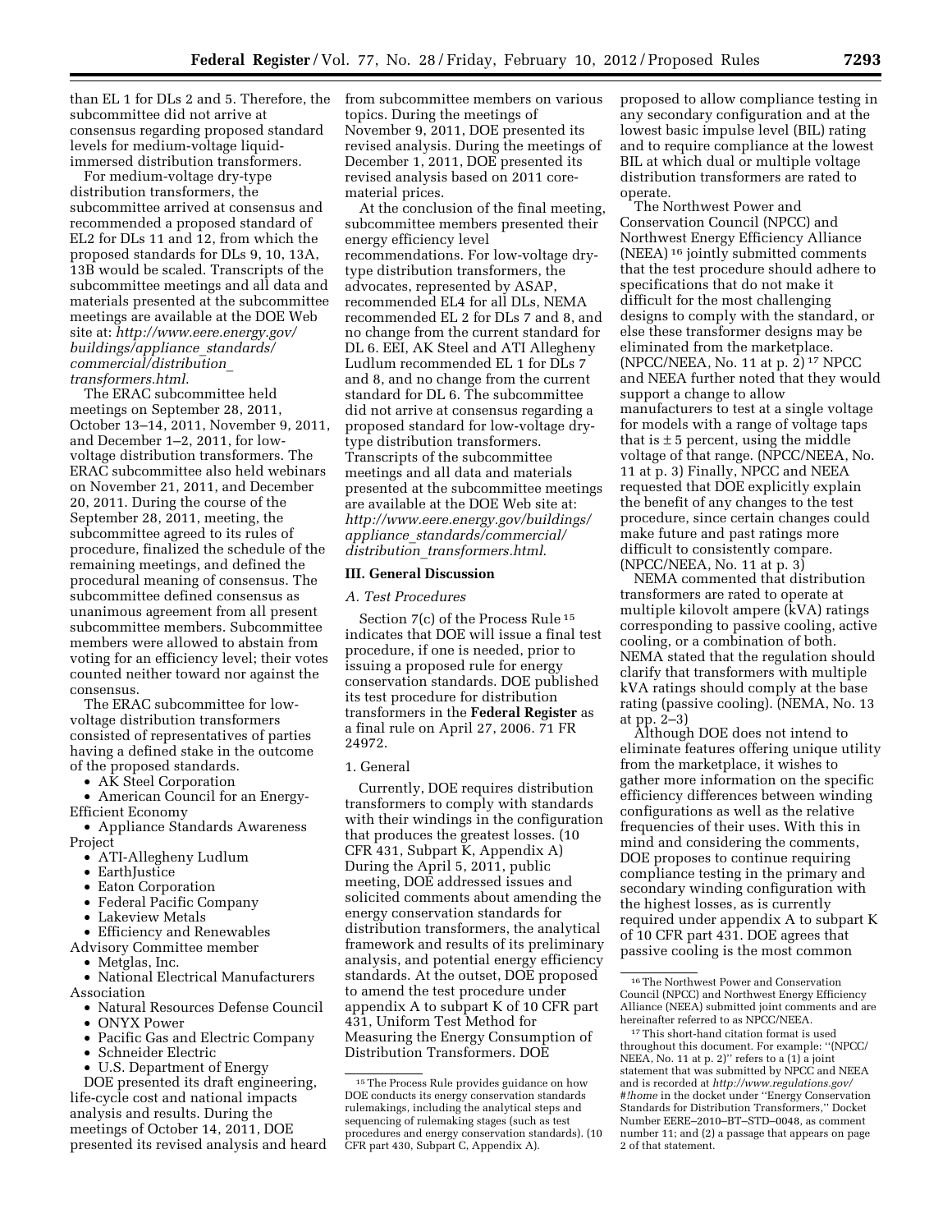than EL 1 for DLs 2 and 5. Therefore, the subcommittee did not arrive at consensus regarding proposed standard levels for medium-voltage liquid-immersed distribution transformers.

For medium-voltage dry-type distribution transformers, the subcommittee arrived at consensus and recommended a proposed standard of EL2 for DLs 11 and 12, from which the proposed standards for DLs 9, 10, 13A, 13B would be scaled. Transcripts of the subcommittee meetings and all data and materials presented at the subcommittee meetings are available at the DOE Web site at: *http://www.eere.energy.gov/buildings/appliance_standards/commercial/distribution_transformers.html*.

The ERAC subcommittee held meetings on September 28, 2011, October 13–14, 2011, November 9, 2011, and December 1–2, 2011, for low-voltage distribution transformers. The ERAC subcommittee also held webinars on November 21, 2011, and December 20, 2011. During the course of the September 28, 2011, meeting, the subcommittee agreed to its rules of procedure, finalized the schedule of the remaining meetings, and defined the procedural meaning of consensus. The subcommittee defined consensus as unanimous agreement from all present subcommittee members. Subcommittee members were allowed to abstain from voting for an efficiency level; their votes counted neither toward nor against the consensus.

The ERAC subcommittee for low-voltage distribution transformers consisted of representatives of parties having a defined stake in the outcome of the proposed standards.

- AK Steel Corporation
- American Council for an Energy-Efficient Economy
- Appliance Standards Awareness Project
- ATI-Allegheny Ludlum
- EarthJustice
- Eaton Corporation
- Federal Pacific Company
- Lakeview Metals
- Efficiency and Renewables Advisory Committee member
- Metglas, Inc.
- National Electrical Manufacturers Association
- Natural Resources Defense Council
- ONYX Power
- Pacific Gas and Electric Company
- Schneider Electric
- U.S. Department of Energy

DOE presented its draft engineering, life-cycle cost and national impacts analysis and results. During the meetings of October 14, 2011, DOE presented its revised analysis and heard from subcommittee members on various topics. During the meetings of November 9, 2011, DOE presented its revised analysis. During the meetings of December 1, 2011, DOE presented its revised analysis based on 2011 core-material prices.

At the conclusion of the final meeting, subcommittee members presented their energy efficiency level recommendations. For low-voltage dry-type distribution transformers, the advocates, represented by ASAP, recommended EL4 for all DLs, NEMA recommended EL 2 for DLs 7 and 8, and no change from the current standard for DL 6. EEI, AK Steel and ATI Allegheny Ludlum recommended EL 1 for DLs 7 and 8, and no change from the current standard for DL 6. The subcommittee did not arrive at consensus regarding a proposed standard for low-voltage dry-type distribution transformers. Transcripts of the subcommittee meetings and all data and materials presented at the subcommittee meetings are available at the DOE Web site at: *http://www.eere.energy.gov/buildings/appliance_standards/commercial/distribution_transformers.html*.

## III. General Discussion

### *A. Test Procedures*

Section 7(c) of the Process Rule [15] indicates that DOE will issue a final test procedure, if one is needed, prior to issuing a proposed rule for energy conservation standards. DOE published its test procedure for distribution transformers in the **Federal Register** as a final rule on April 27, 2006. 71 FR 24972.

#### 1. General

Currently, DOE requires distribution transformers to comply with standards with their windings in the configuration that produces the greatest losses. (10 CFR 431, Subpart K, Appendix A) During the April 5, 2011, public meeting, DOE addressed issues and solicited comments about amending the energy conservation standards for distribution transformers, the analytical framework and results of its preliminary analysis, and potential energy efficiency standards. At the outset, DOE proposed to amend the test procedure under appendix A to subpart K of 10 CFR part 431, Uniform Test Method for Measuring the Energy Consumption of Distribution Transformers. DOE proposed to allow compliance testing in any secondary configuration and at the lowest basic impulse level (BIL) rating and to require compliance at the lowest BIL at which dual or multiple voltage distribution transformers are rated to operate.

The Northwest Power and Conservation Council (NPCC) and Northwest Energy Efficiency Alliance (NEEA) [16] jointly submitted comments that the test procedure should adhere to specifications that do not make it difficult for the most challenging designs to comply with the standard, or else these transformer designs may be eliminated from the marketplace. (NPCC/NEEA, No. 11 at p. 2) [17] NPCC and NEEA further noted that they would support a change to allow manufacturers to test at a single voltage for models with a range of voltage taps that is ± 5 percent, using the middle voltage of that range. (NPCC/NEEA, No. 11 at p. 3) Finally, NPCC and NEEA requested that DOE explicitly explain the benefit of any changes to the test procedure, since certain changes could make future and past ratings more difficult to consistently compare. (NPCC/NEEA, No. 11 at p. 3)

NEMA commented that distribution transformers are rated to operate at multiple kilovolt ampere (kVA) ratings corresponding to passive cooling, active cooling, or a combination of both. NEMA stated that the regulation should clarify that transformers with multiple kVA ratings should comply at the base rating (passive cooling). (NEMA, No. 13 at pp. 2–3)

Although DOE does not intend to eliminate features offering unique utility from the marketplace, it wishes to gather more information on the specific efficiency differences between winding configurations as well as the relative frequencies of their uses. With this in mind and considering the comments, DOE proposes to continue requiring compliance testing in the primary and secondary winding configuration with the highest losses, as is currently required under appendix A to subpart K of 10 CFR part 431. DOE agrees that passive cooling is the most common

---

[15] The Process Rule provides guidance on how DOE conducts its energy conservation standards rulemakings, including the analytical steps and sequencing of rulemaking stages (such as test procedures and energy conservation standards). (10 CFR part 430, Subpart C, Appendix A).

[16] The Northwest Power and Conservation Council (NPCC) and Northwest Energy Efficiency Alliance (NEEA) submitted joint comments and are hereinafter referred to as NPCC/NEEA.

[17] This short-hand citation format is used throughout this document. For example: ''(NPCC/NEEA, No. 11 at p. 2)'' refers to a (1) a joint statement that was submitted by NPCC and NEEA and is recorded at *http://www.regulations.gov/#!home* in the docket under ''Energy Conservation Standards for Distribution Transformers,'' Docket Number EERE–2010–BT–STD–0048, as comment number 11; and (2) a passage that appears on page 2 of that statement.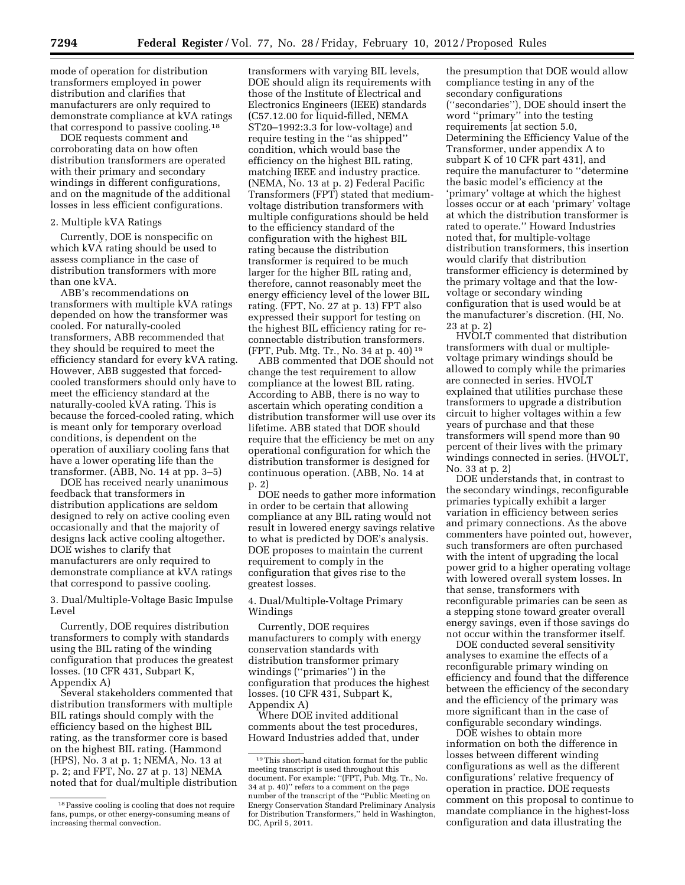mode of operation for distribution transformers employed in power distribution and clarifies that manufacturers are only required to demonstrate compliance at kVA ratings that correspond to passive cooling.[18]

DOE requests comment and corroborating data on how often distribution transformers are operated with their primary and secondary windings in different configurations, and on the magnitude of the additional losses in less efficient configurations.

### 2. Multiple kVA Ratings

Currently, DOE is nonspecific on which kVA rating should be used to assess compliance in the case of distribution transformers with more than one kVA.

ABB's recommendations on transformers with multiple kVA ratings depended on how the transformer was cooled. For naturally-cooled transformers, ABB recommended that they should be required to meet the efficiency standard for every kVA rating. However, ABB suggested that forced-cooled transformers should only have to meet the efficiency standard at the naturally-cooled kVA rating. This is because the forced-cooled rating, which is meant only for temporary overload conditions, is dependent on the operation of auxiliary cooling fans that have a lower operating life than the transformer. (ABB, No. 14 at pp. 3–5)

DOE has received nearly unanimous feedback that transformers in distribution applications are seldom designed to rely on active cooling even occasionally and that the majority of designs lack active cooling altogether. DOE wishes to clarify that manufacturers are only required to demonstrate compliance at kVA ratings that correspond to passive cooling.

### 3. Dual/Multiple-Voltage Basic Impulse Level

Currently, DOE requires distribution transformers to comply with standards using the BIL rating of the winding configuration that produces the greatest losses. (10 CFR 431, Subpart K, Appendix A)

Several stakeholders commented that distribution transformers with multiple BIL ratings should comply with the efficiency based on the highest BIL rating, as the transformer core is based on the highest BIL rating. (Hammond (HPS), No. 3 at p. 1; NEMA, No. 13 at p. 2; and FPT, No. 27 at p. 13) NEMA noted that for dual/multiple distribution transformers with varying BIL levels, DOE should align its requirements with those of the Institute of Electrical and Electronics Engineers (IEEE) standards (C57.12.00 for liquid-filled, NEMA ST20–1992:3.3 for low-voltage) and require testing in the "as shipped" condition, which would base the efficiency on the highest BIL rating, matching IEEE and industry practice. (NEMA, No. 13 at p. 2) Federal Pacific Transformers (FPT) stated that medium-voltage distribution transformers with multiple configurations should be held to the efficiency standard of the configuration with the highest BIL rating because the distribution transformer is required to be much larger for the higher BIL rating and, therefore, cannot reasonably meet the energy efficiency level of the lower BIL rating. (FPT, No. 27 at p. 13) FPT also expressed their support for testing on the highest BIL efficiency rating for re-connectable distribution transformers. (FPT, Pub. Mtg. Tr., No. 34 at p. 40)[19]

ABB commented that DOE should not change the test requirement to allow compliance at the lowest BIL rating. According to ABB, there is no way to ascertain which operating condition a distribution transformer will use over its lifetime. ABB stated that DOE should require that the efficiency be met on any operational configuration for which the distribution transformer is designed for continuous operation. (ABB, No. 14 at p. 2)

DOE needs to gather more information in order to be certain that allowing compliance at any BIL rating would not result in lowered energy savings relative to what is predicted by DOE's analysis. DOE proposes to maintain the current requirement to comply in the configuration that gives rise to the greatest losses.

### 4. Dual/Multiple-Voltage Primary Windings

Currently, DOE requires manufacturers to comply with energy conservation standards with distribution transformer primary windings ("primaries") in the configuration that produces the highest losses. (10 CFR 431, Subpart K, Appendix A)

Where DOE invited additional comments about the test procedures, Howard Industries added that, under the presumption that DOE would allow compliance testing in any of the secondary configurations ("secondaries"), DOE should insert the word "primary" into the testing requirements [at section 5.0, Determining the Efficiency Value of the Transformer, under appendix A to subpart K of 10 CFR part 431], and require the manufacturer to "determine the basic model's efficiency at the 'primary' voltage at which the highest losses occur or at each 'primary' voltage at which the distribution transformer is rated to operate." Howard Industries noted that, for multiple-voltage distribution transformers, this insertion would clarify that distribution transformer efficiency is determined by the primary voltage and that the low-voltage or secondary winding configuration that is used would be at the manufacturer's discretion. (HI, No. 23 at p. 2)

HVOLT commented that distribution transformers with dual or multiple-voltage primary windings should be allowed to comply while the primaries are connected in series. HVOLT explained that utilities purchase these transformers to upgrade a distribution circuit to higher voltages within a few years of purchase and that these transformers will spend more than 90 percent of their lives with the primary windings connected in series. (HVOLT, No. 33 at p. 2)

DOE understands that, in contrast to the secondary windings, reconfigurable primaries typically exhibit a larger variation in efficiency between series and primary connections. As the above commenters have pointed out, however, such transformers are often purchased with the intent of upgrading the local power grid to a higher operating voltage with lowered overall system losses. In that sense, transformers with reconfigurable primaries can be seen as a stepping stone toward greater overall energy savings, even if those savings do not occur within the transformer itself.

DOE conducted several sensitivity analyses to examine the effects of a reconfigurable primary winding on efficiency and found that the difference between the efficiency of the secondary and the efficiency of the primary was more significant than in the case of configurable secondary windings.

DOE wishes to obtain more information on both the difference in losses between different winding configurations as well as the different configurations' relative frequency of operation in practice. DOE requests comment on this proposal to continue to mandate compliance in the highest-loss configuration and data illustrating the

[18] Passive cooling is cooling that does not require fans, pumps, or other energy-consuming means of increasing thermal convection.

[19] This short-hand citation format for the public meeting transcript is used throughout this document. For example: "(FPT, Pub. Mtg. Tr., No. 34 at p. 40)" refers to a comment on the page number of the transcript of the "Public Meeting on Energy Conservation Standard Preliminary Analysis for Distribution Transformers," held in Washington, DC, April 5, 2011.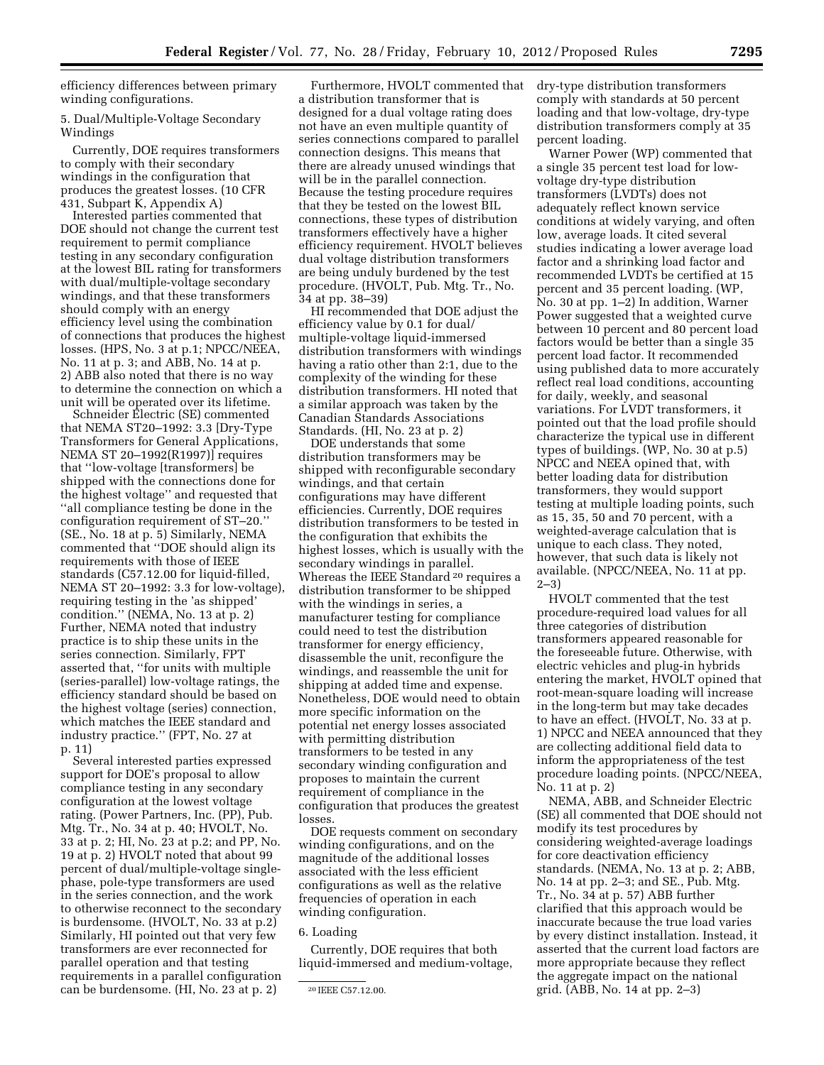efficiency differences between primary winding configurations.

5. Dual/Multiple-Voltage Secondary Windings

Currently, DOE requires transformers to comply with their secondary windings in the configuration that produces the greatest losses. (10 CFR 431, Subpart K, Appendix A)

Interested parties commented that DOE should not change the current test requirement to permit compliance testing in any secondary configuration at the lowest BIL rating for transformers with dual/multiple-voltage secondary windings, and that these transformers should comply with an energy efficiency level using the combination of connections that produces the highest losses. (HPS, No. 3 at p.1; NPCC/NEEA, No. 11 at p. 3; and ABB, No. 14 at p. 2) ABB also noted that there is no way to determine the connection on which a unit will be operated over its lifetime.

Schneider Electric (SE) commented that NEMA ST20–1992: 3.3 [Dry-Type Transformers for General Applications, NEMA ST 20–1992(R1997)] requires that ''low-voltage [transformers] be shipped with the connections done for the highest voltage'' and requested that ''all compliance testing be done in the configuration requirement of ST–20.'' (SE., No. 18 at p. 5) Similarly, NEMA commented that ''DOE should align its requirements with those of IEEE standards (C57.12.00 for liquid-filled, NEMA ST 20–1992: 3.3 for low-voltage), requiring testing in the 'as shipped' condition.'' (NEMA, No. 13 at p. 2) Further, NEMA noted that industry practice is to ship these units in the series connection. Similarly, FPT asserted that, ''for units with multiple (series-parallel) low-voltage ratings, the efficiency standard should be based on the highest voltage (series) connection, which matches the IEEE standard and industry practice.'' (FPT, No. 27 at p. 11)

Several interested parties expressed support for DOE's proposal to allow compliance testing in any secondary configuration at the lowest voltage rating. (Power Partners, Inc. (PP), Pub. Mtg. Tr., No. 34 at p. 40; HVOLT, No. 33 at p. 2; HI, No. 23 at p.2; and PP, No. 19 at p. 2) HVOLT noted that about 99 percent of dual/multiple-voltage single-phase, pole-type transformers are used in the series connection, and the work to otherwise reconnect to the secondary is burdensome. (HVOLT, No. 33 at p.2) Similarly, HI pointed out that very few transformers are ever reconnected for parallel operation and that testing requirements in a parallel configuration can be burdensome. (HI, No. 23 at p. 2)

Furthermore, HVOLT commented that a distribution transformer that is designed for a dual voltage rating does not have an even multiple quantity of series connections compared to parallel connection designs. This means that there are already unused windings that will be in the parallel connection. Because the testing procedure requires that they be tested on the lowest BIL connections, these types of distribution transformers effectively have a higher efficiency requirement. HVOLT believes dual voltage distribution transformers are being unduly burdened by the test procedure. (HVOLT, Pub. Mtg. Tr., No. 34 at pp. 38–39)

HI recommended that DOE adjust the efficiency value by 0.1 for dual/multiple-voltage liquid-immersed distribution transformers with windings having a ratio other than 2:1, due to the complexity of the winding for these distribution transformers. HI noted that a similar approach was taken by the Canadian Standards Associations Standards. (HI, No. 23 at p. 2)

DOE understands that some distribution transformers may be shipped with reconfigurable secondary windings, and that certain configurations may have different efficiencies. Currently, DOE requires distribution transformers to be tested in the configuration that exhibits the highest losses, which is usually with the secondary windings in parallel. Whereas the IEEE Standard [20] requires a distribution transformer to be shipped with the windings in series, a manufacturer testing for compliance could need to test the distribution transformer for energy efficiency, disassemble the unit, reconfigure the windings, and reassemble the unit for shipping at added time and expense. Nonetheless, DOE would need to obtain more specific information on the potential net energy losses associated with permitting distribution transformers to be tested in any secondary winding configuration and proposes to maintain the current requirement of compliance in the configuration that produces the greatest losses.

DOE requests comment on secondary winding configurations, and on the magnitude of the additional losses associated with the less efficient configurations as well as the relative frequencies of operation in each winding configuration.

6. Loading

Currently, DOE requires that both liquid-immersed and medium-voltage, dry-type distribution transformers comply with standards at 50 percent loading and that low-voltage, dry-type distribution transformers comply at 35 percent loading.

Warner Power (WP) commented that a single 35 percent test load for low-voltage dry-type distribution transformers (LVDTs) does not adequately reflect known service conditions at widely varying, and often low, average loads. It cited several studies indicating a lower average load factor and a shrinking load factor and recommended LVDTs be certified at 15 percent and 35 percent loading. (WP, No. 30 at pp. 1–2) In addition, Warner Power suggested that a weighted curve between 10 percent and 80 percent load factors would be better than a single 35 percent load factor. It recommended using published data to more accurately reflect real load conditions, accounting for daily, weekly, and seasonal variations. For LVDT transformers, it pointed out that the load profile should characterize the typical use in different types of buildings. (WP, No. 30 at p.5) NPCC and NEEA opined that, with better loading data for distribution transformers, they would support testing at multiple loading points, such as 15, 35, 50 and 70 percent, with a weighted-average calculation that is unique to each class. They noted, however, that such data is likely not available. (NPCC/NEEA, No. 11 at pp. 2–3)

HVOLT commented that the test procedure-required load values for all three categories of distribution transformers appeared reasonable for the foreseeable future. Otherwise, with electric vehicles and plug-in hybrids entering the market, HVOLT opined that root-mean-square loading will increase in the long-term but may take decades to have an effect. (HVOLT, No. 33 at p. 1) NPCC and NEEA announced that they are collecting additional field data to inform the appropriateness of the test procedure loading points. (NPCC/NEEA, No. 11 at p. 2)

NEMA, ABB, and Schneider Electric (SE) all commented that DOE should not modify its test procedures by considering weighted-average loadings for core deactivation efficiency standards. (NEMA, No. 13 at p. 2; ABB, No. 14 at pp. 2–3; and SE., Pub. Mtg. Tr., No. 34 at p. 57) ABB further clarified that this approach would be inaccurate because the true load varies by every distinct installation. Instead, it asserted that the current load factors are more appropriate because they reflect the aggregate impact on the national grid. (ABB, No. 14 at pp. 2–3)

[20] IEEE C57.12.00.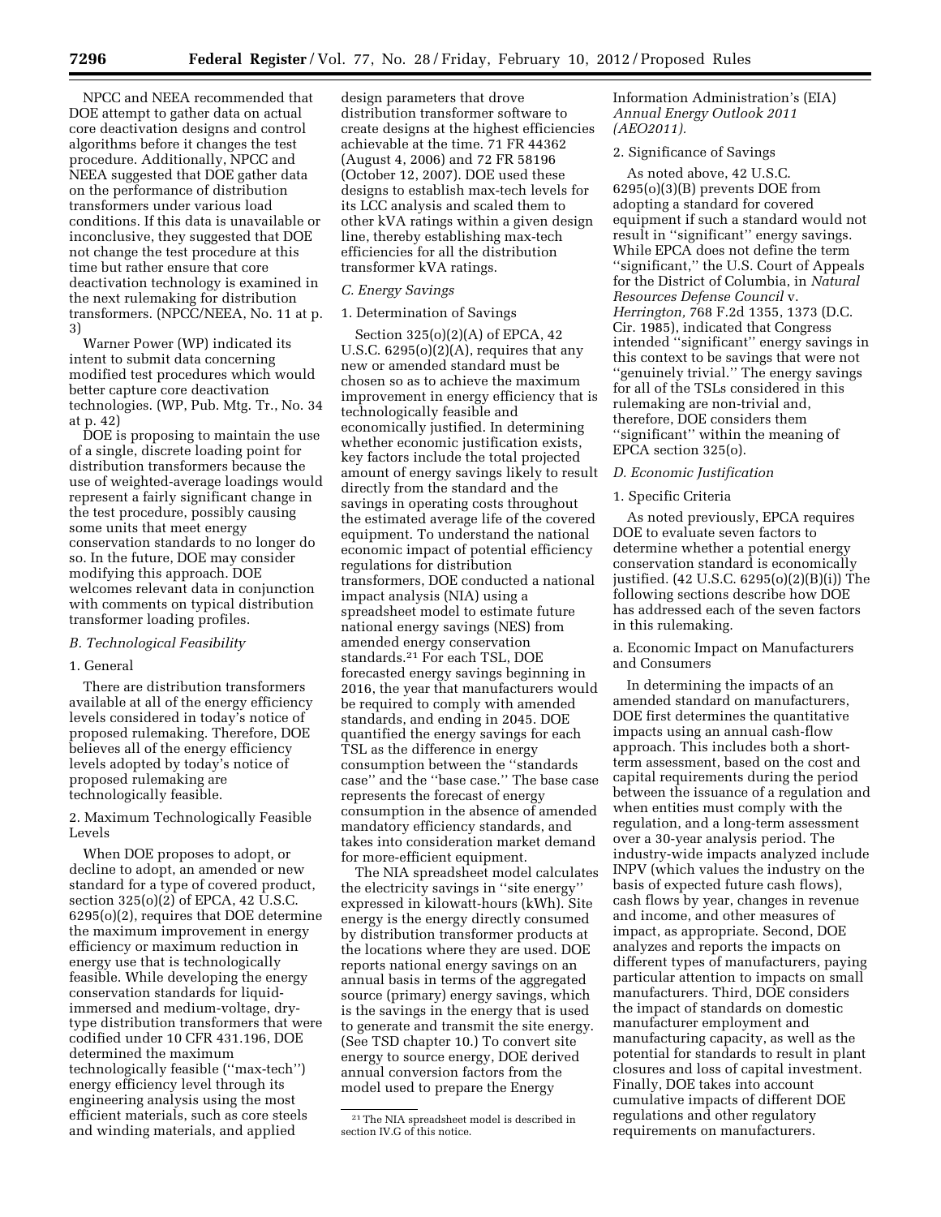NPCC and NEEA recommended that DOE attempt to gather data on actual core deactivation designs and control algorithms before it changes the test procedure. Additionally, NPCC and NEEA suggested that DOE gather data on the performance of distribution transformers under various load conditions. If this data is unavailable or inconclusive, they suggested that DOE not change the test procedure at this time but rather ensure that core deactivation technology is examined in the next rulemaking for distribution transformers. (NPCC/NEEA, No. 11 at p. 3)

Warner Power (WP) indicated its intent to submit data concerning modified test procedures which would better capture core deactivation technologies. (WP, Pub. Mtg. Tr., No. 34 at p. 42)

DOE is proposing to maintain the use of a single, discrete loading point for distribution transformers because the use of weighted-average loadings would represent a fairly significant change in the test procedure, possibly causing some units that meet energy conservation standards to no longer do so. In the future, DOE may consider modifying this approach. DOE welcomes relevant data in conjunction with comments on typical distribution transformer loading profiles.

### *B. Technological Feasibility*

#### 1. General

There are distribution transformers available at all of the energy efficiency levels considered in today's notice of proposed rulemaking. Therefore, DOE believes all of the energy efficiency levels adopted by today's notice of proposed rulemaking are technologically feasible.

#### 2. Maximum Technologically Feasible Levels

When DOE proposes to adopt, or decline to adopt, an amended or new standard for a type of covered product, section 325(o)(2) of EPCA, 42 U.S.C. 6295(o)(2), requires that DOE determine the maximum improvement in energy efficiency or maximum reduction in energy use that is technologically feasible. While developing the energy conservation standards for liquid-immersed and medium-voltage, dry-type distribution transformers that were codified under 10 CFR 431.196, DOE determined the maximum technologically feasible (''max-tech'') energy efficiency level through its engineering analysis using the most efficient materials, such as core steels and winding materials, and applied design parameters that drove distribution transformer software to create designs at the highest efficiencies achievable at the time. 71 FR 44362 (August 4, 2006) and 72 FR 58196 (October 12, 2007). DOE used these designs to establish max-tech levels for its LCC analysis and scaled them to other kVA ratings within a given design line, thereby establishing max-tech efficiencies for all the distribution transformer kVA ratings.

### *C. Energy Savings*

#### 1. Determination of Savings

Section 325(o)(2)(A) of EPCA, 42 U.S.C. 6295(o)(2)(A), requires that any new or amended standard must be chosen so as to achieve the maximum improvement in energy efficiency that is technologically feasible and economically justified. In determining whether economic justification exists, key factors include the total projected amount of energy savings likely to result directly from the standard and the savings in operating costs throughout the estimated average life of the covered equipment. To understand the national economic impact of potential efficiency regulations for distribution transformers, DOE conducted a national impact analysis (NIA) using a spreadsheet model to estimate future national energy savings (NES) from amended energy conservation standards.[21] For each TSL, DOE forecasted energy savings beginning in 2016, the year that manufacturers would be required to comply with amended standards, and ending in 2045. DOE quantified the energy savings for each TSL as the difference in energy consumption between the ''standards case'' and the ''base case.'' The base case represents the forecast of energy consumption in the absence of amended mandatory efficiency standards, and takes into consideration market demand for more-efficient equipment.

The NIA spreadsheet model calculates the electricity savings in ''site energy'' expressed in kilowatt-hours (kWh). Site energy is the energy directly consumed by distribution transformer products at the locations where they are used. DOE reports national energy savings on an annual basis in terms of the aggregated source (primary) energy savings, which is the savings in the energy that is used to generate and transmit the site energy. (See TSD chapter 10.) To convert site energy to source energy, DOE derived annual conversion factors from the model used to prepare the Energy Information Administration's (EIA) *Annual Energy Outlook 2011 (AEO2011).*

#### 2. Significance of Savings

As noted above, 42 U.S.C. 6295(o)(3)(B) prevents DOE from adopting a standard for covered equipment if such a standard would not result in ''significant'' energy savings. While EPCA does not define the term ''significant,'' the U.S. Court of Appeals for the District of Columbia, in *Natural Resources Defense Council* v. *Herrington,* 768 F.2d 1355, 1373 (D.C. Cir. 1985), indicated that Congress intended ''significant'' energy savings in this context to be savings that were not ''genuinely trivial.'' The energy savings for all of the TSLs considered in this rulemaking are non-trivial and, therefore, DOE considers them ''significant'' within the meaning of EPCA section 325(o).

### *D. Economic Justification*

#### 1. Specific Criteria

As noted previously, EPCA requires DOE to evaluate seven factors to determine whether a potential energy conservation standard is economically justified. (42 U.S.C. 6295(o)(2)(B)(i)) The following sections describe how DOE has addressed each of the seven factors in this rulemaking.

##### a. Economic Impact on Manufacturers and Consumers

In determining the impacts of an amended standard on manufacturers, DOE first determines the quantitative impacts using an annual cash-flow approach. This includes both a short-term assessment, based on the cost and capital requirements during the period between the issuance of a regulation and when entities must comply with the regulation, and a long-term assessment over a 30-year analysis period. The industry-wide impacts analyzed include INPV (which values the industry on the basis of expected future cash flows), cash flows by year, changes in revenue and income, and other measures of impact, as appropriate. Second, DOE analyzes and reports the impacts on different types of manufacturers, paying particular attention to impacts on small manufacturers. Third, DOE considers the impact of standards on domestic manufacturer employment and manufacturing capacity, as well as the potential for standards to result in plant closures and loss of capital investment. Finally, DOE takes into account cumulative impacts of different DOE regulations and other regulatory requirements on manufacturers.

---

[21] The NIA spreadsheet model is described in section IV.G of this notice.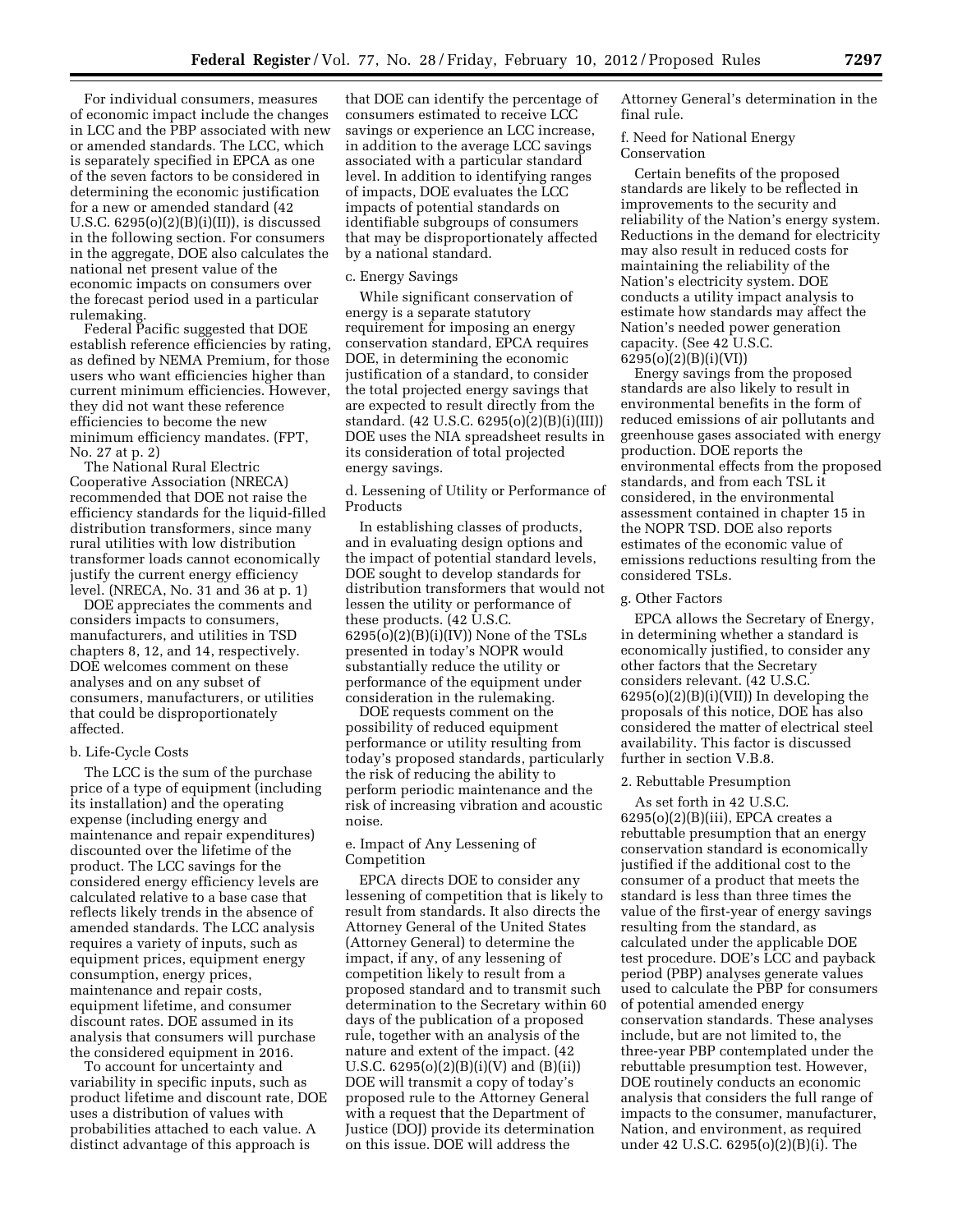For individual consumers, measures of economic impact include the changes in LCC and the PBP associated with new or amended standards. The LCC, which is separately specified in EPCA as one of the seven factors to be considered in determining the economic justification for a new or amended standard (42 U.S.C. 6295(o)(2)(B)(i)(II)), is discussed in the following section. For consumers in the aggregate, DOE also calculates the national net present value of the economic impacts on consumers over the forecast period used in a particular rulemaking.

Federal Pacific suggested that DOE establish reference efficiencies by rating, as defined by NEMA Premium, for those users who want efficiencies higher than current minimum efficiencies. However, they did not want these reference efficiencies to become the new minimum efficiency mandates. (FPT, No. 27 at p. 2)

The National Rural Electric Cooperative Association (NRECA) recommended that DOE not raise the efficiency standards for the liquid-filled distribution transformers, since many rural utilities with low distribution transformer loads cannot economically justify the current energy efficiency level. (NRECA, No. 31 and 36 at p. 1)

DOE appreciates the comments and considers impacts to consumers, manufacturers, and utilities in TSD chapters 8, 12, and 14, respectively. DOE welcomes comment on these analyses and on any subset of consumers, manufacturers, or utilities that could be disproportionately affected.

b. Life-Cycle Costs

The LCC is the sum of the purchase price of a type of equipment (including its installation) and the operating expense (including energy and maintenance and repair expenditures) discounted over the lifetime of the product. The LCC savings for the considered energy efficiency levels are calculated relative to a base case that reflects likely trends in the absence of amended standards. The LCC analysis requires a variety of inputs, such as equipment prices, equipment energy consumption, energy prices, maintenance and repair costs, equipment lifetime, and consumer discount rates. DOE assumed in its analysis that consumers will purchase the considered equipment in 2016.

To account for uncertainty and variability in specific inputs, such as product lifetime and discount rate, DOE uses a distribution of values with probabilities attached to each value. A distinct advantage of this approach is that DOE can identify the percentage of consumers estimated to receive LCC savings or experience an LCC increase, in addition to the average LCC savings associated with a particular standard level. In addition to identifying ranges of impacts, DOE evaluates the LCC impacts of potential standards on identifiable subgroups of consumers that may be disproportionately affected by a national standard.

c. Energy Savings

While significant conservation of energy is a separate statutory requirement for imposing an energy conservation standard, EPCA requires DOE, in determining the economic justification of a standard, to consider the total projected energy savings that are expected to result directly from the standard. (42 U.S.C. 6295(o)(2)(B)(i)(III)) DOE uses the NIA spreadsheet results in its consideration of total projected energy savings.

d. Lessening of Utility or Performance of Products

In establishing classes of products, and in evaluating design options and the impact of potential standard levels, DOE sought to develop standards for distribution transformers that would not lessen the utility or performance of these products. (42 U.S.C. 6295(o)(2)(B)(i)(IV)) None of the TSLs presented in today's NOPR would substantially reduce the utility or performance of the equipment under consideration in the rulemaking.

DOE requests comment on the possibility of reduced equipment performance or utility resulting from today's proposed standards, particularly the risk of reducing the ability to perform periodic maintenance and the risk of increasing vibration and acoustic noise.

e. Impact of Any Lessening of Competition

EPCA directs DOE to consider any lessening of competition that is likely to result from standards. It also directs the Attorney General of the United States (Attorney General) to determine the impact, if any, of any lessening of competition likely to result from a proposed standard and to transmit such determination to the Secretary within 60 days of the publication of a proposed rule, together with an analysis of the nature and extent of the impact. (42 U.S.C. 6295(o)(2)(B)(i)(V) and (B)(ii)) DOE will transmit a copy of today's proposed rule to the Attorney General with a request that the Department of Justice (DOJ) provide its determination on this issue. DOE will address the Attorney General's determination in the final rule.

f. Need for National Energy Conservation

Certain benefits of the proposed standards are likely to be reflected in improvements to the security and reliability of the Nation's energy system. Reductions in the demand for electricity may also result in reduced costs for maintaining the reliability of the Nation's electricity system. DOE conducts a utility impact analysis to estimate how standards may affect the Nation's needed power generation capacity. (See 42 U.S.C. 6295(o)(2)(B)(i)(VI))

Energy savings from the proposed standards are also likely to result in environmental benefits in the form of reduced emissions of air pollutants and greenhouse gases associated with energy production. DOE reports the environmental effects from the proposed standards, and from each TSL it considered, in the environmental assessment contained in chapter 15 in the NOPR TSD. DOE also reports estimates of the economic value of emissions reductions resulting from the considered TSLs.

g. Other Factors

EPCA allows the Secretary of Energy, in determining whether a standard is economically justified, to consider any other factors that the Secretary considers relevant. (42 U.S.C. 6295(o)(2)(B)(i)(VII)) In developing the proposals of this notice, DOE has also considered the matter of electrical steel availability. This factor is discussed further in section V.B.8.

2. Rebuttable Presumption

As set forth in 42 U.S.C. 6295(o)(2)(B)(iii), EPCA creates a rebuttable presumption that an energy conservation standard is economically justified if the additional cost to the consumer of a product that meets the standard is less than three times the value of the first-year of energy savings resulting from the standard, as calculated under the applicable DOE test procedure. DOE's LCC and payback period (PBP) analyses generate values used to calculate the PBP for consumers of potential amended energy conservation standards. These analyses include, but are not limited to, the three-year PBP contemplated under the rebuttable presumption test. However, DOE routinely conducts an economic analysis that considers the full range of impacts to the consumer, manufacturer, Nation, and environment, as required under 42 U.S.C. 6295(o)(2)(B)(i). The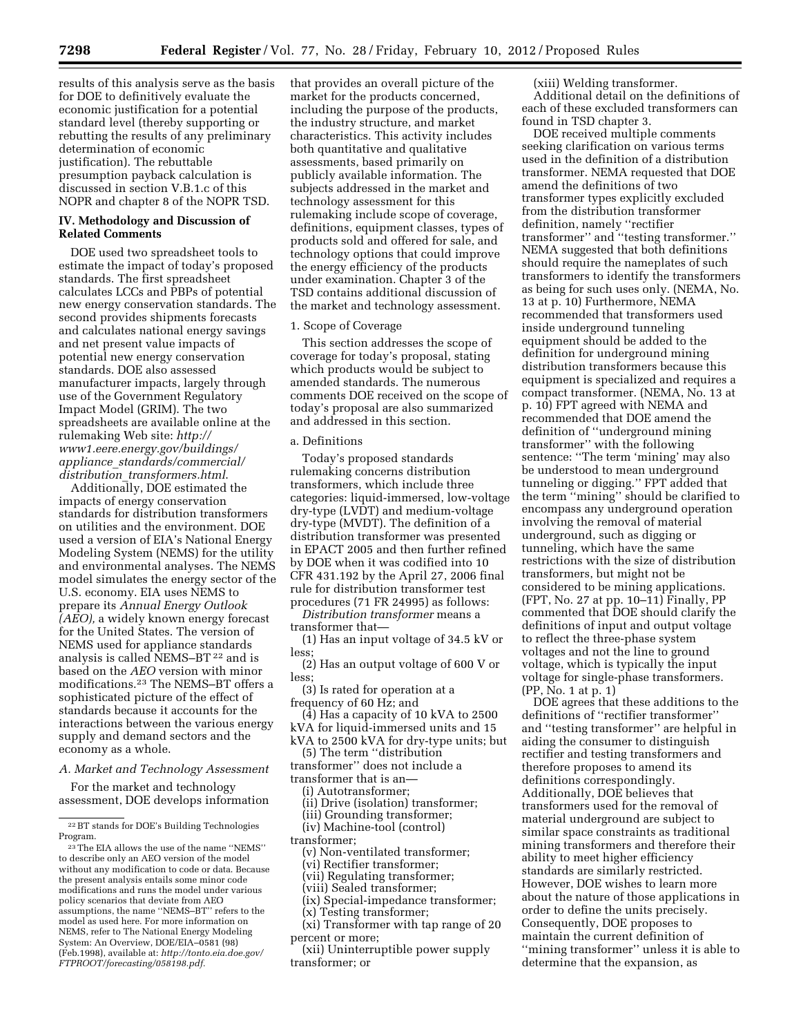results of this analysis serve as the basis for DOE to definitively evaluate the economic justification for a potential standard level (thereby supporting or rebutting the results of any preliminary determination of economic justification). The rebuttable presumption payback calculation is discussed in section V.B.1.c of this NOPR and chapter 8 of the NOPR TSD.

## IV. Methodology and Discussion of Related Comments

DOE used two spreadsheet tools to estimate the impact of today's proposed standards. The first spreadsheet calculates LCCs and PBPs of potential new energy conservation standards. The second provides shipments forecasts and calculates national energy savings and net present value impacts of potential new energy conservation standards. DOE also assessed manufacturer impacts, largely through use of the Government Regulatory Impact Model (GRIM). The two spreadsheets are available online at the rulemaking Web site: *http://www1.eere.energy.gov/buildings/appliance_standards/commercial/distribution_transformers.html*.

Additionally, DOE estimated the impacts of energy conservation standards for distribution transformers on utilities and the environment. DOE used a version of EIA's National Energy Modeling System (NEMS) for the utility and environmental analyses. The NEMS model simulates the energy sector of the U.S. economy. EIA uses NEMS to prepare its *Annual Energy Outlook (AEO),* a widely known energy forecast for the United States. The version of NEMS used for appliance standards analysis is called NEMS–BT [22] and is based on the *AEO* version with minor modifications.[23] The NEMS–BT offers a sophisticated picture of the effect of standards because it accounts for the interactions between the various energy supply and demand sectors and the economy as a whole.

### A. Market and Technology Assessment

For the market and technology assessment, DOE develops information that provides an overall picture of the market for the products concerned, including the purpose of the products, the industry structure, and market characteristics. This activity includes both quantitative and qualitative assessments, based primarily on publicly available information. The subjects addressed in the market and technology assessment for this rulemaking include scope of coverage, definitions, equipment classes, types of products sold and offered for sale, and technology options that could improve the energy efficiency of the products under examination. Chapter 3 of the TSD contains additional discussion of the market and technology assessment.

#### 1. Scope of Coverage

This section addresses the scope of coverage for today's proposal, stating which products would be subject to amended standards. The numerous comments DOE received on the scope of today's proposal are also summarized and addressed in this section.

##### a. Definitions

Today's proposed standards rulemaking concerns distribution transformers, which include three categories: liquid-immersed, low-voltage dry-type (LVDT) and medium-voltage dry-type (MVDT). The definition of a distribution transformer was presented in EPACT 2005 and then further refined by DOE when it was codified into 10 CFR 431.192 by the April 27, 2006 final rule for distribution transformer test procedures (71 FR 24995) as follows:

*Distribution transformer* means a transformer that—

(1) Has an input voltage of 34.5 kV or less;

(2) Has an output voltage of 600 V or less;

(3) Is rated for operation at a frequency of 60 Hz; and

(4) Has a capacity of 10 kVA to 2500 kVA for liquid-immersed units and 15 kVA to 2500 kVA for dry-type units; but

(5) The term ''distribution transformer'' does not include a transformer that is an—

(i) Autotransformer;

(ii) Drive (isolation) transformer;

(iii) Grounding transformer;

(iv) Machine-tool (control) transformer;

(v) Non-ventilated transformer;

(vi) Rectifier transformer;

(vii) Regulating transformer;

(viii) Sealed transformer;

(ix) Special-impedance transformer;

(x) Testing transformer;

(xi) Transformer with tap range of 20 percent or more;

(xii) Uninterruptible power supply transformer; or

(xiii) Welding transformer.

Additional detail on the definitions of each of these excluded transformers can found in TSD chapter 3.

DOE received multiple comments seeking clarification on various terms used in the definition of a distribution transformer. NEMA requested that DOE amend the definitions of two transformer types explicitly excluded from the distribution transformer definition, namely ''rectifier transformer'' and ''testing transformer.'' NEMA suggested that both definitions should require the nameplates of such transformers to identify the transformers as being for such uses only. (NEMA, No. 13 at p. 10) Furthermore, NEMA recommended that transformers used inside underground tunneling equipment should be added to the definition for underground mining distribution transformers because this equipment is specialized and requires a compact transformer. (NEMA, No. 13 at p. 10) FPT agreed with NEMA and recommended that DOE amend the definition of ''underground mining transformer'' with the following sentence: ''The term 'mining' may also be understood to mean underground tunneling or digging.'' FPT added that the term ''mining'' should be clarified to encompass any underground operation involving the removal of material underground, such as digging or tunneling, which have the same restrictions with the size of distribution transformers, but might not be considered to be mining applications. (FPT, No. 27 at pp. 10–11) Finally, PP commented that DOE should clarify the definitions of input and output voltage to reflect the three-phase system voltages and not the line to ground voltage, which is typically the input voltage for single-phase transformers. (PP, No. 1 at p. 1)

DOE agrees that these additions to the definitions of ''rectifier transformer'' and ''testing transformer'' are helpful in aiding the consumer to distinguish rectifier and testing transformers and therefore proposes to amend its definitions correspondingly. Additionally, DOE believes that transformers used for the removal of material underground are subject to similar space constraints as traditional mining transformers and therefore their ability to meet higher efficiency standards are similarly restricted. However, DOE wishes to learn more about the nature of those applications in order to define the units precisely. Consequently, DOE proposes to maintain the current definition of ''mining transformer'' unless it is able to determine that the expansion, as

---

[22] BT stands for DOE's Building Technologies Program.

[23] The EIA allows the use of the name ''NEMS'' to describe only an AEO version of the model without any modification to code or data. Because the present analysis entails some minor code modifications and runs the model under various policy scenarios that deviate from AEO assumptions, the name ''NEMS–BT'' refers to the model as used here. For more information on NEMS, refer to The National Energy Modeling System: An Overview, DOE/EIA–0581 (98) (Feb.1998), available at: *http://tonto.eia.doe.gov/FTPROOT/forecasting/058198.pdf*.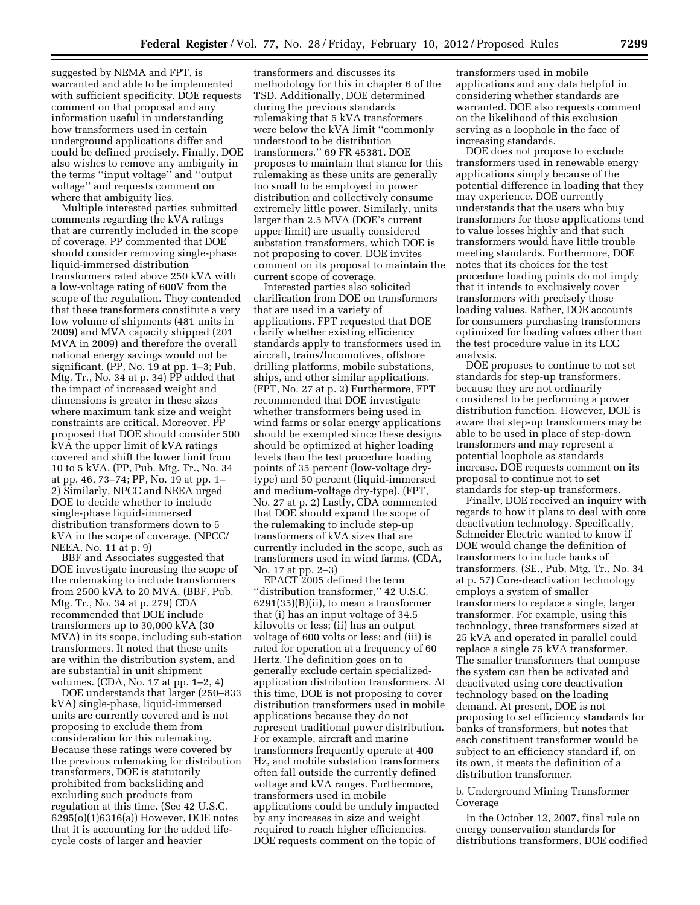suggested by NEMA and FPT, is warranted and able to be implemented with sufficient specificity. DOE requests comment on that proposal and any information useful in understanding how transformers used in certain underground applications differ and could be defined precisely. Finally, DOE also wishes to remove any ambiguity in the terms ''input voltage'' and ''output voltage'' and requests comment on where that ambiguity lies.

Multiple interested parties submitted comments regarding the kVA ratings that are currently included in the scope of coverage. PP commented that DOE should consider removing single-phase liquid-immersed distribution transformers rated above 250 kVA with a low-voltage rating of 600V from the scope of the regulation. They contended that these transformers constitute a very low volume of shipments (481 units in 2009) and MVA capacity shipped (201 MVA in 2009) and therefore the overall national energy savings would not be significant. (PP, No. 19 at pp. 1–3; Pub. Mtg. Tr., No. 34 at p. 34) PP added that the impact of increased weight and dimensions is greater in these sizes where maximum tank size and weight constraints are critical. Moreover, PP proposed that DOE should consider 500 kVA the upper limit of kVA ratings covered and shift the lower limit from 10 to 5 kVA. (PP, Pub. Mtg. Tr., No. 34 at pp. 46, 73–74; PP, No. 19 at pp. 1–2) Similarly, NPCC and NEEA urged DOE to decide whether to include single-phase liquid-immersed distribution transformers down to 5 kVA in the scope of coverage. (NPCC/NEEA, No. 11 at p. 9)

BBF and Associates suggested that DOE investigate increasing the scope of the rulemaking to include transformers from 2500 kVA to 20 MVA. (BBF, Pub. Mtg. Tr., No. 34 at p. 279) CDA recommended that DOE include transformers up to 30,000 kVA (30 MVA) in its scope, including sub-station transformers. It noted that these units are within the distribution system, and are substantial in unit shipment volumes. (CDA, No. 17 at pp. 1–2, 4)

DOE understands that larger (250–833 kVA) single-phase, liquid-immersed units are currently covered and is not proposing to exclude them from consideration for this rulemaking. Because these ratings were covered by the previous rulemaking for distribution transformers, DOE is statutorily prohibited from backsliding and excluding such products from regulation at this time. (See 42 U.S.C. 6295(o)(1)6316(a)) However, DOE notes that it is accounting for the added life-cycle costs of larger and heavier transformers and discusses its methodology for this in chapter 6 of the TSD. Additionally, DOE determined during the previous standards rulemaking that 5 kVA transformers were below the kVA limit ''commonly understood to be distribution transformers.'' 69 FR 45381. DOE proposes to maintain that stance for this rulemaking as these units are generally too small to be employed in power distribution and collectively consume extremely little power. Similarly, units larger than 2.5 MVA (DOE's current upper limit) are usually considered substation transformers, which DOE is not proposing to cover. DOE invites comment on its proposal to maintain the current scope of coverage.

Interested parties also solicited clarification from DOE on transformers that are used in a variety of applications. FPT requested that DOE clarify whether existing efficiency standards apply to transformers used in aircraft, trains/locomotives, offshore drilling platforms, mobile substations, ships, and other similar applications. (FPT, No. 27 at p. 2) Furthermore, FPT recommended that DOE investigate whether transformers being used in wind farms or solar energy applications should be exempted since these designs should be optimized at higher loading levels than the test procedure loading points of 35 percent (low-voltage dry-type) and 50 percent (liquid-immersed and medium-voltage dry-type). (FPT, No. 27 at p. 2) Lastly, CDA commented that DOE should expand the scope of the rulemaking to include step-up transformers of kVA sizes that are currently included in the scope, such as transformers used in wind farms. (CDA, No. 17 at pp. 2–3)

EPACT 2005 defined the term ''distribution transformer,'' 42 U.S.C. 6291(35)(B)(ii), to mean a transformer that (i) has an input voltage of 34.5 kilovolts or less; (ii) has an output voltage of 600 volts or less; and (iii) is rated for operation at a frequency of 60 Hertz. The definition goes on to generally exclude certain specialized-application distribution transformers. At this time, DOE is not proposing to cover distribution transformers used in mobile applications because they do not represent traditional power distribution. For example, aircraft and marine transformers frequently operate at 400 Hz, and mobile substation transformers often fall outside the currently defined voltage and kVA ranges. Furthermore, transformers used in mobile applications could be unduly impacted by any increases in size and weight required to reach higher efficiencies. DOE requests comment on the topic of transformers used in mobile applications and any data helpful in considering whether standards are warranted. DOE also requests comment on the likelihood of this exclusion serving as a loophole in the face of increasing standards.

DOE does not propose to exclude transformers used in renewable energy applications simply because of the potential difference in loading that they may experience. DOE currently understands that the users who buy transformers for those applications tend to value losses highly and that such transformers would have little trouble meeting standards. Furthermore, DOE notes that its choices for the test procedure loading points do not imply that it intends to exclusively cover transformers with precisely those loading values. Rather, DOE accounts for consumers purchasing transformers optimized for loading values other than the test procedure value in its LCC analysis.

DOE proposes to continue to not set standards for step-up transformers, because they are not ordinarily considered to be performing a power distribution function. However, DOE is aware that step-up transformers may be able to be used in place of step-down transformers and may represent a potential loophole as standards increase. DOE requests comment on its proposal to continue not to set standards for step-up transformers.

Finally, DOE received an inquiry with regards to how it plans to deal with core deactivation technology. Specifically, Schneider Electric wanted to know if DOE would change the definition of transformers to include banks of transformers. (SE., Pub. Mtg. Tr., No. 34 at p. 57) Core-deactivation technology employs a system of smaller transformers to replace a single, larger transformer. For example, using this technology, three transformers sized at 25 kVA and operated in parallel could replace a single 75 kVA transformer. The smaller transformers that compose the system can then be activated and deactivated using core deactivation technology based on the loading demand. At present, DOE is not proposing to set efficiency standards for banks of transformers, but notes that each constituent transformer would be subject to an efficiency standard if, on its own, it meets the definition of a distribution transformer.

b. Underground Mining Transformer Coverage

In the October 12, 2007, final rule on energy conservation standards for distributions transformers, DOE codified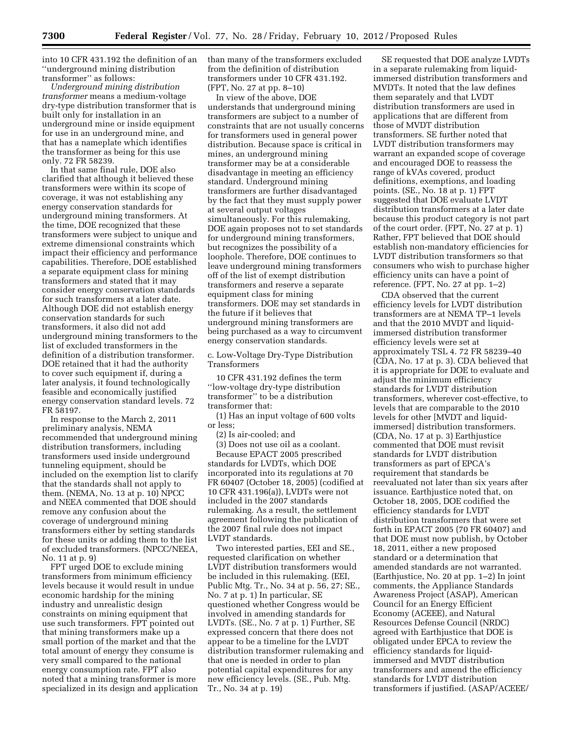into 10 CFR 431.192 the definition of an ''underground mining distribution transformer'' as follows:

*Underground mining distribution transformer* means a medium-voltage dry-type distribution transformer that is built only for installation in an underground mine or inside equipment for use in an underground mine, and that has a nameplate which identifies the transformer as being for this use only. 72 FR 58239.

In that same final rule, DOE also clarified that although it believed these transformers were within its scope of coverage, it was not establishing any energy conservation standards for underground mining transformers. At the time, DOE recognized that these transformers were subject to unique and extreme dimensional constraints which impact their efficiency and performance capabilities. Therefore, DOE established a separate equipment class for mining transformers and stated that it may consider energy conservation standards for such transformers at a later date. Although DOE did not establish energy conservation standards for such transformers, it also did not add underground mining transformers to the list of excluded transformers in the definition of a distribution transformer. DOE retained that it had the authority to cover such equipment if, during a later analysis, it found technologically feasible and economically justified energy conservation standard levels. 72 FR 58197.

In response to the March 2, 2011 preliminary analysis, NEMA recommended that underground mining distribution transformers, including transformers used inside underground tunneling equipment, should be included on the exemption list to clarify that the standards shall not apply to them. (NEMA, No. 13 at p. 10) NPCC and NEEA commented that DOE should remove any confusion about the coverage of underground mining transformers either by setting standards for these units or adding them to the list of excluded transformers. (NPCC/NEEA, No. 11 at p. 9)

FPT urged DOE to exclude mining transformers from minimum efficiency levels because it would result in undue economic hardship for the mining industry and unrealistic design constraints on mining equipment that use such transformers. FPT pointed out that mining transformers make up a small portion of the market and that the total amount of energy they consume is very small compared to the national energy consumption rate. FPT also noted that a mining transformer is more specialized in its design and application than many of the transformers excluded from the definition of distribution transformers under 10 CFR 431.192. (FPT, No. 27 at pp. 8–10)

In view of the above, DOE understands that underground mining transformers are subject to a number of constraints that are not usually concerns for transformers used in general power distribution. Because space is critical in mines, an underground mining transformer may be at a considerable disadvantage in meeting an efficiency standard. Underground mining transformers are further disadvantaged by the fact that they must supply power at several output voltages simultaneously. For this rulemaking, DOE again proposes not to set standards for underground mining transformers, but recognizes the possibility of a loophole. Therefore, DOE continues to leave underground mining transformers off of the list of exempt distribution transformers and reserve a separate equipment class for mining transformers. DOE may set standards in the future if it believes that underground mining transformers are being purchased as a way to circumvent energy conservation standards.

c. Low-Voltage Dry-Type Distribution Transformers

10 CFR 431.192 defines the term ''low-voltage dry-type distribution transformer'' to be a distribution transformer that:

(1) Has an input voltage of 600 volts or less;

(2) Is air-cooled; and

(3) Does not use oil as a coolant.

Because EPACT 2005 prescribed standards for LVDTs, which DOE incorporated into its regulations at 70 FR 60407 (October 18, 2005) (codified at 10 CFR 431.196(a)), LVDTs were not included in the 2007 standards rulemaking. As a result, the settlement agreement following the publication of the 2007 final rule does not impact LVDT standards.

Two interested parties, EEI and SE., requested clarification on whether LVDT distribution transformers would be included in this rulemaking. (EEI, Public Mtg. Tr., No. 34 at p. 56, 27; SE., No. 7 at p. 1) In particular, SE questioned whether Congress would be involved in amending standards for LVDTs. (SE., No. 7 at p. 1) Further, SE expressed concern that there does not appear to be a timeline for the LVDT distribution transformer rulemaking and that one is needed in order to plan potential capital expenditures for any new efficiency levels. (SE., Pub. Mtg. Tr., No. 34 at p. 19)

SE requested that DOE analyze LVDTs in a separate rulemaking from liquid-immersed distribution transformers and MVDTs. It noted that the law defines them separately and that LVDT distribution transformers are used in applications that are different from those of MVDT distribution transformers. SE further noted that LVDT distribution transformers may warrant an expanded scope of coverage and encouraged DOE to reassess the range of kVAs covered, product definitions, exemptions, and loading points. (SE., No. 18 at p. 1) FPT suggested that DOE evaluate LVDT distribution transformers at a later date because this product category is not part of the court order. (FPT, No. 27 at p. 1) Rather, FPT believed that DOE should establish non-mandatory efficiencies for LVDT distribution transformers so that consumers who wish to purchase higher efficiency units can have a point of reference. (FPT, No. 27 at pp. 1–2)

CDA observed that the current efficiency levels for LVDT distribution transformers are at NEMA TP–1 levels and that the 2010 MVDT and liquid-immersed distribution transformer efficiency levels were set at approximately TSL 4. 72 FR 58239–40 (CDA, No. 17 at p. 3). CDA believed that it is appropriate for DOE to evaluate and adjust the minimum efficiency standards for LVDT distribution transformers, wherever cost-effective, to levels that are comparable to the 2010 levels for other [MVDT and liquid-immersed] distribution transformers. (CDA, No. 17 at p. 3) Earthjustice commented that DOE must revisit standards for LVDT distribution transformers as part of EPCA's requirement that standards be reevaluated not later than six years after issuance. Earthjustice noted that, on October 18, 2005, DOE codified the efficiency standards for LVDT distribution transformers that were set forth in EPACT 2005 (70 FR 60407) and that DOE must now publish, by October 18, 2011, either a new proposed standard or a determination that amended standards are not warranted. (Earthjustice, No. 20 at pp. 1–2) In joint comments, the Appliance Standards Awareness Project (ASAP), American Council for an Energy Efficient Economy (ACEEE), and Natural Resources Defense Council (NRDC) agreed with Earthjustice that DOE is obligated under EPCA to review the efficiency standards for liquid-immersed and MVDT distribution transformers and amend the efficiency standards for LVDT distribution transformers if justified. (ASAP/ACEEE/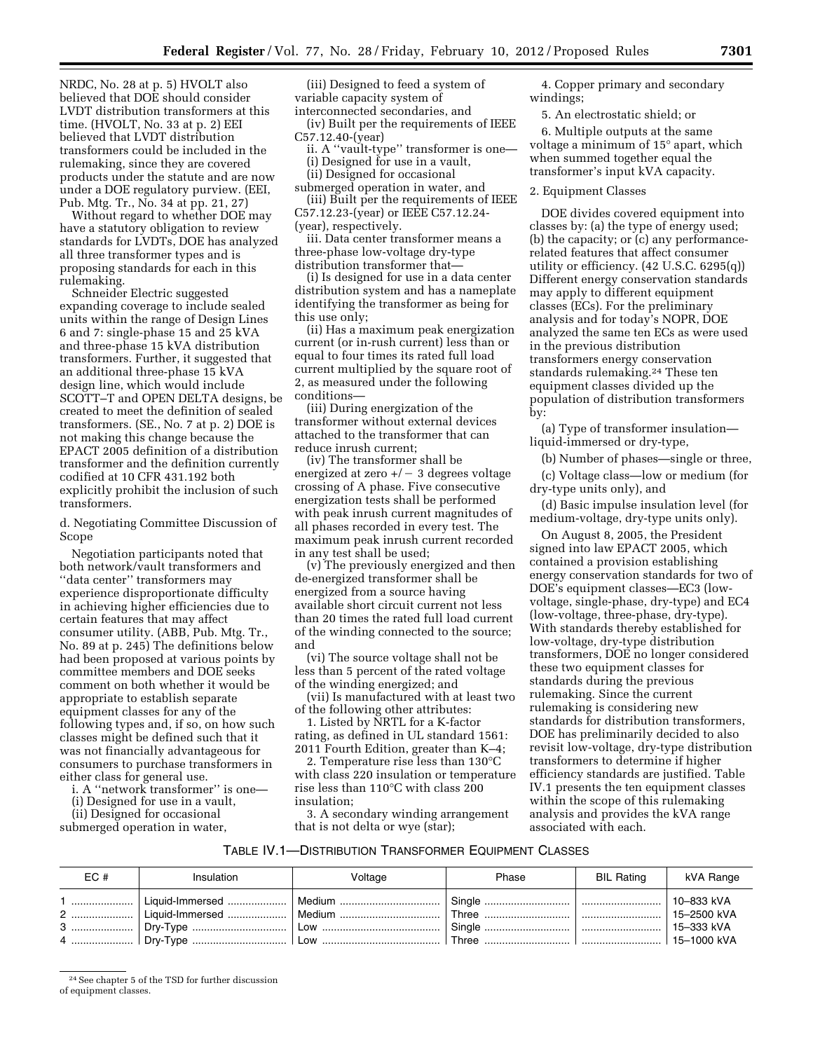NRDC, No. 28 at p. 5) HVOLT also believed that DOE should consider LVDT distribution transformers at this time. (HVOLT, No. 33 at p. 2) EEI believed that LVDT distribution transformers could be included in the rulemaking, since they are covered products under the statute and are now under a DOE regulatory purview. (EEI, Pub. Mtg. Tr., No. 34 at pp. 21, 27)

Without regard to whether DOE may have a statutory obligation to review standards for LVDTs, DOE has analyzed all three transformer types and is proposing standards for each in this rulemaking.

Schneider Electric suggested expanding coverage to include sealed units within the range of Design Lines 6 and 7: single-phase 15 and 25 kVA and three-phase 15 kVA distribution transformers. Further, it suggested that an additional three-phase 15 kVA design line, which would include SCOTT–T and OPEN DELTA designs, be created to meet the definition of sealed transformers. (SE., No. 7 at p. 2) DOE is not making this change because the EPACT 2005 definition of a distribution transformer and the definition currently codified at 10 CFR 431.192 both explicitly prohibit the inclusion of such transformers.

d. Negotiating Committee Discussion of Scope

Negotiation participants noted that both network/vault transformers and ''data center'' transformers may experience disproportionate difficulty in achieving higher efficiencies due to certain features that may affect consumer utility. (ABB, Pub. Mtg. Tr., No. 89 at p. 245) The definitions below had been proposed at various points by committee members and DOE seeks comment on both whether it would be appropriate to establish separate equipment classes for any of the following types and, if so, on how such classes might be defined such that it was not financially advantageous for consumers to purchase transformers in either class for general use.

i. A ''network transformer'' is one—

(i) Designed for use in a vault,

(ii) Designed for occasional submerged operation in water,

(iii) Designed to feed a system of variable capacity system of interconnected secondaries, and

(iv) Built per the requirements of IEEE C57.12.40-(year)

ii. A ''vault-type'' transformer is one—

(i) Designed for use in a vault,

(ii) Designed for occasional submerged operation in water, and

(iii) Built per the requirements of IEEE C57.12.23-(year) or IEEE C57.12.24-(year), respectively.

iii. Data center transformer means a three-phase low-voltage dry-type distribution transformer that—

(i) Is designed for use in a data center distribution system and has a nameplate identifying the transformer as being for this use only;

(ii) Has a maximum peak energization current (or in-rush current) less than or equal to four times its rated full load current multiplied by the square root of 2, as measured under the following conditions—

(iii) During energization of the transformer without external devices attached to the transformer that can reduce inrush current;

(iv) The transformer shall be energized at zero +/− 3 degrees voltage crossing of A phase. Five consecutive energization tests shall be performed with peak inrush current magnitudes of all phases recorded in every test. The maximum peak inrush current recorded in any test shall be used;

(v) The previously energized and then de-energized transformer shall be energized from a source having available short circuit current not less than 20 times the rated full load current of the winding connected to the source; and

(vi) The source voltage shall not be less than 5 percent of the rated voltage of the winding energized; and

(vii) Is manufactured with at least two of the following other attributes:

1. Listed by NRTL for a K-factor rating, as defined in UL standard 1561: 2011 Fourth Edition, greater than K–4;

2. Temperature rise less than 130°C with class 220 insulation or temperature rise less than 110°C with class 200 insulation;

3. A secondary winding arrangement that is not delta or wye (star);

4. Copper primary and secondary windings;

5. An electrostatic shield; or

6. Multiple outputs at the same voltage a minimum of 15° apart, which when summed together equal the transformer's input kVA capacity.

2. Equipment Classes

DOE divides covered equipment into classes by: (a) the type of energy used; (b) the capacity; or (c) any performance-related features that affect consumer utility or efficiency. (42 U.S.C. 6295(q)) Different energy conservation standards may apply to different equipment classes (ECs). For the preliminary analysis and for today's NOPR, DOE analyzed the same ten ECs as were used in the previous distribution transformers energy conservation standards rulemaking.[24] These ten equipment classes divided up the population of distribution transformers by:

(a) Type of transformer insulation—liquid-immersed or dry-type,

(b) Number of phases—single or three,

(c) Voltage class—low or medium (for dry-type units only), and

(d) Basic impulse insulation level (for medium-voltage, dry-type units only).

On August 8, 2005, the President signed into law EPACT 2005, which contained a provision establishing energy conservation standards for two of DOE's equipment classes—EC3 (low-voltage, single-phase, dry-type) and EC4 (low-voltage, three-phase, dry-type). With standards thereby established for low-voltage, dry-type distribution transformers, DOE no longer considered these two equipment classes for standards during the previous rulemaking. Since the current rulemaking is considering new standards for distribution transformers, DOE has preliminarily decided to also revisit low-voltage, dry-type distribution transformers to determine if higher efficiency standards are justified. Table IV.1 presents the ten equipment classes within the scope of this rulemaking analysis and provides the kVA range associated with each.

TABLE IV.1—DISTRIBUTION TRANSFORMER EQUIPMENT CLASSES

| EC # | Insulation | Voltage | Phase | BIL Rating | kVA Range |
|---|---|---|---|---|---|
| 1 | Liquid-Immersed | Medium | Single | | 10–833 kVA |
| 2 | Liquid-Immersed | Medium | Three | | 15–2500 kVA |
| 3 | Dry-Type | Low | Single | | 15–333 kVA |
| 4 | Dry-Type | Low | Three | | 15–1000 kVA |

[24] See chapter 5 of the TSD for further discussion of equipment classes.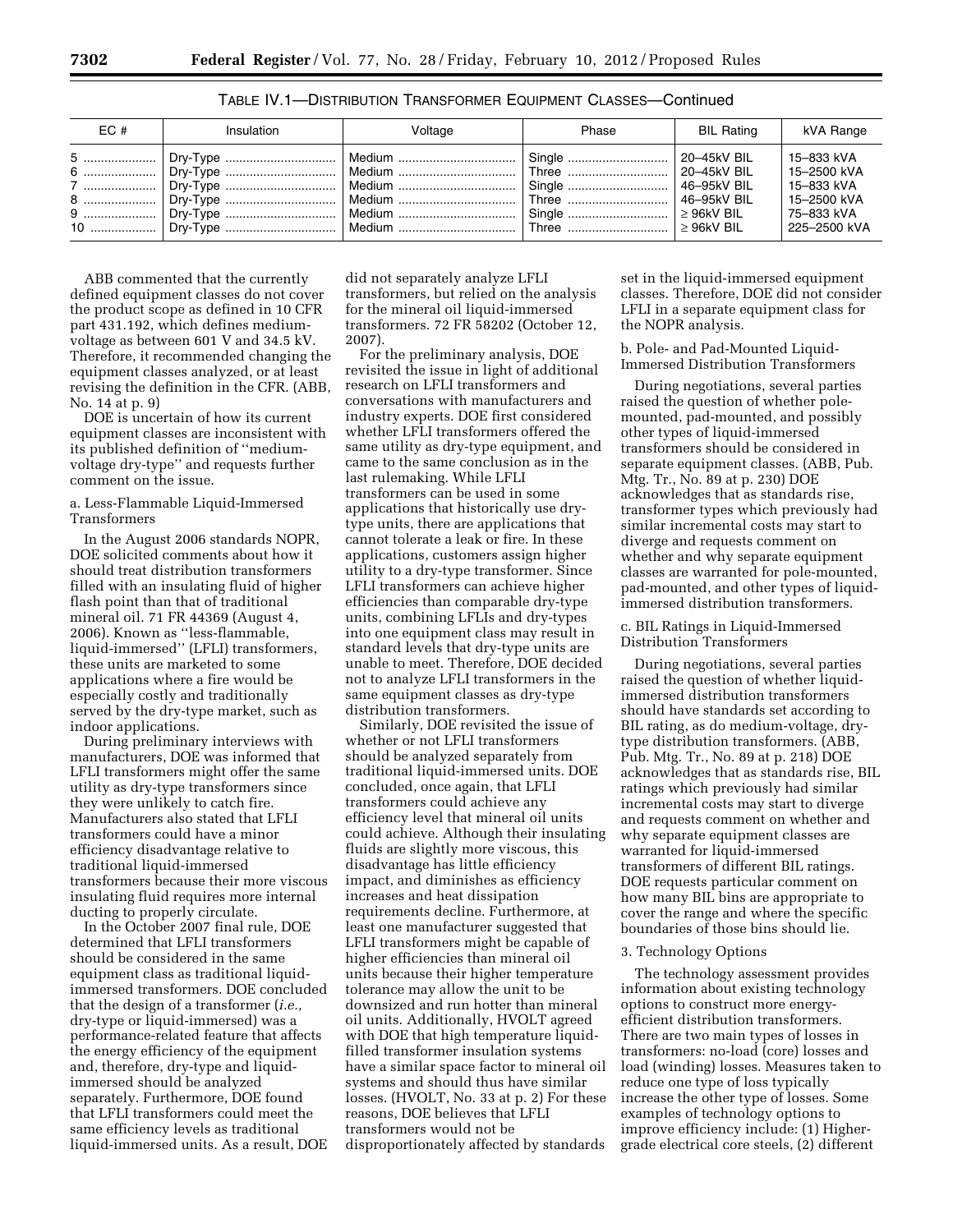TABLE IV.1—DISTRIBUTION TRANSFORMER EQUIPMENT CLASSES—Continued

| EC # | Insulation | Voltage | Phase | BIL Rating | kVA Range |
|---|---|---|---|---|---|
| 5 | Dry-Type | Medium | Single | 20–45kV BIL | 15–833 kVA |
| 6 | Dry-Type | Medium | Three | 20–45kV BIL | 15–2500 kVA |
| 7 | Dry-Type | Medium | Single | 46–95kV BIL | 15–833 kVA |
| 8 | Dry-Type | Medium | Three | 46–95kV BIL | 15–2500 kVA |
| 9 | Dry-Type | Medium | Single | ≥ 96kV BIL | 75–833 kVA |
| 10 | Dry-Type | Medium | Three | ≥ 96kV BIL | 225–2500 kVA |

ABB commented that the currently defined equipment classes do not cover the product scope as defined in 10 CFR part 431.192, which defines medium-voltage as between 601 V and 34.5 kV. Therefore, it recommended changing the equipment classes analyzed, or at least revising the definition in the CFR. (ABB, No. 14 at p. 9)

DOE is uncertain of how its current equipment classes are inconsistent with its published definition of ''medium-voltage dry-type'' and requests further comment on the issue.

a. Less-Flammable Liquid-Immersed Transformers

In the August 2006 standards NOPR, DOE solicited comments about how it should treat distribution transformers filled with an insulating fluid of higher flash point than that of traditional mineral oil. 71 FR 44369 (August 4, 2006). Known as ''less-flammable, liquid-immersed'' (LFLI) transformers, these units are marketed to some applications where a fire would be especially costly and traditionally served by the dry-type market, such as indoor applications.

During preliminary interviews with manufacturers, DOE was informed that LFLI transformers might offer the same utility as dry-type transformers since they were unlikely to catch fire. Manufacturers also stated that LFLI transformers could have a minor efficiency disadvantage relative to traditional liquid-immersed transformers because their more viscous insulating fluid requires more internal ducting to properly circulate.

In the October 2007 final rule, DOE determined that LFLI transformers should be considered in the same equipment class as traditional liquid-immersed transformers. DOE concluded that the design of a transformer (*i.e.,* dry-type or liquid-immersed) was a performance-related feature that affects the energy efficiency of the equipment and, therefore, dry-type and liquid-immersed should be analyzed separately. Furthermore, DOE found that LFLI transformers could meet the same efficiency levels as traditional liquid-immersed units. As a result, DOE did not separately analyze LFLI transformers, but relied on the analysis for the mineral oil liquid-immersed transformers. 72 FR 58202 (October 12, 2007).

For the preliminary analysis, DOE revisited the issue in light of additional research on LFLI transformers and conversations with manufacturers and industry experts. DOE first considered whether LFLI transformers offered the same utility as dry-type equipment, and came to the same conclusion as in the last rulemaking. While LFLI transformers can be used in some applications that historically use dry-type units, there are applications that cannot tolerate a leak or fire. In these applications, customers assign higher utility to a dry-type transformer. Since LFLI transformers can achieve higher efficiencies than comparable dry-type units, combining LFLIs and dry-types into one equipment class may result in standard levels that dry-type units are unable to meet. Therefore, DOE decided not to analyze LFLI transformers in the same equipment classes as dry-type distribution transformers.

Similarly, DOE revisited the issue of whether or not LFLI transformers should be analyzed separately from traditional liquid-immersed units. DOE concluded, once again, that LFLI transformers could achieve any efficiency level that mineral oil units could achieve. Although their insulating fluids are slightly more viscous, this disadvantage has little efficiency impact, and diminishes as efficiency increases and heat dissipation requirements decline. Furthermore, at least one manufacturer suggested that LFLI transformers might be capable of higher efficiencies than mineral oil units because their higher temperature tolerance may allow the unit to be downsized and run hotter than mineral oil units. Additionally, HVOLT agreed with DOE that high temperature liquid-filled transformer insulation systems have a similar space factor to mineral oil systems and should thus have similar losses. (HVOLT, No. 33 at p. 2) For these reasons, DOE believes that LFLI transformers would not be disproportionately affected by standards set in the liquid-immersed equipment classes. Therefore, DOE did not consider LFLI in a separate equipment class for the NOPR analysis.

b. Pole- and Pad-Mounted Liquid-Immersed Distribution Transformers

During negotiations, several parties raised the question of whether pole-mounted, pad-mounted, and possibly other types of liquid-immersed transformers should be considered in separate equipment classes. (ABB, Pub. Mtg. Tr., No. 89 at p. 230) DOE acknowledges that as standards rise, transformer types which previously had similar incremental costs may start to diverge and requests comment on whether and why separate equipment classes are warranted for pole-mounted, pad-mounted, and other types of liquid-immersed distribution transformers.

c. BIL Ratings in Liquid-Immersed Distribution Transformers

During negotiations, several parties raised the question of whether liquid-immersed distribution transformers should have standards set according to BIL rating, as do medium-voltage, dry-type distribution transformers. (ABB, Pub. Mtg. Tr., No. 89 at p. 218) DOE acknowledges that as standards rise, BIL ratings which previously had similar incremental costs may start to diverge and requests comment on whether and why separate equipment classes are warranted for liquid-immersed transformers of different BIL ratings. DOE requests particular comment on how many BIL bins are appropriate to cover the range and where the specific boundaries of those bins should lie.

3. Technology Options

The technology assessment provides information about existing technology options to construct more energy-efficient distribution transformers. There are two main types of losses in transformers: no-load (core) losses and load (winding) losses. Measures taken to reduce one type of loss typically increase the other type of losses. Some examples of technology options to improve efficiency include: (1) Higher-grade electrical core steels, (2) different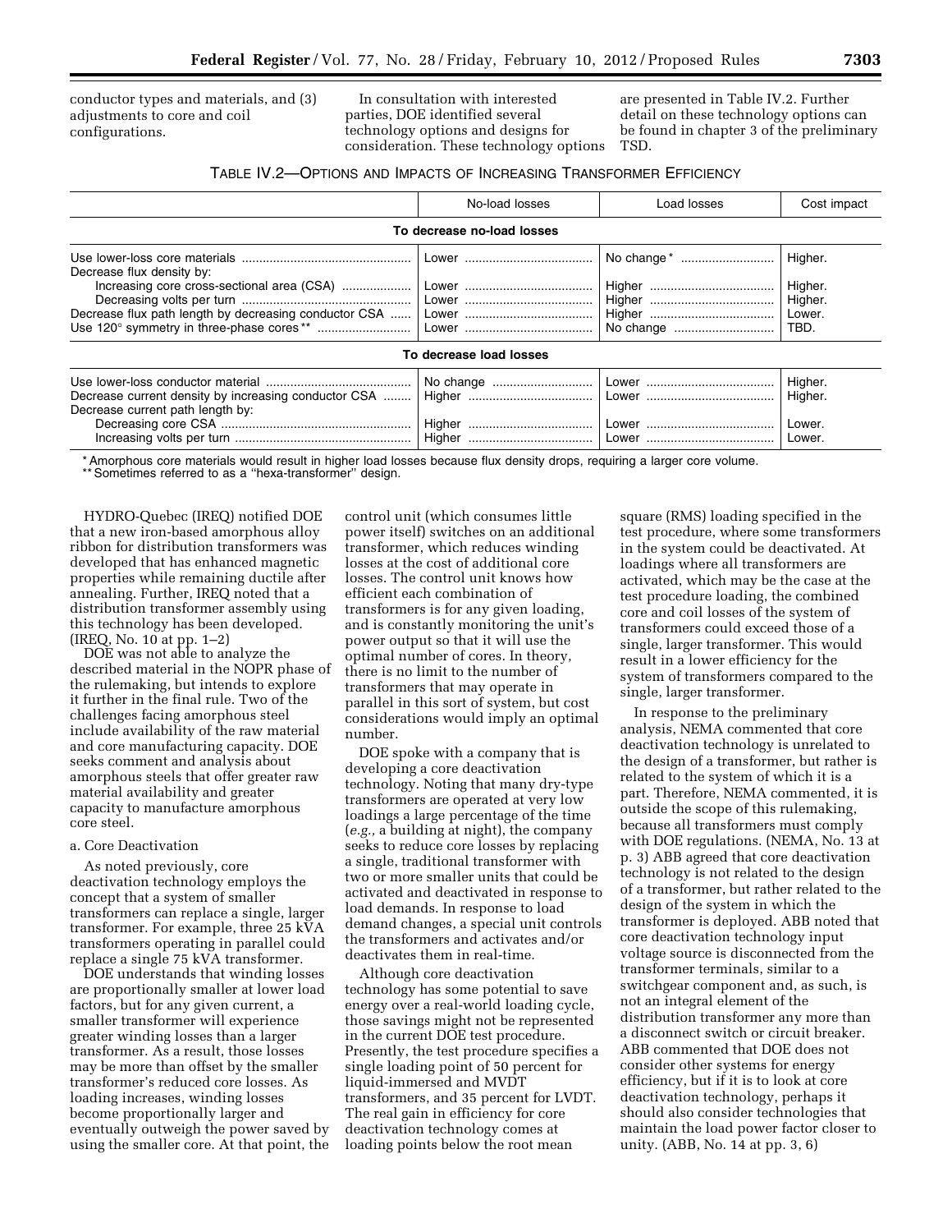conductor types and materials, and (3) adjustments to core and coil configurations.

In consultation with interested parties, DOE identified several technology options and designs for consideration. These technology options are presented in Table IV.2. Further detail on these technology options can be found in chapter 3 of the preliminary TSD.

TABLE IV.2—OPTIONS AND IMPACTS OF INCREASING TRANSFORMER EFFICIENCY

| | No-load losses | Load losses | Cost impact |
|---|---|---|---|
| **To decrease no-load losses** | | | |
| Use lower-loss core materials | Lower | No change* | Higher. |
| Decrease flux density by: | | | |
| Increasing core cross-sectional area (CSA) | Lower | Higher | Higher. |
| Decreasing volts per turn | Lower | Higher | Higher. |
| Decrease flux path length by decreasing conductor CSA | Lower | Higher | Lower. |
| Use 120° symmetry in three-phase cores** | Lower | No change | TBD. |
| **To decrease load losses** | | | |
| Use lower-loss conductor material | No change | Lower | Higher. |
| Decrease current density by increasing conductor CSA | Higher | Lower | Higher. |
| Decrease current path length by: | | | |
| Decreasing core CSA | Higher | Lower | Lower. |
| Increasing volts per turn | Higher | Lower | Lower. |

\* Amorphous core materials would result in higher load losses because flux density drops, requiring a larger core volume.
\** Sometimes referred to as a "hexa-transformer" design.

HYDRO-Quebec (IREQ) notified DOE that a new iron-based amorphous alloy ribbon for distribution transformers was developed that has enhanced magnetic properties while remaining ductile after annealing. Further, IREQ noted that a distribution transformer assembly using this technology has been developed. (IREQ, No. 10 at pp. 1–2)

DOE was not able to analyze the described material in the NOPR phase of the rulemaking, but intends to explore it further in the final rule. Two of the challenges facing amorphous steel include availability of the raw material and core manufacturing capacity. DOE seeks comment and analysis about amorphous steels that offer greater raw material availability and greater capacity to manufacture amorphous core steel.

a. Core Deactivation

As noted previously, core deactivation technology employs the concept that a system of smaller transformers can replace a single, larger transformer. For example, three 25 kVA transformers operating in parallel could replace a single 75 kVA transformer.

DOE understands that winding losses are proportionally smaller at lower load factors, but for any given current, a smaller transformer will experience greater winding losses than a larger transformer. As a result, those losses may be more than offset by the smaller transformer's reduced core losses. As loading increases, winding losses become proportionally larger and eventually outweigh the power saved by using the smaller core. At that point, the control unit (which consumes little power itself) switches on an additional transformer, which reduces winding losses at the cost of additional core losses. The control unit knows how efficient each combination of transformers is for any given loading, and is constantly monitoring the unit's power output so that it will use the optimal number of cores. In theory, there is no limit to the number of transformers that may operate in parallel in this sort of system, but cost considerations would imply an optimal number.

DOE spoke with a company that is developing a core deactivation technology. Noting that many dry-type transformers are operated at very low loadings a large percentage of the time (*e.g.,* a building at night), the company seeks to reduce core losses by replacing a single, traditional transformer with two or more smaller units that could be activated and deactivated in response to load demands. In response to load demand changes, a special unit controls the transformers and activates and/or deactivates them in real-time.

Although core deactivation technology has some potential to save energy over a real-world loading cycle, those savings might not be represented in the current DOE test procedure. Presently, the test procedure specifies a single loading point of 50 percent for liquid-immersed and MVDT transformers, and 35 percent for LVDT. The real gain in efficiency for core deactivation technology comes at loading points below the root mean square (RMS) loading specified in the test procedure, where some transformers in the system could be deactivated. At loadings where all transformers are activated, which may be the case at the test procedure loading, the combined core and coil losses of the system of transformers could exceed those of a single, larger transformer. This would result in a lower efficiency for the system of transformers compared to the single, larger transformer.

In response to the preliminary analysis, NEMA commented that core deactivation technology is unrelated to the design of a transformer, but rather is related to the system of which it is a part. Therefore, NEMA commented, it is outside the scope of this rulemaking, because all transformers must comply with DOE regulations. (NEMA, No. 13 at p. 3) ABB agreed that core deactivation technology is not related to the design of a transformer, but rather related to the design of the system in which the transformer is deployed. ABB noted that core deactivation technology input voltage source is disconnected from the transformer terminals, similar to a switchgear component and, as such, is not an integral element of the distribution transformer any more than a disconnect switch or circuit breaker. ABB commented that DOE does not consider other systems for energy efficiency, but if it is to look at core deactivation technology, perhaps it should also consider technologies that maintain the load power factor closer to unity. (ABB, No. 14 at pp. 3, 6)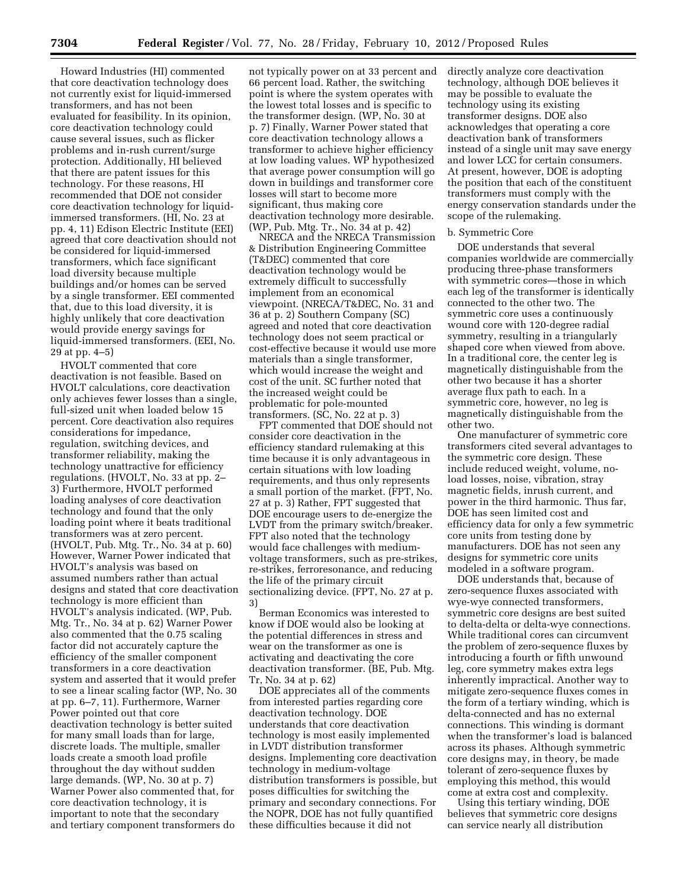Howard Industries (HI) commented that core deactivation technology does not currently exist for liquid-immersed transformers, and has not been evaluated for feasibility. In its opinion, core deactivation technology could cause several issues, such as flicker problems and in-rush current/surge protection. Additionally, HI believed that there are patent issues for this technology. For these reasons, HI recommended that DOE not consider core deactivation technology for liquid-immersed transformers. (HI, No. 23 at pp. 4, 11) Edison Electric Institute (EEI) agreed that core deactivation should not be considered for liquid-immersed transformers, which face significant load diversity because multiple buildings and/or homes can be served by a single transformer. EEI commented that, due to this load diversity, it is highly unlikely that core deactivation would provide energy savings for liquid-immersed transformers. (EEI, No. 29 at pp. 4–5)

HVOLT commented that core deactivation is not feasible. Based on HVOLT calculations, core deactivation only achieves fewer losses than a single, full-sized unit when loaded below 15 percent. Core deactivation also requires considerations for impedance, regulation, switching devices, and transformer reliability, making the technology unattractive for efficiency regulations. (HVOLT, No. 33 at pp. 2–3) Furthermore, HVOLT performed loading analyses of core deactivation technology and found that the only loading point where it beats traditional transformers was at zero percent. (HVOLT, Pub. Mtg. Tr., No. 34 at p. 60) However, Warner Power indicated that HVOLT's analysis was based on assumed numbers rather than actual designs and stated that core deactivation technology is more efficient than HVOLT's analysis indicated. (WP, Pub. Mtg. Tr., No. 34 at p. 62) Warner Power also commented that the 0.75 scaling factor did not accurately capture the efficiency of the smaller component transformers in a core deactivation system and asserted that it would prefer to see a linear scaling factor (WP, No. 30 at pp. 6–7, 11). Furthermore, Warner Power pointed out that core deactivation technology is better suited for many small loads than for large, discrete loads. The multiple, smaller loads create a smooth load profile throughout the day without sudden large demands. (WP, No. 30 at p. 7) Warner Power also commented that, for core deactivation technology, it is important to note that the secondary and tertiary component transformers do not typically power on at 33 percent and 66 percent load. Rather, the switching point is where the system operates with the lowest total losses and is specific to the transformer design. (WP, No. 30 at p. 7) Finally, Warner Power stated that core deactivation technology allows a transformer to achieve higher efficiency at low loading values. WP hypothesized that average power consumption will go down in buildings and transformer core losses will start to become more significant, thus making core deactivation technology more desirable. (WP, Pub. Mtg. Tr., No. 34 at p. 42)

NRECA and the NRECA Transmission & Distribution Engineering Committee (T&DEC) commented that core deactivation technology would be extremely difficult to successfully implement from an economical viewpoint. (NRECA/T&DEC, No. 31 and 36 at p. 2) Southern Company (SC) agreed and noted that core deactivation technology does not seem practical or cost-effective because it would use more materials than a single transformer, which would increase the weight and cost of the unit. SC further noted that the increased weight could be problematic for pole-mounted transformers. (SC, No. 22 at p. 3)

FPT commented that DOE should not consider core deactivation in the efficiency standard rulemaking at this time because it is only advantageous in certain situations with low loading requirements, and thus only represents a small portion of the market. (FPT, No. 27 at p. 3) Rather, FPT suggested that DOE encourage users to de-energize the LVDT from the primary switch/breaker. FPT also noted that the technology would face challenges with medium-voltage transformers, such as pre-strikes, re-strikes, ferroresonance, and reducing the life of the primary circuit sectionalizing device. (FPT, No. 27 at p. 3)

Berman Economics was interested to know if DOE would also be looking at the potential differences in stress and wear on the transformer as one is activating and deactivating the core deactivation transformer. (BE, Pub. Mtg. Tr, No. 34 at p. 62)

DOE appreciates all of the comments from interested parties regarding core deactivation technology. DOE understands that core deactivation technology is most easily implemented in LVDT distribution transformer designs. Implementing core deactivation technology in medium-voltage distribution transformers is possible, but poses difficulties for switching the primary and secondary connections. For the NOPR, DOE has not fully quantified these difficulties because it did not directly analyze core deactivation technology, although DOE believes it may be possible to evaluate the technology using its existing transformer designs. DOE also acknowledges that operating a core deactivation bank of transformers instead of a single unit may save energy and lower LCC for certain consumers. At present, however, DOE is adopting the position that each of the constituent transformers must comply with the energy conservation standards under the scope of the rulemaking.

b. Symmetric Core

DOE understands that several companies worldwide are commercially producing three-phase transformers with symmetric cores—those in which each leg of the transformer is identically connected to the other two. The symmetric core uses a continuously wound core with 120-degree radial symmetry, resulting in a triangularly shaped core when viewed from above. In a traditional core, the center leg is magnetically distinguishable from the other two because it has a shorter average flux path to each. In a symmetric core, however, no leg is magnetically distinguishable from the other two.

One manufacturer of symmetric core transformers cited several advantages to the symmetric core design. These include reduced weight, volume, no-load losses, noise, vibration, stray magnetic fields, inrush current, and power in the third harmonic. Thus far, DOE has seen limited cost and efficiency data for only a few symmetric core units from testing done by manufacturers. DOE has not seen any designs for symmetric core units modeled in a software program.

DOE understands that, because of zero-sequence fluxes associated with wye-wye connected transformers, symmetric core designs are best suited to delta-delta or delta-wye connections. While traditional cores can circumvent the problem of zero-sequence fluxes by introducing a fourth or fifth unwound leg, core symmetry makes extra legs inherently impractical. Another way to mitigate zero-sequence fluxes comes in the form of a tertiary winding, which is delta-connected and has no external connections. This winding is dormant when the transformer's load is balanced across its phases. Although symmetric core designs may, in theory, be made tolerant of zero-sequence fluxes by employing this method, this would come at extra cost and complexity.

Using this tertiary winding, DOE believes that symmetric core designs can service nearly all distribution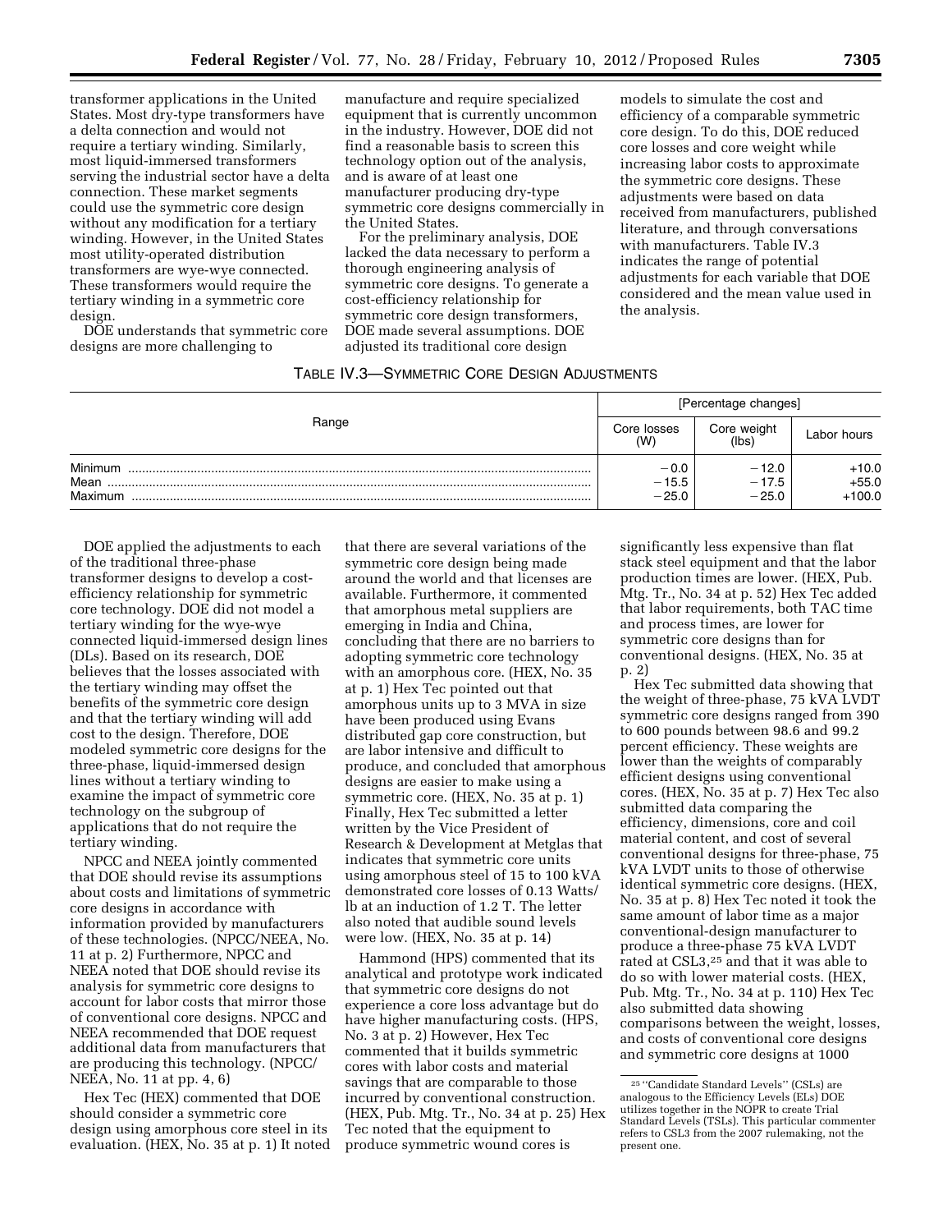transformer applications in the United States. Most dry-type transformers have a delta connection and would not require a tertiary winding. Similarly, most liquid-immersed transformers serving the industrial sector have a delta connection. These market segments could use the symmetric core design without any modification for a tertiary winding. However, in the United States most utility-operated distribution transformers are wye-wye connected. These transformers would require the tertiary winding in a symmetric core design.

DOE understands that symmetric core designs are more challenging to manufacture and require specialized equipment that is currently uncommon in the industry. However, DOE did not find a reasonable basis to screen this technology option out of the analysis, and is aware of at least one manufacturer producing dry-type symmetric core designs commercially in the United States.

For the preliminary analysis, DOE lacked the data necessary to perform a thorough engineering analysis of symmetric core designs. To generate a cost-efficiency relationship for symmetric core design transformers, DOE made several assumptions. DOE adjusted its traditional core design models to simulate the cost and efficiency of a comparable symmetric core design. To do this, DOE reduced core losses and core weight while increasing labor costs to approximate the symmetric core designs. These adjustments were based on data received from manufacturers, published literature, and through conversations with manufacturers. Table IV.3 indicates the range of potential adjustments for each variable that DOE considered and the mean value used in the analysis.

TABLE IV.3—SYMMETRIC CORE DESIGN ADJUSTMENTS

| Range | [Percentage changes] | | |
|---|---|---|---|
| | Core losses (W) | Core weight (lbs) | Labor hours |
| Minimum | −0.0 | −12.0 | +10.0 |
| Mean | −15.5 | −17.5 | +55.0 |
| Maximum | −25.0 | −25.0 | +100.0 |

DOE applied the adjustments to each of the traditional three-phase transformer designs to develop a cost-efficiency relationship for symmetric core technology. DOE did not model a tertiary winding for the wye-wye connected liquid-immersed design lines (DLs). Based on its research, DOE believes that the losses associated with the tertiary winding may offset the benefits of the symmetric core design and that the tertiary winding will add cost to the design. Therefore, DOE modeled symmetric core designs for the three-phase, liquid-immersed design lines without a tertiary winding to examine the impact of symmetric core technology on the subgroup of applications that do not require the tertiary winding.

NPCC and NEEA jointly commented that DOE should revise its assumptions about costs and limitations of symmetric core designs in accordance with information provided by manufacturers of these technologies. (NPCC/NEEA, No. 11 at p. 2) Furthermore, NPCC and NEEA noted that DOE should revise its analysis for symmetric core designs to account for labor costs that mirror those of conventional core designs. NPCC and NEEA recommended that DOE request additional data from manufacturers that are producing this technology. (NPCC/NEEA, No. 11 at pp. 4, 6)

Hex Tec (HEX) commented that DOE should consider a symmetric core design using amorphous core steel in its evaluation. (HEX, No. 35 at p. 1) It noted that there are several variations of the symmetric core design being made around the world and that licenses are available. Furthermore, it commented that amorphous metal suppliers are emerging in India and China, concluding that there are no barriers to adopting symmetric core technology with an amorphous core. (HEX, No. 35 at p. 1) Hex Tec pointed out that amorphous units up to 3 MVA in size have been produced using Evans distributed gap core construction, but are labor intensive and difficult to produce, and concluded that amorphous designs are easier to make using a symmetric core. (HEX, No. 35 at p. 1) Finally, Hex Tec submitted a letter written by the Vice President of Research & Development at Metglas that indicates that symmetric core units using amorphous steel of 15 to 100 kVA demonstrated core losses of 0.13 Watts/lb at an induction of 1.2 T. The letter also noted that audible sound levels were low. (HEX, No. 35 at p. 14)

Hammond (HPS) commented that its analytical and prototype work indicated that symmetric core designs do not experience a core loss advantage but do have higher manufacturing costs. (HPS, No. 3 at p. 2) However, Hex Tec commented that it builds symmetric cores with labor costs and material savings that are comparable to those incurred by conventional construction. (HEX, Pub. Mtg. Tr., No. 34 at p. 25) Hex Tec noted that the equipment to produce symmetric wound cores is significantly less expensive than flat stack steel equipment and that the labor production times are lower. (HEX, Pub. Mtg. Tr., No. 34 at p. 52) Hex Tec added that labor requirements, both TAC time and process times, are lower for symmetric core designs than for conventional designs. (HEX, No. 35 at p. 2)

Hex Tec submitted data showing that the weight of three-phase, 75 kVA LVDT symmetric core designs ranged from 390 to 600 pounds between 98.6 and 99.2 percent efficiency. These weights are lower than the weights of comparably efficient designs using conventional cores. (HEX, No. 35 at p. 7) Hex Tec also submitted data comparing the efficiency, dimensions, core and coil material content, and cost of several conventional designs for three-phase, 75 kVA LVDT units to those of otherwise identical symmetric core designs. (HEX, No. 35 at p. 8) Hex Tec noted it took the same amount of labor time as a major conventional-design manufacturer to produce a three-phase 75 kVA LVDT rated at CSL3,[25] and that it was able to do so with lower material costs. (HEX, Pub. Mtg. Tr., No. 34 at p. 110) Hex Tec also submitted data showing comparisons between the weight, losses, and costs of conventional core designs and symmetric core designs at 1000

[25] "Candidate Standard Levels" (CSLs) are analogous to the Efficiency Levels (ELs) DOE utilizes together in the NOPR to create Trial Standard Levels (TSLs). This particular commenter refers to CSL3 from the 2007 rulemaking, not the present one.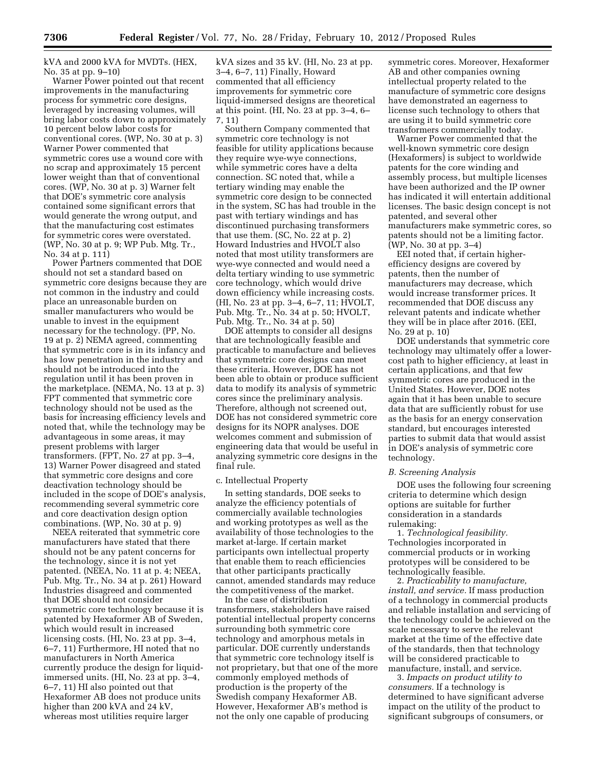kVA and 2000 kVA for MVDTs. (HEX, No. 35 at pp. 9–10)

Warner Power pointed out that recent improvements in the manufacturing process for symmetric core designs, leveraged by increasing volumes, will bring labor costs down to approximately 10 percent below labor costs for conventional cores. (WP, No. 30 at p. 3) Warner Power commented that symmetric cores use a wound core with no scrap and approximately 15 percent lower weight than that of conventional cores. (WP, No. 30 at p. 3) Warner felt that DOE's symmetric core analysis contained some significant errors that would generate the wrong output, and that the manufacturing cost estimates for symmetric cores were overstated. (WP, No. 30 at p. 9; WP Pub. Mtg. Tr., No. 34 at p. 111)

Power Partners commented that DOE should not set a standard based on symmetric core designs because they are not common in the industry and could place an unreasonable burden on smaller manufacturers who would be unable to invest in the equipment necessary for the technology. (PP, No. 19 at p. 2) NEMA agreed, commenting that symmetric core is in its infancy and has low penetration in the industry and should not be introduced into the regulation until it has been proven in the marketplace. (NEMA, No. 13 at p. 3) FPT commented that symmetric core technology should not be used as the basis for increasing efficiency levels and noted that, while the technology may be advantageous in some areas, it may present problems with larger transformers. (FPT, No. 27 at pp. 3–4, 13) Warner Power disagreed and stated that symmetric core designs and core deactivation technology should be included in the scope of DOE's analysis, recommending several symmetric core and core deactivation design option combinations. (WP, No. 30 at p. 9)

NEEA reiterated that symmetric core manufacturers have stated that there should not be any patent concerns for the technology, since it is not yet patented. (NEEA, No. 11 at p. 4; NEEA, Pub. Mtg. Tr., No. 34 at p. 261) Howard Industries disagreed and commented that DOE should not consider symmetric core technology because it is patented by Hexaformer AB of Sweden, which would result in increased licensing costs. (HI, No. 23 at pp. 3–4, 6–7, 11) Furthermore, HI noted that no manufacturers in North America currently produce the design for liquid-immersed units. (HI, No. 23 at pp. 3–4, 6–7, 11) HI also pointed out that Hexaformer AB does not produce units higher than 200 kVA and 24 kV, whereas most utilities require larger kVA sizes and 35 kV. (HI, No. 23 at pp. 3–4, 6–7, 11) Finally, Howard commented that all efficiency improvements for symmetric core liquid-immersed designs are theoretical at this point. (HI, No. 23 at pp. 3–4, 6–7, 11)

Southern Company commented that symmetric core technology is not feasible for utility applications because they require wye-wye connections, while symmetric cores have a delta connection. SC noted that, while a tertiary winding may enable the symmetric core design to be connected in the system, SC has had trouble in the past with tertiary windings and has discontinued purchasing transformers that use them. (SC, No. 22 at p. 2) Howard Industries and HVOLT also noted that most utility transformers are wye-wye connected and would need a delta tertiary winding to use symmetric core technology, which would drive down efficiency while increasing costs. (HI, No. 23 at pp. 3–4, 6–7, 11; HVOLT, Pub. Mtg. Tr., No. 34 at p. 50; HVOLT, Pub. Mtg. Tr., No. 34 at p. 50)

DOE attempts to consider all designs that are technologically feasible and practicable to manufacture and believes that symmetric core designs can meet these criteria. However, DOE has not been able to obtain or produce sufficient data to modify its analysis of symmetric cores since the preliminary analysis. Therefore, although not screened out, DOE has not considered symmetric core designs for its NOPR analyses. DOE welcomes comment and submission of engineering data that would be useful in analyzing symmetric core designs in the final rule.

c. Intellectual Property

In setting standards, DOE seeks to analyze the efficiency potentials of commercially available technologies and working prototypes as well as the availability of those technologies to the market at-large. If certain market participants own intellectual property that enable them to reach efficiencies that other participants practically cannot, amended standards may reduce the competitiveness of the market.

In the case of distribution transformers, stakeholders have raised potential intellectual property concerns surrounding both symmetric core technology and amorphous metals in particular. DOE currently understands that symmetric core technology itself is not proprietary, but that one of the more commonly employed methods of production is the property of the Swedish company Hexaformer AB. However, Hexaformer AB's method is not the only one capable of producing symmetric cores. Moreover, Hexaformer AB and other companies owning intellectual property related to the manufacture of symmetric core designs have demonstrated an eagerness to license such technology to others that are using it to build symmetric core transformers commercially today.

Warner Power commented that the well-known symmetric core design (Hexaformers) is subject to worldwide patents for the core winding and assembly process, but multiple licenses have been authorized and the IP owner has indicated it will entertain additional licenses. The basic design concept is not patented, and several other manufacturers make symmetric cores, so patents should not be a limiting factor. (WP, No. 30 at pp. 3–4)

EEI noted that, if certain higher-efficiency designs are covered by patents, then the number of manufacturers may decrease, which would increase transformer prices. It recommended that DOE discuss any relevant patents and indicate whether they will be in place after 2016. (EEI, No. 29 at p. 10)

DOE understands that symmetric core technology may ultimately offer a lower-cost path to higher efficiency, at least in certain applications, and that few symmetric cores are produced in the United States. However, DOE notes again that it has been unable to secure data that are sufficiently robust for use as the basis for an energy conservation standard, but encourages interested parties to submit data that would assist in DOE's analysis of symmetric core technology.

### B. Screening Analysis

DOE uses the following four screening criteria to determine which design options are suitable for further consideration in a standards rulemaking:

1. *Technological feasibility.* Technologies incorporated in commercial products or in working prototypes will be considered to be technologically feasible.

2. *Practicability to manufacture, install, and service.* If mass production of a technology in commercial products and reliable installation and servicing of the technology could be achieved on the scale necessary to serve the relevant market at the time of the effective date of the standards, then that technology will be considered practicable to manufacture, install, and service.

3. *Impacts on product utility to consumers.* If a technology is determined to have significant adverse impact on the utility of the product to significant subgroups of consumers, or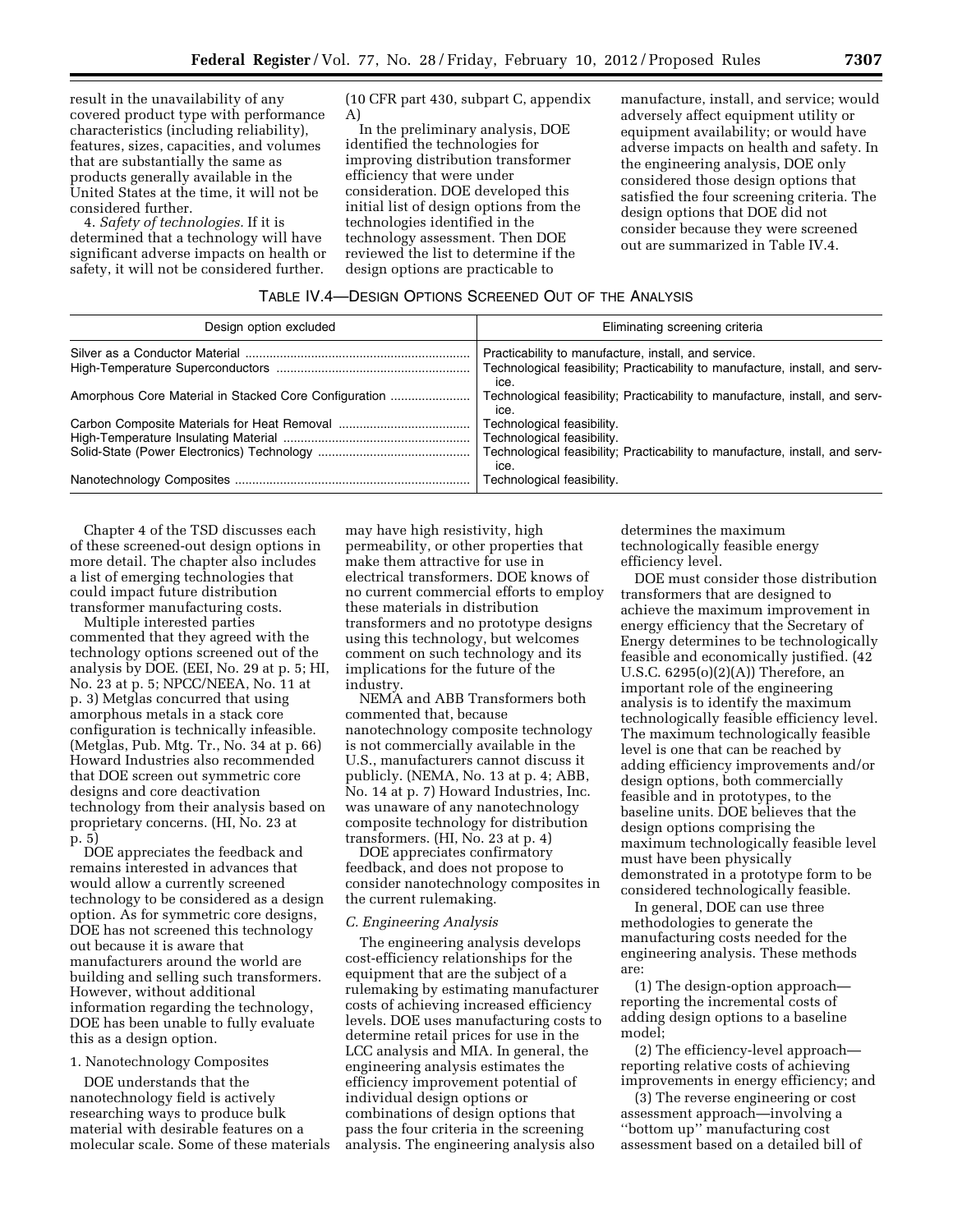result in the unavailability of any covered product type with performance characteristics (including reliability), features, sizes, capacities, and volumes that are substantially the same as products generally available in the United States at the time, it will not be considered further.

4. *Safety of technologies.* If it is determined that a technology will have significant adverse impacts on health or safety, it will not be considered further. (10 CFR part 430, subpart C, appendix A)

In the preliminary analysis, DOE identified the technologies for improving distribution transformer efficiency that were under consideration. DOE developed this initial list of design options from the technologies identified in the technology assessment. Then DOE reviewed the list to determine if the design options are practicable to manufacture, install, and service; would adversely affect equipment utility or equipment availability; or would have adverse impacts on health and safety. In the engineering analysis, DOE only considered those design options that satisfied the four screening criteria. The design options that DOE did not consider because they were screened out are summarized in Table IV.4.

TABLE IV.4—DESIGN OPTIONS SCREENED OUT OF THE ANALYSIS

| Design option excluded | Eliminating screening criteria |
| --- | --- |
| Silver as a Conductor Material | Practicability to manufacture, install, and service. |
| High-Temperature Superconductors | Technological feasibility; Practicability to manufacture, install, and service. |
| Amorphous Core Material in Stacked Core Configuration | Technological feasibility; Practicability to manufacture, install, and service. |
| Carbon Composite Materials for Heat Removal | Technological feasibility. |
| High-Temperature Insulating Material | Technological feasibility. |
| Solid-State (Power Electronics) Technology | Technological feasibility; Practicability to manufacture, install, and service. |
| Nanotechnology Composites | Technological feasibility. |

Chapter 4 of the TSD discusses each of these screened-out design options in more detail. The chapter also includes a list of emerging technologies that could impact future distribution transformer manufacturing costs.

Multiple interested parties commented that they agreed with the technology options screened out of the analysis by DOE. (EEI, No. 29 at p. 5; HI, No. 23 at p. 5; NPCC/NEEA, No. 11 at p. 3) Metglas concurred that using amorphous metals in a stack core configuration is technically infeasible. (Metglas, Pub. Mtg. Tr., No. 34 at p. 66) Howard Industries also recommended that DOE screen out symmetric core designs and core deactivation technology from their analysis based on proprietary concerns. (HI, No. 23 at p. 5)

DOE appreciates the feedback and remains interested in advances that would allow a currently screened technology to be considered as a design option. As for symmetric core designs, DOE has not screened this technology out because it is aware that manufacturers around the world are building and selling such transformers. However, without additional information regarding the technology, DOE has been unable to fully evaluate this as a design option.

1. Nanotechnology Composites

DOE understands that the nanotechnology field is actively researching ways to produce bulk material with desirable features on a molecular scale. Some of these materials may have high resistivity, high permeability, or other properties that make them attractive for use in electrical transformers. DOE knows of no current commercial efforts to employ these materials in distribution transformers and no prototype designs using this technology, but welcomes comment on such technology and its implications for the future of the industry.

NEMA and ABB Transformers both commented that, because nanotechnology composite technology is not commercially available in the U.S., manufacturers cannot discuss it publicly. (NEMA, No. 13 at p. 4; ABB, No. 14 at p. 7) Howard Industries, Inc. was unaware of any nanotechnology composite technology for distribution transformers. (HI, No. 23 at p. 4)

DOE appreciates confirmatory feedback, and does not propose to consider nanotechnology composites in the current rulemaking.

*C. Engineering Analysis*

The engineering analysis develops cost-efficiency relationships for the equipment that are the subject of a rulemaking by estimating manufacturer costs of achieving increased efficiency levels. DOE uses manufacturing costs to determine retail prices for use in the LCC analysis and MIA. In general, the engineering analysis estimates the efficiency improvement potential of individual design options or combinations of design options that pass the four criteria in the screening analysis. The engineering analysis also determines the maximum technologically feasible energy efficiency level.

DOE must consider those distribution transformers that are designed to achieve the maximum improvement in energy efficiency that the Secretary of Energy determines to be technologically feasible and economically justified. (42 U.S.C. 6295(o)(2)(A)) Therefore, an important role of the engineering analysis is to identify the maximum technologically feasible efficiency level. The maximum technologically feasible level is one that can be reached by adding efficiency improvements and/or design options, both commercially feasible and in prototypes, to the baseline units. DOE believes that the design options comprising the maximum technologically feasible level must have been physically demonstrated in a prototype form to be considered technologically feasible.

In general, DOE can use three methodologies to generate the manufacturing costs needed for the engineering analysis. These methods are:

(1) The design-option approach—reporting the incremental costs of adding design options to a baseline model;

(2) The efficiency-level approach—reporting relative costs of achieving improvements in energy efficiency; and

(3) The reverse engineering or cost assessment approach—involving a "bottom up" manufacturing cost assessment based on a detailed bill of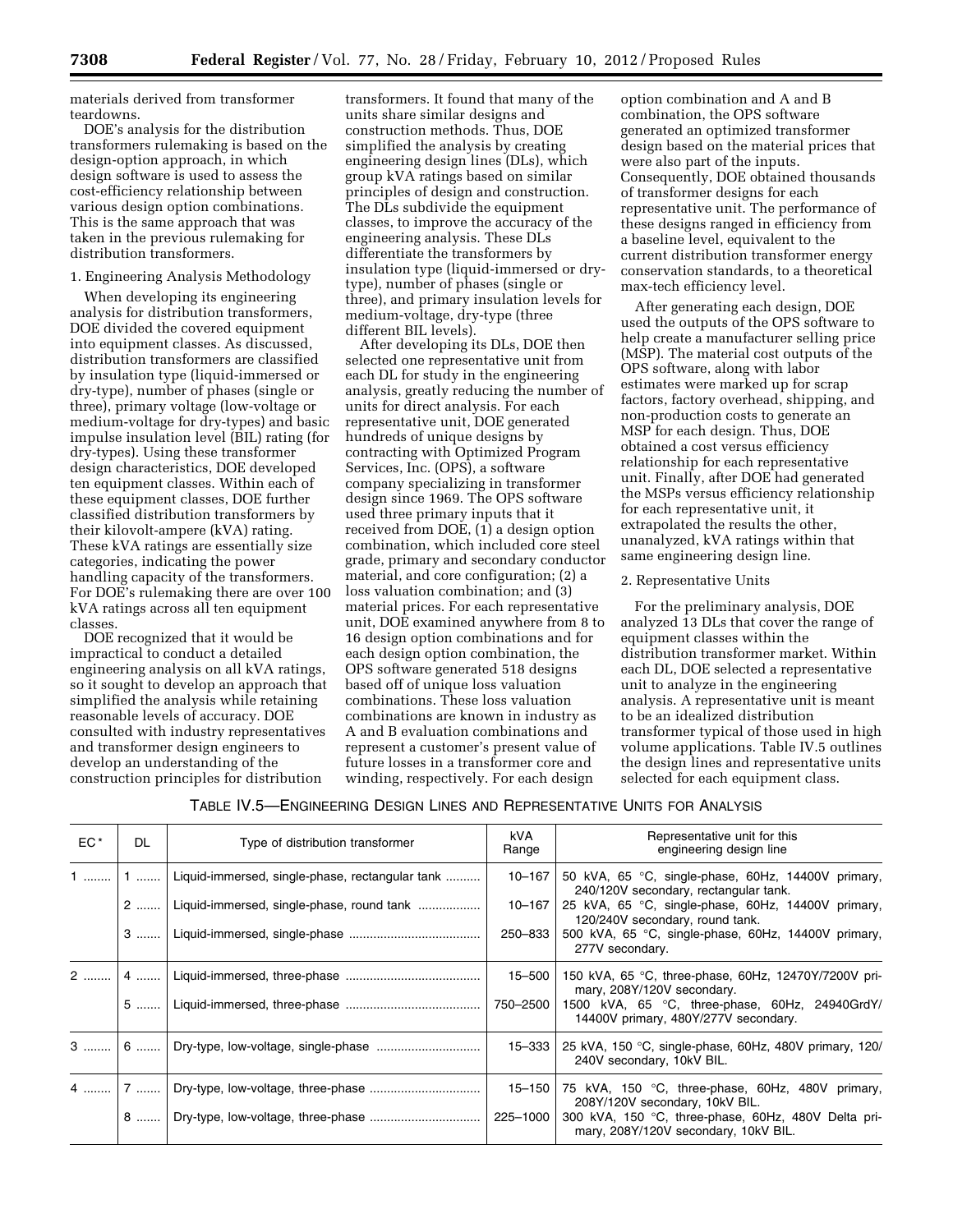materials derived from transformer teardowns.

DOE's analysis for the distribution transformers rulemaking is based on the design-option approach, in which design software is used to assess the cost-efficiency relationship between various design option combinations. This is the same approach that was taken in the previous rulemaking for distribution transformers.

1. Engineering Analysis Methodology

When developing its engineering analysis for distribution transformers, DOE divided the covered equipment into equipment classes. As discussed, distribution transformers are classified by insulation type (liquid-immersed or dry-type), number of phases (single or three), primary voltage (low-voltage or medium-voltage for dry-types) and basic impulse insulation level (BIL) rating (for dry-types). Using these transformer design characteristics, DOE developed ten equipment classes. Within each of these equipment classes, DOE further classified distribution transformers by their kilovolt-ampere (kVA) rating. These kVA ratings are essentially size categories, indicating the power handling capacity of the transformers. For DOE's rulemaking there are over 100 kVA ratings across all ten equipment classes.

DOE recognized that it would be impractical to conduct a detailed engineering analysis on all kVA ratings, so it sought to develop an approach that simplified the analysis while retaining reasonable levels of accuracy. DOE consulted with industry representatives and transformer design engineers to develop an understanding of the construction principles for distribution transformers. It found that many of the units share similar designs and construction methods. Thus, DOE simplified the analysis by creating engineering design lines (DLs), which group kVA ratings based on similar principles of design and construction. The DLs subdivide the equipment classes, to improve the accuracy of the engineering analysis. These DLs differentiate the transformers by insulation type (liquid-immersed or dry-type), number of phases (single or three), and primary insulation levels for medium-voltage, dry-type (three different BIL levels).

After developing its DLs, DOE then selected one representative unit from each DL for study in the engineering analysis, greatly reducing the number of units for direct analysis. For each representative unit, DOE generated hundreds of unique designs by contracting with Optimized Program Services, Inc. (OPS), a software company specializing in transformer design since 1969. The OPS software used three primary inputs that it received from DOE, (1) a design option combination, which included core steel grade, primary and secondary conductor material, and core configuration; (2) a loss valuation combination; and (3) material prices. For each representative unit, DOE examined anywhere from 8 to 16 design option combinations and for each design option combination, the OPS software generated 518 designs based off of unique loss valuation combinations. These loss valuation combinations are known in industry as A and B evaluation combinations and represent a customer's present value of future losses in a transformer core and winding, respectively. For each design option combination and A and B combination, the OPS software generated an optimized transformer design based on the material prices that were also part of the inputs. Consequently, DOE obtained thousands of transformer designs for each representative unit. The performance of these designs ranged in efficiency from a baseline level, equivalent to the current distribution transformer energy conservation standards, to a theoretical max-tech efficiency level.

After generating each design, DOE used the outputs of the OPS software to help create a manufacturer selling price (MSP). The material cost outputs of the OPS software, along with labor estimates were marked up for scrap factors, factory overhead, shipping, and non-production costs to generate an MSP for each design. Thus, DOE obtained a cost versus efficiency relationship for each representative unit. Finally, after DOE had generated the MSPs versus efficiency relationship for each representative unit, it extrapolated the results the other, unanalyzed, kVA ratings within that same engineering design line.

2. Representative Units

For the preliminary analysis, DOE analyzed 13 DLs that cover the range of equipment classes within the distribution transformer market. Within each DL, DOE selected a representative unit to analyze in the engineering analysis. A representative unit is meant to be an idealized distribution transformer typical of those used in high volume applications. Table IV.5 outlines the design lines and representative units selected for each equipment class.

TABLE IV.5—ENGINEERING DESIGN LINES AND REPRESENTATIVE UNITS FOR ANALYSIS

| EC* | DL | Type of distribution transformer | kVA Range | Representative unit for this engineering design line |
|---|---|---|---|---|
| 1 | 1 | Liquid-immersed, single-phase, rectangular tank | 10–167 | 50 kVA, 65 °C, single-phase, 60Hz, 14400V primary, 240/120V secondary, rectangular tank. |
| | 2 | Liquid-immersed, single-phase, round tank | 10–167 | 25 kVA, 65 °C, single-phase, 60Hz, 14400V primary, 120/240V secondary, round tank. |
| | 3 | Liquid-immersed, single-phase | 250–833 | 500 kVA, 65 °C, single-phase, 60Hz, 14400V primary, 277V secondary. |
| 2 | 4 | Liquid-immersed, three-phase | 15–500 | 150 kVA, 65 °C, three-phase, 60Hz, 12470Y/7200V primary, 208Y/120V secondary. |
| | 5 | Liquid-immersed, three-phase | 750–2500 | 1500 kVA, 65 °C, three-phase, 60Hz, 24940GrdY/14400V primary, 480Y/277V secondary. |
| 3 | 6 | Dry-type, low-voltage, single-phase | 15–333 | 25 kVA, 150 °C, single-phase, 60Hz, 480V primary, 120/240V secondary, 10kV BIL. |
| 4 | 7 | Dry-type, low-voltage, three-phase | 15–150 | 75 kVA, 150 °C, three-phase, 60Hz, 480V primary, 208Y/120V secondary, 10kV BIL. |
| | 8 | Dry-type, low-voltage, three-phase | 225–1000 | 300 kVA, 150 °C, three-phase, 60Hz, 480V Delta primary, 208Y/120V secondary, 10kV BIL. |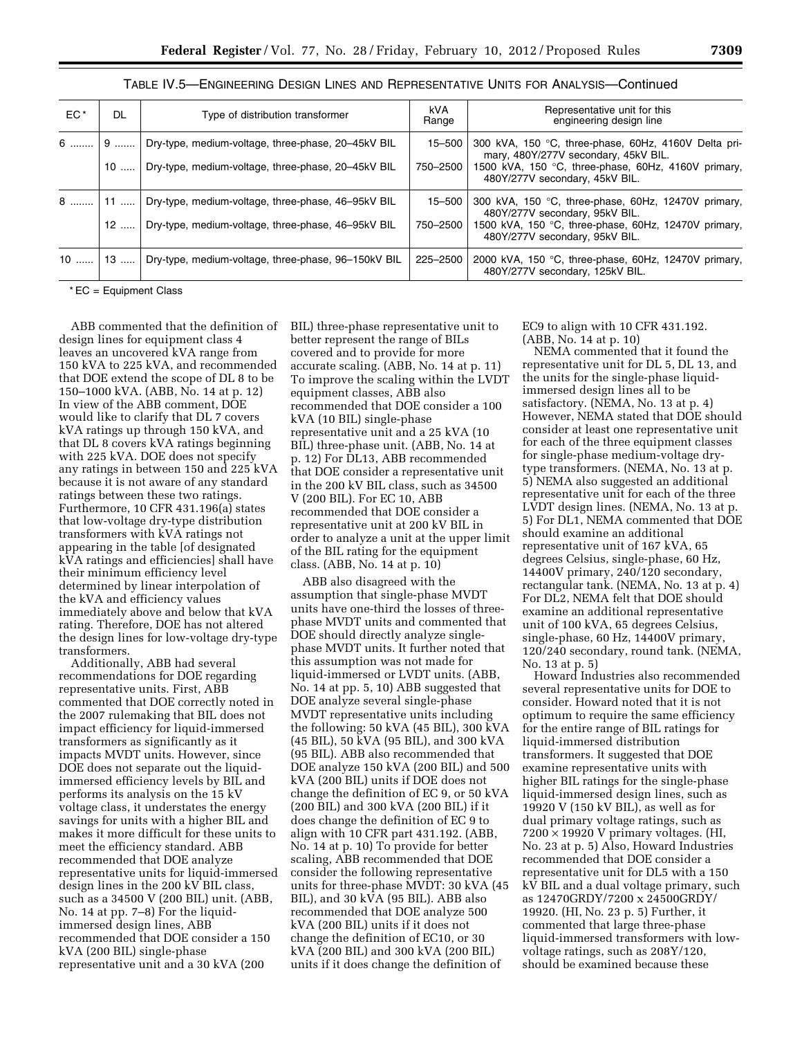TABLE IV.5—ENGINEERING DESIGN LINES AND REPRESENTATIVE UNITS FOR ANALYSIS—Continued

| EC* | DL | Type of distribution transformer | kVA Range | Representative unit for this engineering design line |
|---|---|---|---|---|
| 6 | 9 | Dry-type, medium-voltage, three-phase, 20–45kV BIL | 15–500 | 300 kVA, 150 °C, three-phase, 60Hz, 4160V Delta primary, 480Y/277V secondary, 45kV BIL. |
| | 10 | Dry-type, medium-voltage, three-phase, 20–45kV BIL | 750–2500 | 1500 kVA, 150 °C, three-phase, 60Hz, 4160V primary, 480Y/277V secondary, 45kV BIL. |
| 8 | 11 | Dry-type, medium-voltage, three-phase, 46–95kV BIL | 15–500 | 300 kVA, 150 °C, three-phase, 60Hz, 12470V primary, 480Y/277V secondary, 95kV BIL. |
| | 12 | Dry-type, medium-voltage, three-phase, 46–95kV BIL | 750–2500 | 1500 kVA, 150 °C, three-phase, 60Hz, 12470V primary, 480Y/277V secondary, 95kV BIL. |
| 10 | 13 | Dry-type, medium-voltage, three-phase, 96–150kV BIL | 225–2500 | 2000 kVA, 150 °C, three-phase, 60Hz, 12470V primary, 480Y/277V secondary, 125kV BIL. |

*EC = Equipment Class

ABB commented that the definition of design lines for equipment class 4 leaves an uncovered kVA range from 150 kVA to 225 kVA, and recommended that DOE extend the scope of DL 8 to be 150–1000 kVA. (ABB, No. 14 at p. 12) In view of the ABB comment, DOE would like to clarify that DL 7 covers kVA ratings up through 150 kVA, and that DL 8 covers kVA ratings beginning with 225 kVA. DOE does not specify any ratings in between 150 and 225 kVA because it is not aware of any standard ratings between these two ratings. Furthermore, 10 CFR 431.196(a) states that low-voltage dry-type distribution transformers with kVA ratings not appearing in the table [of designated kVA ratings and efficiencies] shall have their minimum efficiency level determined by linear interpolation of the kVA and efficiency values immediately above and below that kVA rating. Therefore, DOE has not altered the design lines for low-voltage dry-type transformers.

Additionally, ABB had several recommendations for DOE regarding representative units. First, ABB commented that DOE correctly noted in the 2007 rulemaking that BIL does not impact efficiency for liquid-immersed transformers as significantly as it impacts MVDT units. However, since DOE does not separate out the liquid-immersed efficiency levels by BIL and performs its analysis on the 15 kV voltage class, it understates the energy savings for units with a higher BIL and makes it more difficult for these units to meet the efficiency standard. ABB recommended that DOE analyze representative units for liquid-immersed design lines in the 200 kV BIL class, such as a 34500 V (200 BIL) unit. (ABB, No. 14 at pp. 7–8) For the liquid-immersed design lines, ABB recommended that DOE consider a 150 kVA (200 BIL) single-phase representative unit and a 30 kVA (200 BIL) three-phase representative unit to better represent the range of BILs covered and to provide for more accurate scaling. (ABB, No. 14 at p. 11) To improve the scaling within the LVDT equipment classes, ABB also recommended that DOE consider a 100 kVA (10 BIL) single-phase representative unit and a 25 kVA (10 BIL) three-phase unit. (ABB, No. 14 at p. 12) For DL13, ABB recommended that DOE consider a representative unit in the 200 kV BIL class, such as 34500 V (200 BIL). For EC 10, ABB recommended that DOE consider a representative unit at 200 kV BIL in order to analyze a unit at the upper limit of the BIL rating for the equipment class. (ABB, No. 14 at p. 10)

ABB also disagreed with the assumption that single-phase MVDT units have one-third the losses of three-phase MVDT units and commented that DOE should directly analyze single-phase MVDT units. It further noted that this assumption was not made for liquid-immersed or LVDT units. (ABB, No. 14 at pp. 5, 10) ABB suggested that DOE analyze several single-phase MVDT representative units including the following: 50 kVA (45 BIL), 300 kVA (45 BIL), 50 kVA (95 BIL), and 300 kVA (95 BIL). ABB also recommended that DOE analyze 150 kVA (200 BIL) and 500 kVA (200 BIL) units if DOE does not change the definition of EC 9, or 50 kVA (200 BIL) and 300 kVA (200 BIL) if it does change the definition of EC 9 to align with 10 CFR part 431.192. (ABB, No. 14 at p. 10) To provide for better scaling, ABB recommended that DOE consider the following representative units for three-phase MVDT: 30 kVA (45 BIL), and 30 kVA (95 BIL). ABB also recommended that DOE analyze 500 kVA (200 BIL) units if it does not change the definition of EC10, or 30 kVA (200 BIL) and 300 kVA (200 BIL) units if it does change the definition of EC9 to align with 10 CFR 431.192. (ABB, No. 14 at p. 10)

NEMA commented that it found the representative unit for DL 5, DL 13, and the units for the single-phase liquid-immersed design lines all to be satisfactory. (NEMA, No. 13 at p. 4) However, NEMA stated that DOE should consider at least one representative unit for each of the three equipment classes for single-phase medium-voltage dry-type transformers. (NEMA, No. 13 at p. 5) NEMA also suggested an additional representative unit for each of the three LVDT design lines. (NEMA, No. 13 at p. 5) For DL1, NEMA commented that DOE should examine an additional representative unit of 167 kVA, 65 degrees Celsius, single-phase, 60 Hz, 14400V primary, 240/120 secondary, rectangular tank. (NEMA, No. 13 at p. 4) For DL2, NEMA felt that DOE should examine an additional representative unit of 100 kVA, 65 degrees Celsius, single-phase, 60 Hz, 14400V primary, 120/240 secondary, round tank. (NEMA, No. 13 at p. 5)

Howard Industries also recommended several representative units for DOE to consider. Howard noted that it is not optimum to require the same efficiency for the entire range of BIL ratings for liquid-immersed distribution transformers. It suggested that DOE examine representative units with higher BIL ratings for the single-phase liquid-immersed design lines, such as 19920 V (150 kV BIL), as well as for dual primary voltage ratings, such as $7200 \times 19920$ V primary voltages. (HI, No. 23 at p. 5) Also, Howard Industries recommended that DOE consider a representative unit for DL5 with a 150 kV BIL and a dual voltage primary, such as 12470GRDY/7200 x 24500GRDY/19920. (HI, No. 23 p. 5) Further, it commented that large three-phase liquid-immersed transformers with low-voltage ratings, such as 208Y/120, should be examined because these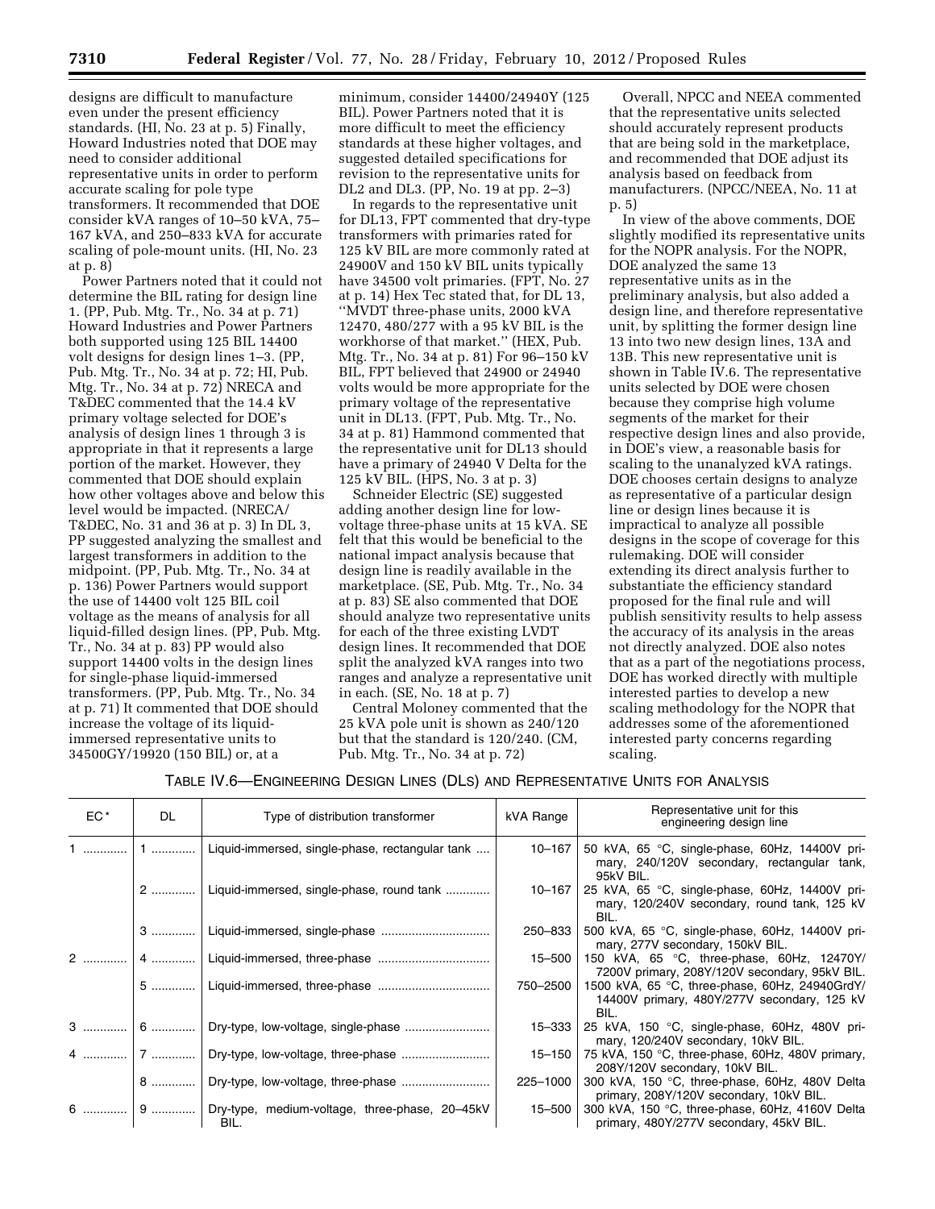designs are difficult to manufacture even under the present efficiency standards. (HI, No. 23 at p. 5) Finally, Howard Industries noted that DOE may need to consider additional representative units in order to perform accurate scaling for pole type transformers. It recommended that DOE consider kVA ranges of 10–50 kVA, 75–167 kVA, and 250–833 kVA for accurate scaling of pole-mount units. (HI, No. 23 at p. 8)

Power Partners noted that it could not determine the BIL rating for design line 1. (PP, Pub. Mtg. Tr., No. 34 at p. 71) Howard Industries and Power Partners both supported using 125 BIL 14400 volt designs for design lines 1–3. (PP, Pub. Mtg. Tr., No. 34 at p. 72; HI, Pub. Mtg. Tr., No. 34 at p. 72) NRECA and T&DEC commented that the 14.4 kV primary voltage selected for DOE's analysis of design lines 1 through 3 is appropriate in that it represents a large portion of the market. However, they commented that DOE should explain how other voltages above and below this level would be impacted. (NRECA/T&DEC, No. 31 and 36 at p. 3) In DL 3, PP suggested analyzing the smallest and largest transformers in addition to the midpoint. (PP, Pub. Mtg. Tr., No. 34 at p. 136) Power Partners would support the use of 14400 volt 125 BIL coil voltage as the means of analysis for all liquid-filled design lines. (PP, Pub. Mtg. Tr., No. 34 at p. 83) PP would also support 14400 volts in the design lines for single-phase liquid-immersed transformers. (PP, Pub. Mtg. Tr., No. 34 at p. 71) It commented that DOE should increase the voltage of its liquid-immersed representative units to 34500GY/19920 (150 BIL) or, at a minimum, consider 14400/24940Y (125 BIL). Power Partners noted that it is more difficult to meet the efficiency standards at these higher voltages, and suggested detailed specifications for revision to the representative units for DL2 and DL3. (PP, No. 19 at pp. 2–3)

In regards to the representative unit for DL13, FPT commented that dry-type transformers with primaries rated for 125 kV BIL are more commonly rated at 24900V and 150 kV BIL units typically have 34500 volt primaries. (FPT, No. 27 at p. 14) Hex Tec stated that, for DL 13, ''MVDT three-phase units, 2000 kVA 12470, 480/277 with a 95 kV BIL is the workhorse of that market.'' (HEX, Pub. Mtg. Tr., No. 34 at p. 81) For 96–150 kV BIL, FPT believed that 24900 or 24940 volts would be more appropriate for the primary voltage of the representative unit in DL13. (FPT, Pub. Mtg. Tr., No. 34 at p. 81) Hammond commented that the representative unit for DL13 should have a primary of 24940 V Delta for the 125 kV BIL. (HPS, No. 3 at p. 3)

Schneider Electric (SE) suggested adding another design line for low-voltage three-phase units at 15 kVA. SE felt that this would be beneficial to the national impact analysis because that design line is readily available in the marketplace. (SE, Pub. Mtg. Tr., No. 34 at p. 83) SE also commented that DOE should analyze two representative units for each of the three existing LVDT design lines. It recommended that DOE split the analyzed kVA ranges into two ranges and analyze a representative unit in each. (SE, No. 18 at p. 7)

Central Moloney commented that the 25 kVA pole unit is shown as 240/120 but that the standard is 120/240. (CM, Pub. Mtg. Tr., No. 34 at p. 72)

Overall, NPCC and NEEA commented that the representative units selected should accurately represent products that are being sold in the marketplace, and recommended that DOE adjust its analysis based on feedback from manufacturers. (NPCC/NEEA, No. 11 at p. 5)

In view of the above comments, DOE slightly modified its representative units for the NOPR analysis. For the NOPR, DOE analyzed the same 13 representative units as in the preliminary analysis, but also added a design line, and therefore representative unit, by splitting the former design line 13 into two new design lines, 13A and 13B. This new representative unit is shown in Table IV.6. The representative units selected by DOE were chosen because they comprise high volume segments of the market for their respective design lines and also provide, in DOE's view, a reasonable basis for scaling to the unanalyzed kVA ratings. DOE chooses certain designs to analyze as representative of a particular design line or design lines because it is impractical to analyze all possible designs in the scope of coverage for this rulemaking. DOE will consider extending its direct analysis further to substantiate the efficiency standard proposed for the final rule and will publish sensitivity results to help assess the accuracy of its analysis in the areas not directly analyzed. DOE also notes that as a part of the negotiations process, DOE has worked directly with multiple interested parties to develop a new scaling methodology for the NOPR that addresses some of the aforementioned interested party concerns regarding scaling.

TABLE IV.6—ENGINEERING DESIGN LINES (DLs) AND REPRESENTATIVE UNITS FOR ANALYSIS

| EC* | DL | Type of distribution transformer | kVA Range | Representative unit for this engineering design line |
|---|---|---|---|---|
| 1 | 1 | Liquid-immersed, single-phase, rectangular tank | 10–167 | 50 kVA, 65 °C, single-phase, 60Hz, 14400V primary, 240/120V secondary, rectangular tank, 95kV BIL. |
| | 2 | Liquid-immersed, single-phase, round tank | 10–167 | 25 kVA, 65 °C, single-phase, 60Hz, 14400V primary, 120/240V secondary, round tank, 125 kV BIL. |
| | 3 | Liquid-immersed, single-phase | 250–833 | 500 kVA, 65 °C, single-phase, 60Hz, 14400V primary, 277V secondary, 150kV BIL. |
| 2 | 4 | Liquid-immersed, three-phase | 15–500 | 150 kVA, 65 °C, three-phase, 60Hz, 12470Y/7200V primary, 208Y/120V secondary, 95kV BIL. |
| | 5 | Liquid-immersed, three-phase | 750–2500 | 1500 kVA, 65 °C, three-phase, 60Hz, 24940GrdY/14400V primary, 480Y/277V secondary, 125 kV BIL. |
| 3 | 6 | Dry-type, low-voltage, single-phase | 15–333 | 25 kVA, 150 °C, single-phase, 60Hz, 480V primary, 120/240V secondary, 10kV BIL. |
| 4 | 7 | Dry-type, low-voltage, three-phase | 15–150 | 75 kVA, 150 °C, three-phase, 60Hz, 480V primary, 208Y/120V secondary, 10kV BIL. |
| | 8 | Dry-type, low-voltage, three-phase | 225–1000 | 300 kVA, 150 °C, three-phase, 60Hz, 480V Delta primary, 208Y/120V secondary, 10kV BIL. |
| 6 | 9 | Dry-type, medium-voltage, three-phase, 20–45kV BIL. | 15–500 | 300 kVA, 150 °C, three-phase, 60Hz, 4160V Delta primary, 480Y/277V secondary, 45kV BIL. |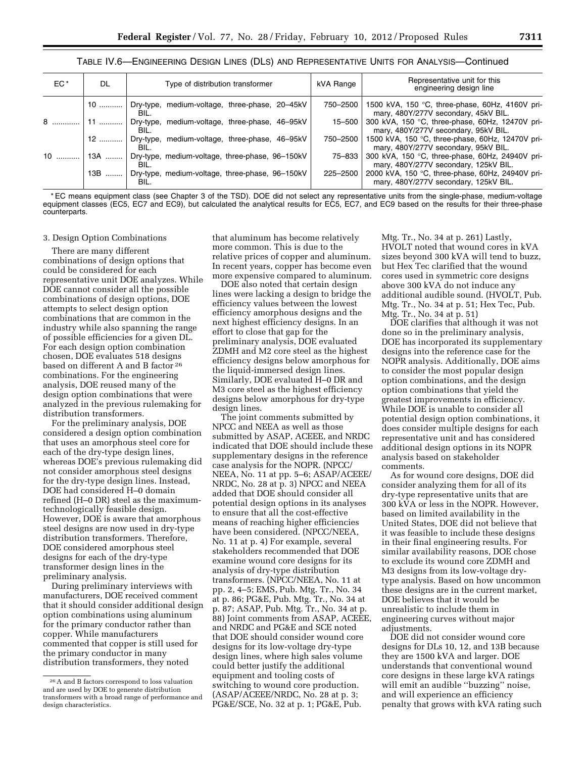TABLE IV.6—ENGINEERING DESIGN LINES (DLs) AND REPRESENTATIVE UNITS FOR ANALYSIS—Continued

| EC* | DL | Type of distribution transformer | kVA Range | Representative unit for this engineering design line |
|---|---|---|---|---|
| | 10 | Dry-type, medium-voltage, three-phase, 20–45kV BIL. | 750–2500 | 1500 kVA, 150 °C, three-phase, 60Hz, 4160V primary, 480Y/277V secondary, 45kV BIL. |
| 8 | 11 | Dry-type, medium-voltage, three-phase, 46–95kV BIL. | 15–500 | 300 kVA, 150 °C, three-phase, 60Hz, 12470V primary, 480Y/277V secondary, 95kV BIL. |
| | 12 | Dry-type, medium-voltage, three-phase, 46–95kV BIL. | 750–2500 | 1500 kVA, 150 °C, three-phase, 60Hz, 12470V primary, 480Y/277V secondary, 95kV BIL. |
| 10 | 13A | Dry-type, medium-voltage, three-phase, 96–150kV BIL. | 75–833 | 300 kVA, 150 °C, three-phase, 60Hz, 24940V primary, 480Y/277V secondary, 125kV BIL. |
| | 13B | Dry-type, medium-voltage, three-phase, 96–150kV BIL. | 225–2500 | 2000 kVA, 150 °C, three-phase, 60Hz, 24940V primary, 480Y/277V secondary, 125kV BIL. |

* EC means equipment class (see Chapter 3 of the TSD). DOE did not select any representative units from the single-phase, medium-voltage equipment classes (EC5, EC7 and EC9), but calculated the analytical results for EC5, EC7, and EC9 based on the results for their three-phase counterparts.

3. Design Option Combinations

There are many different combinations of design options that could be considered for each representative unit DOE analyzes. While DOE cannot consider all the possible combinations of design options, DOE attempts to select design option combinations that are common in the industry while also spanning the range of possible efficiencies for a given DL. For each design option combination chosen, DOE evaluates 518 designs based on different A and B factor[26] combinations. For the engineering analysis, DOE reused many of the design option combinations that were analyzed in the previous rulemaking for distribution transformers.

For the preliminary analysis, DOE considered a design option combination that uses an amorphous steel core for each of the dry-type design lines, whereas DOE's previous rulemaking did not consider amorphous steel designs for the dry-type design lines. Instead, DOE had considered H–0 domain refined (H–0 DR) steel as the maximum-technologically feasible design. However, DOE is aware that amorphous steel designs are now used in dry-type distribution transformers. Therefore, DOE considered amorphous steel designs for each of the dry-type transformer design lines in the preliminary analysis.

During preliminary interviews with manufacturers, DOE received comment that it should consider additional design option combinations using aluminum for the primary conductor rather than copper. While manufacturers commented that copper is still used for the primary conductor in many distribution transformers, they noted that aluminum has become relatively more common. This is due to the relative prices of copper and aluminum. In recent years, copper has become even more expensive compared to aluminum.

DOE also noted that certain design lines were lacking a design to bridge the efficiency values between the lowest efficiency amorphous designs and the next highest efficiency designs. In an effort to close that gap for the preliminary analysis, DOE evaluated ZDMH and M2 core steel as the highest efficiency designs below amorphous for the liquid-immersed design lines. Similarly, DOE evaluated H–0 DR and M3 core steel as the highest efficiency designs below amorphous for dry-type design lines.

The joint comments submitted by NPCC and NEEA as well as those submitted by ASAP, ACEEE, and NRDC indicated that DOE should include these supplementary designs in the reference case analysis for the NOPR. (NPCC/NEEA, No. 11 at pp. 5–6; ASAP/ACEEE/NRDC, No. 28 at p. 3) NPCC and NEEA added that DOE should consider all potential design options in its analyses to ensure that all the cost-effective means of reaching higher efficiencies have been considered. (NPCC/NEEA, No. 11 at p. 4) For example, several stakeholders recommended that DOE examine wound core designs for its analysis of dry-type distribution transformers. (NPCC/NEEA, No. 11 at pp. 2, 4–5; EMS, Pub. Mtg. Tr., No. 34 at p. 86; PG&E, Pub. Mtg. Tr., No. 34 at p. 87; ASAP, Pub. Mtg. Tr., No. 34 at p. 88) Joint comments from ASAP, ACEEE, and NRDC and PG&E and SCE noted that DOE should consider wound core designs for its low-voltage dry-type design lines, where high sales volume could better justify the additional equipment and tooling costs of switching to wound core production. (ASAP/ACEEE/NRDC, No. 28 at p. 3; PG&E/SCE, No. 32 at p. 1; PG&E, Pub. Mtg. Tr., No. 34 at p. 261) Lastly, HVOLT noted that wound cores in kVA sizes beyond 300 kVA will tend to buzz, but Hex Tec clarified that the wound cores used in symmetric core designs above 300 kVA do not induce any additional audible sound. (HVOLT, Pub. Mtg. Tr., No. 34 at p. 51; Hex Tec, Pub. Mtg. Tr., No. 34 at p. 51)

DOE clarifies that although it was not done so in the preliminary analysis, DOE has incorporated its supplementary designs into the reference case for the NOPR analysis. Additionally, DOE aims to consider the most popular design option combinations, and the design option combinations that yield the greatest improvements in efficiency. While DOE is unable to consider all potential design option combinations, it does consider multiple designs for each representative unit and has considered additional design options in its NOPR analysis based on stakeholder comments.

As for wound core designs, DOE did consider analyzing them for all of its dry-type representative units that are 300 kVA or less in the NOPR. However, based on limited availability in the United States, DOE did not believe that it was feasible to include these designs in their final engineering results. For similar availability reasons, DOE chose to exclude its wound core ZDMH and M3 designs from its low-voltage dry-type analysis. Based on how uncommon these designs are in the current market, DOE believes that it would be unrealistic to include them in engineering curves without major adjustments.

DOE did not consider wound core designs for DLs 10, 12, and 13B because they are 1500 kVA and larger. DOE understands that conventional wound core designs in these large kVA ratings will emit an audible ''buzzing'' noise, and will experience an efficiency penalty that grows with kVA rating such

[26] A and B factors correspond to loss valuation and are used by DOE to generate distribution transformers with a broad range of performance and design characteristics.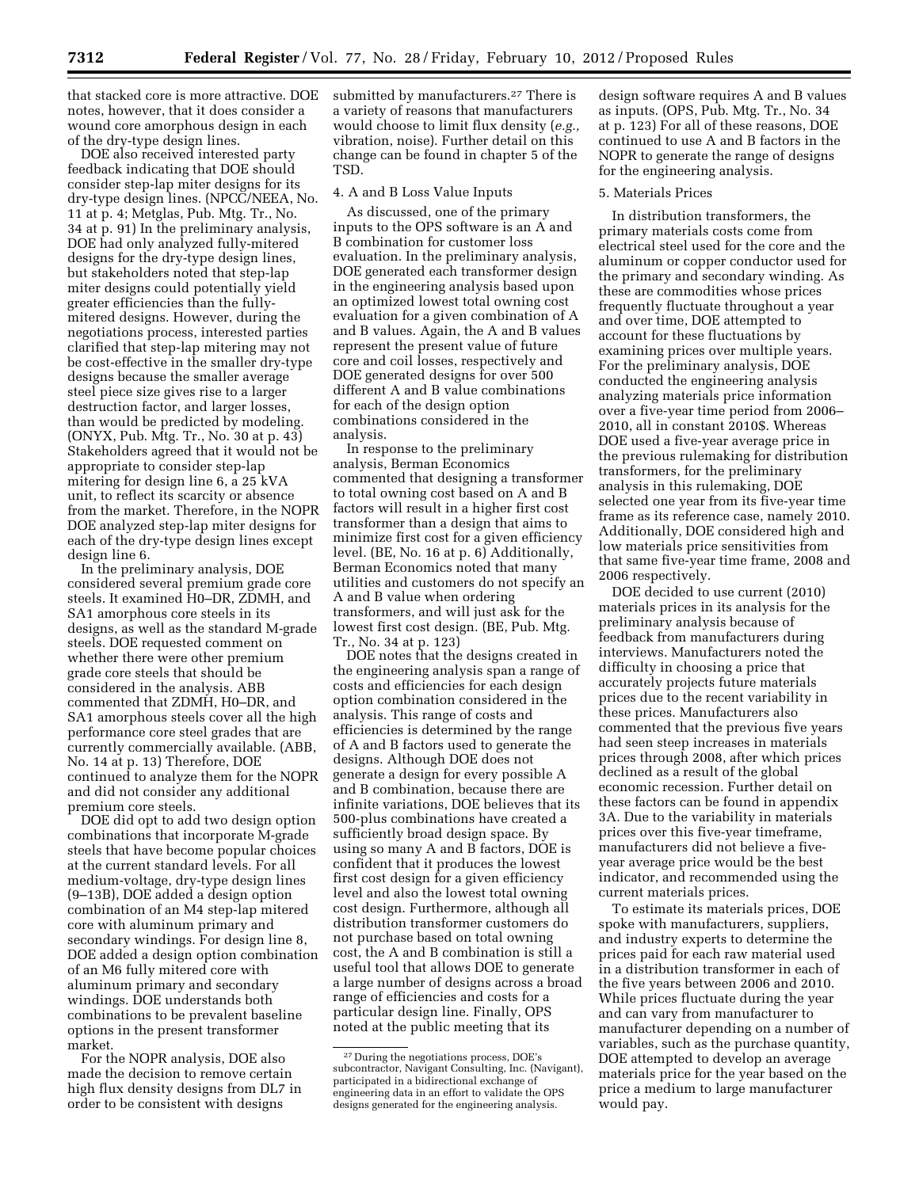that stacked core is more attractive. DOE notes, however, that it does consider a wound core amorphous design in each of the dry-type design lines.

DOE also received interested party feedback indicating that DOE should consider step-lap miter designs for its dry-type design lines. (NPCC/NEEA, No. 11 at p. 4; Metglas, Pub. Mtg. Tr., No. 34 at p. 91) In the preliminary analysis, DOE had only analyzed fully-mitered designs for the dry-type design lines, but stakeholders noted that step-lap miter designs could potentially yield greater efficiencies than the fully-mitered designs. However, during the negotiations process, interested parties clarified that step-lap mitering may not be cost-effective in the smaller dry-type designs because the smaller average steel piece size gives rise to a larger destruction factor, and larger losses, than would be predicted by modeling. (ONYX, Pub. Mtg. Tr., No. 30 at p. 43) Stakeholders agreed that it would not be appropriate to consider step-lap mitering for design line 6, a 25 kVA unit, to reflect its scarcity or absence from the market. Therefore, in the NOPR DOE analyzed step-lap miter designs for each of the dry-type design lines except design line 6.

In the preliminary analysis, DOE considered several premium grade core steels. It examined H0–DR, ZDMH, and SA1 amorphous core steels in its designs, as well as the standard M-grade steels. DOE requested comment on whether there were other premium grade core steels that should be considered in the analysis. ABB commented that ZDMH, H0–DR, and SA1 amorphous steels cover all the high performance core steel grades that are currently commercially available. (ABB, No. 14 at p. 13) Therefore, DOE continued to analyze them for the NOPR and did not consider any additional premium core steels.

DOE did opt to add two design option combinations that incorporate M-grade steels that have become popular choices at the current standard levels. For all medium-voltage, dry-type design lines (9–13B), DOE added a design option combination of an M4 step-lap mitered core with aluminum primary and secondary windings. For design line 8, DOE added a design option combination of an M6 fully mitered core with aluminum primary and secondary windings. DOE understands both combinations to be prevalent baseline options in the present transformer market.

For the NOPR analysis, DOE also made the decision to remove certain high flux density designs from DL7 in order to be consistent with designs submitted by manufacturers.[27] There is a variety of reasons that manufacturers would choose to limit flux density (*e.g.,* vibration, noise). Further detail on this change can be found in chapter 5 of the TSD.

4. A and B Loss Value Inputs

As discussed, one of the primary inputs to the OPS software is an A and B combination for customer loss evaluation. In the preliminary analysis, DOE generated each transformer design in the engineering analysis based upon an optimized lowest total owning cost evaluation for a given combination of A and B values. Again, the A and B values represent the present value of future core and coil losses, respectively and DOE generated designs for over 500 different A and B value combinations for each of the design option combinations considered in the analysis.

In response to the preliminary analysis, Berman Economics commented that designing a transformer to total owning cost based on A and B factors will result in a higher first cost transformer than a design that aims to minimize first cost for a given efficiency level. (BE, No. 16 at p. 6) Additionally, Berman Economics noted that many utilities and customers do not specify an A and B value when ordering transformers, and will just ask for the lowest first cost design. (BE, Pub. Mtg. Tr., No. 34 at p. 123)

DOE notes that the designs created in the engineering analysis span a range of costs and efficiencies for each design option combination considered in the analysis. This range of costs and efficiencies is determined by the range of A and B factors used to generate the designs. Although DOE does not generate a design for every possible A and B combination, because there are infinite variations, DOE believes that its 500-plus combinations have created a sufficiently broad design space. By using so many A and B factors, DOE is confident that it produces the lowest first cost design for a given efficiency level and also the lowest total owning cost design. Furthermore, although all distribution transformer customers do not purchase based on total owning cost, the A and B combination is still a useful tool that allows DOE to generate a large number of designs across a broad range of efficiencies and costs for a particular design line. Finally, OPS noted at the public meeting that its design software requires A and B values as inputs. (OPS, Pub. Mtg. Tr., No. 34 at p. 123) For all of these reasons, DOE continued to use A and B factors in the NOPR to generate the range of designs for the engineering analysis.

5. Materials Prices

In distribution transformers, the primary materials costs come from electrical steel used for the core and the aluminum or copper conductor used for the primary and secondary winding. As these are commodities whose prices frequently fluctuate throughout a year and over time, DOE attempted to account for these fluctuations by examining prices over multiple years. For the preliminary analysis, DOE conducted the engineering analysis analyzing materials price information over a five-year time period from 2006–2010, all in constant 2010$. Whereas DOE used a five-year average price in the previous rulemaking for distribution transformers, for the preliminary analysis in this rulemaking, DOE selected one year from its five-year time frame as its reference case, namely 2010. Additionally, DOE considered high and low materials price sensitivities from that same five-year time frame, 2008 and 2006 respectively.

DOE decided to use current (2010) materials prices in its analysis for the preliminary analysis because of feedback from manufacturers during interviews. Manufacturers noted the difficulty in choosing a price that accurately projects future materials prices due to the recent variability in these prices. Manufacturers also commented that the previous five years had seen steep increases in materials prices through 2008, after which prices declined as a result of the global economic recession. Further detail on these factors can be found in appendix 3A. Due to the variability in materials prices over this five-year timeframe, manufacturers did not believe a five-year average price would be the best indicator, and recommended using the current materials prices.

To estimate its materials prices, DOE spoke with manufacturers, suppliers, and industry experts to determine the prices paid for each raw material used in a distribution transformer in each of the five years between 2006 and 2010. While prices fluctuate during the year and can vary from manufacturer to manufacturer depending on a number of variables, such as the purchase quantity, DOE attempted to develop an average materials price for the year based on the price a medium to large manufacturer would pay.

[27] During the negotiations process, DOE's subcontractor, Navigant Consulting, Inc. (Navigant), participated in a bidirectional exchange of engineering data in an effort to validate the OPS designs generated for the engineering analysis.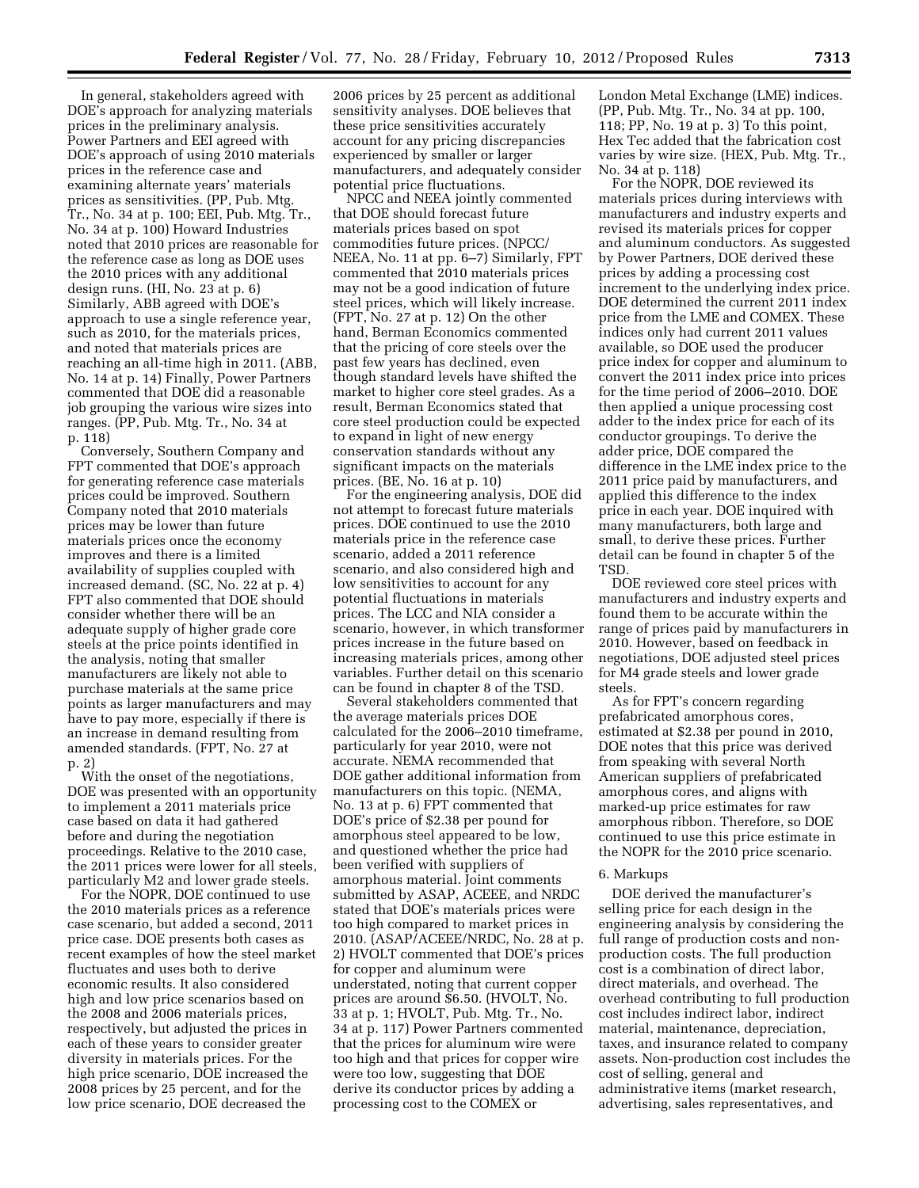In general, stakeholders agreed with DOE's approach for analyzing materials prices in the preliminary analysis. Power Partners and EEI agreed with DOE's approach of using 2010 materials prices in the reference case and examining alternate years' materials prices as sensitivities. (PP, Pub. Mtg. Tr., No. 34 at p. 100; EEI, Pub. Mtg. Tr., No. 34 at p. 100) Howard Industries noted that 2010 prices are reasonable for the reference case as long as DOE uses the 2010 prices with any additional design runs. (HI, No. 23 at p. 6) Similarly, ABB agreed with DOE's approach to use a single reference year, such as 2010, for the materials prices, and noted that materials prices are reaching an all-time high in 2011. (ABB, No. 14 at p. 14) Finally, Power Partners commented that DOE did a reasonable job grouping the various wire sizes into ranges. (PP, Pub. Mtg. Tr., No. 34 at p. 118)

Conversely, Southern Company and FPT commented that DOE's approach for generating reference case materials prices could be improved. Southern Company noted that 2010 materials prices may be lower than future materials prices once the economy improves and there is a limited availability of supplies coupled with increased demand. (SC, No. 22 at p. 4) FPT also commented that DOE should consider whether there will be an adequate supply of higher grade core steels at the price points identified in the analysis, noting that smaller manufacturers are likely not able to purchase materials at the same price points as larger manufacturers and may have to pay more, especially if there is an increase in demand resulting from amended standards. (FPT, No. 27 at p. 2)

With the onset of the negotiations, DOE was presented with an opportunity to implement a 2011 materials price case based on data it had gathered before and during the negotiation proceedings. Relative to the 2010 case, the 2011 prices were lower for all steels, particularly M2 and lower grade steels.

For the NOPR, DOE continued to use the 2010 materials prices as a reference case scenario, but added a second, 2011 price case. DOE presents both cases as recent examples of how the steel market fluctuates and uses both to derive economic results. It also considered high and low price scenarios based on the 2008 and 2006 materials prices, respectively, but adjusted the prices in each of these years to consider greater diversity in materials prices. For the high price scenario, DOE increased the 2008 prices by 25 percent, and for the low price scenario, DOE decreased the 2006 prices by 25 percent as additional sensitivity analyses. DOE believes that these price sensitivities accurately account for any pricing discrepancies experienced by smaller or larger manufacturers, and adequately consider potential price fluctuations.

NPCC and NEEA jointly commented that DOE should forecast future materials prices based on spot commodities future prices. (NPCC/NEEA, No. 11 at pp. 6–7) Similarly, FPT commented that 2010 materials prices may not be a good indication of future steel prices, which will likely increase. (FPT, No. 27 at p. 12) On the other hand, Berman Economics commented that the pricing of core steels over the past few years has declined, even though standard levels have shifted the market to higher core steel grades. As a result, Berman Economics stated that core steel production could be expected to expand in light of new energy conservation standards without any significant impacts on the materials prices. (BE, No. 16 at p. 10)

For the engineering analysis, DOE did not attempt to forecast future materials prices. DOE continued to use the 2010 materials price in the reference case scenario, added a 2011 reference scenario, and also considered high and low sensitivities to account for any potential fluctuations in materials prices. The LCC and NIA consider a scenario, however, in which transformer prices increase in the future based on increasing materials prices, among other variables. Further detail on this scenario can be found in chapter 8 of the TSD.

Several stakeholders commented that the average materials prices DOE calculated for the 2006–2010 timeframe, particularly for year 2010, were not accurate. NEMA recommended that DOE gather additional information from manufacturers on this topic. (NEMA, No. 13 at p. 6) FPT commented that DOE's price of $2.38 per pound for amorphous steel appeared to be low, and questioned whether the price had been verified with suppliers of amorphous material. Joint comments submitted by ASAP, ACEEE, and NRDC stated that DOE's materials prices were too high compared to market prices in 2010. (ASAP/ACEEE/NRDC, No. 28 at p. 2) HVOLT commented that DOE's prices for copper and aluminum were understated, noting that current copper prices are around $6.50. (HVOLT, No. 33 at p. 1; HVOLT, Pub. Mtg. Tr., No. 34 at p. 117) Power Partners commented that the prices for aluminum wire were too high and that prices for copper wire were too low, suggesting that DOE derive its conductor prices by adding a processing cost to the COMEX or London Metal Exchange (LME) indices. (PP, Pub. Mtg. Tr., No. 34 at pp. 100, 118; PP, No. 19 at p. 3) To this point, Hex Tec added that the fabrication cost varies by wire size. (HEX, Pub. Mtg. Tr., No. 34 at p. 118)

For the NOPR, DOE reviewed its materials prices during interviews with manufacturers and industry experts and revised its materials prices for copper and aluminum conductors. As suggested by Power Partners, DOE derived these prices by adding a processing cost increment to the underlying index price. DOE determined the current 2011 index price from the LME and COMEX. These indices only had current 2011 values available, so DOE used the producer price index for copper and aluminum to convert the 2011 index price into prices for the time period of 2006–2010. DOE then applied a unique processing cost adder to the index price for each of its conductor groupings. To derive the adder price, DOE compared the difference in the LME index price to the 2011 price paid by manufacturers, and applied this difference to the index price in each year. DOE inquired with many manufacturers, both large and small, to derive these prices. Further detail can be found in chapter 5 of the TSD.

DOE reviewed core steel prices with manufacturers and industry experts and found them to be accurate within the range of prices paid by manufacturers in 2010. However, based on feedback in negotiations, DOE adjusted steel prices for M4 grade steels and lower grade steels.

As for FPT's concern regarding prefabricated amorphous cores, estimated at $2.38 per pound in 2010, DOE notes that this price was derived from speaking with several North American suppliers of prefabricated amorphous cores, and aligns with marked-up price estimates for raw amorphous ribbon. Therefore, so DOE continued to use this price estimate in the NOPR for the 2010 price scenario.

6. Markups

DOE derived the manufacturer's selling price for each design in the engineering analysis by considering the full range of production costs and non-production costs. The full production cost is a combination of direct labor, direct materials, and overhead. The overhead contributing to full production cost includes indirect labor, indirect material, maintenance, depreciation, taxes, and insurance related to company assets. Non-production cost includes the cost of selling, general and administrative items (market research, advertising, sales representatives, and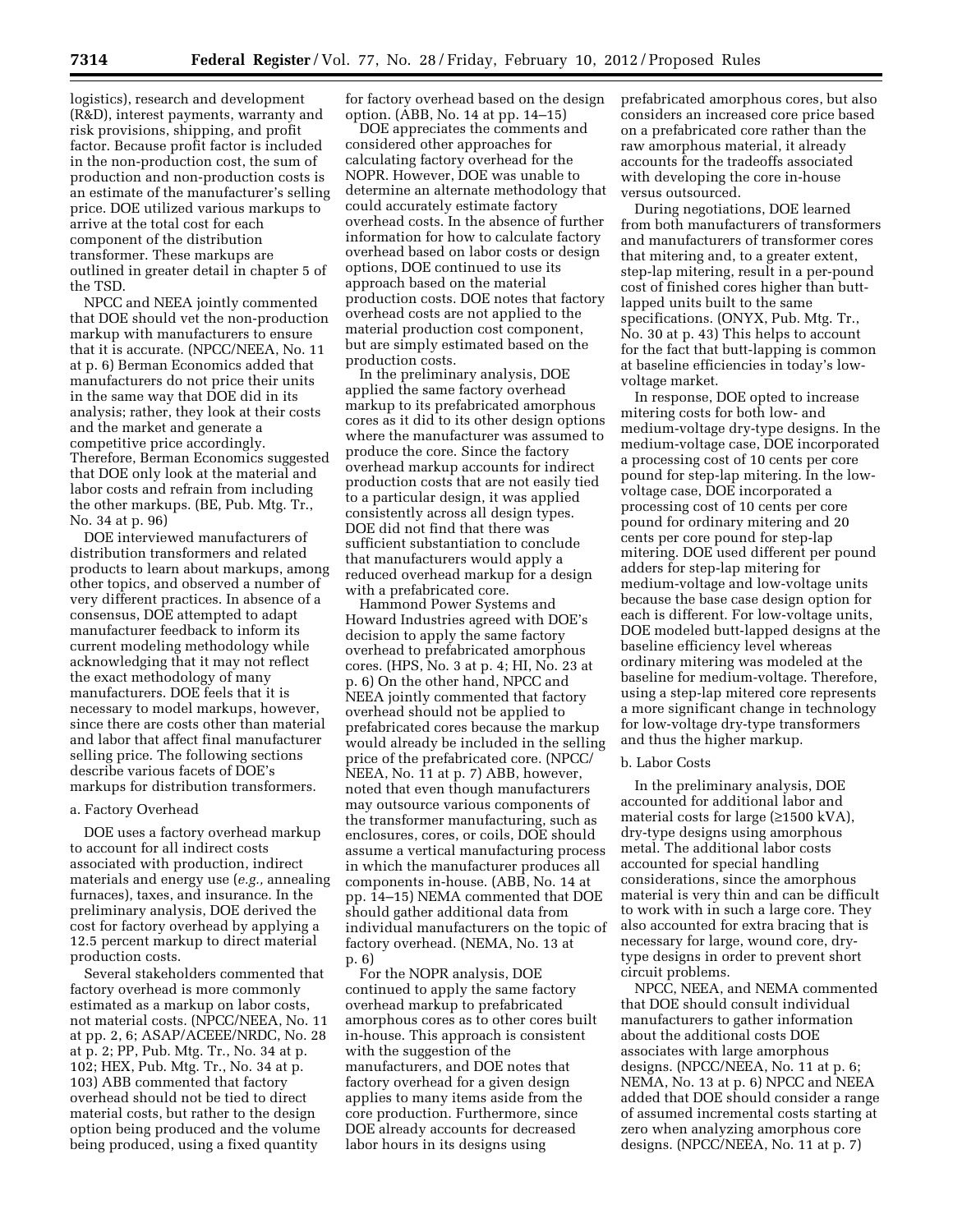logistics), research and development (R&D), interest payments, warranty and risk provisions, shipping, and profit factor. Because profit factor is included in the non-production cost, the sum of production and non-production costs is an estimate of the manufacturer's selling price. DOE utilized various markups to arrive at the total cost for each component of the distribution transformer. These markups are outlined in greater detail in chapter 5 of the TSD.

NPCC and NEEA jointly commented that DOE should vet the non-production markup with manufacturers to ensure that it is accurate. (NPCC/NEEA, No. 11 at p. 6) Berman Economics added that manufacturers do not price their units in the same way that DOE did in its analysis; rather, they look at their costs and the market and generate a competitive price accordingly. Therefore, Berman Economics suggested that DOE only look at the material and labor costs and refrain from including the other markups. (BE, Pub. Mtg. Tr., No. 34 at p. 96)

DOE interviewed manufacturers of distribution transformers and related products to learn about markups, among other topics, and observed a number of very different practices. In absence of a consensus, DOE attempted to adapt manufacturer feedback to inform its current modeling methodology while acknowledging that it may not reflect the exact methodology of many manufacturers. DOE feels that it is necessary to model markups, however, since there are costs other than material and labor that affect final manufacturer selling price. The following sections describe various facets of DOE's markups for distribution transformers.

a. Factory Overhead

DOE uses a factory overhead markup to account for all indirect costs associated with production, indirect materials and energy use (*e.g.,* annealing furnaces), taxes, and insurance. In the preliminary analysis, DOE derived the cost for factory overhead by applying a 12.5 percent markup to direct material production costs.

Several stakeholders commented that factory overhead is more commonly estimated as a markup on labor costs, not material costs. (NPCC/NEEA, No. 11 at pp. 2, 6; ASAP/ACEEE/NRDC, No. 28 at p. 2; PP, Pub. Mtg. Tr., No. 34 at p. 102; HEX, Pub. Mtg. Tr., No. 34 at p. 103) ABB commented that factory overhead should not be tied to direct material costs, but rather to the design option being produced and the volume being produced, using a fixed quantity for factory overhead based on the design option. (ABB, No. 14 at pp. 14–15)

DOE appreciates the comments and considered other approaches for calculating factory overhead for the NOPR. However, DOE was unable to determine an alternate methodology that could accurately estimate factory overhead costs. In the absence of further information for how to calculate factory overhead based on labor costs or design options, DOE continued to use its approach based on the material production costs. DOE notes that factory overhead costs are not applied to the material production cost component, but are simply estimated based on the production costs.

In the preliminary analysis, DOE applied the same factory overhead markup to its prefabricated amorphous cores as it did to its other design options where the manufacturer was assumed to produce the core. Since the factory overhead markup accounts for indirect production costs that are not easily tied to a particular design, it was applied consistently across all design types. DOE did not find that there was sufficient substantiation to conclude that manufacturers would apply a reduced overhead markup for a design with a prefabricated core.

Hammond Power Systems and Howard Industries agreed with DOE's decision to apply the same factory overhead to prefabricated amorphous cores. (HPS, No. 3 at p. 4; HI, No. 23 at p. 6) On the other hand, NPCC and NEEA jointly commented that factory overhead should not be applied to prefabricated cores because the markup would already be included in the selling price of the prefabricated core. (NPCC/NEEA, No. 11 at p. 7) ABB, however, noted that even though manufacturers may outsource various components of the transformer manufacturing, such as enclosures, cores, or coils, DOE should assume a vertical manufacturing process in which the manufacturer produces all components in-house. (ABB, No. 14 at pp. 14–15) NEMA commented that DOE should gather additional data from individual manufacturers on the topic of factory overhead. (NEMA, No. 13 at p. 6)

For the NOPR analysis, DOE continued to apply the same factory overhead markup to prefabricated amorphous cores as to other cores built in-house. This approach is consistent with the suggestion of the manufacturers, and DOE notes that factory overhead for a given design applies to many items aside from the core production. Furthermore, since DOE already accounts for decreased labor hours in its designs using prefabricated amorphous cores, but also considers an increased core price based on a prefabricated core rather than the raw amorphous material, it already accounts for the tradeoffs associated with developing the core in-house versus outsourced.

During negotiations, DOE learned from both manufacturers of transformers and manufacturers of transformer cores that mitering and, to a greater extent, step-lap mitering, result in a per-pound cost of finished cores higher than butt-lapped units built to the same specifications. (ONYX, Pub. Mtg. Tr., No. 30 at p. 43) This helps to account for the fact that butt-lapping is common at baseline efficiencies in today's low-voltage market.

In response, DOE opted to increase mitering costs for both low- and medium-voltage dry-type designs. In the medium-voltage case, DOE incorporated a processing cost of 10 cents per core pound for step-lap mitering. In the low-voltage case, DOE incorporated a processing cost of 10 cents per core pound for ordinary mitering and 20 cents per core pound for step-lap mitering. DOE used different per pound adders for step-lap mitering for medium-voltage and low-voltage units because the base case design option for each is different. For low-voltage units, DOE modeled butt-lapped designs at the baseline efficiency level whereas ordinary mitering was modeled at the baseline for medium-voltage. Therefore, using a step-lap mitered core represents a more significant change in technology for low-voltage dry-type transformers and thus the higher markup.

b. Labor Costs

In the preliminary analysis, DOE accounted for additional labor and material costs for large (≥1500 kVA), dry-type designs using amorphous metal. The additional labor costs accounted for special handling considerations, since the amorphous material is very thin and can be difficult to work with in such a large core. They also accounted for extra bracing that is necessary for large, wound core, dry-type designs in order to prevent short circuit problems.

NPCC, NEEA, and NEMA commented that DOE should consult individual manufacturers to gather information about the additional costs DOE associates with large amorphous designs. (NPCC/NEEA, No. 11 at p. 6; NEMA, No. 13 at p. 6) NPCC and NEEA added that DOE should consider a range of assumed incremental costs starting at zero when analyzing amorphous core designs. (NPCC/NEEA, No. 11 at p. 7)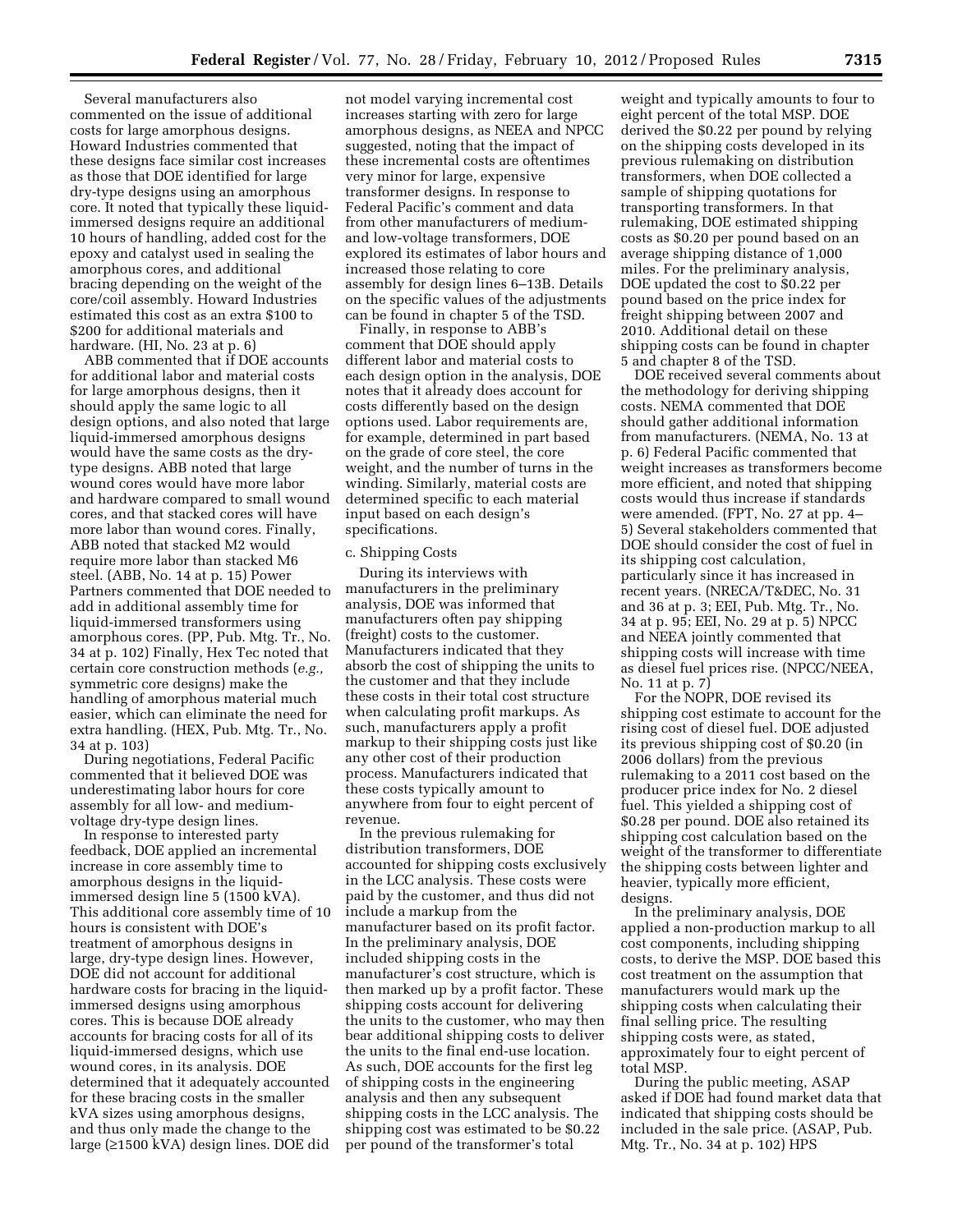Several manufacturers also commented on the issue of additional costs for large amorphous designs. Howard Industries commented that these designs face similar cost increases as those that DOE identified for large dry-type designs using an amorphous core. It noted that typically these liquid-immersed designs require an additional 10 hours of handling, added cost for the epoxy and catalyst used in sealing the amorphous cores, and additional bracing depending on the weight of the core/coil assembly. Howard Industries estimated this cost as an extra $100 to $200 for additional materials and hardware. (HI, No. 23 at p. 6)

ABB commented that if DOE accounts for additional labor and material costs for large amorphous designs, then it should apply the same logic to all design options, and also noted that large liquid-immersed amorphous designs would have the same costs as the dry-type designs. ABB noted that large wound cores would have more labor and hardware compared to small wound cores, and that stacked cores will have more labor than wound cores. Finally, ABB noted that stacked M2 would require more labor than stacked M6 steel. (ABB, No. 14 at p. 15) Power Partners commented that DOE needed to add in additional assembly time for liquid-immersed transformers using amorphous cores. (PP, Pub. Mtg. Tr., No. 34 at p. 102) Finally, Hex Tec noted that certain core construction methods (*e.g.,* symmetric core designs) make the handling of amorphous material much easier, which can eliminate the need for extra handling. (HEX, Pub. Mtg. Tr., No. 34 at p. 103)

During negotiations, Federal Pacific commented that it believed DOE was underestimating labor hours for core assembly for all low- and medium-voltage dry-type design lines.

In response to interested party feedback, DOE applied an incremental increase in core assembly time to amorphous designs in the liquid-immersed design line 5 (1500 kVA). This additional core assembly time of 10 hours is consistent with DOE's treatment of amorphous designs in large, dry-type design lines. However, DOE did not account for additional hardware costs for bracing in the liquid-immersed designs using amorphous cores. This is because DOE already accounts for bracing costs for all of its liquid-immersed designs, which use wound cores, in its analysis. DOE determined that it adequately accounted for these bracing costs in the smaller kVA sizes using amorphous designs, and thus only made the change to the large (≥1500 kVA) design lines. DOE did not model varying incremental cost increases starting with zero for large amorphous designs, as NEEA and NPCC suggested, noting that the impact of these incremental costs are oftentimes very minor for large, expensive transformer designs. In response to Federal Pacific's comment and data from other manufacturers of medium- and low-voltage transformers, DOE explored its estimates of labor hours and increased those relating to core assembly for design lines 6–13B. Details on the specific values of the adjustments can be found in chapter 5 of the TSD.

Finally, in response to ABB's comment that DOE should apply different labor and material costs to each design option in the analysis, DOE notes that it already does account for costs differently based on the design options used. Labor requirements are, for example, determined in part based on the grade of core steel, the core weight, and the number of turns in the winding. Similarly, material costs are determined specific to each material input based on each design's specifications.

c. Shipping Costs

During its interviews with manufacturers in the preliminary analysis, DOE was informed that manufacturers often pay shipping (freight) costs to the customer. Manufacturers indicated that they absorb the cost of shipping the units to the customer and that they include these costs in their total cost structure when calculating profit markups. As such, manufacturers apply a profit markup to their shipping costs just like any other cost of their production process. Manufacturers indicated that these costs typically amount to anywhere from four to eight percent of revenue.

In the previous rulemaking for distribution transformers, DOE accounted for shipping costs exclusively in the LCC analysis. These costs were paid by the customer, and thus did not include a markup from the manufacturer based on its profit factor. In the preliminary analysis, DOE included shipping costs in the manufacturer's cost structure, which is then marked up by a profit factor. These shipping costs account for delivering the units to the customer, who may then bear additional shipping costs to deliver the units to the final end-use location. As such, DOE accounts for the first leg of shipping costs in the engineering analysis and then any subsequent shipping costs in the LCC analysis. The shipping cost was estimated to be $0.22 per pound of the transformer's total weight and typically amounts to four to eight percent of the total MSP. DOE derived the $0.22 per pound by relying on the shipping costs developed in its previous rulemaking on distribution transformers, when DOE collected a sample of shipping quotations for transporting transformers. In that rulemaking, DOE estimated shipping costs as $0.20 per pound based on an average shipping distance of 1,000 miles. For the preliminary analysis, DOE updated the cost to $0.22 per pound based on the price index for freight shipping between 2007 and 2010. Additional detail on these shipping costs can be found in chapter 5 and chapter 8 of the TSD.

DOE received several comments about the methodology for deriving shipping costs. NEMA commented that DOE should gather additional information from manufacturers. (NEMA, No. 13 at p. 6) Federal Pacific commented that weight increases as transformers become more efficient, and noted that shipping costs would thus increase if standards were amended. (FPT, No. 27 at pp. 4–5) Several stakeholders commented that DOE should consider the cost of fuel in its shipping cost calculation, particularly since it has increased in recent years. (NRECA/T&DEC, No. 31 and 36 at p. 3; EEI, Pub. Mtg. Tr., No. 34 at p. 95; EEI, No. 29 at p. 5) NPCC and NEEA jointly commented that shipping costs will increase with time as diesel fuel prices rise. (NPCC/NEEA, No. 11 at p. 7)

For the NOPR, DOE revised its shipping cost estimate to account for the rising cost of diesel fuel. DOE adjusted its previous shipping cost of $0.20 (in 2006 dollars) from the previous rulemaking to a 2011 cost based on the producer price index for No. 2 diesel fuel. This yielded a shipping cost of $0.28 per pound. DOE also retained its shipping cost calculation based on the weight of the transformer to differentiate the shipping costs between lighter and heavier, typically more efficient, designs.

In the preliminary analysis, DOE applied a non-production markup to all cost components, including shipping costs, to derive the MSP. DOE based this cost treatment on the assumption that manufacturers would mark up the shipping costs when calculating their final selling price. The resulting shipping costs were, as stated, approximately four to eight percent of total MSP.

During the public meeting, ASAP asked if DOE had found market data that indicated that shipping costs should be included in the sale price. (ASAP, Pub. Mtg. Tr., No. 34 at p. 102) HPS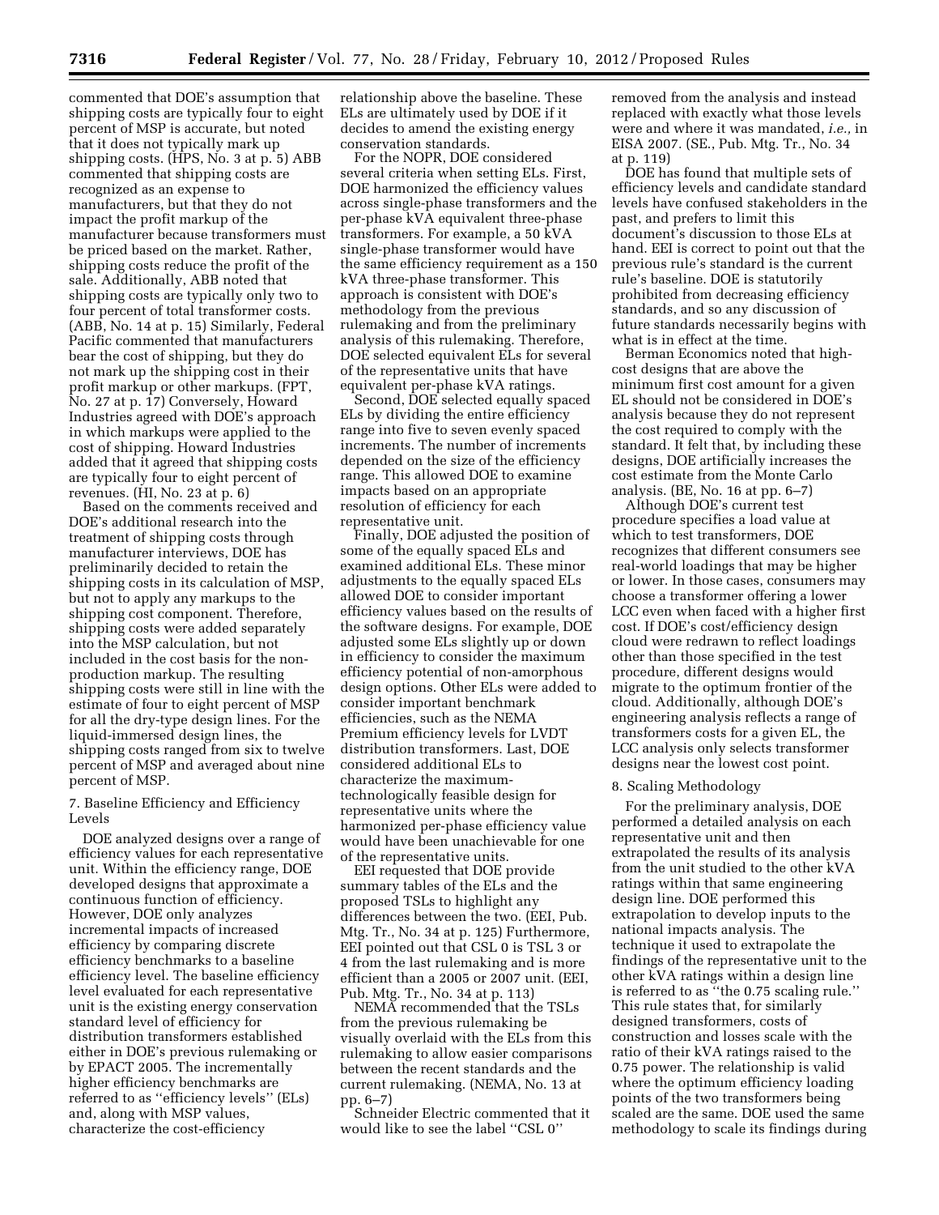commented that DOE's assumption that shipping costs are typically four to eight percent of MSP is accurate, but noted that it does not typically mark up shipping costs. (HPS, No. 3 at p. 5) ABB commented that shipping costs are recognized as an expense to manufacturers, but that they do not impact the profit markup of the manufacturer because transformers must be priced based on the market. Rather, shipping costs reduce the profit of the sale. Additionally, ABB noted that shipping costs are typically only two to four percent of total transformer costs. (ABB, No. 14 at p. 15) Similarly, Federal Pacific commented that manufacturers bear the cost of shipping, but they do not mark up the shipping cost in their profit markup or other markups. (FPT, No. 27 at p. 17) Conversely, Howard Industries agreed with DOE's approach in which markups were applied to the cost of shipping. Howard Industries added that it agreed that shipping costs are typically four to eight percent of revenues. (HI, No. 23 at p. 6)

Based on the comments received and DOE's additional research into the treatment of shipping costs through manufacturer interviews, DOE has preliminarily decided to retain the shipping costs in its calculation of MSP, but not to apply any markups to the shipping cost component. Therefore, shipping costs were added separately into the MSP calculation, but not included in the cost basis for the non-production markup. The resulting shipping costs were still in line with the estimate of four to eight percent of MSP for all the dry-type design lines. For the liquid-immersed design lines, the shipping costs ranged from six to twelve percent of MSP and averaged about nine percent of MSP.

7. Baseline Efficiency and Efficiency Levels

DOE analyzed designs over a range of efficiency values for each representative unit. Within the efficiency range, DOE developed designs that approximate a continuous function of efficiency. However, DOE only analyzes incremental impacts of increased efficiency by comparing discrete efficiency benchmarks to a baseline efficiency level. The baseline efficiency level evaluated for each representative unit is the existing energy conservation standard level of efficiency for distribution transformers established either in DOE's previous rulemaking or by EPACT 2005. The incrementally higher efficiency benchmarks are referred to as ''efficiency levels'' (ELs) and, along with MSP values, characterize the cost-efficiency relationship above the baseline. These ELs are ultimately used by DOE if it decides to amend the existing energy conservation standards.

For the NOPR, DOE considered several criteria when setting ELs. First, DOE harmonized the efficiency values across single-phase transformers and the per-phase kVA equivalent three-phase transformers. For example, a 50 kVA single-phase transformer would have the same efficiency requirement as a 150 kVA three-phase transformer. This approach is consistent with DOE's methodology from the previous rulemaking and from the preliminary analysis of this rulemaking. Therefore, DOE selected equivalent ELs for several of the representative units that have equivalent per-phase kVA ratings.

Second, DOE selected equally spaced ELs by dividing the entire efficiency range into five to seven evenly spaced increments. The number of increments depended on the size of the efficiency range. This allowed DOE to examine impacts based on an appropriate resolution of efficiency for each representative unit.

Finally, DOE adjusted the position of some of the equally spaced ELs and examined additional ELs. These minor adjustments to the equally spaced ELs allowed DOE to consider important efficiency values based on the results of the software designs. For example, DOE adjusted some ELs slightly up or down in efficiency to consider the maximum efficiency potential of non-amorphous design options. Other ELs were added to consider important benchmark efficiencies, such as the NEMA Premium efficiency levels for LVDT distribution transformers. Last, DOE considered additional ELs to characterize the maximum-technologically feasible design for representative units where the harmonized per-phase efficiency value would have been unachievable for one of the representative units.

EEI requested that DOE provide summary tables of the ELs and the proposed TSLs to highlight any differences between the two. (EEI, Pub. Mtg. Tr., No. 34 at p. 125) Furthermore, EEI pointed out that CSL 0 is TSL 3 or 4 from the last rulemaking and is more efficient than a 2005 or 2007 unit. (EEI, Pub. Mtg. Tr., No. 34 at p. 113)

NEMA recommended that the TSLs from the previous rulemaking be visually overlaid with the ELs from this rulemaking to allow easier comparisons between the recent standards and the current rulemaking. (NEMA, No. 13 at pp. 6–7)

Schneider Electric commented that it would like to see the label ''CSL 0'' removed from the analysis and instead replaced with exactly what those levels were and where it was mandated, *i.e.,* in EISA 2007. (SE., Pub. Mtg. Tr., No. 34 at p. 119)

DOE has found that multiple sets of efficiency levels and candidate standard levels have confused stakeholders in the past, and prefers to limit this document's discussion to those ELs at hand. EEI is correct to point out that the previous rule's standard is the current rule's baseline. DOE is statutorily prohibited from decreasing efficiency standards, and so any discussion of future standards necessarily begins with what is in effect at the time.

Berman Economics noted that high-cost designs that are above the minimum first cost amount for a given EL should not be considered in DOE's analysis because they do not represent the cost required to comply with the standard. It felt that, by including these designs, DOE artificially increases the cost estimate from the Monte Carlo analysis. (BE, No. 16 at pp. 6–7)

Although DOE's current test procedure specifies a load value at which to test transformers, DOE recognizes that different consumers see real-world loadings that may be higher or lower. In those cases, consumers may choose a transformer offering a lower LCC even when faced with a higher first cost. If DOE's cost/efficiency design cloud were redrawn to reflect loadings other than those specified in the test procedure, different designs would migrate to the optimum frontier of the cloud. Additionally, although DOE's engineering analysis reflects a range of transformers costs for a given EL, the LCC analysis only selects transformer designs near the lowest cost point.

8. Scaling Methodology

For the preliminary analysis, DOE performed a detailed analysis on each representative unit and then extrapolated the results of its analysis from the unit studied to the other kVA ratings within that same engineering design line. DOE performed this extrapolation to develop inputs to the national impacts analysis. The technique it used to extrapolate the findings of the representative unit to the other kVA ratings within a design line is referred to as ''the 0.75 scaling rule.'' This rule states that, for similarly designed transformers, costs of construction and losses scale with the ratio of their kVA ratings raised to the 0.75 power. The relationship is valid where the optimum efficiency loading points of the two transformers being scaled are the same. DOE used the same methodology to scale its findings during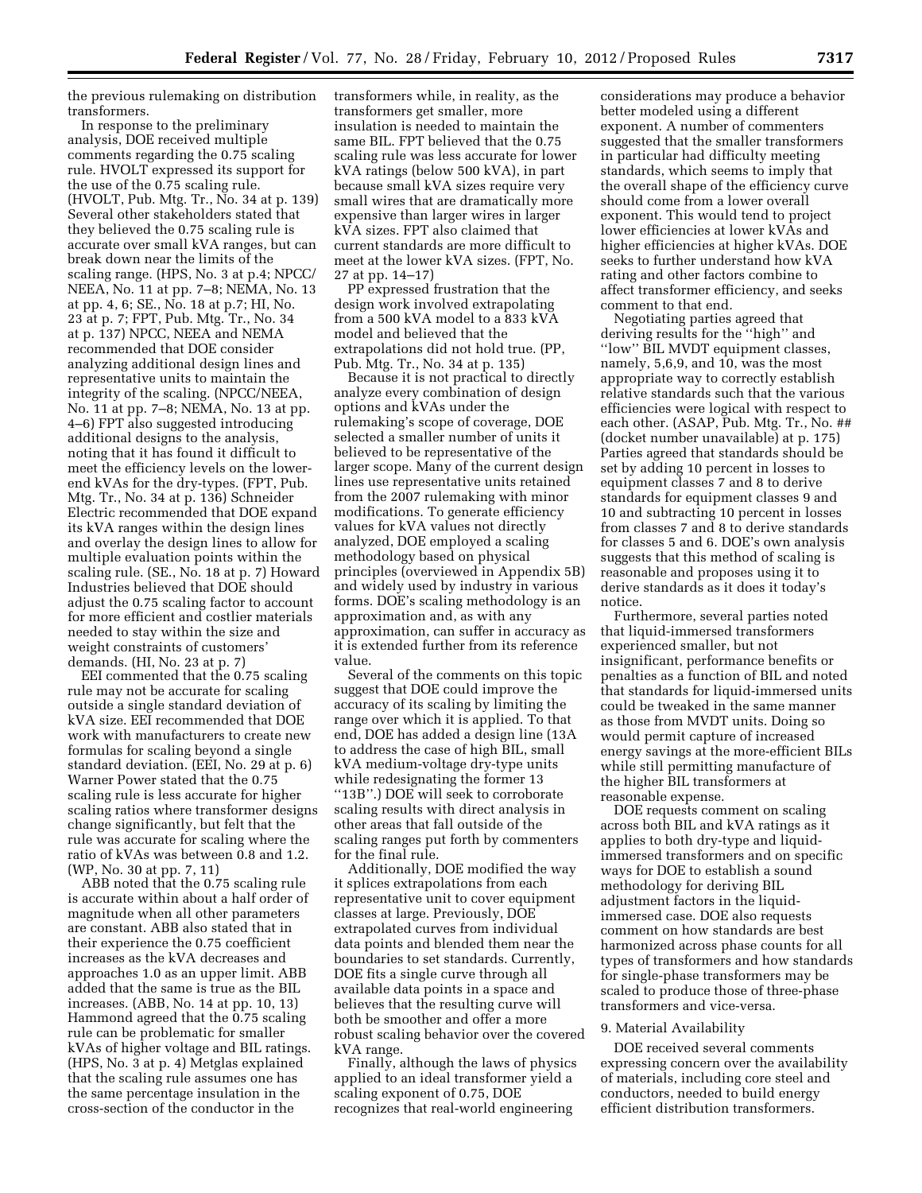the previous rulemaking on distribution transformers.

In response to the preliminary analysis, DOE received multiple comments regarding the 0.75 scaling rule. HVOLT expressed its support for the use of the 0.75 scaling rule. (HVOLT, Pub. Mtg. Tr., No. 34 at p. 139) Several other stakeholders stated that they believed the 0.75 scaling rule is accurate over small kVA ranges, but can break down near the limits of the scaling range. (HPS, No. 3 at p.4; NPCC/NEEA, No. 11 at pp. 7–8; NEMA, No. 13 at pp. 4, 6; SE., No. 18 at p.7; HI, No. 23 at p. 7; FPT, Pub. Mtg. Tr., No. 34 at p. 137) NPCC, NEEA and NEMA recommended that DOE consider analyzing additional design lines and representative units to maintain the integrity of the scaling. (NPCC/NEEA, No. 11 at pp. 7–8; NEMA, No. 13 at pp. 4–6) FPT also suggested introducing additional designs to the analysis, noting that it has found it difficult to meet the efficiency levels on the lower-end kVAs for the dry-types. (FPT, Pub. Mtg. Tr., No. 34 at p. 136) Schneider Electric recommended that DOE expand its kVA ranges within the design lines and overlay the design lines to allow for multiple evaluation points within the scaling rule. (SE., No. 18 at p. 7) Howard Industries believed that DOE should adjust the 0.75 scaling factor to account for more efficient and costlier materials needed to stay within the size and weight constraints of customers' demands. (HI, No. 23 at p. 7)

EEI commented that the 0.75 scaling rule may not be accurate for scaling outside a single standard deviation of kVA size. EEI recommended that DOE work with manufacturers to create new formulas for scaling beyond a single standard deviation. (EEI, No. 29 at p. 6) Warner Power stated that the 0.75 scaling rule is less accurate for higher scaling ratios where transformer designs change significantly, but felt that the rule was accurate for scaling where the ratio of kVAs was between 0.8 and 1.2. (WP, No. 30 at pp. 7, 11)

ABB noted that the 0.75 scaling rule is accurate within about a half order of magnitude when all other parameters are constant. ABB also stated that in their experience the 0.75 coefficient increases as the kVA decreases and approaches 1.0 as an upper limit. ABB added that the same is true as the BIL increases. (ABB, No. 14 at pp. 10, 13) Hammond agreed that the 0.75 scaling rule can be problematic for smaller kVAs of higher voltage and BIL ratings. (HPS, No. 3 at p. 4) Metglas explained that the scaling rule assumes one has the same percentage insulation in the cross-section of the conductor in the transformers while, in reality, as the transformers get smaller, more insulation is needed to maintain the same BIL. FPT believed that the 0.75 scaling rule was less accurate for lower kVA ratings (below 500 kVA), in part because small kVA sizes require very small wires that are dramatically more expensive than larger wires in larger kVA sizes. FPT also claimed that current standards are more difficult to meet at the lower kVA sizes. (FPT, No. 27 at pp. 14–17)

PP expressed frustration that the design work involved extrapolating from a 500 kVA model to a 833 kVA model and believed that the extrapolations did not hold true. (PP, Pub. Mtg. Tr., No. 34 at p. 135)

Because it is not practical to directly analyze every combination of design options and kVAs under the rulemaking's scope of coverage, DOE selected a smaller number of units it believed to be representative of the larger scope. Many of the current design lines use representative units retained from the 2007 rulemaking with minor modifications. To generate efficiency values for kVA values not directly analyzed, DOE employed a scaling methodology based on physical principles (overviewed in Appendix 5B) and widely used by industry in various forms. DOE's scaling methodology is an approximation and, as with any approximation, can suffer in accuracy as it is extended further from its reference value.

Several of the comments on this topic suggest that DOE could improve the accuracy of its scaling by limiting the range over which it is applied. To that end, DOE has added a design line (13A to address the case of high BIL, small kVA medium-voltage dry-type units while redesignating the former 13 ''13B''.) DOE will seek to corroborate scaling results with direct analysis in other areas that fall outside of the scaling ranges put forth by commenters for the final rule.

Additionally, DOE modified the way it splices extrapolations from each representative unit to cover equipment classes at large. Previously, DOE extrapolated curves from individual data points and blended them near the boundaries to set standards. Currently, DOE fits a single curve through all available data points in a space and believes that the resulting curve will both be smoother and offer a more robust scaling behavior over the covered kVA range.

Finally, although the laws of physics applied to an ideal transformer yield a scaling exponent of 0.75, DOE recognizes that real-world engineering considerations may produce a behavior better modeled using a different exponent. A number of commenters suggested that the smaller transformers in particular had difficulty meeting standards, which seems to imply that the overall shape of the efficiency curve should come from a lower overall exponent. This would tend to project lower efficiencies at lower kVAs and higher efficiencies at higher kVAs. DOE seeks to further understand how kVA rating and other factors combine to affect transformer efficiency, and seeks comment to that end.

Negotiating parties agreed that deriving results for the ''high'' and ''low'' BIL MVDT equipment classes, namely, 5,6,9, and 10, was the most appropriate way to correctly establish relative standards such that the various efficiencies were logical with respect to each other. (ASAP, Pub. Mtg. Tr., No. ## (docket number unavailable) at p. 175) Parties agreed that standards should be set by adding 10 percent in losses to equipment classes 7 and 8 to derive standards for equipment classes 9 and 10 and subtracting 10 percent in losses from classes 7 and 8 to derive standards for classes 5 and 6. DOE's own analysis suggests that this method of scaling is reasonable and proposes using it to derive standards as it does it today's notice.

Furthermore, several parties noted that liquid-immersed transformers experienced smaller, but not insignificant, performance benefits or penalties as a function of BIL and noted that standards for liquid-immersed units could be tweaked in the same manner as those from MVDT units. Doing so would permit capture of increased energy savings at the more-efficient BILs while still permitting manufacture of the higher BIL transformers at reasonable expense.

DOE requests comment on scaling across both BIL and kVA ratings as it applies to both dry-type and liquid-immersed transformers and on specific ways for DOE to establish a sound methodology for deriving BIL adjustment factors in the liquid-immersed case. DOE also requests comment on how standards are best harmonized across phase counts for all types of transformers and how standards for single-phase transformers may be scaled to produce those of three-phase transformers and vice-versa.

### 9. Material Availability

DOE received several comments expressing concern over the availability of materials, including core steel and conductors, needed to build energy efficient distribution transformers.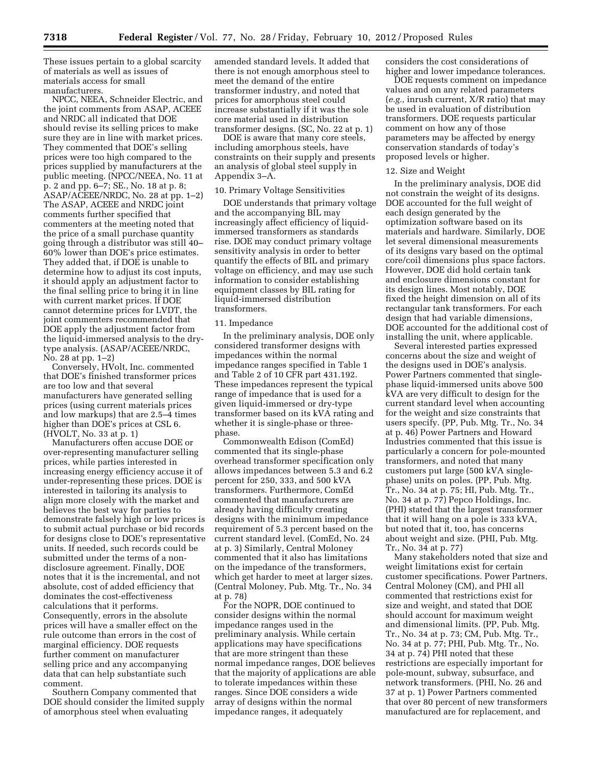These issues pertain to a global scarcity of materials as well as issues of materials access for small manufacturers.

NPCC, NEEA, Schneider Electric, and the joint comments from ASAP, ACEEE and NRDC all indicated that DOE should revise its selling prices to make sure they are in line with market prices. They commented that DOE's selling prices were too high compared to the prices supplied by manufacturers at the public meeting. (NPCC/NEEA, No. 11 at p. 2 and pp. 6–7; SE., No. 18 at p. 8; ASAP/ACEEE/NRDC, No. 28 at pp. 1–2) The ASAP, ACEEE and NRDC joint comments further specified that commenters at the meeting noted that the price of a small purchase quantity going through a distributor was still 40–60% lower than DOE's price estimates. They added that, if DOE is unable to determine how to adjust its cost inputs, it should apply an adjustment factor to the final selling price to bring it in line with current market prices. If DOE cannot determine prices for LVDT, the joint commenters recommended that DOE apply the adjustment factor from the liquid-immersed analysis to the dry-type analysis. (ASAP/ACEEE/NRDC, No. 28 at pp. 1–2)

Conversely, HVolt, Inc. commented that DOE's finished transformer prices are too low and that several manufacturers have generated selling prices (using current materials prices and low markups) that are 2.5–4 times higher than DOE's prices at CSL 6. (HVOLT, No. 33 at p. 1)

Manufacturers often accuse DOE or over-representing manufacturer selling prices, while parties interested in increasing energy efficiency accuse it of under-representing these prices. DOE is interested in tailoring its analysis to align more closely with the market and believes the best way for parties to demonstrate falsely high or low prices is to submit actual purchase or bid records for designs close to DOE's representative units. If needed, such records could be submitted under the terms of a non-disclosure agreement. Finally, DOE notes that it is the incremental, and not absolute, cost of added efficiency that dominates the cost-effectiveness calculations that it performs. Consequently, errors in the absolute prices will have a smaller effect on the rule outcome than errors in the cost of marginal efficiency. DOE requests further comment on manufacturer selling price and any accompanying data that can help substantiate such comment.

Southern Company commented that DOE should consider the limited supply of amorphous steel when evaluating amended standard levels. It added that there is not enough amorphous steel to meet the demand of the entire transformer industry, and noted that prices for amorphous steel could increase substantially if it was the sole core material used in distribution transformer designs. (SC, No. 22 at p. 1)

DOE is aware that many core steels, including amorphous steels, have constraints on their supply and presents an analysis of global steel supply in Appendix 3–A.

10. Primary Voltage Sensitivities

DOE understands that primary voltage and the accompanying BIL may increasingly affect efficiency of liquid-immersed transformers as standards rise. DOE may conduct primary voltage sensitivity analysis in order to better quantify the effects of BIL and primary voltage on efficiency, and may use such information to consider establishing equipment classes by BIL rating for liquid-immersed distribution transformers.

11. Impedance

In the preliminary analysis, DOE only considered transformer designs with impedances within the normal impedance ranges specified in Table 1 and Table 2 of 10 CFR part 431.192. These impedances represent the typical range of impedance that is used for a given liquid-immersed or dry-type transformer based on its kVA rating and whether it is single-phase or three-phase.

Commonwealth Edison (ComEd) commented that its single-phase overhead transformer specification only allows impedances between 5.3 and 6.2 percent for 250, 333, and 500 kVA transformers. Furthermore, ComEd commented that manufacturers are already having difficulty creating designs with the minimum impedance requirement of 5.3 percent based on the current standard level. (ComEd, No. 24 at p. 3) Similarly, Central Moloney commented that it also has limitations on the impedance of the transformers, which get harder to meet at larger sizes. (Central Moloney, Pub. Mtg. Tr., No. 34 at p. 78)

For the NOPR, DOE continued to consider designs within the normal impedance ranges used in the preliminary analysis. While certain applications may have specifications that are more stringent than these normal impedance ranges, DOE believes that the majority of applications are able to tolerate impedances within these ranges. Since DOE considers a wide array of designs within the normal impedance ranges, it adequately considers the cost considerations of higher and lower impedance tolerances.

DOE requests comment on impedance values and on any related parameters (*e.g.,* inrush current, X/R ratio) that may be used in evaluation of distribution transformers. DOE requests particular comment on how any of those parameters may be affected by energy conservation standards of today's proposed levels or higher.

12. Size and Weight

In the preliminary analysis, DOE did not constrain the weight of its designs. DOE accounted for the full weight of each design generated by the optimization software based on its materials and hardware. Similarly, DOE let several dimensional measurements of its designs vary based on the optimal core/coil dimensions plus space factors. However, DOE did hold certain tank and enclosure dimensions constant for its design lines. Most notably, DOE fixed the height dimension on all of its rectangular tank transformers. For each design that had variable dimensions, DOE accounted for the additional cost of installing the unit, where applicable.

Several interested parties expressed concerns about the size and weight of the designs used in DOE's analysis. Power Partners commented that single-phase liquid-immersed units above 500 kVA are very difficult to design for the current standard level when accounting for the weight and size constraints that users specify. (PP, Pub. Mtg. Tr., No. 34 at p. 46) Power Partners and Howard Industries commented that this issue is particularly a concern for pole-mounted transformers, and noted that many customers put large (500 kVA single-phase) units on poles. (PP, Pub. Mtg. Tr., No. 34 at p. 75; HI, Pub. Mtg. Tr., No. 34 at p. 77) Pepco Holdings, Inc. (PHI) stated that the largest transformer that it will hang on a pole is 333 kVA, but noted that it, too, has concerns about weight and size. (PHI, Pub. Mtg. Tr., No. 34 at p. 77)

Many stakeholders noted that size and weight limitations exist for certain customer specifications. Power Partners, Central Moloney (CM), and PHI all commented that restrictions exist for size and weight, and stated that DOE should account for maximum weight and dimensional limits. (PP, Pub. Mtg. Tr., No. 34 at p. 73; CM, Pub. Mtg. Tr., No. 34 at p. 77; PHI, Pub. Mtg. Tr., No. 34 at p. 74) PHI noted that these restrictions are especially important for pole-mount, subway, subsurface, and network transformers. (PHI, No. 26 and 37 at p. 1) Power Partners commented that over 80 percent of new transformers manufactured are for replacement, and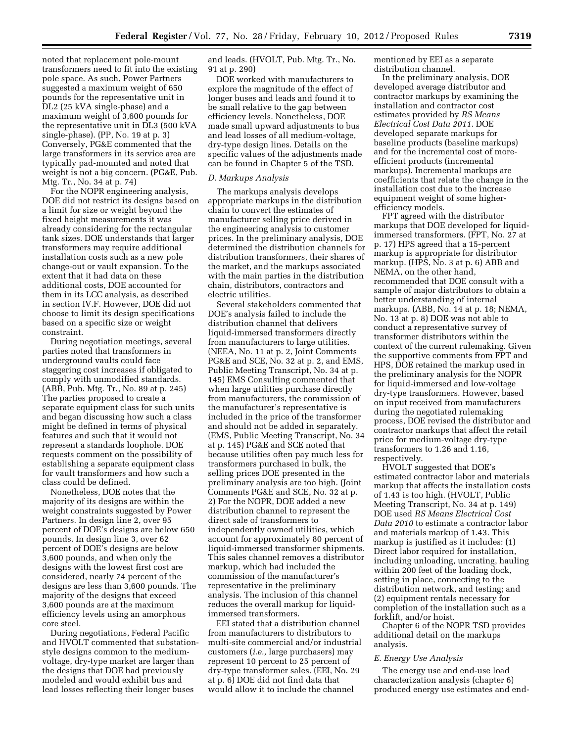noted that replacement pole-mount transformers need to fit into the existing pole space. As such, Power Partners suggested a maximum weight of 650 pounds for the representative unit in DL2 (25 kVA single-phase) and a maximum weight of 3,600 pounds for the representative unit in DL3 (500 kVA single-phase). (PP, No. 19 at p. 3) Conversely, PG&E commented that the large transformers in its service area are typically pad-mounted and noted that weight is not a big concern. (PG&E, Pub. Mtg. Tr., No. 34 at p. 74)

For the NOPR engineering analysis, DOE did not restrict its designs based on a limit for size or weight beyond the fixed height measurements it was already considering for the rectangular tank sizes. DOE understands that larger transformers may require additional installation costs such as a new pole change-out or vault expansion. To the extent that it had data on these additional costs, DOE accounted for them in its LCC analysis, as described in section IV.F. However, DOE did not choose to limit its design specifications based on a specific size or weight constraint.

During negotiation meetings, several parties noted that transformers in underground vaults could face staggering cost increases if obligated to comply with unmodified standards. (ABB, Pub. Mtg. Tr., No. 89 at p. 245) The parties proposed to create a separate equipment class for such units and began discussing how such a class might be defined in terms of physical features and such that it would not represent a standards loophole. DOE requests comment on the possibility of establishing a separate equipment class for vault transformers and how such a class could be defined.

Nonetheless, DOE notes that the majority of its designs are within the weight constraints suggested by Power Partners. In design line 2, over 95 percent of DOE's designs are below 650 pounds. In design line 3, over 62 percent of DOE's designs are below 3,600 pounds, and when only the designs with the lowest first cost are considered, nearly 74 percent of the designs are less than 3,600 pounds. The majority of the designs that exceed 3,600 pounds are at the maximum efficiency levels using an amorphous core steel.

During negotiations, Federal Pacific and HVOLT commented that substation-style designs common to the medium-voltage, dry-type market are larger than the designs that DOE had previously modeled and would exhibit bus and lead losses reflecting their longer buses and leads. (HVOLT, Pub. Mtg. Tr., No. 91 at p. 290)

DOE worked with manufacturers to explore the magnitude of the effect of longer buses and leads and found it to be small relative to the gap between efficiency levels. Nonetheless, DOE made small upward adjustments to bus and lead losses of all medium-voltage, dry-type design lines. Details on the specific values of the adjustments made can be found in Chapter 5 of the TSD.

### D. Markups Analysis

The markups analysis develops appropriate markups in the distribution chain to convert the estimates of manufacturer selling price derived in the engineering analysis to customer prices. In the preliminary analysis, DOE determined the distribution channels for distribution transformers, their shares of the market, and the markups associated with the main parties in the distribution chain, distributors, contractors and electric utilities.

Several stakeholders commented that DOE's analysis failed to include the distribution channel that delivers liquid-immersed transformers directly from manufacturers to large utilities. (NEEA, No. 11 at p. 2, Joint Comments PG&E and SCE, No. 32 at p. 2, and EMS, Public Meeting Transcript, No. 34 at p. 145) EMS Consulting commented that when large utilities purchase directly from manufacturers, the commission of the manufacturer's representative is included in the price of the transformer and should not be added in separately. (EMS, Public Meeting Transcript, No. 34 at p. 145) PG&E and SCE noted that because utilities often pay much less for transformers purchased in bulk, the selling prices DOE presented in the preliminary analysis are too high. (Joint Comments PG&E and SCE, No. 32 at p. 2) For the NOPR, DOE added a new distribution channel to represent the direct sale of transformers to independently owned utilities, which account for approximately 80 percent of liquid-immersed transformer shipments. This sales channel removes a distributor markup, which had included the commission of the manufacturer's representative in the preliminary analysis. The inclusion of this channel reduces the overall markup for liquid-immersed transformers.

EEI stated that a distribution channel from manufacturers to distributors to multi-site commercial and/or industrial customers (*i.e.,* large purchasers) may represent 10 percent to 25 percent of dry-type transformer sales. (EEI, No. 29 at p. 6) DOE did not find data that would allow it to include the channel mentioned by EEI as a separate distribution channel.

In the preliminary analysis, DOE developed average distributor and contractor markups by examining the installation and contractor cost estimates provided by *RS Means Electrical Cost Data 2011.* DOE developed separate markups for baseline products (baseline markups) and for the incremental cost of more-efficient products (incremental markups). Incremental markups are coefficients that relate the change in the installation cost due to the increase equipment weight of some higher-efficiency models.

FPT agreed with the distributor markups that DOE developed for liquid-immersed transformers. (FPT, No. 27 at p. 17) HPS agreed that a 15-percent markup is appropriate for distributor markup. (HPS, No. 3 at p. 6) ABB and NEMA, on the other hand, recommended that DOE consult with a sample of major distributors to obtain a better understanding of internal markups. (ABB, No. 14 at p. 18; NEMA, No. 13 at p. 8) DOE was not able to conduct a representative survey of transformer distributors within the context of the current rulemaking. Given the supportive comments from FPT and HPS, DOE retained the markup used in the preliminary analysis for the NOPR for liquid-immersed and low-voltage dry-type transformers. However, based on input received from manufacturers during the negotiated rulemaking process, DOE revised the distributor and contractor markups that affect the retail price for medium-voltage dry-type transformers to 1.26 and 1.16, respectively.

HVOLT suggested that DOE's estimated contractor labor and materials markup that affects the installation costs of 1.43 is too high. (HVOLT, Public Meeting Transcript, No. 34 at p. 149) DOE used *RS Means Electrical Cost Data 2010* to estimate a contractor labor and materials markup of 1.43. This markup is justified as it includes: (1) Direct labor required for installation, including unloading, uncrating, hauling within 200 feet of the loading dock, setting in place, connecting to the distribution network, and testing; and (2) equipment rentals necessary for completion of the installation such as a forklift, and/or hoist.

Chapter 6 of the NOPR TSD provides additional detail on the markups analysis.

### E. Energy Use Analysis

The energy use and end-use load characterization analysis (chapter 6) produced energy use estimates and end-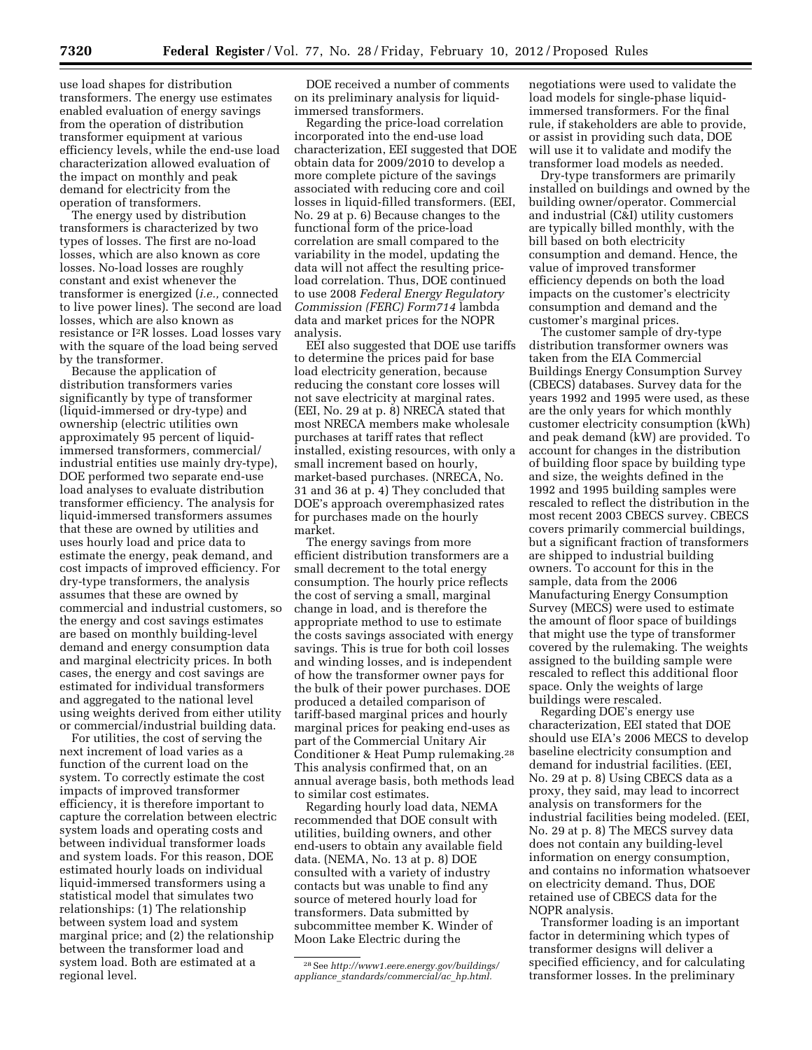use load shapes for distribution transformers. The energy use estimates enabled evaluation of energy savings from the operation of distribution transformer equipment at various efficiency levels, while the end-use load characterization allowed evaluation of the impact on monthly and peak demand for electricity from the operation of transformers.

The energy used by distribution transformers is characterized by two types of losses. The first are no-load losses, which are also known as core losses. No-load losses are roughly constant and exist whenever the transformer is energized (*i.e.,* connected to live power lines). The second are load losses, which are also known as resistance or $I^2R$ losses. Load losses vary with the square of the load being served by the transformer.

Because the application of distribution transformers varies significantly by type of transformer (liquid-immersed or dry-type) and ownership (electric utilities own approximately 95 percent of liquid-immersed transformers, commercial/industrial entities use mainly dry-type), DOE performed two separate end-use load analyses to evaluate distribution transformer efficiency. The analysis for liquid-immersed transformers assumes that these are owned by utilities and uses hourly load and price data to estimate the energy, peak demand, and cost impacts of improved efficiency. For dry-type transformers, the analysis assumes that these are owned by commercial and industrial customers, so the energy and cost savings estimates are based on monthly building-level demand and energy consumption data and marginal electricity prices. In both cases, the energy and cost savings are estimated for individual transformers and aggregated to the national level using weights derived from either utility or commercial/industrial building data.

For utilities, the cost of serving the next increment of load varies as a function of the current load on the system. To correctly estimate the cost impacts of improved transformer efficiency, it is therefore important to capture the correlation between electric system loads and operating costs and between individual transformer loads and system loads. For this reason, DOE estimated hourly loads on individual liquid-immersed transformers using a statistical model that simulates two relationships: (1) The relationship between system load and system marginal price; and (2) the relationship between the transformer load and system load. Both are estimated at a regional level.

DOE received a number of comments on its preliminary analysis for liquid-immersed transformers.

Regarding the price-load correlation incorporated into the end-use load characterization, EEI suggested that DOE obtain data for 2009/2010 to develop a more complete picture of the savings associated with reducing core and coil losses in liquid-filled transformers. (EEI, No. 29 at p. 6) Because changes to the functional form of the price-load correlation are small compared to the variability in the model, updating the data will not affect the resulting price-load correlation. Thus, DOE continued to use 2008 *Federal Energy Regulatory Commission (FERC) Form714* lambda data and market prices for the NOPR analysis.

EEI also suggested that DOE use tariffs to determine the prices paid for base load electricity generation, because reducing the constant core losses will not save electricity at marginal rates. (EEI, No. 29 at p. 8) NRECA stated that most NRECA members make wholesale purchases at tariff rates that reflect installed, existing resources, with only a small increment based on hourly, market-based purchases. (NRECA, No. 31 and 36 at p. 4) They concluded that DOE's approach overemphasized rates for purchases made on the hourly market.

The energy savings from more efficient distribution transformers are a small decrement to the total energy consumption. The hourly price reflects the cost of serving a small, marginal change in load, and is therefore the appropriate method to use to estimate the costs savings associated with energy savings. This is true for both coil losses and winding losses, and is independent of how the transformer owner pays for the bulk of their power purchases. DOE produced a detailed comparison of tariff-based marginal prices and hourly marginal prices for peaking end-uses as part of the Commercial Unitary Air Conditioner & Heat Pump rulemaking.[28] This analysis confirmed that, on an annual average basis, both methods lead to similar cost estimates.

Regarding hourly load data, NEMA recommended that DOE consult with utilities, building owners, and other end-users to obtain any available field data. (NEMA, No. 13 at p. 8) DOE consulted with a variety of industry contacts but was unable to find any source of metered hourly load for transformers. Data submitted by subcommittee member K. Winder of Moon Lake Electric during the negotiations were used to validate the load models for single-phase liquid-immersed transformers. For the final rule, if stakeholders are able to provide, or assist in providing such data, DOE will use it to validate and modify the transformer load models as needed.

Dry-type transformers are primarily installed on buildings and owned by the building owner/operator. Commercial and industrial (C&I) utility customers are typically billed monthly, with the bill based on both electricity consumption and demand. Hence, the value of improved transformer efficiency depends on both the load impacts on the customer's electricity consumption and demand and the customer's marginal prices.

The customer sample of dry-type distribution transformer owners was taken from the EIA Commercial Buildings Energy Consumption Survey (CBECS) databases. Survey data for the years 1992 and 1995 were used, as these are the only years for which monthly customer electricity consumption (kWh) and peak demand (kW) are provided. To account for changes in the distribution of building floor space by building type and size, the weights defined in the 1992 and 1995 building samples were rescaled to reflect the distribution in the most recent 2003 CBECS survey. CBECS covers primarily commercial buildings, but a significant fraction of transformers are shipped to industrial building owners. To account for this in the sample, data from the 2006 Manufacturing Energy Consumption Survey (MECS) were used to estimate the amount of floor space of buildings that might use the type of transformer covered by the rulemaking. The weights assigned to the building sample were rescaled to reflect this additional floor space. Only the weights of large buildings were rescaled.

Regarding DOE's energy use characterization, EEI stated that DOE should use EIA's 2006 MECS to develop baseline electricity consumption and demand for industrial facilities. (EEI, No. 29 at p. 8) Using CBECS data as a proxy, they said, may lead to incorrect analysis on transformers for the industrial facilities being modeled. (EEI, No. 29 at p. 8) The MECS survey data does not contain any building-level information on energy consumption, and contains no information whatsoever on electricity demand. Thus, DOE retained use of CBECS data for the NOPR analysis.

Transformer loading is an important factor in determining which types of transformer designs will deliver a specified efficiency, and for calculating transformer losses. In the preliminary

[28] See *http://www1.eere.energy.gov/buildings/appliance_standards/commercial/ac_hp.html.*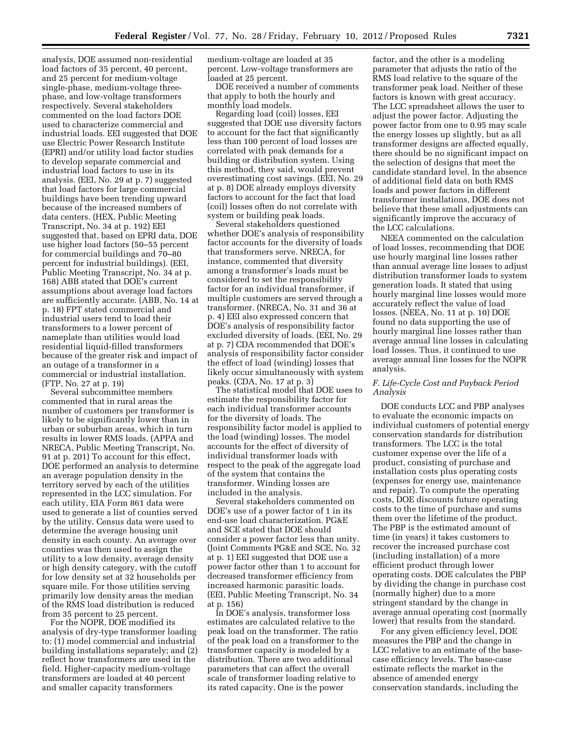analysis, DOE assumed non-residential load factors of 35 percent, 40 percent, and 25 percent for medium-voltage single-phase, medium-voltage three-phase, and low-voltage transformers respectively. Several stakeholders commented on the load factors DOE used to characterize commercial and industrial loads. EEI suggested that DOE use Electric Power Research Institute (EPRI) and/or utility load factor studies to develop separate commercial and industrial load factors to use in its analysis. (EEI, No. 29 at p. 7) suggested that load factors for large commercial buildings have been trending upward because of the increased numbers of data centers. (HEX, Public Meeting Transcript, No. 34 at p. 192) EEI suggested that, based on EPRI data, DOE use higher load factors (50–55 percent for commercial buildings and 70–80 percent for industrial buildings). (EEI, Public Meeting Transcript, No. 34 at p. 168) ABB stated that DOE's current assumptions about average load factors are sufficiently accurate. (ABB, No. 14 at p. 18) FPT stated commercial and industrial users tend to load their transformers to a lower percent of nameplate than utilities would load residential liquid-filled transformers because of the greater risk and impact of an outage of a transformer in a commercial or industrial installation. (FTP, No. 27 at p. 19)

Several subcommittee members commented that in rural areas the number of customers per transformer is likely to be significantly lower than in urban or suburban areas, which in turn results in lower RMS loads. (APPA and NRECA, Public Meeting Transcript, No. 91 at p. 201) To account for this effect, DOE performed an analysis to determine an average population density in the territory served by each of the utilities represented in the LCC simulation. For each utility, EIA Form 861 data were used to generate a list of counties served by the utility. Census data were used to determine the average housing unit density in each county. An average over counties was then used to assign the utility to a low density, average density or high density category, with the cutoff for low density set at 32 households per square mile. For those utilities serving primarily low density areas the median of the RMS load distribution is reduced from 35 percent to 25 percent.

For the NOPR, DOE modified its analysis of dry-type transformer loading to: (1) model commercial and industrial building installations separately; and (2) reflect how transformers are used in the field. Higher-capacity medium-voltage transformers are loaded at 40 percent and smaller capacity transformers medium-voltage are loaded at 35 percent. Low-voltage transformers are loaded at 25 percent.

DOE received a number of comments that apply to both the hourly and monthly load models.

Regarding load (coil) losses, EEI suggested that DOE use diversity factors to account for the fact that significantly less than 100 percent of load losses are correlated with peak demands for a building or distribution system. Using this method, they said, would prevent overestimating cost savings. (EEI, No. 29 at p. 8) DOE already employs diversity factors to account for the fact that load (coil) losses often do not correlate with system or building peak loads.

Several stakeholders questioned whether DOE's analysis of responsibility factor accounts for the diversity of loads that transformers serve. NRECA, for instance, commented that diversity among a transformer's loads must be considered to set the responsibility factor for an individual transformer, if multiple customers are served through a transformer. (NRECA, No. 31 and 36 at p. 4) EEI also expressed concern that DOE's analysis of responsibility factor excluded diversity of loads. (EEI, No. 29 at p. 7) CDA recommended that DOE's analysis of responsibility factor consider the effect of load (winding) losses that likely occur simultaneously with system peaks. (CDA, No. 17 at p. 3)

The statistical model that DOE uses to estimate the responsibility factor for each individual transformer accounts for the diversity of loads. The responsibility factor model is applied to the load (winding) losses. The model accounts for the effect of diversity of individual transformer loads with respect to the peak of the aggregate load of the system that contains the transformer. Winding losses are included in the analysis.

Several stakeholders commented on DOE's use of a power factor of 1 in its end-use load characterization. PG&E and SCE stated that DOE should consider a power factor less than unity. (Joint Comments PG&E and SCE, No. 32 at p. 1) EEI suggested that DOE use a power factor other than 1 to account for decreased transformer efficiency from increased harmonic parasitic loads. (EEI, Public Meeting Transcript, No. 34 at p. 156)

In DOE's analysis, transformer loss estimates are calculated relative to the peak load on the transformer. The ratio of the peak load on a transformer to the transformer capacity is modeled by a distribution. There are two additional parameters that can affect the overall scale of transformer loading relative to its rated capacity. One is the power factor, and the other is a modeling parameter that adjusts the ratio of the RMS load relative to the square of the transformer peak load. Neither of these factors is known with great accuracy. The LCC spreadsheet allows the user to adjust the power factor. Adjusting the power factor from one to 0.95 may scale the energy losses up slightly, but as all transformer designs are affected equally, there should be no significant impact on the selection of designs that meet the candidate standard level. In the absence of additional field data on both RMS loads and power factors in different transformer installations, DOE does not believe that these small adjustments can significantly improve the accuracy of the LCC calculations.

NEEA commented on the calculation of load losses, recommending that DOE use hourly marginal line losses rather than annual average line losses to adjust distribution transformer loads to system generation loads. It stated that using hourly marginal line losses would more accurately reflect the value of load losses. (NEEA, No. 11 at p. 10) DOE found no data supporting the use of hourly marginal line losses rather than average annual line losses in calculating load losses. Thus, it continued to use average annual line losses for the NOPR analysis.

### *F. Life-Cycle Cost and Payback Period Analysis*

DOE conducts LCC and PBP analyses to evaluate the economic impacts on individual customers of potential energy conservation standards for distribution transformers. The LCC is the total customer expense over the life of a product, consisting of purchase and installation costs plus operating costs (expenses for energy use, maintenance and repair). To compute the operating costs, DOE discounts future operating costs to the time of purchase and sums them over the lifetime of the product. The PBP is the estimated amount of time (in years) it takes customers to recover the increased purchase cost (including installation) of a more efficient product through lower operating costs. DOE calculates the PBP by dividing the change in purchase cost (normally higher) due to a more stringent standard by the change in average annual operating cost (normally lower) that results from the standard.

For any given efficiency level, DOE measures the PBP and the change in LCC relative to an estimate of the base-case efficiency levels. The base-case estimate reflects the market in the absence of amended energy conservation standards, including the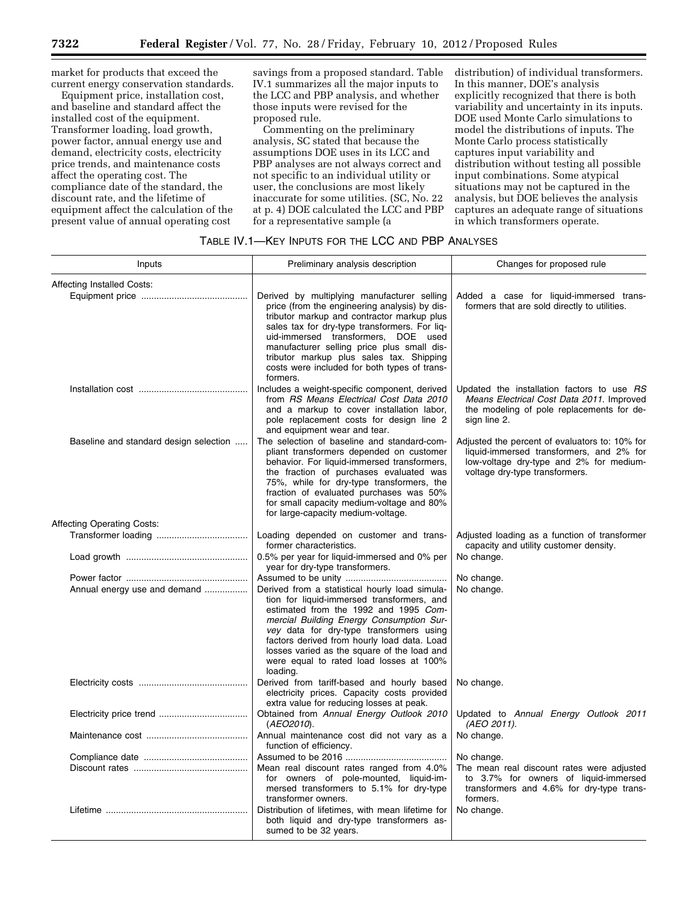market for products that exceed the current energy conservation standards.

Equipment price, installation cost, and baseline and standard affect the installed cost of the equipment. Transformer loading, load growth, power factor, annual energy use and demand, electricity costs, electricity price trends, and maintenance costs affect the operating cost. The compliance date of the standard, the discount rate, and the lifetime of equipment affect the calculation of the present value of annual operating cost savings from a proposed standard. Table IV.1 summarizes all the major inputs to the LCC and PBP analysis, and whether those inputs were revised for the proposed rule.

Commenting on the preliminary analysis, SC stated that because the assumptions DOE uses in its LCC and PBP analyses are not always correct and not specific to an individual utility or user, the conclusions are most likely inaccurate for some utilities. (SC, No. 22 at p. 4) DOE calculated the LCC and PBP for a representative sample (a distribution) of individual transformers. In this manner, DOE's analysis explicitly recognized that there is both variability and uncertainty in its inputs. DOE used Monte Carlo simulations to model the distributions of inputs. The Monte Carlo process statistically captures input variability and distribution without testing all possible input combinations. Some atypical situations may not be captured in the analysis, but DOE believes the analysis captures an adequate range of situations in which transformers operate.

TABLE IV.1—KEY INPUTS FOR THE LCC AND PBP ANALYSES

| Inputs | Preliminary analysis description | Changes for proposed rule |
|---|---|---|
| Affecting Installed Costs: | | |
| Equipment price | Derived by multiplying manufacturer selling price (from the engineering analysis) by distributor markup and contractor markup plus sales tax for dry-type transformers. For liquid-immersed transformers, DOE used manufacturer selling price plus small distributor markup plus sales tax. Shipping costs were included for both types of transformers. | Added a case for liquid-immersed transformers that are sold directly to utilities. |
| Installation cost | Includes a weight-specific component, derived from *RS Means Electrical Cost Data 2010* and a markup to cover installation labor, pole replacement costs for design line 2 and equipment wear and tear. | Updated the installation factors to use *RS Means Electrical Cost Data 2011*. Improved the modeling of pole replacements for design line 2. |
| Baseline and standard design selection | The selection of baseline and standard-compliant transformers depended on customer behavior. For liquid-immersed transformers, the fraction of purchases evaluated was 75%, while for dry-type transformers, the fraction of evaluated purchases was 50% for small capacity medium-voltage and 80% for large-capacity medium-voltage. | Adjusted the percent of evaluators to: 10% for liquid-immersed transformers, and 2% for low-voltage dry-type and 2% for medium-voltage dry-type transformers. |
| Affecting Operating Costs: | | |
| Transformer loading | Loading depended on customer and transformer characteristics. | Adjusted loading as a function of transformer capacity and utility customer density. |
| Load growth | 0.5% per year for liquid-immersed and 0% per year for dry-type transformers. | No change. |
| Power factor | Assumed to be unity | No change. |
| Annual energy use and demand | Derived from a statistical hourly load simulation for liquid-immersed transformers, and estimated from the 1992 and 1995 *Commercial Building Energy Consumption Survey* data for dry-type transformers using factors derived from hourly load data. Load losses varied as the square of the load and were equal to rated load losses at 100% loading. | No change. |
| Electricity costs | Derived from tariff-based and hourly based electricity prices. Capacity costs provided extra value for reducing losses at peak. | No change. |
| Electricity price trend | Obtained from *Annual Energy Outlook 2010* (*AEO2010*). | Updated to *Annual Energy Outlook 2011* (*AEO 2011).* |
| Maintenance cost | Annual maintenance cost did not vary as a function of efficiency. | No change. |
| Compliance date | Assumed to be 2016 | No change. |
| Discount rates | Mean real discount rates ranged from 4.0% for owners of pole-mounted, liquid-immersed transformers to 5.1% for dry-type transformer owners. | The mean real discount rates were adjusted to 3.7% for owners of liquid-immersed transformers and 4.6% for dry-type transformers. |
| Lifetime | Distribution of lifetimes, with mean lifetime for both liquid and dry-type transformers assumed to be 32 years. | No change. |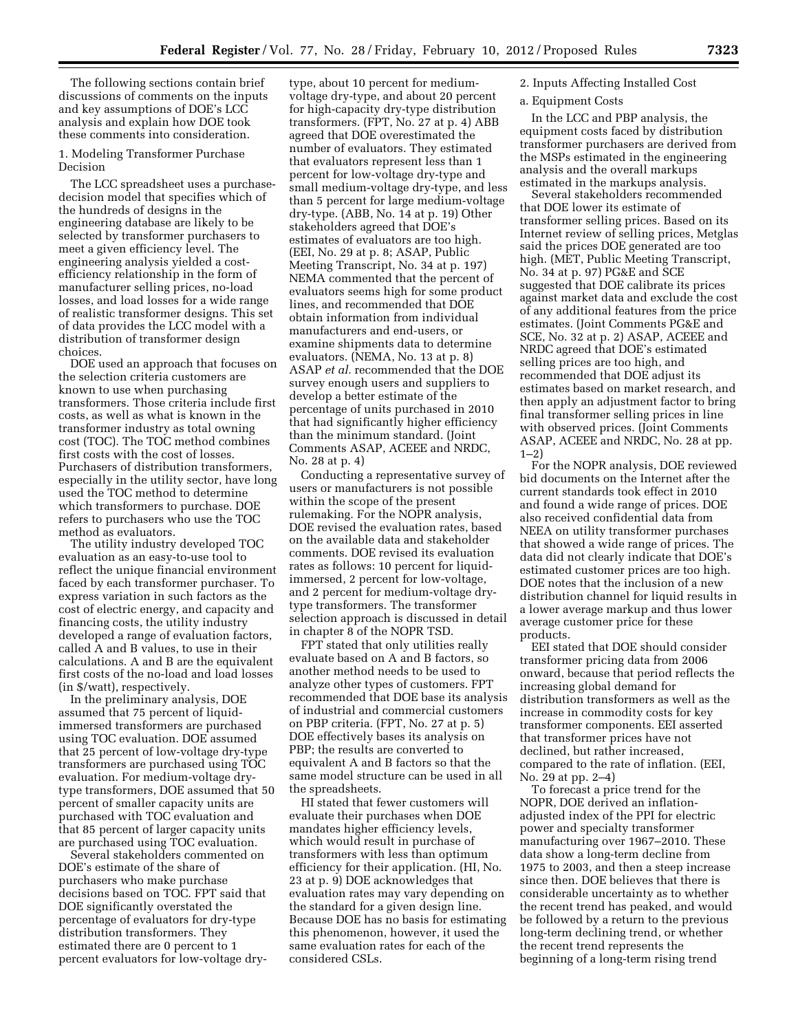The following sections contain brief discussions of comments on the inputs and key assumptions of DOE's LCC analysis and explain how DOE took these comments into consideration.

1. Modeling Transformer Purchase Decision

The LCC spreadsheet uses a purchase-decision model that specifies which of the hundreds of designs in the engineering database are likely to be selected by transformer purchasers to meet a given efficiency level. The engineering analysis yielded a cost-efficiency relationship in the form of manufacturer selling prices, no-load losses, and load losses for a wide range of realistic transformer designs. This set of data provides the LCC model with a distribution of transformer design choices.

DOE used an approach that focuses on the selection criteria customers are known to use when purchasing transformers. Those criteria include first costs, as well as what is known in the transformer industry as total owning cost (TOC). The TOC method combines first costs with the cost of losses. Purchasers of distribution transformers, especially in the utility sector, have long used the TOC method to determine which transformers to purchase. DOE refers to purchasers who use the TOC method as evaluators.

The utility industry developed TOC evaluation as an easy-to-use tool to reflect the unique financial environment faced by each transformer purchaser. To express variation in such factors as the cost of electric energy, and capacity and financing costs, the utility industry developed a range of evaluation factors, called A and B values, to use in their calculations. A and B are the equivalent first costs of the no-load and load losses (in $/watt), respectively.

In the preliminary analysis, DOE assumed that 75 percent of liquid-immersed transformers are purchased using TOC evaluation. DOE assumed that 25 percent of low-voltage dry-type transformers are purchased using TOC evaluation. For medium-voltage dry-type transformers, DOE assumed that 50 percent of smaller capacity units are purchased with TOC evaluation and that 85 percent of larger capacity units are purchased using TOC evaluation.

Several stakeholders commented on DOE's estimate of the share of purchasers who make purchase decisions based on TOC. FPT said that DOE significantly overstated the percentage of evaluators for dry-type distribution transformers. They estimated there are 0 percent to 1 percent evaluators for low-voltage dry-type, about 10 percent for medium-voltage dry-type, and about 20 percent for high-capacity dry-type distribution transformers. (FPT, No. 27 at p. 4) ABB agreed that DOE overestimated the number of evaluators. They estimated that evaluators represent less than 1 percent for low-voltage dry-type and small medium-voltage dry-type, and less than 5 percent for large medium-voltage dry-type. (ABB, No. 14 at p. 19) Other stakeholders agreed that DOE's estimates of evaluators are too high. (EEI, No. 29 at p. 8; ASAP, Public Meeting Transcript, No. 34 at p. 197) NEMA commented that the percent of evaluators seems high for some product lines, and recommended that DOE obtain information from individual manufacturers and end-users, or examine shipments data to determine evaluators. (NEMA, No. 13 at p. 8) ASAP *et al.* recommended that the DOE survey enough users and suppliers to develop a better estimate of the percentage of units purchased in 2010 that had significantly higher efficiency than the minimum standard. (Joint Comments ASAP, ACEEE and NRDC, No. 28 at p. 4)

Conducting a representative survey of users or manufacturers is not possible within the scope of the present rulemaking. For the NOPR analysis, DOE revised the evaluation rates, based on the available data and stakeholder comments. DOE revised its evaluation rates as follows: 10 percent for liquid-immersed, 2 percent for low-voltage, and 2 percent for medium-voltage dry-type transformers. The transformer selection approach is discussed in detail in chapter 8 of the NOPR TSD.

FPT stated that only utilities really evaluate based on A and B factors, so another method needs to be used to analyze other types of customers. FPT recommended that DOE base its analysis of industrial and commercial customers on PBP criteria. (FPT, No. 27 at p. 5) DOE effectively bases its analysis on PBP; the results are converted to equivalent A and B factors so that the same model structure can be used in all the spreadsheets.

HI stated that fewer customers will evaluate their purchases when DOE mandates higher efficiency levels, which would result in purchase of transformers with less than optimum efficiency for their application. (HI, No. 23 at p. 9) DOE acknowledges that evaluation rates may vary depending on the standard for a given design line. Because DOE has no basis for estimating this phenomenon, however, it used the same evaluation rates for each of the considered CSLs.

2. Inputs Affecting Installed Cost

a. Equipment Costs

In the LCC and PBP analysis, the equipment costs faced by distribution transformer purchasers are derived from the MSPs estimated in the engineering analysis and the overall markups estimated in the markups analysis.

Several stakeholders recommended that DOE lower its estimate of transformer selling prices. Based on its Internet review of selling prices, Metglas said the prices DOE generated are too high. (MET, Public Meeting Transcript, No. 34 at p. 97) PG&E and SCE suggested that DOE calibrate its prices against market data and exclude the cost of any additional features from the price estimates. (Joint Comments PG&E and SCE, No. 32 at p. 2) ASAP, ACEEE and NRDC agreed that DOE's estimated selling prices are too high, and recommended that DOE adjust its estimates based on market research, and then apply an adjustment factor to bring final transformer selling prices in line with observed prices. (Joint Comments ASAP, ACEEE and NRDC, No. 28 at pp. 1–2)

For the NOPR analysis, DOE reviewed bid documents on the Internet after the current standards took effect in 2010 and found a wide range of prices. DOE also received confidential data from NEEA on utility transformer purchases that showed a wide range of prices. The data did not clearly indicate that DOE's estimated customer prices are too high. DOE notes that the inclusion of a new distribution channel for liquid results in a lower average markup and thus lower average customer price for these products.

EEI stated that DOE should consider transformer pricing data from 2006 onward, because that period reflects the increasing global demand for distribution transformers as well as the increase in commodity costs for key transformer components. EEI asserted that transformer prices have not declined, but rather increased, compared to the rate of inflation. (EEI, No. 29 at pp. 2–4)

To forecast a price trend for the NOPR, DOE derived an inflation-adjusted index of the PPI for electric power and specialty transformer manufacturing over 1967–2010. These data show a long-term decline from 1975 to 2003, and then a steep increase since then. DOE believes that there is considerable uncertainty as to whether the recent trend has peaked, and would be followed by a return to the previous long-term declining trend, or whether the recent trend represents the beginning of a long-term rising trend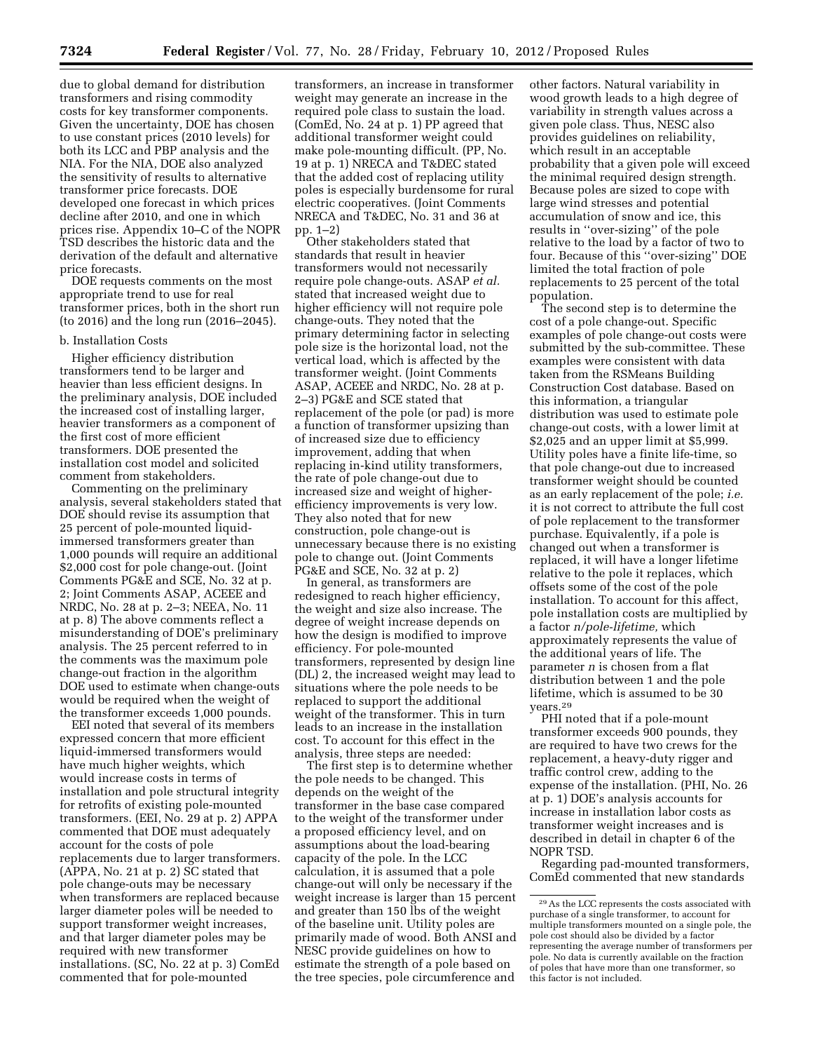due to global demand for distribution transformers and rising commodity costs for key transformer components. Given the uncertainty, DOE has chosen to use constant prices (2010 levels) for both its LCC and PBP analysis and the NIA. For the NIA, DOE also analyzed the sensitivity of results to alternative transformer price forecasts. DOE developed one forecast in which prices decline after 2010, and one in which prices rise. Appendix 10–C of the NOPR TSD describes the historic data and the derivation of the default and alternative price forecasts.

DOE requests comments on the most appropriate trend to use for real transformer prices, both in the short run (to 2016) and the long run (2016–2045).

b. Installation Costs

Higher efficiency distribution transformers tend to be larger and heavier than less efficient designs. In the preliminary analysis, DOE included the increased cost of installing larger, heavier transformers as a component of the first cost of more efficient transformers. DOE presented the installation cost model and solicited comment from stakeholders.

Commenting on the preliminary analysis, several stakeholders stated that DOE should revise its assumption that 25 percent of pole-mounted liquid-immersed transformers greater than 1,000 pounds will require an additional $2,000 cost for pole change-out. (Joint Comments PG&E and SCE, No. 32 at p. 2; Joint Comments ASAP, ACEEE and NRDC, No. 28 at p. 2–3; NEEA, No. 11 at p. 8) The above comments reflect a misunderstanding of DOE's preliminary analysis. The 25 percent referred to in the comments was the maximum pole change-out fraction in the algorithm DOE used to estimate when change-outs would be required when the weight of the transformer exceeds 1,000 pounds.

EEI noted that several of its members expressed concern that more efficient liquid-immersed transformers would have much higher weights, which would increase costs in terms of installation and pole structural integrity for retrofits of existing pole-mounted transformers. (EEI, No. 29 at p. 2) APPA commented that DOE must adequately account for the costs of pole replacements due to larger transformers. (APPA, No. 21 at p. 2) SC stated that pole change-outs may be necessary when transformers are replaced because larger diameter poles will be needed to support transformer weight increases, and that larger diameter poles may be required with new transformer installations. (SC, No. 22 at p. 3) ComEd commented that for pole-mounted transformers, an increase in transformer weight may generate an increase in the required pole class to sustain the load. (ComEd, No. 24 at p. 1) PP agreed that additional transformer weight could make pole-mounting difficult. (PP, No. 19 at p. 1) NRECA and T&DEC stated that the added cost of replacing utility poles is especially burdensome for rural electric cooperatives. (Joint Comments NRECA and T&DEC, No. 31 and 36 at pp. 1–2)

Other stakeholders stated that standards that result in heavier transformers would not necessarily require pole change-outs. ASAP *et al.* stated that increased weight due to higher efficiency will not require pole change-outs. They noted that the primary determining factor in selecting pole size is the horizontal load, not the vertical load, which is affected by the transformer weight. (Joint Comments ASAP, ACEEE and NRDC, No. 28 at p. 2–3) PG&E and SCE stated that replacement of the pole (or pad) is more a function of transformer upsizing than of increased size due to efficiency improvement, adding that when replacing in-kind utility transformers, the rate of pole change-out due to increased size and weight of higher-efficiency improvements is very low. They also noted that for new construction, pole change-out is unnecessary because there is no existing pole to change out. (Joint Comments PG&E and SCE, No. 32 at p. 2)

In general, as transformers are redesigned to reach higher efficiency, the weight and size also increase. The degree of weight increase depends on how the design is modified to improve efficiency. For pole-mounted transformers, represented by design line (DL) 2, the increased weight may lead to situations where the pole needs to be replaced to support the additional weight of the transformer. This in turn leads to an increase in the installation cost. To account for this effect in the analysis, three steps are needed:

The first step is to determine whether the pole needs to be changed. This depends on the weight of the transformer in the base case compared to the weight of the transformer under a proposed efficiency level, and on assumptions about the load-bearing capacity of the pole. In the LCC calculation, it is assumed that a pole change-out will only be necessary if the weight increase is larger than 15 percent and greater than 150 lbs of the weight of the baseline unit. Utility poles are primarily made of wood. Both ANSI and NESC provide guidelines on how to estimate the strength of a pole based on the tree species, pole circumference and other factors. Natural variability in wood growth leads to a high degree of variability in strength values across a given pole class. Thus, NESC also provides guidelines on reliability, which result in an acceptable probability that a given pole will exceed the minimal required design strength. Because poles are sized to cope with large wind stresses and potential accumulation of snow and ice, this results in "over-sizing" of the pole relative to the load by a factor of two to four. Because of this "over-sizing" DOE limited the total fraction of pole replacements to 25 percent of the total population.

The second step is to determine the cost of a pole change-out. Specific examples of pole change-out costs were submitted by the sub-committee. These examples were consistent with data taken from the RSMeans Building Construction Cost database. Based on this information, a triangular distribution was used to estimate pole change-out costs, with a lower limit at $2,025 and an upper limit at $5,999. Utility poles have a finite life-time, so that pole change-out due to increased transformer weight should be counted as an early replacement of the pole; *i.e.* it is not correct to attribute the full cost of pole replacement to the transformer purchase. Equivalently, if a pole is changed out when a transformer is replaced, it will have a longer lifetime relative to the pole it replaces, which offsets some of the cost of the pole installation. To account for this affect, pole installation costs are multiplied by a factor *n/pole-lifetime,* which approximately represents the value of the additional years of life. The parameter *n* is chosen from a flat distribution between 1 and the pole lifetime, which is assumed to be 30 years.[29]

PHI noted that if a pole-mount transformer exceeds 900 pounds, they are required to have two crews for the replacement, a heavy-duty rigger and traffic control crew, adding to the expense of the installation. (PHI, No. 26 at p. 1) DOE's analysis accounts for increase in installation labor costs as transformer weight increases and is described in detail in chapter 6 of the NOPR TSD.

Regarding pad-mounted transformers, ComEd commented that new standards

[29] As the LCC represents the costs associated with purchase of a single transformer, to account for multiple transformers mounted on a single pole, the pole cost should also be divided by a factor representing the average number of transformers per pole. No data is currently available on the fraction of poles that have more than one transformer, so this factor is not included.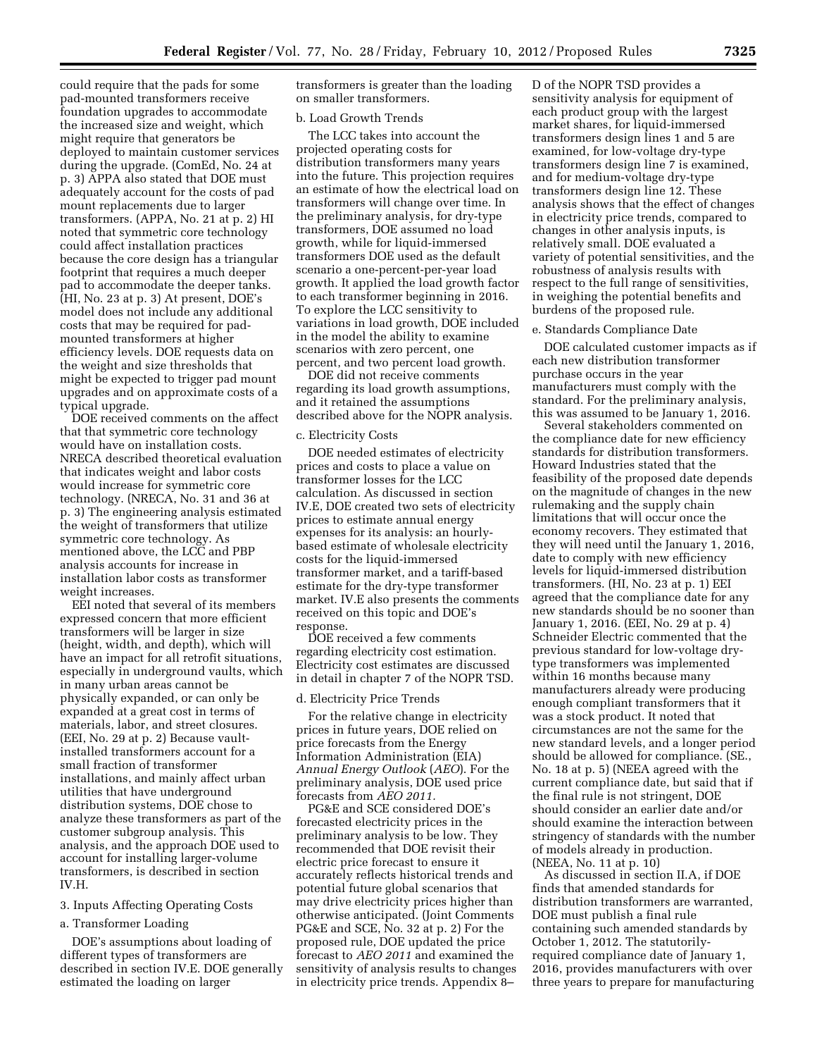could require that the pads for some pad-mounted transformers receive foundation upgrades to accommodate the increased size and weight, which might require that generators be deployed to maintain customer services during the upgrade. (ComEd, No. 24 at p. 3) APPA also stated that DOE must adequately account for the costs of pad mount replacements due to larger transformers. (APPA, No. 21 at p. 2) HI noted that symmetric core technology could affect installation practices because the core design has a triangular footprint that requires a much deeper pad to accommodate the deeper tanks. (HI, No. 23 at p. 3) At present, DOE's model does not include any additional costs that may be required for pad-mounted transformers at higher efficiency levels. DOE requests data on the weight and size thresholds that might be expected to trigger pad mount upgrades and on approximate costs of a typical upgrade.

DOE received comments on the affect that that symmetric core technology would have on installation costs. NRECA described theoretical evaluation that indicates weight and labor costs would increase for symmetric core technology. (NRECA, No. 31 and 36 at p. 3) The engineering analysis estimated the weight of transformers that utilize symmetric core technology. As mentioned above, the LCC and PBP analysis accounts for increase in installation labor costs as transformer weight increases.

EEI noted that several of its members expressed concern that more efficient transformers will be larger in size (height, width, and depth), which will have an impact for all retrofit situations, especially in underground vaults, which in many urban areas cannot be physically expanded, or can only be expanded at a great cost in terms of materials, labor, and street closures. (EEI, No. 29 at p. 2) Because vault-installed transformers account for a small fraction of transformer installations, and mainly affect urban utilities that have underground distribution systems, DOE chose to analyze these transformers as part of the customer subgroup analysis. This analysis, and the approach DOE used to account for installing larger-volume transformers, is described in section IV.H.

3. Inputs Affecting Operating Costs

a. Transformer Loading

DOE's assumptions about loading of different types of transformers are described in section IV.E. DOE generally estimated the loading on larger transformers is greater than the loading on smaller transformers.

b. Load Growth Trends

The LCC takes into account the projected operating costs for distribution transformers many years into the future. This projection requires an estimate of how the electrical load on transformers will change over time. In the preliminary analysis, for dry-type transformers, DOE assumed no load growth, while for liquid-immersed transformers DOE used as the default scenario a one-percent-per-year load growth. It applied the load growth factor to each transformer beginning in 2016. To explore the LCC sensitivity to variations in load growth, DOE included in the model the ability to examine scenarios with zero percent, one percent, and two percent load growth.

DOE did not receive comments regarding its load growth assumptions, and it retained the assumptions described above for the NOPR analysis.

c. Electricity Costs

DOE needed estimates of electricity prices and costs to place a value on transformer losses for the LCC calculation. As discussed in section IV.E, DOE created two sets of electricity prices to estimate annual energy expenses for its analysis: an hourly-based estimate of wholesale electricity costs for the liquid-immersed transformer market, and a tariff-based estimate for the dry-type transformer market. IV.E also presents the comments received on this topic and DOE's response.

DOE received a few comments regarding electricity cost estimation. Electricity cost estimates are discussed in detail in chapter 7 of the NOPR TSD.

d. Electricity Price Trends

For the relative change in electricity prices in future years, DOE relied on price forecasts from the Energy Information Administration (EIA) *Annual Energy Outlook* (*AEO*). For the preliminary analysis, DOE used price forecasts from *AEO 2011.*

PG&E and SCE considered DOE's forecasted electricity prices in the preliminary analysis to be low. They recommended that DOE revisit their electric price forecast to ensure it accurately reflects historical trends and potential future global scenarios that may drive electricity prices higher than otherwise anticipated. (Joint Comments PG&E and SCE, No. 32 at p. 2) For the proposed rule, DOE updated the price forecast to *AEO 2011* and examined the sensitivity of analysis results to changes in electricity price trends. Appendix 8–D of the NOPR TSD provides a sensitivity analysis for equipment of each product group with the largest market shares, for liquid-immersed transformers design lines 1 and 5 are examined, for low-voltage dry-type transformers design line 7 is examined, and for medium-voltage dry-type transformers design line 12. These analysis shows that the effect of changes in electricity price trends, compared to changes in other analysis inputs, is relatively small. DOE evaluated a variety of potential sensitivities, and the robustness of analysis results with respect to the full range of sensitivities, in weighing the potential benefits and burdens of the proposed rule.

e. Standards Compliance Date

DOE calculated customer impacts as if each new distribution transformer purchase occurs in the year manufacturers must comply with the standard. For the preliminary analysis, this was assumed to be January 1, 2016.

Several stakeholders commented on the compliance date for new efficiency standards for distribution transformers. Howard Industries stated that the feasibility of the proposed date depends on the magnitude of changes in the new rulemaking and the supply chain limitations that will occur once the economy recovers. They estimated that they will need until the January 1, 2016, date to comply with new efficiency levels for liquid-immersed distribution transformers. (HI, No. 23 at p. 1) EEI agreed that the compliance date for any new standards should be no sooner than January 1, 2016. (EEI, No. 29 at p. 4) Schneider Electric commented that the previous standard for low-voltage dry-type transformers was implemented within 16 months because many manufacturers already were producing enough compliant transformers that it was a stock product. It noted that circumstances are not the same for the new standard levels, and a longer period should be allowed for compliance. (SE., No. 18 at p. 5) (NEEA agreed with the current compliance date, but said that if the final rule is not stringent, DOE should consider an earlier date and/or should examine the interaction between stringency of standards with the number of models already in production. (NEEA, No. 11 at p. 10)

As discussed in section II.A, if DOE finds that amended standards for distribution transformers are warranted, DOE must publish a final rule containing such amended standards by October 1, 2012. The statutorily-required compliance date of January 1, 2016, provides manufacturers with over three years to prepare for manufacturing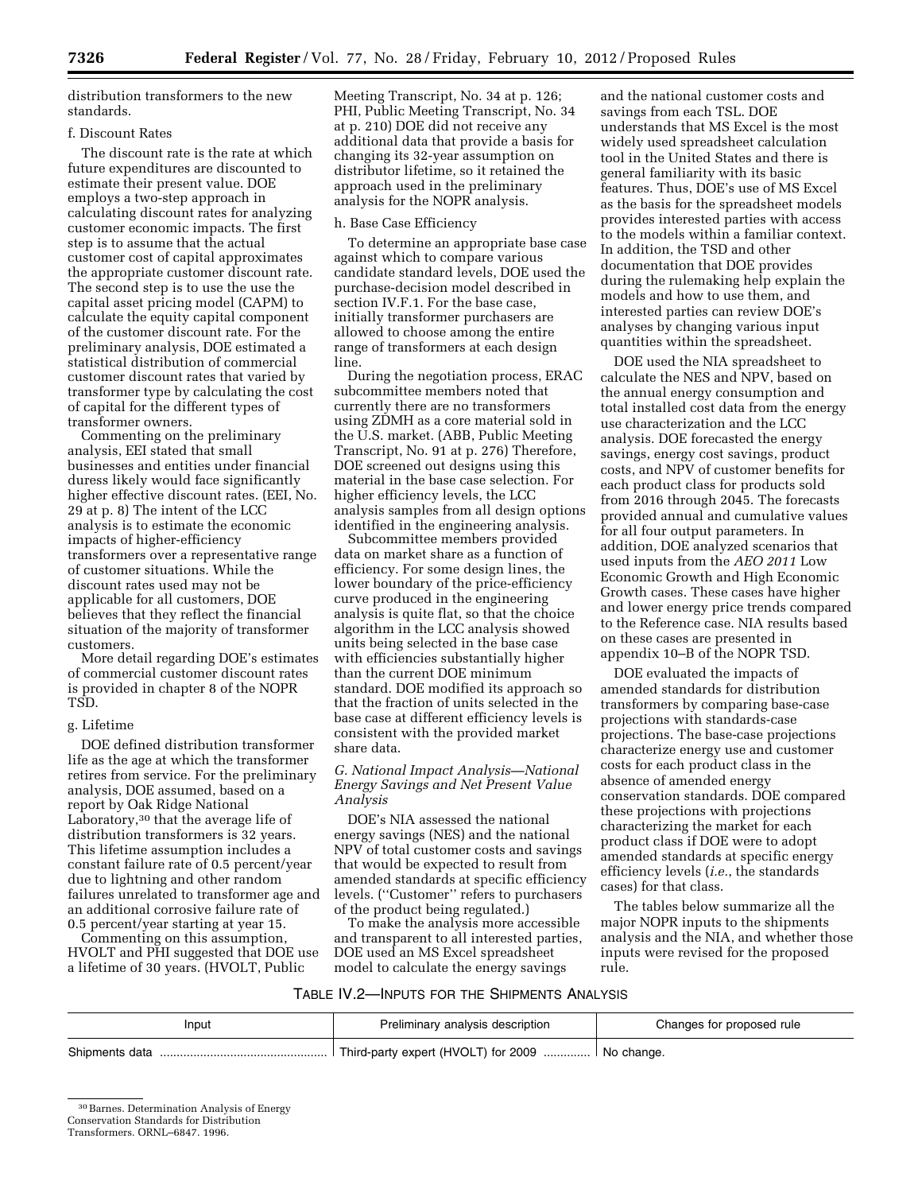distribution transformers to the new standards.

f. Discount Rates

The discount rate is the rate at which future expenditures are discounted to estimate their present value. DOE employs a two-step approach in calculating discount rates for analyzing customer economic impacts. The first step is to assume that the actual customer cost of capital approximates the appropriate customer discount rate. The second step is to use the use the capital asset pricing model (CAPM) to calculate the equity capital component of the customer discount rate. For the preliminary analysis, DOE estimated a statistical distribution of commercial customer discount rates that varied by transformer type by calculating the cost of capital for the different types of transformer owners.

Commenting on the preliminary analysis, EEI stated that small businesses and entities under financial duress likely would face significantly higher effective discount rates. (EEI, No. 29 at p. 8) The intent of the LCC analysis is to estimate the economic impacts of higher-efficiency transformers over a representative range of customer situations. While the discount rates used may not be applicable for all customers, DOE believes that they reflect the financial situation of the majority of transformer customers.

More detail regarding DOE's estimates of commercial customer discount rates is provided in chapter 8 of the NOPR TSD.

g. Lifetime

DOE defined distribution transformer life as the age at which the transformer retires from service. For the preliminary analysis, DOE assumed, based on a report by Oak Ridge National Laboratory,[30] that the average life of distribution transformers is 32 years. This lifetime assumption includes a constant failure rate of 0.5 percent/year due to lightning and other random failures unrelated to transformer age and an additional corrosive failure rate of 0.5 percent/year starting at year 15.

Commenting on this assumption, HVOLT and PHI suggested that DOE use a lifetime of 30 years. (HVOLT, Public Meeting Transcript, No. 34 at p. 126; PHI, Public Meeting Transcript, No. 34 at p. 210) DOE did not receive any additional data that provide a basis for changing its 32-year assumption on distributor lifetime, so it retained the approach used in the preliminary analysis for the NOPR analysis.

h. Base Case Efficiency

To determine an appropriate base case against which to compare various candidate standard levels, DOE used the purchase-decision model described in section IV.F.1. For the base case, initially transformer purchasers are allowed to choose among the entire range of transformers at each design line.

During the negotiation process, ERAC subcommittee members noted that currently there are no transformers using ZDMH as a core material sold in the U.S. market. (ABB, Public Meeting Transcript, No. 91 at p. 276) Therefore, DOE screened out designs using this material in the base case selection. For higher efficiency levels, the LCC analysis samples from all design options identified in the engineering analysis.

Subcommittee members provided data on market share as a function of efficiency. For some design lines, the lower boundary of the price-efficiency curve produced in the engineering analysis is quite flat, so that the choice algorithm in the LCC analysis showed units being selected in the base case with efficiencies substantially higher than the current DOE minimum standard. DOE modified its approach so that the fraction of units selected in the base case at different efficiency levels is consistent with the provided market share data.

## G. National Impact Analysis—National Energy Savings and Net Present Value Analysis

DOE's NIA assessed the national energy savings (NES) and the national NPV of total customer costs and savings that would be expected to result from amended standards at specific efficiency levels. ("Customer" refers to purchasers of the product being regulated.)

To make the analysis more accessible and transparent to all interested parties, DOE used an MS Excel spreadsheet model to calculate the energy savings and the national customer costs and savings from each TSL. DOE understands that MS Excel is the most widely used spreadsheet calculation tool in the United States and there is general familiarity with its basic features. Thus, DOE's use of MS Excel as the basis for the spreadsheet models provides interested parties with access to the models within a familiar context. In addition, the TSD and other documentation that DOE provides during the rulemaking help explain the models and how to use them, and interested parties can review DOE's analyses by changing various input quantities within the spreadsheet.

DOE used the NIA spreadsheet to calculate the NES and NPV, based on the annual energy consumption and total installed cost data from the energy use characterization and the LCC analysis. DOE forecasted the energy savings, energy cost savings, product costs, and NPV of customer benefits for each product class for products sold from 2016 through 2045. The forecasts provided annual and cumulative values for all four output parameters. In addition, DOE analyzed scenarios that used inputs from the *AEO 2011* Low Economic Growth and High Economic Growth cases. These cases have higher and lower energy price trends compared to the Reference case. NIA results based on these cases are presented in appendix 10–B of the NOPR TSD.

DOE evaluated the impacts of amended standards for distribution transformers by comparing base-case projections with standards-case projections. The base-case projections characterize energy use and customer costs for each product class in the absence of amended energy conservation standards. DOE compared these projections with projections characterizing the market for each product class if DOE were to adopt amended standards at specific energy efficiency levels (*i.e.*, the standards cases) for that class.

The tables below summarize all the major NOPR inputs to the shipments analysis and the NIA, and whether those inputs were revised for the proposed rule.

TABLE IV.2—INPUTS FOR THE SHIPMENTS ANALYSIS

| Input | Preliminary analysis description | Changes for proposed rule |
|---|---|---|
| Shipments data | Third-party expert (HVOLT) for 2009 | No change. |

[30] Barnes. Determination Analysis of Energy Conservation Standards for Distribution Transformers. ORNL–6847. 1996.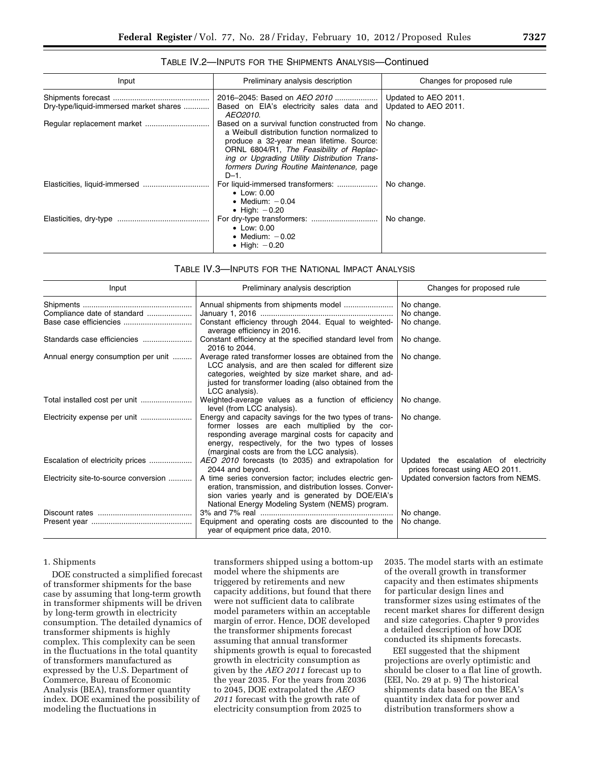TABLE IV.2—INPUTS FOR THE SHIPMENTS ANALYSIS—Continued

| Input | Preliminary analysis description | Changes for proposed rule |
|---|---|---|
| Shipments forecast | 2016–2045: Based on *AEO 2010* | Updated to AEO 2011. |
| Dry-type/liquid-immersed market shares | Based on EIA's electricity sales data and *AEO2010*. | Updated to AEO 2011. |
| Regular replacement market | Based on a survival function constructed from a Weibull distribution function normalized to produce a 32-year mean lifetime. Source: ORNL 6804/R1, *The Feasibility of Replacing or Upgrading Utility Distribution Transformers During Routine Maintenance,* page D–1. | No change. |
| Elasticities, liquid-immersed | For liquid-immersed transformers: • Low: 0.00 • Medium: −0.04 • High: −0.20 | No change. |
| Elasticities, dry-type | For dry-type transformers: • Low: 0.00 • Medium: −0.02 • High: −0.20 | No change. |

TABLE IV.3—INPUTS FOR THE NATIONAL IMPACT ANALYSIS

| Input | Preliminary analysis description | Changes for proposed rule |
|---|---|---|
| Shipments | Annual shipments from shipments model | No change. |
| Compliance date of standard | January 1, 2016 | No change. |
| Base case efficiencies | Constant efficiency through 2044. Equal to weighted-average efficiency in 2016. | No change. |
| Standards case efficiencies | Constant efficiency at the specified standard level from 2016 to 2044. | No change. |
| Annual energy consumption per unit | Average rated transformer losses are obtained from the LCC analysis, and are then scaled for different size categories, weighted by size market share, and adjusted for transformer loading (also obtained from the LCC analysis). | No change. |
| Total installed cost per unit | Weighted-average values as a function of efficiency level (from LCC analysis). | No change. |
| Electricity expense per unit | Energy and capacity savings for the two types of transformer losses are each multiplied by the corresponding average marginal costs for capacity and energy, respectively, for the two types of losses (marginal costs are from the LCC analysis). | No change. |
| Escalation of electricity prices | *AEO 2010* forecasts (to 2035) and extrapolation for 2044 and beyond. | Updated the escalation of electricity prices forecast using AEO 2011. |
| Electricity site-to-source conversion | A time series conversion factor; includes electric generation, transmission, and distribution losses. Conversion varies yearly and is generated by DOE/EIA's National Energy Modeling System (NEMS) program. | Updated conversion factors from NEMS. |
| Discount rates | 3% and 7% real | No change. |
| Present year | Equipment and operating costs are discounted to the year of equipment price data, 2010. | No change. |

1. Shipments

DOE constructed a simplified forecast of transformer shipments for the base case by assuming that long-term growth in transformer shipments will be driven by long-term growth in electricity consumption. The detailed dynamics of transformer shipments is highly complex. This complexity can be seen in the fluctuations in the total quantity of transformers manufactured as expressed by the U.S. Department of Commerce, Bureau of Economic Analysis (BEA), transformer quantity index. DOE examined the possibility of modeling the fluctuations in transformers shipped using a bottom-up model where the shipments are triggered by retirements and new capacity additions, but found that there were not sufficient data to calibrate model parameters within an acceptable margin of error. Hence, DOE developed the transformer shipments forecast assuming that annual transformer shipments growth is equal to forecasted growth in electricity consumption as given by the *AEO 2011* forecast up to the year 2035. For the years from 2036 to 2045, DOE extrapolated the *AEO 2011* forecast with the growth rate of electricity consumption from 2025 to 2035. The model starts with an estimate of the overall growth in transformer capacity and then estimates shipments for particular design lines and transformer sizes using estimates of the recent market shares for different design and size categories. Chapter 9 provides a detailed description of how DOE conducted its shipments forecasts.

EEI suggested that the shipment projections are overly optimistic and should be closer to a flat line of growth. (EEI, No. 29 at p. 9) The historical shipments data based on the BEA's quantity index data for power and distribution transformers show a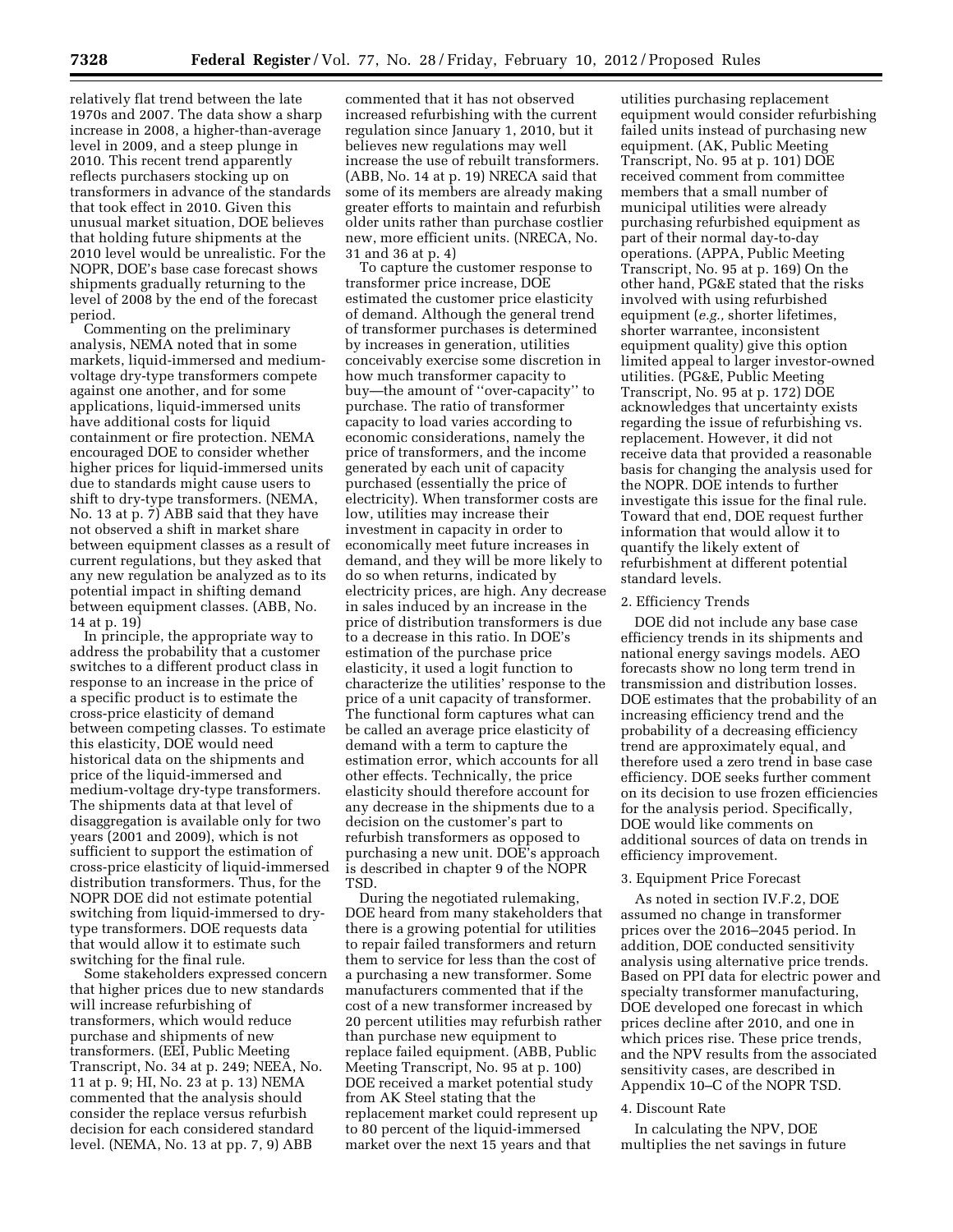relatively flat trend between the late 1970s and 2007. The data show a sharp increase in 2008, a higher-than-average level in 2009, and a steep plunge in 2010. This recent trend apparently reflects purchasers stocking up on transformers in advance of the standards that took effect in 2010. Given this unusual market situation, DOE believes that holding future shipments at the 2010 level would be unrealistic. For the NOPR, DOE's base case forecast shows shipments gradually returning to the level of 2008 by the end of the forecast period.

Commenting on the preliminary analysis, NEMA noted that in some markets, liquid-immersed and medium-voltage dry-type transformers compete against one another, and for some applications, liquid-immersed units have additional costs for liquid containment or fire protection. NEMA encouraged DOE to consider whether higher prices for liquid-immersed units due to standards might cause users to shift to dry-type transformers. (NEMA, No. 13 at p. 7) ABB said that they have not observed a shift in market share between equipment classes as a result of current regulations, but they asked that any new regulation be analyzed as to its potential impact in shifting demand between equipment classes. (ABB, No. 14 at p. 19)

In principle, the appropriate way to address the probability that a customer switches to a different product class in response to an increase in the price of a specific product is to estimate the cross-price elasticity of demand between competing classes. To estimate this elasticity, DOE would need historical data on the shipments and price of the liquid-immersed and medium-voltage dry-type transformers. The shipments data at that level of disaggregation is available only for two years (2001 and 2009), which is not sufficient to support the estimation of cross-price elasticity of liquid-immersed distribution transformers. Thus, for the NOPR DOE did not estimate potential switching from liquid-immersed to dry-type transformers. DOE requests data that would allow it to estimate such switching for the final rule.

Some stakeholders expressed concern that higher prices due to new standards will increase refurbishing of transformers, which would reduce purchase and shipments of new transformers. (EEI, Public Meeting Transcript, No. 34 at p. 249; NEEA, No. 11 at p. 9; HI, No. 23 at p. 13) NEMA commented that the analysis should consider the replace versus refurbish decision for each considered standard level. (NEMA, No. 13 at pp. 7, 9) ABB commented that it has not observed increased refurbishing with the current regulation since January 1, 2010, but it believes new regulations may well increase the use of rebuilt transformers. (ABB, No. 14 at p. 19) NRECA said that some of its members are already making greater efforts to maintain and refurbish older units rather than purchase costlier new, more efficient units. (NRECA, No. 31 and 36 at p. 4)

To capture the customer response to transformer price increase, DOE estimated the customer price elasticity of demand. Although the general trend of transformer purchases is determined by increases in generation, utilities conceivably exercise some discretion in how much transformer capacity to buy—the amount of "over-capacity" to purchase. The ratio of transformer capacity to load varies according to economic considerations, namely the price of transformers, and the income generated by each unit of capacity purchased (essentially the price of electricity). When transformer costs are low, utilities may increase their investment in capacity in order to economically meet future increases in demand, and they will be more likely to do so when returns, indicated by electricity prices, are high. Any decrease in sales induced by an increase in the price of distribution transformers is due to a decrease in this ratio. In DOE's estimation of the purchase price elasticity, it used a logit function to characterize the utilities' response to the price of a unit capacity of transformer. The functional form captures what can be called an average price elasticity of demand with a term to capture the estimation error, which accounts for all other effects. Technically, the price elasticity should therefore account for any decrease in the shipments due to a decision on the customer's part to refurbish transformers as opposed to purchasing a new unit. DOE's approach is described in chapter 9 of the NOPR TSD.

During the negotiated rulemaking, DOE heard from many stakeholders that there is a growing potential for utilities to repair failed transformers and return them to service for less than the cost of a purchasing a new transformer. Some manufacturers commented that if the cost of a new transformer increased by 20 percent utilities may refurbish rather than purchase new equipment to replace failed equipment. (ABB, Public Meeting Transcript, No. 95 at p. 100) DOE received a market potential study from AK Steel stating that the replacement market could represent up to 80 percent of the liquid-immersed market over the next 15 years and that utilities purchasing replacement equipment would consider refurbishing failed units instead of purchasing new equipment. (AK, Public Meeting Transcript, No. 95 at p. 101) DOE received comment from committee members that a small number of municipal utilities were already purchasing refurbished equipment as part of their normal day-to-day operations. (APPA, Public Meeting Transcript, No. 95 at p. 169) On the other hand, PG&E stated that the risks involved with using refurbished equipment (*e.g.,* shorter lifetimes, shorter warrantee, inconsistent equipment quality) give this option limited appeal to larger investor-owned utilities. (PG&E, Public Meeting Transcript, No. 95 at p. 172) DOE acknowledges that uncertainty exists regarding the issue of refurbishing vs. replacement. However, it did not receive data that provided a reasonable basis for changing the analysis used for the NOPR. DOE intends to further investigate this issue for the final rule. Toward that end, DOE request further information that would allow it to quantify the likely extent of refurbishment at different potential standard levels.

2. Efficiency Trends

DOE did not include any base case efficiency trends in its shipments and national energy savings models. AEO forecasts show no long term trend in transmission and distribution losses. DOE estimates that the probability of an increasing efficiency trend and the probability of a decreasing efficiency trend are approximately equal, and therefore used a zero trend in base case efficiency. DOE seeks further comment on its decision to use frozen efficiencies for the analysis period. Specifically, DOE would like comments on additional sources of data on trends in efficiency improvement.

3. Equipment Price Forecast

As noted in section IV.F.2, DOE assumed no change in transformer prices over the 2016–2045 period. In addition, DOE conducted sensitivity analysis using alternative price trends. Based on PPI data for electric power and specialty transformer manufacturing, DOE developed one forecast in which prices decline after 2010, and one in which prices rise. These price trends, and the NPV results from the associated sensitivity cases, are described in Appendix 10–C of the NOPR TSD.

4. Discount Rate

In calculating the NPV, DOE multiplies the net savings in future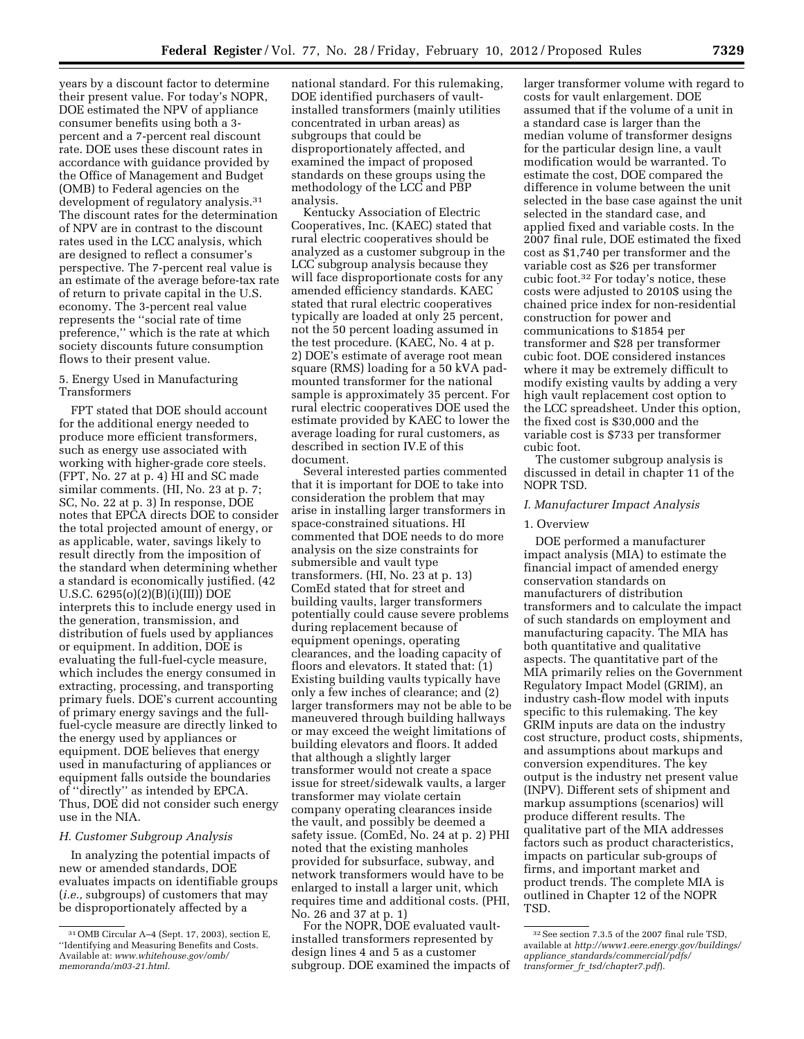years by a discount factor to determine their present value. For today's NOPR, DOE estimated the NPV of appliance consumer benefits using both a 3-percent and a 7-percent real discount rate. DOE uses these discount rates in accordance with guidance provided by the Office of Management and Budget (OMB) to Federal agencies on the development of regulatory analysis.[31] The discount rates for the determination of NPV are in contrast to the discount rates used in the LCC analysis, which are designed to reflect a consumer's perspective. The 7-percent real value is an estimate of the average before-tax rate of return to private capital in the U.S. economy. The 3-percent real value represents the ''social rate of time preference,'' which is the rate at which society discounts future consumption flows to their present value.

5. Energy Used in Manufacturing Transformers

FPT stated that DOE should account for the additional energy needed to produce more efficient transformers, such as energy use associated with working with higher-grade core steels. (FPT, No. 27 at p. 4) HI and SC made similar comments. (HI, No. 23 at p. 7; SC, No. 22 at p. 3) In response, DOE notes that EPCA directs DOE to consider the total projected amount of energy, or as applicable, water, savings likely to result directly from the imposition of the standard when determining whether a standard is economically justified. (42 U.S.C. 6295(o)(2)(B)(i)(III)) DOE interprets this to include energy used in the generation, transmission, and distribution of fuels used by appliances or equipment. In addition, DOE is evaluating the full-fuel-cycle measure, which includes the energy consumed in extracting, processing, and transporting primary fuels. DOE's current accounting of primary energy savings and the full-fuel-cycle measure are directly linked to the energy used by appliances or equipment. DOE believes that energy used in manufacturing of appliances or equipment falls outside the boundaries of ''directly'' as intended by EPCA. Thus, DOE did not consider such energy use in the NIA.

### H. Customer Subgroup Analysis

In analyzing the potential impacts of new or amended standards, DOE evaluates impacts on identifiable groups (*i.e.,* subgroups) of customers that may be disproportionately affected by a national standard. For this rulemaking, DOE identified purchasers of vault-installed transformers (mainly utilities concentrated in urban areas) as subgroups that could be disproportionately affected, and examined the impact of proposed standards on these groups using the methodology of the LCC and PBP analysis.

Kentucky Association of Electric Cooperatives, Inc. (KAEC) stated that rural electric cooperatives should be analyzed as a customer subgroup in the LCC subgroup analysis because they will face disproportionate costs for any amended efficiency standards. KAEC stated that rural electric cooperatives typically are loaded at only 25 percent, not the 50 percent loading assumed in the test procedure. (KAEC, No. 4 at p. 2) DOE's estimate of average root mean square (RMS) loading for a 50 kVA pad-mounted transformer for the national sample is approximately 35 percent. For rural electric cooperatives DOE used the estimate provided by KAEC to lower the average loading for rural customers, as described in section IV.E of this document.

Several interested parties commented that it is important for DOE to take into consideration the problem that may arise in installing larger transformers in space-constrained situations. HI commented that DOE needs to do more analysis on the size constraints for submersible and vault type transformers. (HI, No. 23 at p. 13) ComEd stated that for street and building vaults, larger transformers potentially could cause severe problems during replacement because of equipment openings, operating clearances, and the loading capacity of floors and elevators. It stated that: (1) Existing building vaults typically have only a few inches of clearance; and (2) larger transformers may not be able to be maneuvered through building hallways or may exceed the weight limitations of building elevators and floors. It added that although a slightly larger transformer would not create a space issue for street/sidewalk vaults, a larger transformer may violate certain company operating clearances inside the vault, and possibly be deemed a safety issue. (ComEd, No. 24 at p. 2) PHI noted that the existing manholes provided for subsurface, subway, and network transformers would have to be enlarged to install a larger unit, which requires time and additional costs. (PHI, No. 26 and 37 at p. 1)

For the NOPR, DOE evaluated vault-installed transformers represented by design lines 4 and 5 as a customer subgroup. DOE examined the impacts of larger transformer volume with regard to costs for vault enlargement. DOE assumed that if the volume of a unit in a standard case is larger than the median volume of transformer designs for the particular design line, a vault modification would be warranted. To estimate the cost, DOE compared the difference in volume between the unit selected in the base case against the unit selected in the standard case, and applied fixed and variable costs. In the 2007 final rule, DOE estimated the fixed cost as $1,740 per transformer and the variable cost as $26 per transformer cubic foot.[32] For today's notice, these costs were adjusted to 2010$ using the chained price index for non-residential construction for power and communications to $1854 per transformer and $28 per transformer cubic foot. DOE considered instances where it may be extremely difficult to modify existing vaults by adding a very high vault replacement cost option to the LCC spreadsheet. Under this option, the fixed cost is $30,000 and the variable cost is $733 per transformer cubic foot.

The customer subgroup analysis is discussed in detail in chapter 11 of the NOPR TSD.

### I. Manufacturer Impact Analysis

1. Overview

DOE performed a manufacturer impact analysis (MIA) to estimate the financial impact of amended energy conservation standards on manufacturers of distribution transformers and to calculate the impact of such standards on employment and manufacturing capacity. The MIA has both quantitative and qualitative aspects. The quantitative part of the MIA primarily relies on the Government Regulatory Impact Model (GRIM), an industry cash-flow model with inputs specific to this rulemaking. The key GRIM inputs are data on the industry cost structure, product costs, shipments, and assumptions about markups and conversion expenditures. The key output is the industry net present value (INPV). Different sets of shipment and markup assumptions (scenarios) will produce different results. The qualitative part of the MIA addresses factors such as product characteristics, impacts on particular sub-groups of firms, and important market and product trends. The complete MIA is outlined in Chapter 12 of the NOPR TSD.

---

[31] OMB Circular A–4 (Sept. 17, 2003), section E, ''Identifying and Measuring Benefits and Costs. Available at: *www.whitehouse.gov/omb/memoranda/m03-21.html.*

[32] See section 7.3.5 of the 2007 final rule TSD, available at *http://www1.eere.energy.gov/buildings/appliance_standards/commercial/pdfs/transformer_fr_tsd/chapter7.pdf*).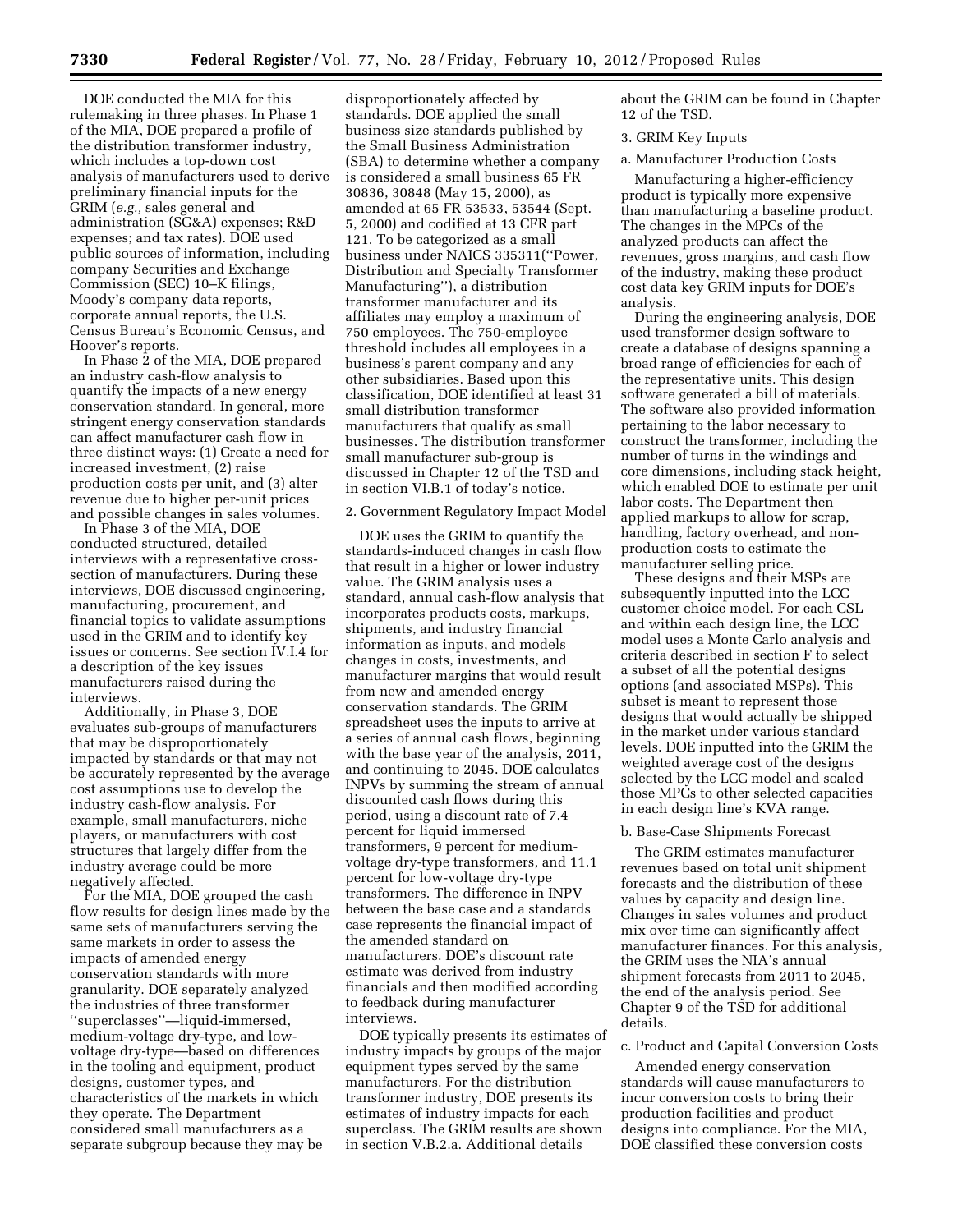DOE conducted the MIA for this rulemaking in three phases. In Phase 1 of the MIA, DOE prepared a profile of the distribution transformer industry, which includes a top-down cost analysis of manufacturers used to derive preliminary financial inputs for the GRIM (*e.g.,* sales general and administration (SG&A) expenses; R&D expenses; and tax rates). DOE used public sources of information, including company Securities and Exchange Commission (SEC) 10–K filings, Moody's company data reports, corporate annual reports, the U.S. Census Bureau's Economic Census, and Hoover's reports.

In Phase 2 of the MIA, DOE prepared an industry cash-flow analysis to quantify the impacts of a new energy conservation standard. In general, more stringent energy conservation standards can affect manufacturer cash flow in three distinct ways: (1) Create a need for increased investment, (2) raise production costs per unit, and (3) alter revenue due to higher per-unit prices and possible changes in sales volumes.

In Phase 3 of the MIA, DOE conducted structured, detailed interviews with a representative cross-section of manufacturers. During these interviews, DOE discussed engineering, manufacturing, procurement, and financial topics to validate assumptions used in the GRIM and to identify key issues or concerns. See section IV.I.4 for a description of the key issues manufacturers raised during the interviews.

Additionally, in Phase 3, DOE evaluates sub-groups of manufacturers that may be disproportionately impacted by standards or that may not be accurately represented by the average cost assumptions use to develop the industry cash-flow analysis. For example, small manufacturers, niche players, or manufacturers with cost structures that largely differ from the industry average could be more negatively affected.

For the MIA, DOE grouped the cash flow results for design lines made by the same sets of manufacturers serving the same markets in order to assess the impacts of amended energy conservation standards with more granularity. DOE separately analyzed the industries of three transformer "superclasses"—liquid-immersed, medium-voltage dry-type, and low-voltage dry-type—based on differences in the tooling and equipment, product designs, customer types, and characteristics of the markets in which they operate. The Department considered small manufacturers as a separate subgroup because they may be disproportionately affected by standards. DOE applied the small business size standards published by the Small Business Administration (SBA) to determine whether a company is considered a small business 65 FR 30836, 30848 (May 15, 2000), as amended at 65 FR 53533, 53544 (Sept. 5, 2000) and codified at 13 CFR part 121. To be categorized as a small business under NAICS 335311("Power, Distribution and Specialty Transformer Manufacturing"), a distribution transformer manufacturer and its affiliates may employ a maximum of 750 employees. The 750-employee threshold includes all employees in a business's parent company and any other subsidiaries. Based upon this classification, DOE identified at least 31 small distribution transformer manufacturers that qualify as small businesses. The distribution transformer small manufacturer sub-group is discussed in Chapter 12 of the TSD and in section VI.B.1 of today's notice.

2. Government Regulatory Impact Model

DOE uses the GRIM to quantify the standards-induced changes in cash flow that result in a higher or lower industry value. The GRIM analysis uses a standard, annual cash-flow analysis that incorporates products costs, markups, shipments, and industry financial information as inputs, and models changes in costs, investments, and manufacturer margins that would result from new and amended energy conservation standards. The GRIM spreadsheet uses the inputs to arrive at a series of annual cash flows, beginning with the base year of the analysis, 2011, and continuing to 2045. DOE calculates INPVs by summing the stream of annual discounted cash flows during this period, using a discount rate of 7.4 percent for liquid immersed transformers, 9 percent for medium-voltage dry-type transformers, and 11.1 percent for low-voltage dry-type transformers. The difference in INPV between the base case and a standards case represents the financial impact of the amended standard on manufacturers. DOE's discount rate estimate was derived from industry financials and then modified according to feedback during manufacturer interviews.

DOE typically presents its estimates of industry impacts by groups of the major equipment types served by the same manufacturers. For the distribution transformer industry, DOE presents its estimates of industry impacts for each superclass. The GRIM results are shown in section V.B.2.a. Additional details about the GRIM can be found in Chapter 12 of the TSD.

3. GRIM Key Inputs

a. Manufacturer Production Costs

Manufacturing a higher-efficiency product is typically more expensive than manufacturing a baseline product. The changes in the MPCs of the analyzed products can affect the revenues, gross margins, and cash flow of the industry, making these product cost data key GRIM inputs for DOE's analysis.

During the engineering analysis, DOE used transformer design software to create a database of designs spanning a broad range of efficiencies for each of the representative units. This design software generated a bill of materials. The software also provided information pertaining to the labor necessary to construct the transformer, including the number of turns in the windings and core dimensions, including stack height, which enabled DOE to estimate per unit labor costs. The Department then applied markups to allow for scrap, handling, factory overhead, and non-production costs to estimate the manufacturer selling price.

These designs and their MSPs are subsequently inputted into the LCC customer choice model. For each CSL and within each design line, the LCC model uses a Monte Carlo analysis and criteria described in section F to select a subset of all the potential designs options (and associated MSPs). This subset is meant to represent those designs that would actually be shipped in the market under various standard levels. DOE inputted into the GRIM the weighted average cost of the designs selected by the LCC model and scaled those MPCs to other selected capacities in each design line's KVA range.

b. Base-Case Shipments Forecast

The GRIM estimates manufacturer revenues based on total unit shipment forecasts and the distribution of these values by capacity and design line. Changes in sales volumes and product mix over time can significantly affect manufacturer finances. For this analysis, the GRIM uses the NIA's annual shipment forecasts from 2011 to 2045, the end of the analysis period. See Chapter 9 of the TSD for additional details.

c. Product and Capital Conversion Costs

Amended energy conservation standards will cause manufacturers to incur conversion costs to bring their production facilities and product designs into compliance. For the MIA, DOE classified these conversion costs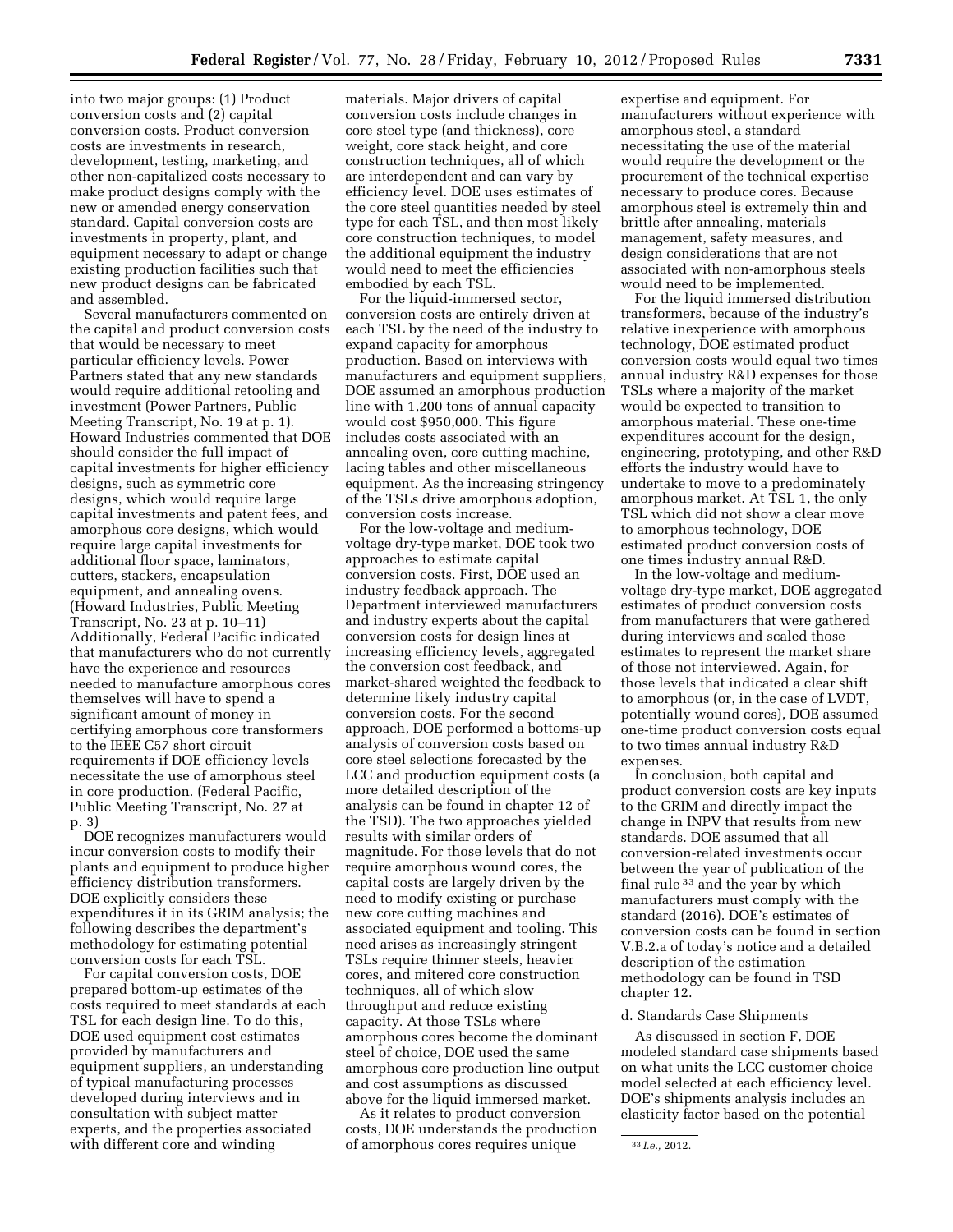into two major groups: (1) Product conversion costs and (2) capital conversion costs. Product conversion costs are investments in research, development, testing, marketing, and other non-capitalized costs necessary to make product designs comply with the new or amended energy conservation standard. Capital conversion costs are investments in property, plant, and equipment necessary to adapt or change existing production facilities such that new product designs can be fabricated and assembled.

Several manufacturers commented on the capital and product conversion costs that would be necessary to meet particular efficiency levels. Power Partners stated that any new standards would require additional retooling and investment (Power Partners, Public Meeting Transcript, No. 19 at p. 1). Howard Industries commented that DOE should consider the full impact of capital investments for higher efficiency designs, such as symmetric core designs, which would require large capital investments and patent fees, and amorphous core designs, which would require large capital investments for additional floor space, laminators, cutters, stackers, encapsulation equipment, and annealing ovens. (Howard Industries, Public Meeting Transcript, No. 23 at p. 10–11) Additionally, Federal Pacific indicated that manufacturers who do not currently have the experience and resources needed to manufacture amorphous cores themselves will have to spend a significant amount of money in certifying amorphous core transformers to the IEEE C57 short circuit requirements if DOE efficiency levels necessitate the use of amorphous steel in core production. (Federal Pacific, Public Meeting Transcript, No. 27 at p. 3)

DOE recognizes manufacturers would incur conversion costs to modify their plants and equipment to produce higher efficiency distribution transformers. DOE explicitly considers these expenditures it in its GRIM analysis; the following describes the department's methodology for estimating potential conversion costs for each TSL.

For capital conversion costs, DOE prepared bottom-up estimates of the costs required to meet standards at each TSL for each design line. To do this, DOE used equipment cost estimates provided by manufacturers and equipment suppliers, an understanding of typical manufacturing processes developed during interviews and in consultation with subject matter experts, and the properties associated with different core and winding materials. Major drivers of capital conversion costs include changes in core steel type (and thickness), core weight, core stack height, and core construction techniques, all of which are interdependent and can vary by efficiency level. DOE uses estimates of the core steel quantities needed by steel type for each TSL, and then most likely core construction techniques, to model the additional equipment the industry would need to meet the efficiencies embodied by each TSL.

For the liquid-immersed sector, conversion costs are entirely driven at each TSL by the need of the industry to expand capacity for amorphous production. Based on interviews with manufacturers and equipment suppliers, DOE assumed an amorphous production line with 1,200 tons of annual capacity would cost $950,000. This figure includes costs associated with an annealing oven, core cutting machine, lacing tables and other miscellaneous equipment. As the increasing stringency of the TSLs drive amorphous adoption, conversion costs increase.

For the low-voltage and medium-voltage dry-type market, DOE took two approaches to estimate capital conversion costs. First, DOE used an industry feedback approach. The Department interviewed manufacturers and industry experts about the capital conversion costs for design lines at increasing efficiency levels, aggregated the conversion cost feedback, and market-shared weighted the feedback to determine likely industry capital conversion costs. For the second approach, DOE performed a bottoms-up analysis of conversion costs based on core steel selections forecasted by the LCC and production equipment costs (a more detailed description of the analysis can be found in chapter 12 of the TSD). The two approaches yielded results with similar orders of magnitude. For those levels that do not require amorphous wound cores, the capital costs are largely driven by the need to modify existing or purchase new core cutting machines and associated equipment and tooling. This need arises as increasingly stringent TSLs require thinner steels, heavier cores, and mitered core construction techniques, all of which slow throughput and reduce existing capacity. At those TSLs where amorphous cores become the dominant steel of choice, DOE used the same amorphous core production line output and cost assumptions as discussed above for the liquid immersed market.

As it relates to product conversion costs, DOE understands the production of amorphous cores requires unique expertise and equipment. For manufacturers without experience with amorphous steel, a standard necessitating the use of the material would require the development or the procurement of the technical expertise necessary to produce cores. Because amorphous steel is extremely thin and brittle after annealing, materials management, safety measures, and design considerations that are not associated with non-amorphous steels would need to be implemented.

For the liquid immersed distribution transformers, because of the industry's relative inexperience with amorphous technology, DOE estimated product conversion costs would equal two times annual industry R&D expenses for those TSLs where a majority of the market would be expected to transition to amorphous material. These one-time expenditures account for the design, engineering, prototyping, and other R&D efforts the industry would have to undertake to move to a predominately amorphous market. At TSL 1, the only TSL which did not show a clear move to amorphous technology, DOE estimated product conversion costs of one times industry annual R&D.

In the low-voltage and medium-voltage dry-type market, DOE aggregated estimates of product conversion costs from manufacturers that were gathered during interviews and scaled those estimates to represent the market share of those not interviewed. Again, for those levels that indicated a clear shift to amorphous (or, in the case of LVDT, potentially wound cores), DOE assumed one-time product conversion costs equal to two times annual industry R&D expenses.

In conclusion, both capital and product conversion costs are key inputs to the GRIM and directly impact the change in INPV that results from new standards. DOE assumed that all conversion-related investments occur between the year of publication of the final rule [33] and the year by which manufacturers must comply with the standard (2016). DOE's estimates of conversion costs can be found in section V.B.2.a of today's notice and a detailed description of the estimation methodology can be found in TSD chapter 12.

d. Standards Case Shipments

As discussed in section F, DOE modeled standard case shipments based on what units the LCC customer choice model selected at each efficiency level. DOE's shipments analysis includes an elasticity factor based on the potential

[33] *I.e.*, 2012.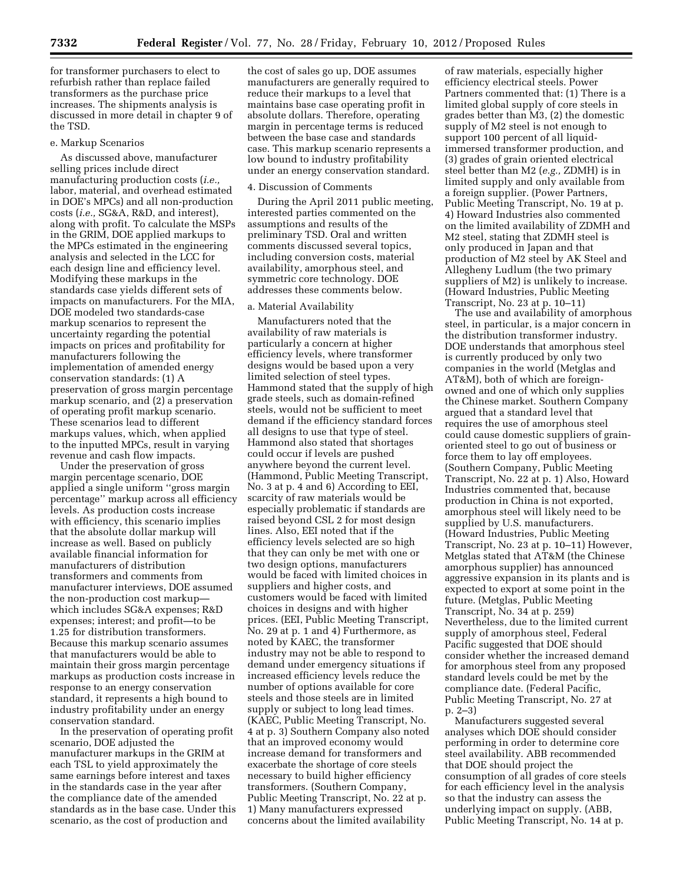for transformer purchasers to elect to refurbish rather than replace failed transformers as the purchase price increases. The shipments analysis is discussed in more detail in chapter 9 of the TSD.

e. Markup Scenarios

As discussed above, manufacturer selling prices include direct manufacturing production costs (*i.e.,* labor, material, and overhead estimated in DOE's MPCs) and all non-production costs (*i.e.,* SG&A, R&D, and interest), along with profit. To calculate the MSPs in the GRIM, DOE applied markups to the MPCs estimated in the engineering analysis and selected in the LCC for each design line and efficiency level. Modifying these markups in the standards case yields different sets of impacts on manufacturers. For the MIA, DOE modeled two standards-case markup scenarios to represent the uncertainty regarding the potential impacts on prices and profitability for manufacturers following the implementation of amended energy conservation standards: (1) A preservation of gross margin percentage markup scenario, and (2) a preservation of operating profit markup scenario. These scenarios lead to different markups values, which, when applied to the inputted MPCs, result in varying revenue and cash flow impacts.

Under the preservation of gross margin percentage scenario, DOE applied a single uniform "gross margin percentage" markup across all efficiency levels. As production costs increase with efficiency, this scenario implies that the absolute dollar markup will increase as well. Based on publicly available financial information for manufacturers of distribution transformers and comments from manufacturer interviews, DOE assumed the non-production cost markup—which includes SG&A expenses; R&D expenses; interest; and profit—to be 1.25 for distribution transformers. Because this markup scenario assumes that manufacturers would be able to maintain their gross margin percentage markups as production costs increase in response to an energy conservation standard, it represents a high bound to industry profitability under an energy conservation standard.

In the preservation of operating profit scenario, DOE adjusted the manufacturer markups in the GRIM at each TSL to yield approximately the same earnings before interest and taxes in the standards case in the year after the compliance date of the amended standards as in the base case. Under this scenario, as the cost of production and the cost of sales go up, DOE assumes manufacturers are generally required to reduce their markups to a level that maintains base case operating profit in absolute dollars. Therefore, operating margin in percentage terms is reduced between the base case and standards case. This markup scenario represents a low bound to industry profitability under an energy conservation standard.

4. Discussion of Comments

During the April 2011 public meeting, interested parties commented on the assumptions and results of the preliminary TSD. Oral and written comments discussed several topics, including conversion costs, material availability, amorphous steel, and symmetric core technology. DOE addresses these comments below.

a. Material Availability

Manufacturers noted that the availability of raw materials is particularly a concern at higher efficiency levels, where transformer designs would be based upon a very limited selection of steel types. Hammond stated that the supply of high grade steels, such as domain-refined steels, would not be sufficient to meet demand if the efficiency standard forces all designs to use that type of steel. Hammond also stated that shortages could occur if levels are pushed anywhere beyond the current level. (Hammond, Public Meeting Transcript, No. 3 at p. 4 and 6) According to EEI, scarcity of raw materials would be especially problematic if standards are raised beyond CSL 2 for most design lines. Also, EEI noted that if the efficiency levels selected are so high that they can only be met with one or two design options, manufacturers would be faced with limited choices in suppliers and higher costs, and customers would be faced with limited choices in designs and with higher prices. (EEI, Public Meeting Transcript, No. 29 at p. 1 and 4) Furthermore, as noted by KAEC, the transformer industry may not be able to respond to demand under emergency situations if increased efficiency levels reduce the number of options available for core steels and those steels are in limited supply or subject to long lead times. (KAEC, Public Meeting Transcript, No. 4 at p. 3) Southern Company also noted that an improved economy would increase demand for transformers and exacerbate the shortage of core steels necessary to build higher efficiency transformers. (Southern Company, Public Meeting Transcript, No. 22 at p. 1) Many manufacturers expressed concerns about the limited availability of raw materials, especially higher efficiency electrical steels. Power Partners commented that: (1) There is a limited global supply of core steels in grades better than M3, (2) the domestic supply of M2 steel is not enough to support 100 percent of all liquid-immersed transformer production, and (3) grades of grain oriented electrical steel better than M2 (*e.g.,* ZDMH) is in limited supply and only available from a foreign supplier. (Power Partners, Public Meeting Transcript, No. 19 at p. 4) Howard Industries also commented on the limited availability of ZDMH and M2 steel, stating that ZDMH steel is only produced in Japan and that production of M2 steel by AK Steel and Allegheny Ludlum (the two primary suppliers of M2) is unlikely to increase. (Howard Industries, Public Meeting Transcript, No. 23 at p. 10–11)

The use and availability of amorphous steel, in particular, is a major concern in the distribution transformer industry. DOE understands that amorphous steel is currently produced by only two companies in the world (Metglas and AT&M), both of which are foreign-owned and one of which only supplies the Chinese market. Southern Company argued that a standard level that requires the use of amorphous steel could cause domestic suppliers of grain-oriented steel to go out of business or force them to lay off employees. (Southern Company, Public Meeting Transcript, No. 22 at p. 1) Also, Howard Industries commented that, because production in China is not exported, amorphous steel will likely need to be supplied by U.S. manufacturers. (Howard Industries, Public Meeting Transcript, No. 23 at p. 10–11) However, Metglas stated that AT&M (the Chinese amorphous supplier) has announced aggressive expansion in its plants and is expected to export at some point in the future. (Metglas, Public Meeting Transcript, No. 34 at p. 259) Nevertheless, due to the limited current supply of amorphous steel, Federal Pacific suggested that DOE should consider whether the increased demand for amorphous steel from any proposed standard levels could be met by the compliance date. (Federal Pacific, Public Meeting Transcript, No. 27 at p. 2–3)

Manufacturers suggested several analyses which DOE should consider performing in order to determine core steel availability. ABB recommended that DOE should project the consumption of all grades of core steels for each efficiency level in the analysis so that the industry can assess the underlying impact on supply. (ABB, Public Meeting Transcript, No. 14 at p.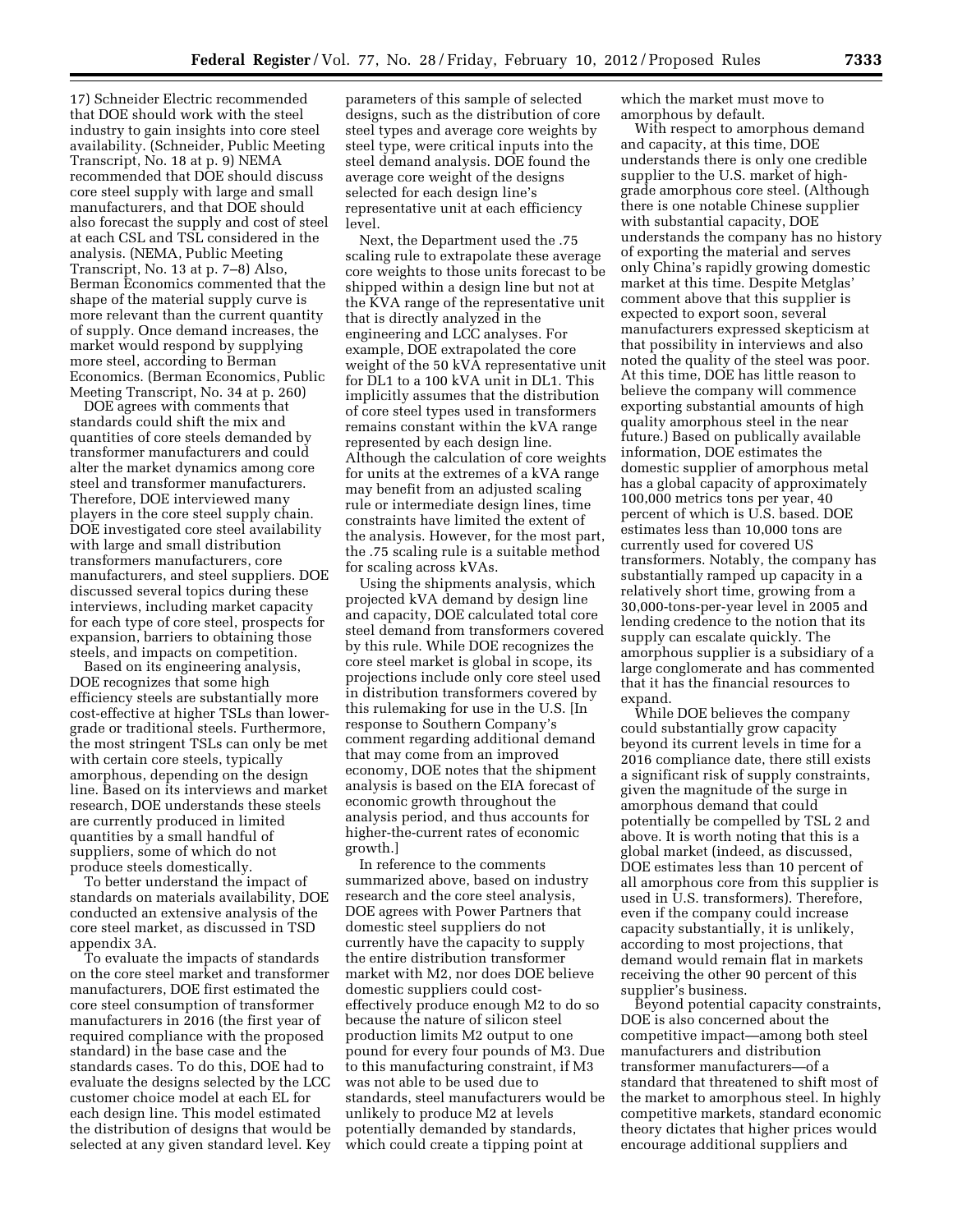17) Schneider Electric recommended that DOE should work with the steel industry to gain insights into core steel availability. (Schneider, Public Meeting Transcript, No. 18 at p. 9) NEMA recommended that DOE should discuss core steel supply with large and small manufacturers, and that DOE should also forecast the supply and cost of steel at each CSL and TSL considered in the analysis. (NEMA, Public Meeting Transcript, No. 13 at p. 7–8) Also, Berman Economics commented that the shape of the material supply curve is more relevant than the current quantity of supply. Once demand increases, the market would respond by supplying more steel, according to Berman Economics. (Berman Economics, Public Meeting Transcript, No. 34 at p. 260)

DOE agrees with comments that standards could shift the mix and quantities of core steels demanded by transformer manufacturers and could alter the market dynamics among core steel and transformer manufacturers. Therefore, DOE interviewed many players in the core steel supply chain. DOE investigated core steel availability with large and small distribution transformers manufacturers, core manufacturers, and steel suppliers. DOE discussed several topics during these interviews, including market capacity for each type of core steel, prospects for expansion, barriers to obtaining those steels, and impacts on competition.

Based on its engineering analysis, DOE recognizes that some high efficiency steels are substantially more cost-effective at higher TSLs than lower-grade or traditional steels. Furthermore, the most stringent TSLs can only be met with certain core steels, typically amorphous, depending on the design line. Based on its interviews and market research, DOE understands these steels are currently produced in limited quantities by a small handful of suppliers, some of which do not produce steels domestically.

To better understand the impact of standards on materials availability, DOE conducted an extensive analysis of the core steel market, as discussed in TSD appendix 3A.

To evaluate the impacts of standards on the core steel market and transformer manufacturers, DOE first estimated the core steel consumption of transformer manufacturers in 2016 (the first year of required compliance with the proposed standard) in the base case and the standards cases. To do this, DOE had to evaluate the designs selected by the LCC customer choice model at each EL for each design line. This model estimated the distribution of designs that would be selected at any given standard level. Key parameters of this sample of selected designs, such as the distribution of core steel types and average core weights by steel type, were critical inputs into the steel demand analysis. DOE found the average core weight of the designs selected for each design line's representative unit at each efficiency level.

Next, the Department used the .75 scaling rule to extrapolate these average core weights to those units forecast to be shipped within a design line but not at the KVA range of the representative unit that is directly analyzed in the engineering and LCC analyses. For example, DOE extrapolated the core weight of the 50 kVA representative unit for DL1 to a 100 kVA unit in DL1. This implicitly assumes that the distribution of core steel types used in transformers remains constant within the kVA range represented by each design line. Although the calculation of core weights for units at the extremes of a kVA range may benefit from an adjusted scaling rule or intermediate design lines, time constraints have limited the extent of the analysis. However, for the most part, the .75 scaling rule is a suitable method for scaling across kVAs.

Using the shipments analysis, which projected kVA demand by design line and capacity, DOE calculated total core steel demand from transformers covered by this rule. While DOE recognizes the core steel market is global in scope, its projections include only core steel used in distribution transformers covered by this rulemaking for use in the U.S. [In response to Southern Company's comment regarding additional demand that may come from an improved economy, DOE notes that the shipment analysis is based on the EIA forecast of economic growth throughout the analysis period, and thus accounts for higher-the-current rates of economic growth.]

In reference to the comments summarized above, based on industry research and the core steel analysis, DOE agrees with Power Partners that domestic steel suppliers do not currently have the capacity to supply the entire distribution transformer market with M2, nor does DOE believe domestic suppliers could cost-effectively produce enough M2 to do so because the nature of silicon steel production limits M2 output to one pound for every four pounds of M3. Due to this manufacturing constraint, if M3 was not able to be used due to standards, steel manufacturers would be unlikely to produce M2 at levels potentially demanded by standards, which could create a tipping point at which the market must move to amorphous by default.

With respect to amorphous demand and capacity, at this time, DOE understands there is only one credible supplier to the U.S. market of high-grade amorphous core steel. (Although there is one notable Chinese supplier with substantial capacity, DOE understands the company has no history of exporting the material and serves only China's rapidly growing domestic market at this time. Despite Metglas' comment above that this supplier is expected to export soon, several manufacturers expressed skepticism at that possibility in interviews and also noted the quality of the steel was poor. At this time, DOE has little reason to believe the company will commence exporting substantial amounts of high quality amorphous steel in the near future.) Based on publically available information, DOE estimates the domestic supplier of amorphous metal has a global capacity of approximately 100,000 metrics tons per year, 40 percent of which is U.S. based. DOE estimates less than 10,000 tons are currently used for covered US transformers. Notably, the company has substantially ramped up capacity in a relatively short time, growing from a 30,000-tons-per-year level in 2005 and lending credence to the notion that its supply can escalate quickly. The amorphous supplier is a subsidiary of a large conglomerate and has commented that it has the financial resources to expand.

While DOE believes the company could substantially grow capacity beyond its current levels in time for a 2016 compliance date, there still exists a significant risk of supply constraints, given the magnitude of the surge in amorphous demand that could potentially be compelled by TSL 2 and above. It is worth noting that this is a global market (indeed, as discussed, DOE estimates less than 10 percent of all amorphous core from this supplier is used in U.S. transformers). Therefore, even if the company could increase capacity substantially, it is unlikely, according to most projections, that demand would remain flat in markets receiving the other 90 percent of this supplier's business.

Beyond potential capacity constraints, DOE is also concerned about the competitive impact—among both steel manufacturers and distribution transformer manufacturers—of a standard that threatened to shift most of the market to amorphous steel. In highly competitive markets, standard economic theory dictates that higher prices would encourage additional suppliers and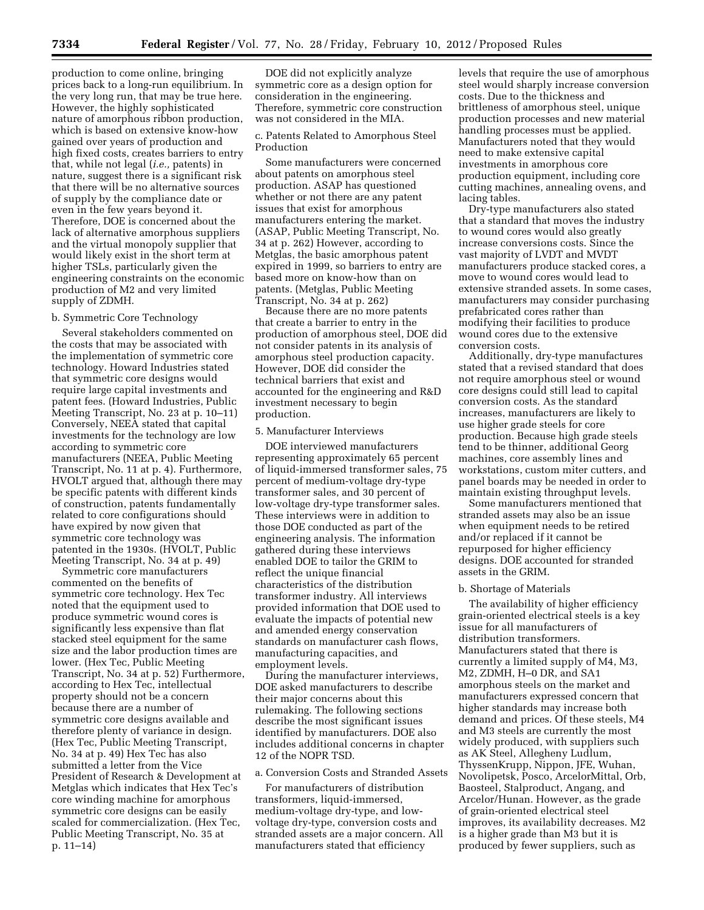production to come online, bringing prices back to a long-run equilibrium. In the very long run, that may be true here. However, the highly sophisticated nature of amorphous ribbon production, which is based on extensive know-how gained over years of production and high fixed costs, creates barriers to entry that, while not legal (*i.e.,* patents) in nature, suggest there is a significant risk that there will be no alternative sources of supply by the compliance date or even in the few years beyond it. Therefore, DOE is concerned about the lack of alternative amorphous suppliers and the virtual monopoly supplier that would likely exist in the short term at higher TSLs, particularly given the engineering constraints on the economic production of M2 and very limited supply of ZDMH.

b. Symmetric Core Technology

Several stakeholders commented on the costs that may be associated with the implementation of symmetric core technology. Howard Industries stated that symmetric core designs would require large capital investments and patent fees. (Howard Industries, Public Meeting Transcript, No. 23 at p. 10–11) Conversely, NEEA stated that capital investments for the technology are low according to symmetric core manufacturers (NEEA, Public Meeting Transcript, No. 11 at p. 4). Furthermore, HVOLT argued that, although there may be specific patents with different kinds of construction, patents fundamentally related to core configurations should have expired by now given that symmetric core technology was patented in the 1930s. (HVOLT, Public Meeting Transcript, No. 34 at p. 49)

Symmetric core manufacturers commented on the benefits of symmetric core technology. Hex Tec noted that the equipment used to produce symmetric wound cores is significantly less expensive than flat stacked steel equipment for the same size and the labor production times are lower. (Hex Tec, Public Meeting Transcript, No. 34 at p. 52) Furthermore, according to Hex Tec, intellectual property should not be a concern because there are a number of symmetric core designs available and therefore plenty of variance in design. (Hex Tec, Public Meeting Transcript, No. 34 at p. 49) Hex Tec has also submitted a letter from the Vice President of Research & Development at Metglas which indicates that Hex Tec's core winding machine for amorphous symmetric core designs can be easily scaled for commercialization. (Hex Tec, Public Meeting Transcript, No. 35 at p. 11–14)

DOE did not explicitly analyze symmetric core as a design option for consideration in the engineering. Therefore, symmetric core construction was not considered in the MIA.

c. Patents Related to Amorphous Steel Production

Some manufacturers were concerned about patents on amorphous steel production. ASAP has questioned whether or not there are any patent issues that exist for amorphous manufacturers entering the market. (ASAP, Public Meeting Transcript, No. 34 at p. 262) However, according to Metglas, the basic amorphous patent expired in 1999, so barriers to entry are based more on know-how than on patents. (Metglas, Public Meeting Transcript, No. 34 at p. 262)

Because there are no more patents that create a barrier to entry in the production of amorphous steel, DOE did not consider patents in its analysis of amorphous steel production capacity. However, DOE did consider the technical barriers that exist and accounted for the engineering and R&D investment necessary to begin production.

5. Manufacturer Interviews

DOE interviewed manufacturers representing approximately 65 percent of liquid-immersed transformer sales, 75 percent of medium-voltage dry-type transformer sales, and 30 percent of low-voltage dry-type transformer sales. These interviews were in addition to those DOE conducted as part of the engineering analysis. The information gathered during these interviews enabled DOE to tailor the GRIM to reflect the unique financial characteristics of the distribution transformer industry. All interviews provided information that DOE used to evaluate the impacts of potential new and amended energy conservation standards on manufacturer cash flows, manufacturing capacities, and employment levels.

During the manufacturer interviews, DOE asked manufacturers to describe their major concerns about this rulemaking. The following sections describe the most significant issues identified by manufacturers. DOE also includes additional concerns in chapter 12 of the NOPR TSD.

a. Conversion Costs and Stranded Assets

For manufacturers of distribution transformers, liquid-immersed, medium-voltage dry-type, and low-voltage dry-type, conversion costs and stranded assets are a major concern. All manufacturers stated that efficiency levels that require the use of amorphous steel would sharply increase conversion costs. Due to the thickness and brittleness of amorphous steel, unique production processes and new material handling processes must be applied. Manufacturers noted that they would need to make extensive capital investments in amorphous core production equipment, including core cutting machines, annealing ovens, and lacing tables.

Dry-type manufacturers also stated that a standard that moves the industry to wound cores would also greatly increase conversions costs. Since the vast majority of LVDT and MVDT manufacturers produce stacked cores, a move to wound cores would lead to extensive stranded assets. In some cases, manufacturers may consider purchasing prefabricated cores rather than modifying their facilities to produce wound cores due to the extensive conversion costs.

Additionally, dry-type manufactures stated that a revised standard that does not require amorphous steel or wound core designs could still lead to capital conversion costs. As the standard increases, manufacturers are likely to use higher grade steels for core production. Because high grade steels tend to be thinner, additional Georg machines, core assembly lines and workstations, custom miter cutters, and panel boards may be needed in order to maintain existing throughput levels.

Some manufacturers mentioned that stranded assets may also be an issue when equipment needs to be retired and/or replaced if it cannot be repurposed for higher efficiency designs. DOE accounted for stranded assets in the GRIM.

b. Shortage of Materials

The availability of higher efficiency grain-oriented electrical steels is a key issue for all manufacturers of distribution transformers. Manufacturers stated that there is currently a limited supply of M4, M3, M2, ZDMH, H–0 DR, and SA1 amorphous steels on the market and manufacturers expressed concern that higher standards may increase both demand and prices. Of these steels, M4 and M3 steels are currently the most widely produced, with suppliers such as AK Steel, Allegheny Ludlum, ThyssenKrupp, Nippon, JFE, Wuhan, Novolipetsk, Posco, ArcelorMittal, Orb, Baosteel, Stalproduct, Angang, and Arcelor/Hunan. However, as the grade of grain-oriented electrical steel improves, its availability decreases. M2 is a higher grade than M3 but it is produced by fewer suppliers, such as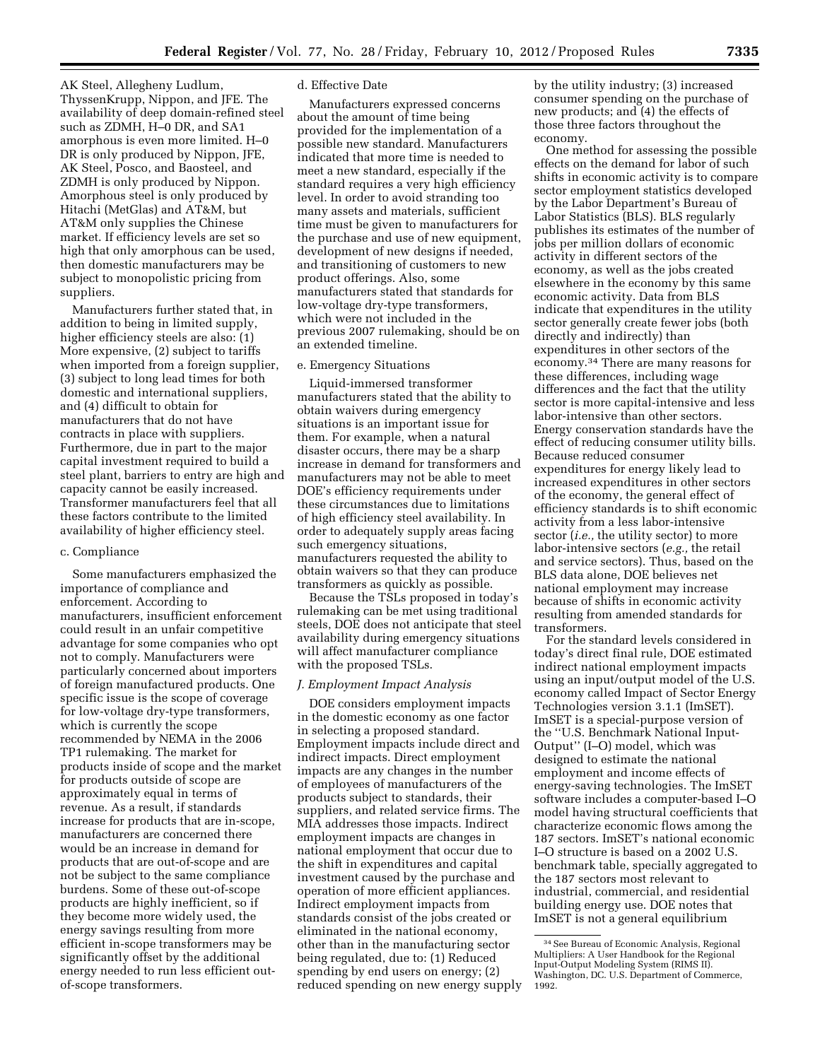AK Steel, Allegheny Ludlum, ThyssenKrupp, Nippon, and JFE. The availability of deep domain-refined steel such as ZDMH, H–0 DR, and SA1 amorphous is even more limited. H–0 DR is only produced by Nippon, JFE, AK Steel, Posco, and Baosteel, and ZDMH is only produced by Nippon. Amorphous steel is only produced by Hitachi (MetGlas) and AT&M, but AT&M only supplies the Chinese market. If efficiency levels are set so high that only amorphous can be used, then domestic manufacturers may be subject to monopolistic pricing from suppliers.

Manufacturers further stated that, in addition to being in limited supply, higher efficiency steels are also: (1) More expensive, (2) subject to tariffs when imported from a foreign supplier, (3) subject to long lead times for both domestic and international suppliers, and (4) difficult to obtain for manufacturers that do not have contracts in place with suppliers. Furthermore, due in part to the major capital investment required to build a steel plant, barriers to entry are high and capacity cannot be easily increased. Transformer manufacturers feel that all these factors contribute to the limited availability of higher efficiency steel.

c. Compliance

Some manufacturers emphasized the importance of compliance and enforcement. According to manufacturers, insufficient enforcement could result in an unfair competitive advantage for some companies who opt not to comply. Manufacturers were particularly concerned about importers of foreign manufactured products. One specific issue is the scope of coverage for low-voltage dry-type transformers, which is currently the scope recommended by NEMA in the 2006 TP1 rulemaking. The market for products inside of scope and the market for products outside of scope are approximately equal in terms of revenue. As a result, if standards increase for products that are in-scope, manufacturers are concerned there would be an increase in demand for products that are out-of-scope and are not be subject to the same compliance burdens. Some of these out-of-scope products are highly inefficient, so if they become more widely used, the energy savings resulting from more efficient in-scope transformers may be significantly offset by the additional energy needed to run less efficient out-of-scope transformers.

d. Effective Date

Manufacturers expressed concerns about the amount of time being provided for the implementation of a possible new standard. Manufacturers indicated that more time is needed to meet a new standard, especially if the standard requires a very high efficiency level. In order to avoid stranding too many assets and materials, sufficient time must be given to manufacturers for the purchase and use of new equipment, development of new designs if needed, and transitioning of customers to new product offerings. Also, some manufacturers stated that standards for low-voltage dry-type transformers, which were not included in the previous 2007 rulemaking, should be on an extended timeline.

e. Emergency Situations

Liquid-immersed transformer manufacturers stated that the ability to obtain waivers during emergency situations is an important issue for them. For example, when a natural disaster occurs, there may be a sharp increase in demand for transformers and manufacturers may not be able to meet DOE's efficiency requirements under these circumstances due to limitations of high efficiency steel availability. In order to adequately supply areas facing such emergency situations, manufacturers requested the ability to obtain waivers so that they can produce transformers as quickly as possible.

Because the TSLs proposed in today's rulemaking can be met using traditional steels, DOE does not anticipate that steel availability during emergency situations will affect manufacturer compliance with the proposed TSLs.

### *J. Employment Impact Analysis*

DOE considers employment impacts in the domestic economy as one factor in selecting a proposed standard. Employment impacts include direct and indirect impacts. Direct employment impacts are any changes in the number of employees of manufacturers of the products subject to standards, their suppliers, and related service firms. The MIA addresses those impacts. Indirect employment impacts are changes in national employment that occur due to the shift in expenditures and capital investment caused by the purchase and operation of more efficient appliances. Indirect employment impacts from standards consist of the jobs created or eliminated in the national economy, other than in the manufacturing sector being regulated, due to: (1) Reduced spending by end users on energy; (2) reduced spending on new energy supply by the utility industry; (3) increased consumer spending on the purchase of new products; and (4) the effects of those three factors throughout the economy.

One method for assessing the possible effects on the demand for labor of such shifts in economic activity is to compare sector employment statistics developed by the Labor Department's Bureau of Labor Statistics (BLS). BLS regularly publishes its estimates of the number of jobs per million dollars of economic activity in different sectors of the economy, as well as the jobs created elsewhere in the economy by this same economic activity. Data from BLS indicate that expenditures in the utility sector generally create fewer jobs (both directly and indirectly) than expenditures in other sectors of the economy.[34] There are many reasons for these differences, including wage differences and the fact that the utility sector is more capital-intensive and less labor-intensive than other sectors. Energy conservation standards have the effect of reducing consumer utility bills. Because reduced consumer expenditures for energy likely lead to increased expenditures in other sectors of the economy, the general effect of efficiency standards is to shift economic activity from a less labor-intensive sector (*i.e.,* the utility sector) to more labor-intensive sectors (*e.g.,* the retail and service sectors). Thus, based on the BLS data alone, DOE believes net national employment may increase because of shifts in economic activity resulting from amended standards for transformers.

For the standard levels considered in today's direct final rule, DOE estimated indirect national employment impacts using an input/output model of the U.S. economy called Impact of Sector Energy Technologies version 3.1.1 (ImSET). ImSET is a special-purpose version of the "U.S. Benchmark National Input-Output" (I–O) model, which was designed to estimate the national employment and income effects of energy-saving technologies. The ImSET software includes a computer-based I–O model having structural coefficients that characterize economic flows among the 187 sectors. ImSET's national economic I–O structure is based on a 2002 U.S. benchmark table, specially aggregated to the 187 sectors most relevant to industrial, commercial, and residential building energy use. DOE notes that ImSET is not a general equilibrium

[34] See Bureau of Economic Analysis, Regional Multipliers: A User Handbook for the Regional Input-Output Modeling System (RIMS II). Washington, DC. U.S. Department of Commerce, 1992.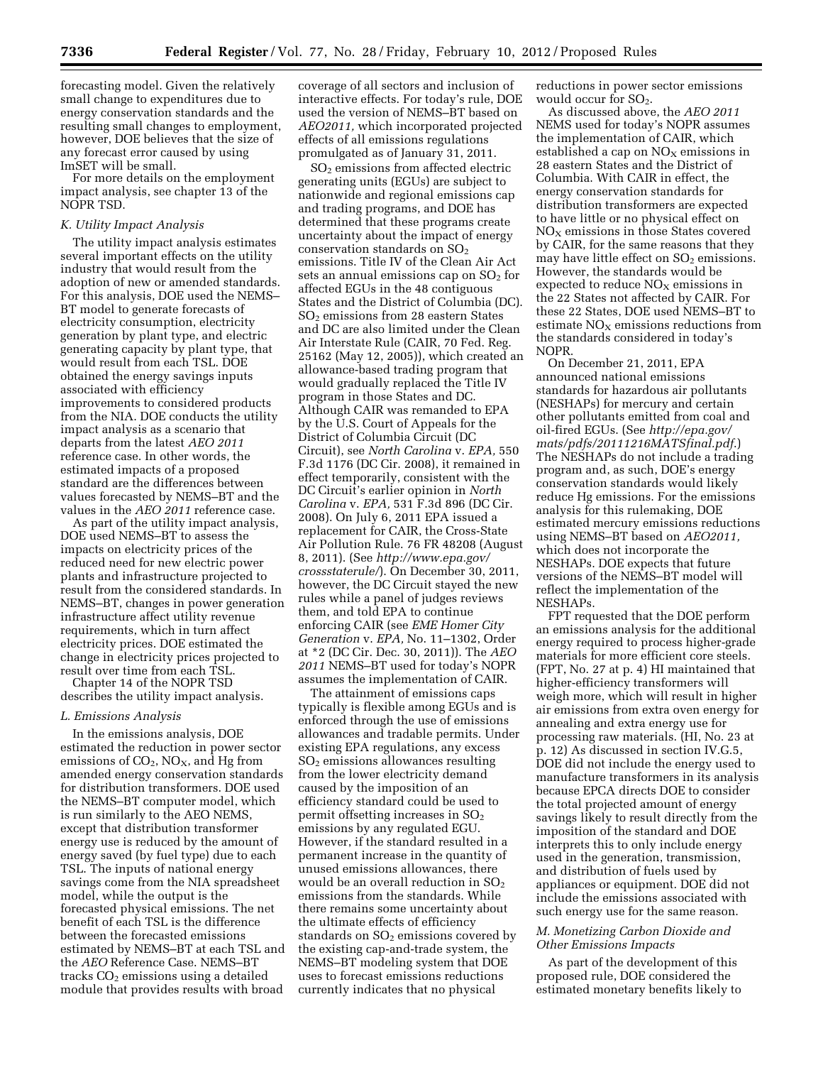forecasting model. Given the relatively small change to expenditures due to energy conservation standards and the resulting small changes to employment, however, DOE believes that the size of any forecast error caused by using ImSET will be small.

For more details on the employment impact analysis, see chapter 13 of the NOPR TSD.

### *K. Utility Impact Analysis*

The utility impact analysis estimates several important effects on the utility industry that would result from the adoption of new or amended standards. For this analysis, DOE used the NEMS–BT model to generate forecasts of electricity consumption, electricity generation by plant type, and electric generating capacity by plant type, that would result from each TSL. DOE obtained the energy savings inputs associated with efficiency improvements to considered products from the NIA. DOE conducts the utility impact analysis as a scenario that departs from the latest *AEO 2011* reference case. In other words, the estimated impacts of a proposed standard are the differences between values forecasted by NEMS–BT and the values in the *AEO 2011* reference case.

As part of the utility impact analysis, DOE used NEMS–BT to assess the impacts on electricity prices of the reduced need for new electric power plants and infrastructure projected to result from the considered standards. In NEMS–BT, changes in power generation infrastructure affect utility revenue requirements, which in turn affect electricity prices. DOE estimated the change in electricity prices projected to result over time from each TSL.

Chapter 14 of the NOPR TSD describes the utility impact analysis.

### *L. Emissions Analysis*

In the emissions analysis, DOE estimated the reduction in power sector emissions of $CO_2$, $NO_X$, and Hg from amended energy conservation standards for distribution transformers. DOE used the NEMS–BT computer model, which is run similarly to the AEO NEMS, except that distribution transformer energy use is reduced by the amount of energy saved (by fuel type) due to each TSL. The inputs of national energy savings come from the NIA spreadsheet model, while the output is the forecasted physical emissions. The net benefit of each TSL is the difference between the forecasted emissions estimated by NEMS–BT at each TSL and the *AEO* Reference Case. NEMS–BT tracks $CO_2$ emissions using a detailed module that provides results with broad coverage of all sectors and inclusion of interactive effects. For today's rule, DOE used the version of NEMS–BT based on *AEO2011,* which incorporated projected effects of all emissions regulations promulgated as of January 31, 2011.

$SO_2$ emissions from affected electric generating units (EGUs) are subject to nationwide and regional emissions cap and trading programs, and DOE has determined that these programs create uncertainty about the impact of energy conservation standards on $SO_2$ emissions. Title IV of the Clean Air Act sets an annual emissions cap on $SO_2$ for affected EGUs in the 48 contiguous States and the District of Columbia (DC). $SO_2$ emissions from 28 eastern States and DC are also limited under the Clean Air Interstate Rule (CAIR, 70 Fed. Reg. 25162 (May 12, 2005)), which created an allowance-based trading program that would gradually replaced the Title IV program in those States and DC. Although CAIR was remanded to EPA by the U.S. Court of Appeals for the District of Columbia Circuit (DC Circuit), see *North Carolina* v. *EPA,* 550 F.3d 1176 (DC Cir. 2008), it remained in effect temporarily, consistent with the DC Circuit's earlier opinion in *North Carolina* v. *EPA,* 531 F.3d 896 (DC Cir. 2008). On July 6, 2011 EPA issued a replacement for CAIR, the Cross-State Air Pollution Rule. 76 FR 48208 (August 8, 2011). (See *http://www.epa.gov/crossstaterule/*). On December 30, 2011, however, the DC Circuit stayed the new rules while a panel of judges reviews them, and told EPA to continue enforcing CAIR (see *EME Homer City Generation* v. *EPA,* No. 11–1302, Order at *2 (DC Cir. Dec. 30, 2011)). The *AEO 2011* NEMS–BT used for today's NOPR assumes the implementation of CAIR.

The attainment of emissions caps typically is flexible among EGUs and is enforced through the use of emissions allowances and tradable permits. Under existing EPA regulations, any excess $SO_2$ emissions allowances resulting from the lower electricity demand caused by the imposition of an efficiency standard could be used to permit offsetting increases in $SO_2$ emissions by any regulated EGU. However, if the standard resulted in a permanent increase in the quantity of unused emissions allowances, there would be an overall reduction in $SO_2$ emissions from the standards. While there remains some uncertainty about the ultimate effects of efficiency standards on $SO_2$ emissions covered by the existing cap-and-trade system, the NEMS–BT modeling system that DOE uses to forecast emissions reductions currently indicates that no physical reductions in power sector emissions would occur for $SO_2$.

As discussed above, the *AEO 2011* NEMS used for today's NOPR assumes the implementation of CAIR, which established a cap on $NO_X$ emissions in 28 eastern States and the District of Columbia. With CAIR in effect, the energy conservation standards for distribution transformers are expected to have little or no physical effect on $NO_X$ emissions in those States covered by CAIR, for the same reasons that they may have little effect on $SO_2$ emissions. However, the standards would be expected to reduce $NO_X$ emissions in the 22 States not affected by CAIR. For these 22 States, DOE used NEMS–BT to estimate $NO_X$ emissions reductions from the standards considered in today's NOPR.

On December 21, 2011, EPA announced national emissions standards for hazardous air pollutants (NESHAPs) for mercury and certain other pollutants emitted from coal and oil-fired EGUs. (See *http://epa.gov/mats/pdfs/20111216MATSfinal.pdf.*) The NESHAPs do not include a trading program and, as such, DOE's energy conservation standards would likely reduce Hg emissions. For the emissions analysis for this rulemaking, DOE estimated mercury emissions reductions using NEMS–BT based on *AEO2011,* which does not incorporate the NESHAPs. DOE expects that future versions of the NEMS–BT model will reflect the implementation of the NESHAPs.

FPT requested that the DOE perform an emissions analysis for the additional energy required to process higher-grade materials for more efficient core steels. (FPT, No. 27 at p. 4) HI maintained that higher-efficiency transformers will weigh more, which will result in higher air emissions from extra oven energy for annealing and extra energy use for processing raw materials. (HI, No. 23 at p. 12) As discussed in section IV.G.5, DOE did not include the energy used to manufacture transformers in its analysis because EPCA directs DOE to consider the total projected amount of energy savings likely to result directly from the imposition of the standard and DOE interprets this to only include energy used in the generation, transmission, and distribution of fuels used by appliances or equipment. DOE did not include the emissions associated with such energy use for the same reason.

### *M. Monetizing Carbon Dioxide and Other Emissions Impacts*

As part of the development of this proposed rule, DOE considered the estimated monetary benefits likely to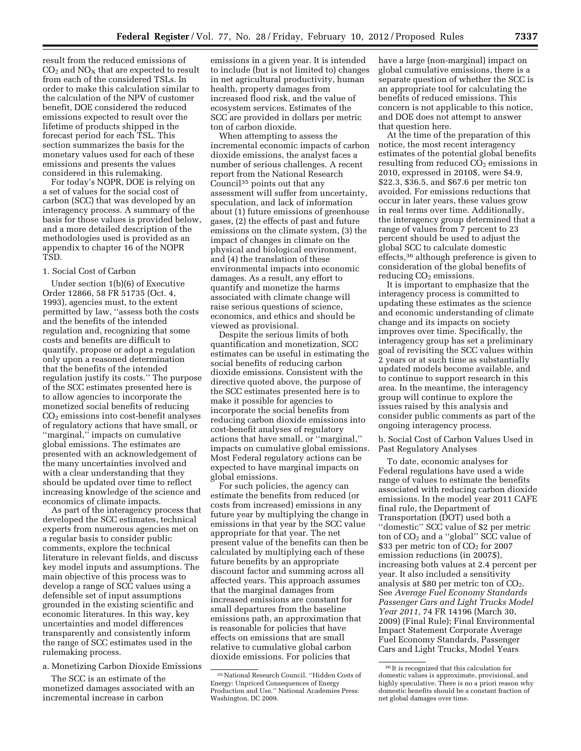result from the reduced emissions of $CO_2$ and $NO_X$ that are expected to result from each of the considered TSLs. In order to make this calculation similar to the calculation of the NPV of customer benefit, DOE considered the reduced emissions expected to result over the lifetime of products shipped in the forecast period for each TSL. This section summarizes the basis for the monetary values used for each of these emissions and presents the values considered in this rulemaking.

For today's NOPR, DOE is relying on a set of values for the social cost of carbon (SCC) that was developed by an interagency process. A summary of the basis for those values is provided below, and a more detailed description of the methodologies used is provided as an appendix to chapter 16 of the NOPR TSD.

1. Social Cost of Carbon

Under section 1(b)(6) of Executive Order 12866, 58 FR 51735 (Oct. 4, 1993), agencies must, to the extent permitted by law, ''assess both the costs and the benefits of the intended regulation and, recognizing that some costs and benefits are difficult to quantify, propose or adopt a regulation only upon a reasoned determination that the benefits of the intended regulation justify its costs.'' The purpose of the SCC estimates presented here is to allow agencies to incorporate the monetized social benefits of reducing $CO_2$ emissions into cost-benefit analyses of regulatory actions that have small, or ''marginal,'' impacts on cumulative global emissions. The estimates are presented with an acknowledgement of the many uncertainties involved and with a clear understanding that they should be updated over time to reflect increasing knowledge of the science and economics of climate impacts.

As part of the interagency process that developed the SCC estimates, technical experts from numerous agencies met on a regular basis to consider public comments, explore the technical literature in relevant fields, and discuss key model inputs and assumptions. The main objective of this process was to develop a range of SCC values using a defensible set of input assumptions grounded in the existing scientific and economic literatures. In this way, key uncertainties and model differences transparently and consistently inform the range of SCC estimates used in the rulemaking process.

a. Monetizing Carbon Dioxide Emissions

The SCC is an estimate of the monetized damages associated with an incremental increase in carbon emissions in a given year. It is intended to include (but is not limited to) changes in net agricultural productivity, human health, property damages from increased flood risk, and the value of ecosystem services. Estimates of the SCC are provided in dollars per metric ton of carbon dioxide.

When attempting to assess the incremental economic impacts of carbon dioxide emissions, the analyst faces a number of serious challenges. A recent report from the National Research Council[35] points out that any assessment will suffer from uncertainty, speculation, and lack of information about (1) future emissions of greenhouse gases, (2) the effects of past and future emissions on the climate system, (3) the impact of changes in climate on the physical and biological environment, and (4) the translation of these environmental impacts into economic damages. As a result, any effort to quantify and monetize the harms associated with climate change will raise serious questions of science, economics, and ethics and should be viewed as provisional.

Despite the serious limits of both quantification and monetization, SCC estimates can be useful in estimating the social benefits of reducing carbon dioxide emissions. Consistent with the directive quoted above, the purpose of the SCC estimates presented here is to make it possible for agencies to incorporate the social benefits from reducing carbon dioxide emissions into cost-benefit analyses of regulatory actions that have small, or ''marginal,'' impacts on cumulative global emissions. Most Federal regulatory actions can be expected to have marginal impacts on global emissions.

For such policies, the agency can estimate the benefits from reduced (or costs from increased) emissions in any future year by multiplying the change in emissions in that year by the SCC value appropriate for that year. The net present value of the benefits can then be calculated by multiplying each of these future benefits by an appropriate discount factor and summing across all affected years. This approach assumes that the marginal damages from increased emissions are constant for small departures from the baseline emissions path, an approximation that is reasonable for policies that have effects on emissions that are small relative to cumulative global carbon dioxide emissions. For policies that have a large (non-marginal) impact on global cumulative emissions, there is a separate question of whether the SCC is an appropriate tool for calculating the benefits of reduced emissions. This concern is not applicable to this notice, and DOE does not attempt to answer that question here.

At the time of the preparation of this notice, the most recent interagency estimates of the potential global benefits resulting from reduced $CO_2$ emissions in 2010, expressed in 2010$, were $4.9, $22.3, $36.5, and $67.6 per metric ton avoided. For emissions reductions that occur in later years, these values grow in real terms over time. Additionally, the interagency group determined that a range of values from 7 percent to 23 percent should be used to adjust the global SCC to calculate domestic effects,[36] although preference is given to consideration of the global benefits of reducing $CO_2$ emissions.

It is important to emphasize that the interagency process is committed to updating these estimates as the science and economic understanding of climate change and its impacts on society improves over time. Specifically, the interagency group has set a preliminary goal of revisiting the SCC values within 2 years or at such time as substantially updated models become available, and to continue to support research in this area. In the meantime, the interagency group will continue to explore the issues raised by this analysis and consider public comments as part of the ongoing interagency process.

b. Social Cost of Carbon Values Used in Past Regulatory Analyses

To date, economic analyses for Federal regulations have used a wide range of values to estimate the benefits associated with reducing carbon dioxide emissions. In the model year 2011 CAFE final rule, the Department of Transportation (DOT) used both a ''domestic'' SCC value of $2 per metric ton of $CO_2$ and a ''global'' SCC value of $33 per metric ton of $CO_2$ for 2007 emission reductions (in 2007$), increasing both values at 2.4 percent per year. It also included a sensitivity analysis at $80 per metric ton of $CO_2$. See *Average Fuel Economy Standards Passenger Cars and Light Trucks Model Year 2011,* 74 FR 14196 (March 30, 2009) (Final Rule); Final Environmental Impact Statement Corporate Average Fuel Economy Standards, Passenger Cars and Light Trucks, Model Years

[35] National Research Council. ''Hidden Costs of Energy: Unpriced Consequences of Energy Production and Use.'' National Academies Press: Washington, DC 2009.

[36] It is recognized that this calculation for domestic values is approximate, provisional, and highly speculative. There is no a priori reason why domestic benefits should be a constant fraction of net global damages over time.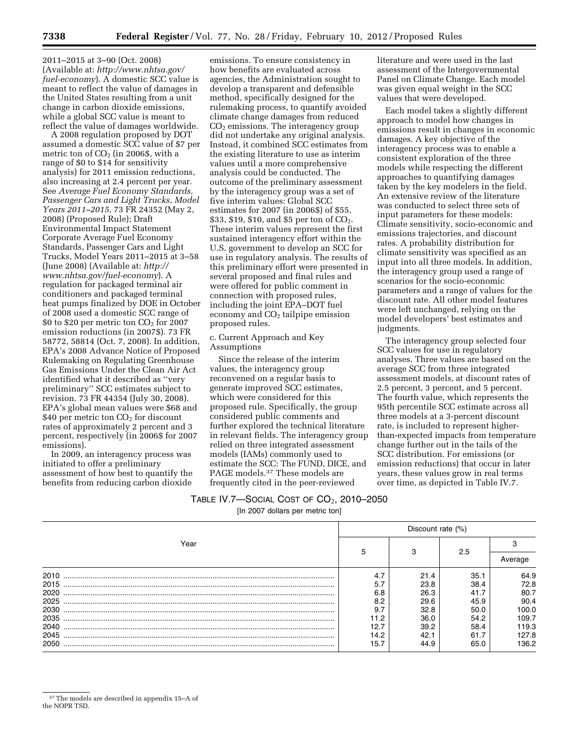2011–2015 at 3–90 (Oct. 2008) (Available at: *http://www.nhtsa.gov/fuel-economy*). A domestic SCC value is meant to reflect the value of damages in the United States resulting from a unit change in carbon dioxide emissions, while a global SCC value is meant to reflect the value of damages worldwide.

A 2008 regulation proposed by DOT assumed a domestic SCC value of $7 per metric ton of $CO_2$ (in 2006$, with a range of $0 to $14 for sensitivity analysis) for 2011 emission reductions, also increasing at 2.4 percent per year. See *Average Fuel Economy Standards, Passenger Cars and Light Trucks, Model Years 2011–2015,* 73 FR 24352 (May 2, 2008) (Proposed Rule); Draft Environmental Impact Statement Corporate Average Fuel Economy Standards, Passenger Cars and Light Trucks, Model Years 2011–2015 at 3–58 (June 2008) (Available at: *http://www.nhtsa.gov/fuel-economy*). A regulation for packaged terminal air conditioners and packaged terminal heat pumps finalized by DOE in October of 2008 used a domestic SCC range of $0 to $20 per metric ton $CO_2$ for 2007 emission reductions (in 2007$). 73 FR 58772, 58814 (Oct. 7, 2008). In addition, EPA's 2008 Advance Notice of Proposed Rulemaking on Regulating Greenhouse Gas Emissions Under the Clean Air Act identified what it described as ''very preliminary'' SCC estimates subject to revision. 73 FR 44354 (July 30, 2008). EPA's global mean values were $68 and $40 per metric ton $CO_2$ for discount rates of approximately 2 percent and 3 percent, respectively (in 2006$ for 2007 emissions).

In 2009, an interagency process was initiated to offer a preliminary assessment of how best to quantify the benefits from reducing carbon dioxide emissions. To ensure consistency in how benefits are evaluated across agencies, the Administration sought to develop a transparent and defensible method, specifically designed for the rulemaking process, to quantify avoided climate change damages from reduced $CO_2$ emissions. The interagency group did not undertake any original analysis. Instead, it combined SCC estimates from the existing literature to use as interim values until a more comprehensive analysis could be conducted. The outcome of the preliminary assessment by the interagency group was a set of five interim values: Global SCC estimates for 2007 (in 2006$) of $55, $33, $19, $10, and $5 per ton of $CO_2$. These interim values represent the first sustained interagency effort within the U.S. government to develop an SCC for use in regulatory analysis. The results of this preliminary effort were presented in several proposed and final rules and were offered for public comment in connection with proposed rules, including the joint EPA–DOT fuel economy and $CO_2$ tailpipe emission proposed rules.

c. Current Approach and Key Assumptions

Since the release of the interim values, the interagency group reconvened on a regular basis to generate improved SCC estimates, which were considered for this proposed rule. Specifically, the group considered public comments and further explored the technical literature in relevant fields. The interagency group relied on three integrated assessment models (IAMs) commonly used to estimate the SCC: The FUND, DICE, and PAGE models.[37] These models are frequently cited in the peer-reviewed literature and were used in the last assessment of the Intergovernmental Panel on Climate Change. Each model was given equal weight in the SCC values that were developed.

Each model takes a slightly different approach to model how changes in emissions result in changes in economic damages. A key objective of the interagency process was to enable a consistent exploration of the three models while respecting the different approaches to quantifying damages taken by the key modelers in the field. An extensive review of the literature was conducted to select three sets of input parameters for these models: Climate sensitivity, socio-economic and emissions trajectories, and discount rates. A probability distribution for climate sensitivity was specified as an input into all three models. In addition, the interagency group used a range of scenarios for the socio-economic parameters and a range of values for the discount rate. All other model features were left unchanged, relying on the model developers' best estimates and judgments.

The interagency group selected four SCC values for use in regulatory analyses. Three values are based on the average SCC from three integrated assessment models, at discount rates of 2.5 percent, 3 percent, and 5 percent. The fourth value, which represents the 95th percentile SCC estimate across all three models at a 3-percent discount rate, is included to represent higher-than-expected impacts from temperature change further out in the tails of the SCC distribution. For emissions (or emission reductions) that occur in later years, these values grow in real terms over time, as depicted in Table IV.7.

TABLE IV.7—SOCIAL COST OF $CO_2$, 2010–2050

[In 2007 dollars per metric ton]

| Year | Discount rate (%) | | | |
|---|---|---|---|---|
| | 5 | 3 | 2.5 | 3 |
| | | | | Average |
| 2010 | 4.7 | 21.4 | 35.1 | 64.9 |
| 2015 | 5.7 | 23.8 | 38.4 | 72.8 |
| 2020 | 6.8 | 26.3 | 41.7 | 80.7 |
| 2025 | 8.2 | 29.6 | 45.9 | 90.4 |
| 2030 | 9.7 | 32.8 | 50.0 | 100.0 |
| 2035 | 11.2 | 36.0 | 54.2 | 109.7 |
| 2040 | 12.7 | 39.2 | 58.4 | 119.3 |
| 2045 | 14.2 | 42.1 | 61.7 | 127.8 |
| 2050 | 15.7 | 44.9 | 65.0 | 136.2 |

[37] The models are described in appendix 15–A of the NOPR TSD.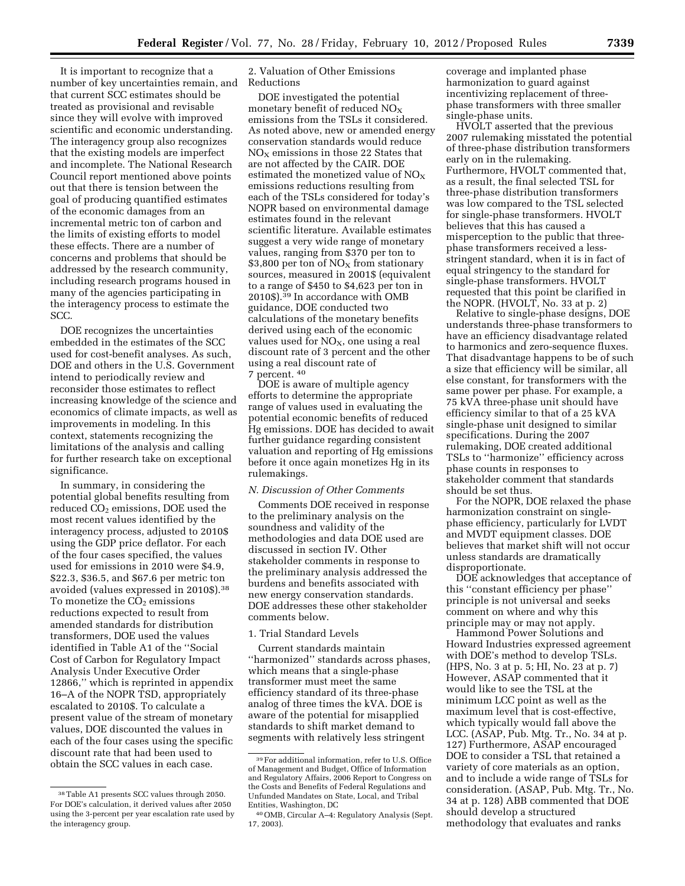It is important to recognize that a number of key uncertainties remain, and that current SCC estimates should be treated as provisional and revisable since they will evolve with improved scientific and economic understanding. The interagency group also recognizes that the existing models are imperfect and incomplete. The National Research Council report mentioned above points out that there is tension between the goal of producing quantified estimates of the economic damages from an incremental metric ton of carbon and the limits of existing efforts to model these effects. There are a number of concerns and problems that should be addressed by the research community, including research programs housed in many of the agencies participating in the interagency process to estimate the SCC.

DOE recognizes the uncertainties embedded in the estimates of the SCC used for cost-benefit analyses. As such, DOE and others in the U.S. Government intend to periodically review and reconsider those estimates to reflect increasing knowledge of the science and economics of climate impacts, as well as improvements in modeling. In this context, statements recognizing the limitations of the analysis and calling for further research take on exceptional significance.

In summary, in considering the potential global benefits resulting from reduced $CO_2$ emissions, DOE used the most recent values identified by the interagency process, adjusted to 2010$ using the GDP price deflator. For each of the four cases specified, the values used for emissions in 2010 were $4.9, $22.3, $36.5, and $67.6 per metric ton avoided (values expressed in 2010$).[38] To monetize the $CO_2$ emissions reductions expected to result from amended standards for distribution transformers, DOE used the values identified in Table A1 of the ''Social Cost of Carbon for Regulatory Impact Analysis Under Executive Order 12866,'' which is reprinted in appendix 16–A of the NOPR TSD, appropriately escalated to 2010$. To calculate a present value of the stream of monetary values, DOE discounted the values in each of the four cases using the specific discount rate that had been used to obtain the SCC values in each case.

[38] Table A1 presents SCC values through 2050. For DOE's calculation, it derived values after 2050 using the 3-percent per year escalation rate used by the interagency group.

2. Valuation of Other Emissions Reductions

DOE investigated the potential monetary benefit of reduced $NO_X$ emissions from the TSLs it considered. As noted above, new or amended energy conservation standards would reduce $NO_X$ emissions in those 22 States that are not affected by the CAIR. DOE estimated the monetized value of $NO_X$ emissions reductions resulting from each of the TSLs considered for today's NOPR based on environmental damage estimates found in the relevant scientific literature. Available estimates suggest a very wide range of monetary values, ranging from $370 per ton to $3,800 per ton of $NO_X$ from stationary sources, measured in 2001$ (equivalent to a range of $450 to $4,623 per ton in 2010$).[39] In accordance with OMB guidance, DOE conducted two calculations of the monetary benefits derived using each of the economic values used for $NO_X$, one using a real discount rate of 3 percent and the other using a real discount rate of 7 percent.[40]

DOE is aware of multiple agency efforts to determine the appropriate range of values used in evaluating the potential economic benefits of reduced Hg emissions. DOE has decided to await further guidance regarding consistent valuation and reporting of Hg emissions before it once again monetizes Hg in its rulemakings.

*N. Discussion of Other Comments*

Comments DOE received in response to the preliminary analysis on the soundness and validity of the methodologies and data DOE used are discussed in section IV. Other stakeholder comments in response to the preliminary analysis addressed the burdens and benefits associated with new energy conservation standards. DOE addresses these other stakeholder comments below.

1. Trial Standard Levels

Current standards maintain ''harmonized'' standards across phases, which means that a single-phase transformer must meet the same efficiency standard of its three-phase analog of three times the kVA. DOE is aware of the potential for misapplied standards to shift market demand to segments with relatively less stringent coverage and implanted phase harmonization to guard against incentivizing replacement of three-phase transformers with three smaller single-phase units.

[39] For additional information, refer to U.S. Office of Management and Budget, Office of Information and Regulatory Affairs, 2006 Report to Congress on the Costs and Benefits of Federal Regulations and Unfunded Mandates on State, Local, and Tribal Entities, Washington, DC

[40] OMB, Circular A–4: Regulatory Analysis (Sept. 17, 2003).

HVOLT asserted that the previous 2007 rulemaking misstated the potential of three-phase distribution transformers early on in the rulemaking. Furthermore, HVOLT commented that, as a result, the final selected TSL for three-phase distribution transformers was low compared to the TSL selected for single-phase transformers. HVOLT believes that this has caused a misperception to the public that three-phase transformers received a less-stringent standard, when it is in fact of equal stringency to the standard for single-phase transformers. HVOLT requested that this point be clarified in the NOPR. (HVOLT, No. 33 at p. 2)

Relative to single-phase designs, DOE understands three-phase transformers to have an efficiency disadvantage related to harmonics and zero-sequence fluxes. That disadvantage happens to be of such a size that efficiency will be similar, all else constant, for transformers with the same power per phase. For example, a 75 kVA three-phase unit should have efficiency similar to that of a 25 kVA single-phase unit designed to similar specifications. During the 2007 rulemaking, DOE created additional TSLs to ''harmonize'' efficiency across phase counts in responses to stakeholder comment that standards should be set thus.

For the NOPR, DOE relaxed the phase harmonization constraint on single-phase efficiency, particularly for LVDT and MVDT equipment classes. DOE believes that market shift will not occur unless standards are dramatically disproportionate.

DOE acknowledges that acceptance of this ''constant efficiency per phase'' principle is not universal and seeks comment on where and why this principle may or may not apply.

Hammond Power Solutions and Howard Industries expressed agreement with DOE's method to develop TSLs. (HPS, No. 3 at p. 5; HI, No. 23 at p. 7) However, ASAP commented that it would like to see the TSL at the minimum LCC point as well as the maximum level that is cost-effective, which typically would fall above the LCC. (ASAP, Pub. Mtg. Tr., No. 34 at p. 127) Furthermore, ASAP encouraged DOE to consider a TSL that retained a variety of core materials as an option, and to include a wide range of TSLs for consideration. (ASAP, Pub. Mtg. Tr., No. 34 at p. 128) ABB commented that DOE should develop a structured methodology that evaluates and ranks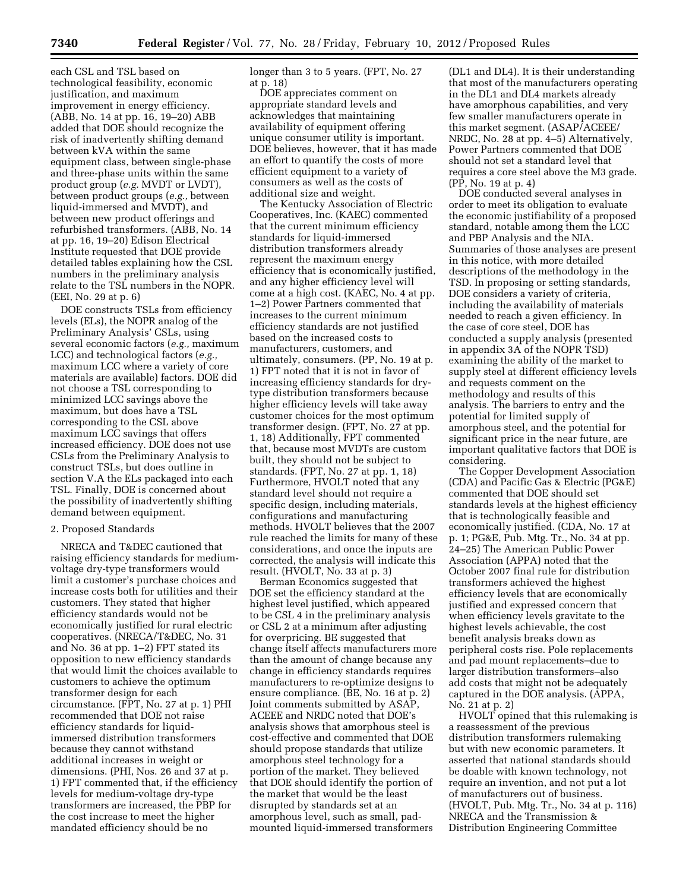each CSL and TSL based on technological feasibility, economic justification, and maximum improvement in energy efficiency. (ABB, No. 14 at pp. 16, 19–20) ABB added that DOE should recognize the risk of inadvertently shifting demand between kVA within the same equipment class, between single-phase and three-phase units within the same product group (*e.g.* MVDT or LVDT), between product groups (*e.g.,* between liquid-immersed and MVDT), and between new product offerings and refurbished transformers. (ABB, No. 14 at pp. 16, 19–20) Edison Electrical Institute requested that DOE provide detailed tables explaining how the CSL numbers in the preliminary analysis relate to the TSL numbers in the NOPR. (EEI, No. 29 at p. 6)

DOE constructs TSLs from efficiency levels (ELs), the NOPR analog of the Preliminary Analysis' CSLs, using several economic factors (*e.g.,* maximum LCC) and technological factors (*e.g.,* maximum LCC where a variety of core materials are available) factors. DOE did not choose a TSL corresponding to minimized LCC savings above the maximum, but does have a TSL corresponding to the CSL above maximum LCC savings that offers increased efficiency. DOE does not use CSLs from the Preliminary Analysis to construct TSLs, but does outline in section V.A the ELs packaged into each TSL. Finally, DOE is concerned about the possibility of inadvertently shifting demand between equipment.

2. Proposed Standards

NRECA and T&DEC cautioned that raising efficiency standards for medium-voltage dry-type transformers would limit a customer's purchase choices and increase costs both for utilities and their customers. They stated that higher efficiency standards would not be economically justified for rural electric cooperatives. (NRECA/T&DEC, No. 31 and No. 36 at pp. 1–2) FPT stated its opposition to new efficiency standards that would limit the choices available to customers to achieve the optimum transformer design for each circumstance. (FPT, No. 27 at p. 1) PHI recommended that DOE not raise efficiency standards for liquid-immersed distribution transformers because they cannot withstand additional increases in weight or dimensions. (PHI, Nos. 26 and 37 at p. 1) FPT commented that, if the efficiency levels for medium-voltage dry-type transformers are increased, the PBP for the cost increase to meet the higher mandated efficiency should be no longer than 3 to 5 years. (FPT, No. 27 at p. 18)

DOE appreciates comment on appropriate standard levels and acknowledges that maintaining availability of equipment offering unique consumer utility is important. DOE believes, however, that it has made an effort to quantify the costs of more efficient equipment to a variety of consumers as well as the costs of additional size and weight.

The Kentucky Association of Electric Cooperatives, Inc. (KAEC) commented that the current minimum efficiency standards for liquid-immersed distribution transformers already represent the maximum energy efficiency that is economically justified, and any higher efficiency level will come at a high cost. (KAEC, No. 4 at pp. 1–2) Power Partners commented that increases to the current minimum efficiency standards are not justified based on the increased costs to manufacturers, customers, and ultimately, consumers. (PP, No. 19 at p. 1) FPT noted that it is not in favor of increasing efficiency standards for dry-type distribution transformers because higher efficiency levels will take away customer choices for the most optimum transformer design. (FPT, No. 27 at pp. 1, 18) Additionally, FPT commented that, because most MVDTs are custom built, they should not be subject to standards. (FPT, No. 27 at pp. 1, 18) Furthermore, HVOLT noted that any standard level should not require a specific design, including materials, configurations and manufacturing methods. HVOLT believes that the 2007 rule reached the limits for many of these considerations, and once the inputs are corrected, the analysis will indicate this result. (HVOLT, No. 33 at p. 3)

Berman Economics suggested that DOE set the efficiency standard at the highest level justified, which appeared to be CSL 4 in the preliminary analysis or CSL 2 at a minimum after adjusting for overpricing. BE suggested that change itself affects manufacturers more than the amount of change because any change in efficiency standards requires manufacturers to re-optimize designs to ensure compliance. (BE, No. 16 at p. 2) Joint comments submitted by ASAP, ACEEE and NRDC noted that DOE's analysis shows that amorphous steel is cost-effective and commented that DOE should propose standards that utilize amorphous steel technology for a portion of the market. They believed that DOE should identify the portion of the market that would be the least disrupted by standards set at an amorphous level, such as small, pad-mounted liquid-immersed transformers (DL1 and DL4). It is their understanding that most of the manufacturers operating in the DL1 and DL4 markets already have amorphous capabilities, and very few smaller manufacturers operate in this market segment. (ASAP/ACEEE/NRDC, No. 28 at pp. 4–5) Alternatively, Power Partners commented that DOE should not set a standard level that requires a core steel above the M3 grade. (PP, No. 19 at p. 4)

DOE conducted several analyses in order to meet its obligation to evaluate the economic justifiability of a proposed standard, notable among them the LCC and PBP Analysis and the NIA. Summaries of those analyses are present in this notice, with more detailed descriptions of the methodology in the TSD. In proposing or setting standards, DOE considers a variety of criteria, including the availability of materials needed to reach a given efficiency. In the case of core steel, DOE has conducted a supply analysis (presented in appendix 3A of the NOPR TSD) examining the ability of the market to supply steel at different efficiency levels and requests comment on the methodology and results of this analysis. The barriers to entry and the potential for limited supply of amorphous steel, and the potential for significant price in the near future, are important qualitative factors that DOE is considering.

The Copper Development Association (CDA) and Pacific Gas & Electric (PG&E) commented that DOE should set standards levels at the highest efficiency that is technologically feasible and economically justified. (CDA, No. 17 at p. 1; PG&E, Pub. Mtg. Tr., No. 34 at pp. 24–25) The American Public Power Association (APPA) noted that the October 2007 final rule for distribution transformers achieved the highest efficiency levels that are economically justified and expressed concern that when efficiency levels gravitate to the highest levels achievable, the cost benefit analysis breaks down as peripheral costs rise. Pole replacements and pad mount replacements–due to larger distribution transformers–also add costs that might not be adequately captured in the DOE analysis. (APPA, No. 21 at p. 2)

HVOLT opined that this rulemaking is a reassessment of the previous distribution transformers rulemaking but with new economic parameters. It asserted that national standards should be doable with known technology, not require an invention, and not put a lot of manufacturers out of business. (HVOLT, Pub. Mtg. Tr., No. 34 at p. 116) NRECA and the Transmission & Distribution Engineering Committee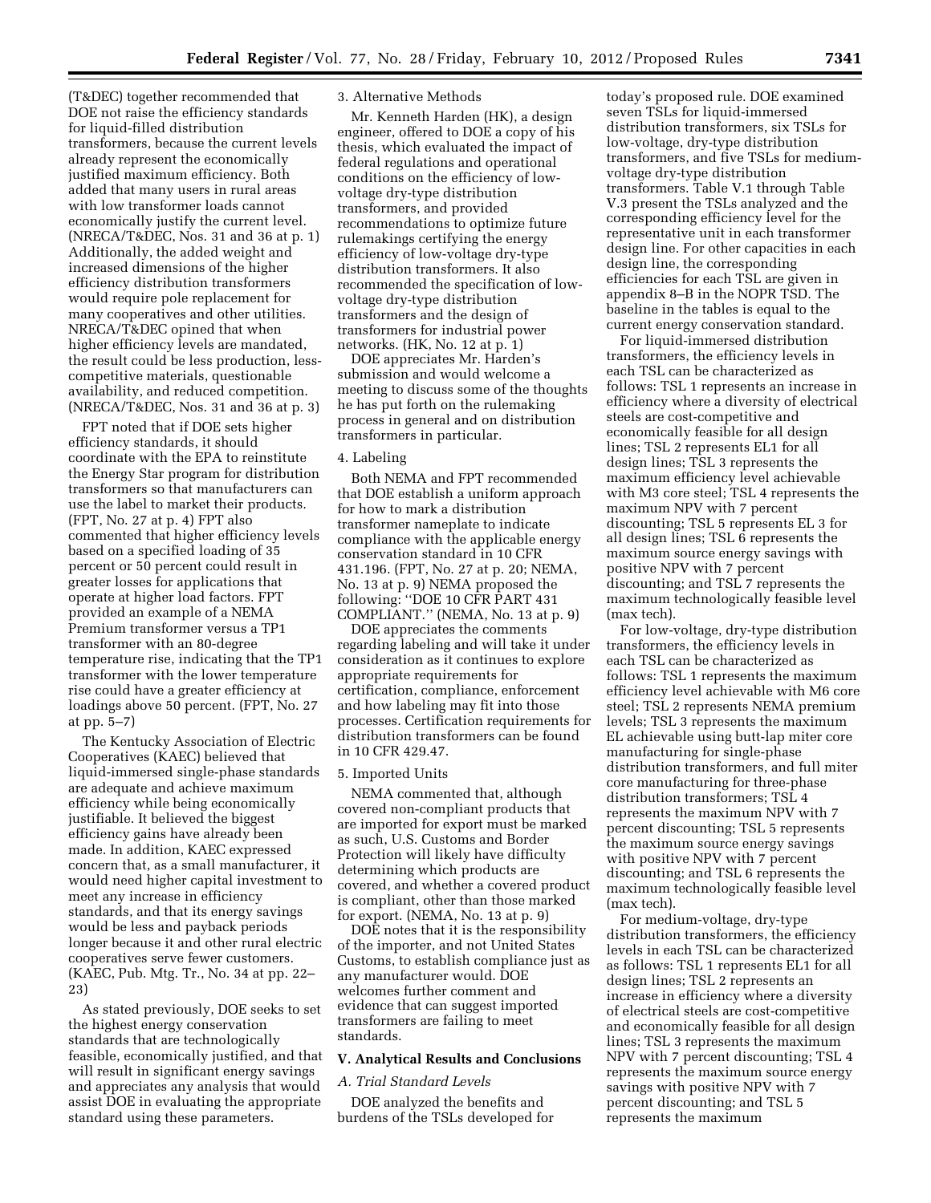(T&DEC) together recommended that DOE not raise the efficiency standards for liquid-filled distribution transformers, because the current levels already represent the economically justified maximum efficiency. Both added that many users in rural areas with low transformer loads cannot economically justify the current level. (NRECA/T&DEC, Nos. 31 and 36 at p. 1) Additionally, the added weight and increased dimensions of the higher efficiency distribution transformers would require pole replacement for many cooperatives and other utilities. NRECA/T&DEC opined that when higher efficiency levels are mandated, the result could be less production, less-competitive materials, questionable availability, and reduced competition. (NRECA/T&DEC, Nos. 31 and 36 at p. 3)

FPT noted that if DOE sets higher efficiency standards, it should coordinate with the EPA to reinstitute the Energy Star program for distribution transformers so that manufacturers can use the label to market their products. (FPT, No. 27 at p. 4) FPT also commented that higher efficiency levels based on a specified loading of 35 percent or 50 percent could result in greater losses for applications that operate at higher load factors. FPT provided an example of a NEMA Premium transformer versus a TP1 transformer with an 80-degree temperature rise, indicating that the TP1 transformer with the lower temperature rise could have a greater efficiency at loadings above 50 percent. (FPT, No. 27 at pp. 5–7)

The Kentucky Association of Electric Cooperatives (KAEC) believed that liquid-immersed single-phase standards are adequate and achieve maximum efficiency while being economically justifiable. It believed the biggest efficiency gains have already been made. In addition, KAEC expressed concern that, as a small manufacturer, it would need higher capital investment to meet any increase in efficiency standards, and that its energy savings would be less and payback periods longer because it and other rural electric cooperatives serve fewer customers. (KAEC, Pub. Mtg. Tr., No. 34 at pp. 22–23)

As stated previously, DOE seeks to set the highest energy conservation standards that are technologically feasible, economically justified, and that will result in significant energy savings and appreciates any analysis that would assist DOE in evaluating the appropriate standard using these parameters.

3. Alternative Methods

Mr. Kenneth Harden (HK), a design engineer, offered to DOE a copy of his thesis, which evaluated the impact of federal regulations and operational conditions on the efficiency of low-voltage dry-type distribution transformers, and provided recommendations to optimize future rulemakings certifying the energy efficiency of low-voltage dry-type distribution transformers. It also recommended the specification of low-voltage dry-type distribution transformers and the design of transformers for industrial power networks. (HK, No. 12 at p. 1)

DOE appreciates Mr. Harden's submission and would welcome a meeting to discuss some of the thoughts he has put forth on the rulemaking process in general and on distribution transformers in particular.

4. Labeling

Both NEMA and FPT recommended that DOE establish a uniform approach for how to mark a distribution transformer nameplate to indicate compliance with the applicable energy conservation standard in 10 CFR 431.196. (FPT, No. 27 at p. 20; NEMA, No. 13 at p. 9) NEMA proposed the following: ''DOE 10 CFR PART 431 COMPLIANT.'' (NEMA, No. 13 at p. 9)

DOE appreciates the comments regarding labeling and will take it under consideration as it continues to explore appropriate requirements for certification, compliance, enforcement and how labeling may fit into those processes. Certification requirements for distribution transformers can be found in 10 CFR 429.47.

5. Imported Units

NEMA commented that, although covered non-compliant products that are imported for export must be marked as such, U.S. Customs and Border Protection will likely have difficulty determining which products are covered, and whether a covered product is compliant, other than those marked for export. (NEMA, No. 13 at p. 9)

DOE notes that it is the responsibility of the importer, and not United States Customs, to establish compliance just as any manufacturer would. DOE welcomes further comment and evidence that can suggest imported transformers are failing to meet standards.

## V. Analytical Results and Conclusions

### A. Trial Standard Levels

DOE analyzed the benefits and burdens of the TSLs developed for today's proposed rule. DOE examined seven TSLs for liquid-immersed distribution transformers, six TSLs for low-voltage, dry-type distribution transformers, and five TSLs for medium-voltage dry-type distribution transformers. Table V.1 through Table V.3 present the TSLs analyzed and the corresponding efficiency level for the representative unit in each transformer design line. For other capacities in each design line, the corresponding efficiencies for each TSL are given in appendix 8–B in the NOPR TSD. The baseline in the tables is equal to the current energy conservation standard.

For liquid-immersed distribution transformers, the efficiency levels in each TSL can be characterized as follows: TSL 1 represents an increase in efficiency where a diversity of electrical steels are cost-competitive and economically feasible for all design lines; TSL 2 represents EL1 for all design lines; TSL 3 represents the maximum efficiency level achievable with M3 core steel; TSL 4 represents the maximum NPV with 7 percent discounting; TSL 5 represents EL 3 for all design lines; TSL 6 represents the maximum source energy savings with positive NPV with 7 percent discounting; and TSL 7 represents the maximum technologically feasible level (max tech).

For low-voltage, dry-type distribution transformers, the efficiency levels in each TSL can be characterized as follows: TSL 1 represents the maximum efficiency level achievable with M6 core steel; TSL 2 represents NEMA premium levels; TSL 3 represents the maximum EL achievable using butt-lap miter core manufacturing for single-phase distribution transformers, and full miter core manufacturing for three-phase distribution transformers; TSL 4 represents the maximum NPV with 7 percent discounting; TSL 5 represents the maximum source energy savings with positive NPV with 7 percent discounting; and TSL 6 represents the maximum technologically feasible level (max tech).

For medium-voltage, dry-type distribution transformers, the efficiency levels in each TSL can be characterized as follows: TSL 1 represents EL1 for all design lines; TSL 2 represents an increase in efficiency where a diversity of electrical steels are cost-competitive and economically feasible for all design lines; TSL 3 represents the maximum NPV with 7 percent discounting; TSL 4 represents the maximum source energy savings with positive NPV with 7 percent discounting; and TSL 5 represents the maximum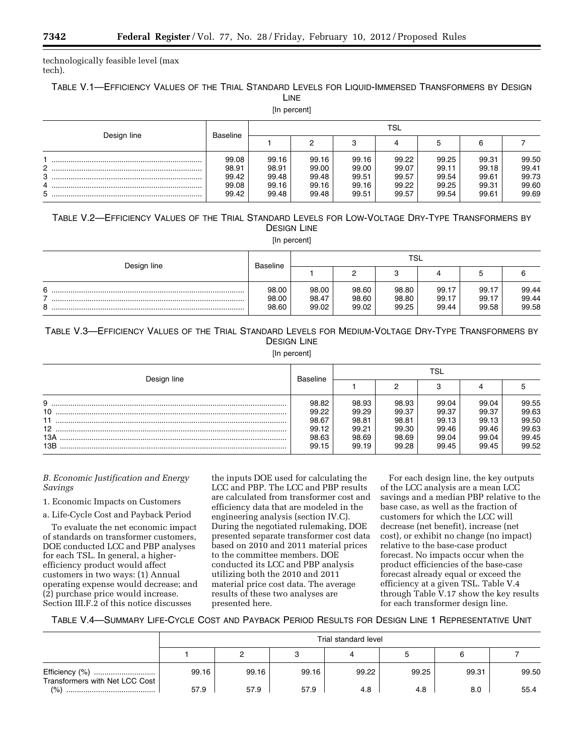technologically feasible level (max tech).

TABLE V.1—EFFICIENCY VALUES OF THE TRIAL STANDARD LEVELS FOR LIQUID-IMMERSED TRANSFORMERS BY DESIGN LINE

[In percent]

| Design line | Baseline | TSL | | | | | | |
|---|---|---|---|---|---|---|---|---|
| | | 1 | 2 | 3 | 4 | 5 | 6 | 7 |
| 1 | 99.08 | 99.16 | 99.16 | 99.16 | 99.22 | 99.25 | 99.31 | 99.50 |
| 2 | 98.91 | 98.91 | 99.00 | 99.00 | 99.07 | 99.11 | 99.18 | 99.41 |
| 3 | 99.42 | 99.48 | 99.48 | 99.51 | 99.57 | 99.54 | 99.61 | 99.73 |
| 4 | 99.08 | 99.16 | 99.16 | 99.16 | 99.22 | 99.25 | 99.31 | 99.60 |
| 5 | 99.42 | 99.48 | 99.48 | 99.51 | 99.57 | 99.54 | 99.61 | 99.69 |

TABLE V.2—EFFICIENCY VALUES OF THE TRIAL STANDARD LEVELS FOR LOW-VOLTAGE DRY-TYPE TRANSFORMERS BY DESIGN LINE

[In percent]

| Design line | Baseline | TSL | | | | | |
|---|---|---|---|---|---|---|---|
| | | 1 | 2 | 3 | 4 | 5 | 6 |
| 6 | 98.00 | 98.00 | 98.60 | 98.80 | 99.17 | 99.17 | 99.44 |
| 7 | 98.00 | 98.47 | 98.60 | 98.80 | 99.17 | 99.17 | 99.44 |
| 8 | 98.60 | 99.02 | 99.02 | 99.25 | 99.44 | 99.58 | 99.58 |

TABLE V.3—EFFICIENCY VALUES OF THE TRIAL STANDARD LEVELS FOR MEDIUM-VOLTAGE DRY-TYPE TRANSFORMERS BY DESIGN LINE

[In percent]

| Design line | Baseline | TSL | | | | |
|---|---|---|---|---|---|---|
| | | 1 | 2 | 3 | 4 | 5 |
| 9 | 98.82 | 98.93 | 98.93 | 99.04 | 99.04 | 99.55 |
| 10 | 99.22 | 99.29 | 99.37 | 99.37 | 99.37 | 99.63 |
| 11 | 98.67 | 98.81 | 98.81 | 99.13 | 99.13 | 99.50 |
| 12 | 99.12 | 99.21 | 99.30 | 99.46 | 99.46 | 99.63 |
| 13A | 98.63 | 98.69 | 98.69 | 99.04 | 99.04 | 99.45 |
| 13B | 99.15 | 99.19 | 99.28 | 99.45 | 99.45 | 99.52 |

*B. Economic Justification and Energy Savings*

1. Economic Impacts on Customers

a. Life-Cycle Cost and Payback Period

To evaluate the net economic impact of standards on transformer customers, DOE conducted LCC and PBP analyses for each TSL. In general, a higher-efficiency product would affect customers in two ways: (1) Annual operating expense would decrease; and (2) purchase price would increase. Section III.F.2 of this notice discusses the inputs DOE used for calculating the LCC and PBP. The LCC and PBP results are calculated from transformer cost and efficiency data that are modeled in the engineering analysis (section IV.C). During the negotiated rulemaking, DOE presented separate transformer cost data based on 2010 and 2011 material prices to the committee members. DOE conducted its LCC and PBP analysis utilizing both the 2010 and 2011 material price cost data. The average results of these two analyses are presented here.

For each design line, the key outputs of the LCC analysis are a mean LCC savings and a median PBP relative to the base case, as well as the fraction of customers for which the LCC will decrease (net benefit), increase (net cost), or exhibit no change (no impact) relative to the base-case product forecast. No impacts occur when the product efficiencies of the base-case forecast already equal or exceed the efficiency at a given TSL. Table V.4 through Table V.17 show the key results for each transformer design line.

TABLE V.4—SUMMARY LIFE-CYCLE COST AND PAYBACK PERIOD RESULTS FOR DESIGN LINE 1 REPRESENTATIVE UNIT

| | Trial standard level | | | | | | |
|---|---|---|---|---|---|---|---|
| | 1 | 2 | 3 | 4 | 5 | 6 | 7 |
| Efficiency (%) | 99.16 | 99.16 | 99.16 | 99.22 | 99.25 | 99.31 | 99.50 |
| Transformers with Net LCC Cost (%) | 57.9 | 57.9 | 57.9 | 4.8 | 4.8 | 8.0 | 55.4 |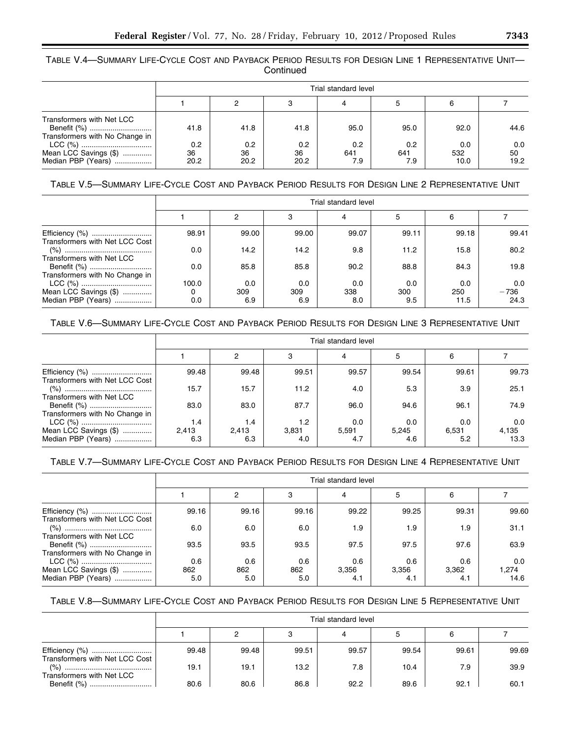TABLE V.4—SUMMARY LIFE-CYCLE COST AND PAYBACK PERIOD RESULTS FOR DESIGN LINE 1 REPRESENTATIVE UNIT—Continued

| | Trial standard level | | | | | | |
|---|---|---|---|---|---|---|---|
| | 1 | 2 | 3 | 4 | 5 | 6 | 7 |
| Transformers with Net LCC Benefit (%) | 41.8 | 41.8 | 41.8 | 95.0 | 95.0 | 92.0 | 44.6 |
| Transformers with No Change in LCC (%) | 0.2 | 0.2 | 0.2 | 0.2 | 0.2 | 0.0 | 0.0 |
| Mean LCC Savings ($) | 36 | 36 | 36 | 641 | 641 | 532 | 50 |
| Median PBP (Years) | 20.2 | 20.2 | 20.2 | 7.9 | 7.9 | 10.0 | 19.2 |

TABLE V.5—SUMMARY LIFE-CYCLE COST AND PAYBACK PERIOD RESULTS FOR DESIGN LINE 2 REPRESENTATIVE UNIT

| | Trial standard level | | | | | | |
|---|---|---|---|---|---|---|---|
| | 1 | 2 | 3 | 4 | 5 | 6 | 7 |
| Efficiency (%) | 98.91 | 99.00 | 99.00 | 99.07 | 99.11 | 99.18 | 99.41 |
| Transformers with Net LCC Cost (%) | 0.0 | 14.2 | 14.2 | 9.8 | 11.2 | 15.8 | 80.2 |
| Transformers with Net LCC Benefit (%) | 0.0 | 85.8 | 85.8 | 90.2 | 88.8 | 84.3 | 19.8 |
| Transformers with No Change in LCC (%) | 100.0 | 0.0 | 0.0 | 0.0 | 0.0 | 0.0 | 0.0 |
| Mean LCC Savings ($) | 0 | 309 | 309 | 338 | 300 | 250 | −736 |
| Median PBP (Years) | 0.0 | 6.9 | 6.9 | 8.0 | 9.5 | 11.5 | 24.3 |

TABLE V.6—SUMMARY LIFE-CYCLE COST AND PAYBACK PERIOD RESULTS FOR DESIGN LINE 3 REPRESENTATIVE UNIT

| | Trial standard level | | | | | | |
|---|---|---|---|---|---|---|---|
| | 1 | 2 | 3 | 4 | 5 | 6 | 7 |
| Efficiency (%) | 99.48 | 99.48 | 99.51 | 99.57 | 99.54 | 99.61 | 99.73 |
| Transformers with Net LCC Cost (%) | 15.7 | 15.7 | 11.2 | 4.0 | 5.3 | 3.9 | 25.1 |
| Transformers with Net LCC Benefit (%) | 83.0 | 83.0 | 87.7 | 96.0 | 94.6 | 96.1 | 74.9 |
| Transformers with No Change in LCC (%) | 1.4 | 1.4 | 1.2 | 0.0 | 0.0 | 0.0 | 0.0 |
| Mean LCC Savings ($) | 2,413 | 2,413 | 3,831 | 5,591 | 5,245 | 6,531 | 4,135 |
| Median PBP (Years) | 6.3 | 6.3 | 4.0 | 4.7 | 4.6 | 5.2 | 13.3 |

TABLE V.7—SUMMARY LIFE-CYCLE COST AND PAYBACK PERIOD RESULTS FOR DESIGN LINE 4 REPRESENTATIVE UNIT

| | Trial standard level | | | | | | |
|---|---|---|---|---|---|---|---|
| | 1 | 2 | 3 | 4 | 5 | 6 | 7 |
| Efficiency (%) | 99.16 | 99.16 | 99.16 | 99.22 | 99.25 | 99.31 | 99.60 |
| Transformers with Net LCC Cost (%) | 6.0 | 6.0 | 6.0 | 1.9 | 1.9 | 1.9 | 31.1 |
| Transformers with Net LCC Benefit (%) | 93.5 | 93.5 | 93.5 | 97.5 | 97.5 | 97.6 | 63.9 |
| Transformers with No Change in LCC (%) | 0.6 | 0.6 | 0.6 | 0.6 | 0.6 | 0.6 | 0.0 |
| Mean LCC Savings ($) | 862 | 862 | 862 | 3,356 | 3,356 | 3,362 | 1,274 |
| Median PBP (Years) | 5.0 | 5.0 | 5.0 | 4.1 | 4.1 | 4.1 | 14.6 |

TABLE V.8—SUMMARY LIFE-CYCLE COST AND PAYBACK PERIOD RESULTS FOR DESIGN LINE 5 REPRESENTATIVE UNIT

| | Trial standard level | | | | | | |
|---|---|---|---|---|---|---|---|
| | 1 | 2 | 3 | 4 | 5 | 6 | 7 |
| Efficiency (%) | 99.48 | 99.48 | 99.51 | 99.57 | 99.54 | 99.61 | 99.69 |
| Transformers with Net LCC Cost (%) | 19.1 | 19.1 | 13.2 | 7.8 | 10.4 | 7.9 | 39.9 |
| Transformers with Net LCC Benefit (%) | 80.6 | 80.6 | 86.8 | 92.2 | 89.6 | 92.1 | 60.1 |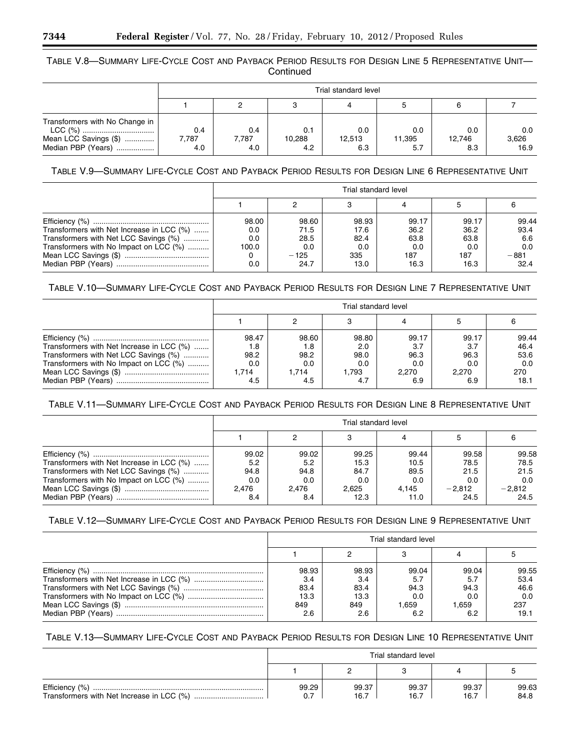TABLE V.8—SUMMARY LIFE-CYCLE COST AND PAYBACK PERIOD RESULTS FOR DESIGN LINE 5 REPRESENTATIVE UNIT—Continued

| | Trial standard level | | | | | | |
|---|---|---|---|---|---|---|---|
| | 1 | 2 | 3 | 4 | 5 | 6 | 7 |
| Transformers with No Change in LCC (%) | 0.4 | 0.4 | 0.1 | 0.0 | 0.0 | 0.0 | 0.0 |
| Mean LCC Savings ($) | 7,787 | 7,787 | 10,288 | 12,513 | 11,395 | 12,746 | 3,626 |
| Median PBP (Years) | 4.0 | 4.0 | 4.2 | 6.3 | 5.7 | 8.3 | 16.9 |

TABLE V.9—SUMMARY LIFE-CYCLE COST AND PAYBACK PERIOD RESULTS FOR DESIGN LINE 6 REPRESENTATIVE UNIT

| | Trial standard level | | | | | |
|---|---|---|---|---|---|---|
| | 1 | 2 | 3 | 4 | 5 | 6 |
| Efficiency (%) | 98.00 | 98.60 | 98.93 | 99.17 | 99.17 | 99.44 |
| Transformers with Net Increase in LCC (%) | 0.0 | 71.5 | 17.6 | 36.2 | 36.2 | 93.4 |
| Transformers with Net LCC Savings (%) | 0.0 | 28.5 | 82.4 | 63.8 | 63.8 | 6.6 |
| Transformers with No Impact on LCC (%) | 100.0 | 0.0 | 0.0 | 0.0 | 0.0 | 0.0 |
| Mean LCC Savings ($) | 0 | −125 | 335 | 187 | 187 | −881 |
| Median PBP (Years) | 0.0 | 24.7 | 13.0 | 16.3 | 16.3 | 32.4 |

TABLE V.10—SUMMARY LIFE-CYCLE COST AND PAYBACK PERIOD RESULTS FOR DESIGN LINE 7 REPRESENTATIVE UNIT

| | Trial standard level | | | | | |
|---|---|---|---|---|---|---|
| | 1 | 2 | 3 | 4 | 5 | 6 |
| Efficiency (%) | 98.47 | 98.60 | 98.80 | 99.17 | 99.17 | 99.44 |
| Transformers with Net Increase in LCC (%) | 1.8 | 1.8 | 2.0 | 3.7 | 3.7 | 46.4 |
| Transformers with Net LCC Savings (%) | 98.2 | 98.2 | 98.0 | 96.3 | 96.3 | 53.6 |
| Transformers with No Impact on LCC (%) | 0.0 | 0.0 | 0.0 | 0.0 | 0.0 | 0.0 |
| Mean LCC Savings ($) | 1,714 | 1,714 | 1,793 | 2,270 | 2,270 | 270 |
| Median PBP (Years) | 4.5 | 4.5 | 4.7 | 6.9 | 6.9 | 18.1 |

TABLE V.11—SUMMARY LIFE-CYCLE COST AND PAYBACK PERIOD RESULTS FOR DESIGN LINE 8 REPRESENTATIVE UNIT

| | Trial standard level | | | | | |
|---|---|---|---|---|---|---|
| | 1 | 2 | 3 | 4 | 5 | 6 |
| Efficiency (%) | 99.02 | 99.02 | 99.25 | 99.44 | 99.58 | 99.58 |
| Transformers with Net Increase in LCC (%) | 5.2 | 5.2 | 15.3 | 10.5 | 78.5 | 78.5 |
| Transformers with Net LCC Savings (%) | 94.8 | 94.8 | 84.7 | 89.5 | 21.5 | 21.5 |
| Transformers with No Impact on LCC (%) | 0.0 | 0.0 | 0.0 | 0.0 | 0.0 | 0.0 |
| Mean LCC Savings ($) | 2,476 | 2,476 | 2,625 | 4,145 | −2,812 | −2,812 |
| Median PBP (Years) | 8.4 | 8.4 | 12.3 | 11.0 | 24.5 | 24.5 |

TABLE V.12—SUMMARY LIFE-CYCLE COST AND PAYBACK PERIOD RESULTS FOR DESIGN LINE 9 REPRESENTATIVE UNIT

| | Trial standard level | | | | |
|---|---|---|---|---|---|
| | 1 | 2 | 3 | 4 | 5 |
| Efficiency (%) | 98.93 | 98.93 | 99.04 | 99.04 | 99.55 |
| Transformers with Net Increase in LCC (%) | 3.4 | 3.4 | 5.7 | 5.7 | 53.4 |
| Transformers with Net LCC Savings (%) | 83.4 | 83.4 | 94.3 | 94.3 | 46.6 |
| Transformers with No Impact on LCC (%) | 13.3 | 13.3 | 0.0 | 0.0 | 0.0 |
| Mean LCC Savings ($) | 849 | 849 | 1,659 | 1,659 | 237 |
| Median PBP (Years) | 2.6 | 2.6 | 6.2 | 6.2 | 19.1 |

TABLE V.13—SUMMARY LIFE-CYCLE COST AND PAYBACK PERIOD RESULTS FOR DESIGN LINE 10 REPRESENTATIVE UNIT

| | Trial standard level | | | | |
|---|---|---|---|---|---|
| | 1 | 2 | 3 | 4 | 5 |
| Efficiency (%) | 99.29 | 99.37 | 99.37 | 99.37 | 99.63 |
| Transformers with Net Increase in LCC (%) | 0.7 | 16.7 | 16.7 | 16.7 | 84.8 |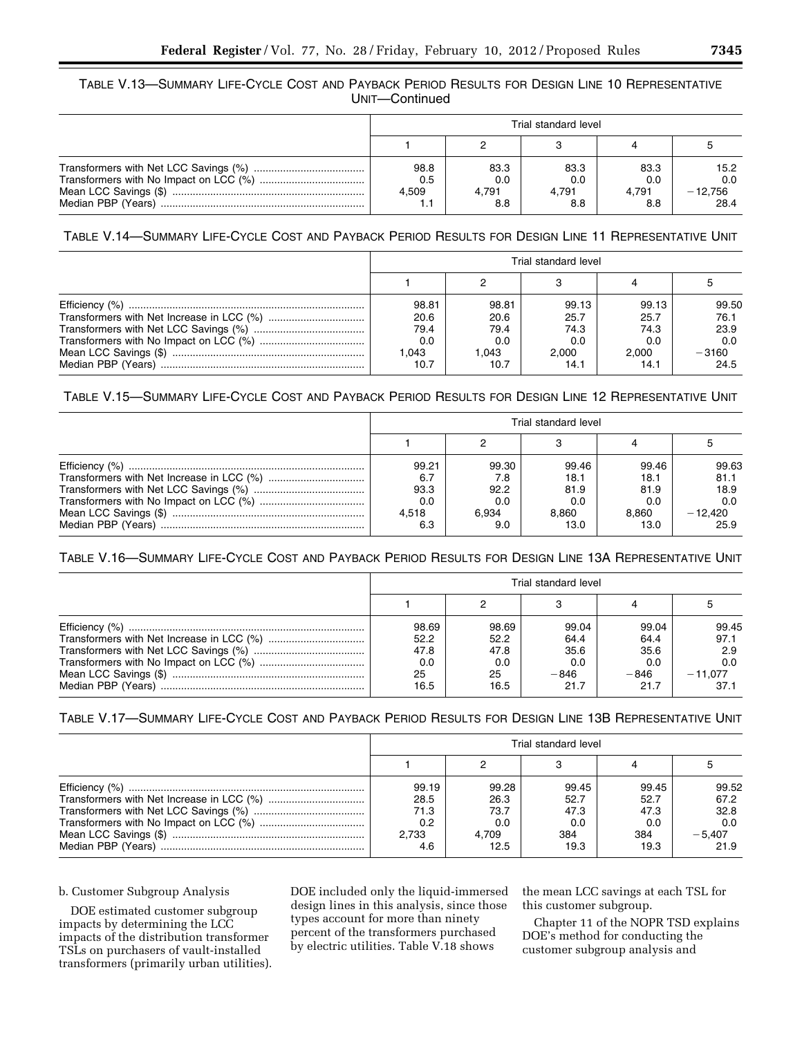TABLE V.13—SUMMARY LIFE-CYCLE COST AND PAYBACK PERIOD RESULTS FOR DESIGN LINE 10 REPRESENTATIVE UNIT—Continued

| | Trial standard level | | | | |
|---|---|---|---|---|---|
| | 1 | 2 | 3 | 4 | 5 |
| Transformers with Net LCC Savings (%) | 98.8 | 83.3 | 83.3 | 83.3 | 15.2 |
| Transformers with No Impact on LCC (%) | 0.5 | 0.0 | 0.0 | 0.0 | 0.0 |
| Mean LCC Savings ($) | 4,509 | 4,791 | 4,791 | 4,791 | −12,756 |
| Median PBP (Years) | 1.1 | 8.8 | 8.8 | 8.8 | 28.4 |

TABLE V.14—SUMMARY LIFE-CYCLE COST AND PAYBACK PERIOD RESULTS FOR DESIGN LINE 11 REPRESENTATIVE UNIT

| | Trial standard level | | | | |
|---|---|---|---|---|---|
| | 1 | 2 | 3 | 4 | 5 |
| Efficiency (%) | 98.81 | 98.81 | 99.13 | 99.13 | 99.50 |
| Transformers with Net Increase in LCC (%) | 20.6 | 20.6 | 25.7 | 25.7 | 76.1 |
| Transformers with Net LCC Savings (%) | 79.4 | 79.4 | 74.3 | 74.3 | 23.9 |
| Transformers with No Impact on LCC (%) | 0.0 | 0.0 | 0.0 | 0.0 | 0.0 |
| Mean LCC Savings ($) | 1,043 | 1,043 | 2,000 | 2,000 | −3160 |
| Median PBP (Years) | 10.7 | 10.7 | 14.1 | 14.1 | 24.5 |

TABLE V.15—SUMMARY LIFE-CYCLE COST AND PAYBACK PERIOD RESULTS FOR DESIGN LINE 12 REPRESENTATIVE UNIT

| | Trial standard level | | | | |
|---|---|---|---|---|---|
| | 1 | 2 | 3 | 4 | 5 |
| Efficiency (%) | 99.21 | 99.30 | 99.46 | 99.46 | 99.63 |
| Transformers with Net Increase in LCC (%) | 6.7 | 7.8 | 18.1 | 18.1 | 81.1 |
| Transformers with Net LCC Savings (%) | 93.3 | 92.2 | 81.9 | 81.9 | 18.9 |
| Transformers with No Impact on LCC (%) | 0.0 | 0.0 | 0.0 | 0.0 | 0.0 |
| Mean LCC Savings ($) | 4,518 | 6,934 | 8,860 | 8,860 | −12,420 |
| Median PBP (Years) | 6.3 | 9.0 | 13.0 | 13.0 | 25.9 |

TABLE V.16—SUMMARY LIFE-CYCLE COST AND PAYBACK PERIOD RESULTS FOR DESIGN LINE 13A REPRESENTATIVE UNIT

| | Trial standard level | | | | |
|---|---|---|---|---|---|
| | 1 | 2 | 3 | 4 | 5 |
| Efficiency (%) | 98.69 | 98.69 | 99.04 | 99.04 | 99.45 |
| Transformers with Net Increase in LCC (%) | 52.2 | 52.2 | 64.4 | 64.4 | 97.1 |
| Transformers with Net LCC Savings (%) | 47.8 | 47.8 | 35.6 | 35.6 | 2.9 |
| Transformers with No Impact on LCC (%) | 0.0 | 0.0 | 0.0 | 0.0 | 0.0 |
| Mean LCC Savings ($) | 25 | 25 | −846 | −846 | −11,077 |
| Median PBP (Years) | 16.5 | 16.5 | 21.7 | 21.7 | 37.1 |

TABLE V.17—SUMMARY LIFE-CYCLE COST AND PAYBACK PERIOD RESULTS FOR DESIGN LINE 13B REPRESENTATIVE UNIT

| | Trial standard level | | | | |
|---|---|---|---|---|---|
| | 1 | 2 | 3 | 4 | 5 |
| Efficiency (%) | 99.19 | 99.28 | 99.45 | 99.45 | 99.52 |
| Transformers with Net Increase in LCC (%) | 28.5 | 26.3 | 52.7 | 52.7 | 67.2 |
| Transformers with Net LCC Savings (%) | 71.3 | 73.7 | 47.3 | 47.3 | 32.8 |
| Transformers with No Impact on LCC (%) | 0.2 | 0.0 | 0.0 | 0.0 | 0.0 |
| Mean LCC Savings ($) | 2,733 | 4,709 | 384 | 384 | −5,407 |
| Median PBP (Years) | 4.6 | 12.5 | 19.3 | 19.3 | 21.9 |

b. Customer Subgroup Analysis

DOE estimated customer subgroup impacts by determining the LCC impacts of the distribution transformer TSLs on purchasers of vault-installed transformers (primarily urban utilities). DOE included only the liquid-immersed design lines in this analysis, since those types account for more than ninety percent of the transformers purchased by electric utilities. Table V.18 shows the mean LCC savings at each TSL for this customer subgroup.

Chapter 11 of the NOPR TSD explains DOE's method for conducting the customer subgroup analysis and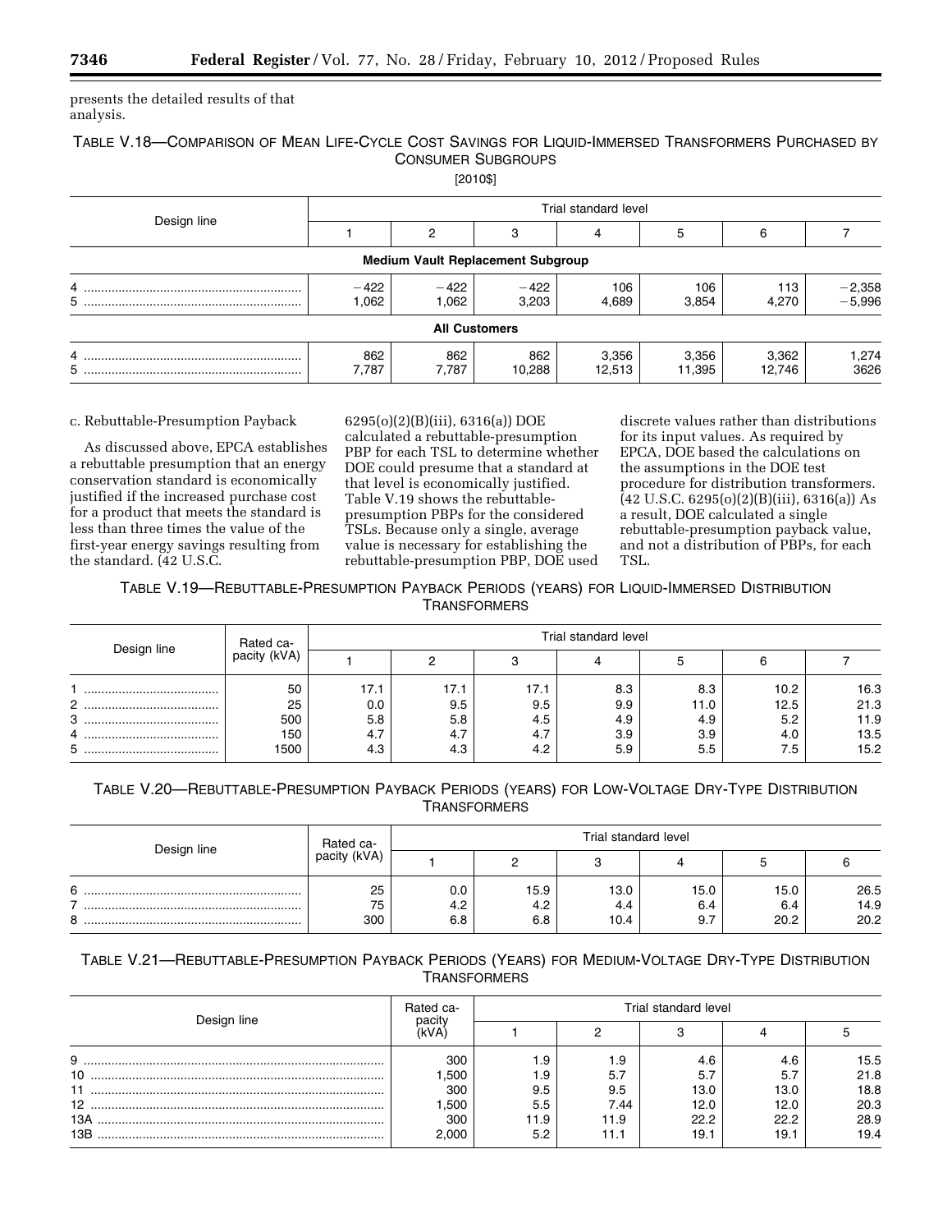presents the detailed results of that analysis.

TABLE V.18—COMPARISON OF MEAN LIFE-CYCLE COST SAVINGS FOR LIQUID-IMMERSED TRANSFORMERS PURCHASED BY CONSUMER SUBGROUPS

[2010$]

| Design line | Trial standard level | | | | | | |
|---|---|---|---|---|---|---|---|
| | 1 | 2 | 3 | 4 | 5 | 6 | 7 |
| **Medium Vault Replacement Subgroup** | | | | | | | |
| 4 | −422 | −422 | −422 | 106 | 106 | 113 | −2,358 |
| 5 | 1,062 | 1,062 | 3,203 | 4,689 | 3,854 | 4,270 | −5,996 |
| **All Customers** | | | | | | | |
| 4 | 862 | 862 | 862 | 3,356 | 3,356 | 3,362 | 1,274 |
| 5 | 7,787 | 7,787 | 10,288 | 12,513 | 11,395 | 12,746 | 3626 |

c. Rebuttable-Presumption Payback

As discussed above, EPCA establishes a rebuttable presumption that an energy conservation standard is economically justified if the increased purchase cost for a product that meets the standard is less than three times the value of the first-year energy savings resulting from the standard. (42 U.S.C. 6295(o)(2)(B)(iii), 6316(a)) DOE calculated a rebuttable-presumption PBP for each TSL to determine whether DOE could presume that a standard at that level is economically justified. Table V.19 shows the rebuttable-presumption PBPs for the considered TSLs. Because only a single, average value is necessary for establishing the rebuttable-presumption PBP, DOE used discrete values rather than distributions for its input values. As required by EPCA, DOE based the calculations on the assumptions in the DOE test procedure for distribution transformers. (42 U.S.C. 6295(o)(2)(B)(iii), 6316(a)) As a result, DOE calculated a single rebuttable-presumption payback value, and not a distribution of PBPs, for each TSL.

TABLE V.19—REBUTTABLE-PRESUMPTION PAYBACK PERIODS (YEARS) FOR LIQUID-IMMERSED DISTRIBUTION TRANSFORMERS

| Design line | Rated capacity (kVA) | Trial standard level | | | | | | |
|---|---|---|---|---|---|---|---|---|
| | | 1 | 2 | 3 | 4 | 5 | 6 | 7 |
| 1 | 50 | 17.1 | 17.1 | 17.1 | 8.3 | 8.3 | 10.2 | 16.3 |
| 2 | 25 | 0.0 | 9.5 | 9.5 | 9.9 | 11.0 | 12.5 | 21.3 |
| 3 | 500 | 5.8 | 5.8 | 4.5 | 4.9 | 4.9 | 5.2 | 11.9 |
| 4 | 150 | 4.7 | 4.7 | 4.7 | 3.9 | 3.9 | 4.0 | 13.5 |
| 5 | 1500 | 4.3 | 4.3 | 4.2 | 5.9 | 5.5 | 7.5 | 15.2 |

TABLE V.20—REBUTTABLE-PRESUMPTION PAYBACK PERIODS (YEARS) FOR LOW-VOLTAGE DRY-TYPE DISTRIBUTION TRANSFORMERS

| Design line | Rated capacity (kVA) | Trial standard level | | | | | |
|---|---|---|---|---|---|---|---|
| | | 1 | 2 | 3 | 4 | 5 | 6 |
| 6 | 25 | 0.0 | 15.9 | 13.0 | 15.0 | 15.0 | 26.5 |
| 7 | 75 | 4.2 | 4.2 | 4.4 | 6.4 | 6.4 | 14.9 |
| 8 | 300 | 6.8 | 6.8 | 10.4 | 9.7 | 20.2 | 20.2 |

TABLE V.21—REBUTTABLE-PRESUMPTION PAYBACK PERIODS (YEARS) FOR MEDIUM-VOLTAGE DRY-TYPE DISTRIBUTION TRANSFORMERS

| Design line | Rated capacity (kVA) | Trial standard level | | | | |
|---|---|---|---|---|---|---|
| | | 1 | 2 | 3 | 4 | 5 |
| 9 | 300 | 1.9 | 1.9 | 4.6 | 4.6 | 15.5 |
| 10 | 1,500 | 1.9 | 5.7 | 5.7 | 5.7 | 21.8 |
| 11 | 300 | 9.5 | 9.5 | 13.0 | 13.0 | 18.8 |
| 12 | 1,500 | 5.5 | 7.44 | 12.0 | 12.0 | 20.3 |
| 13A | 300 | 11.9 | 11.9 | 22.2 | 22.2 | 28.9 |
| 13B | 2,000 | 5.2 | 11.1 | 19.1 | 19.1 | 19.4 |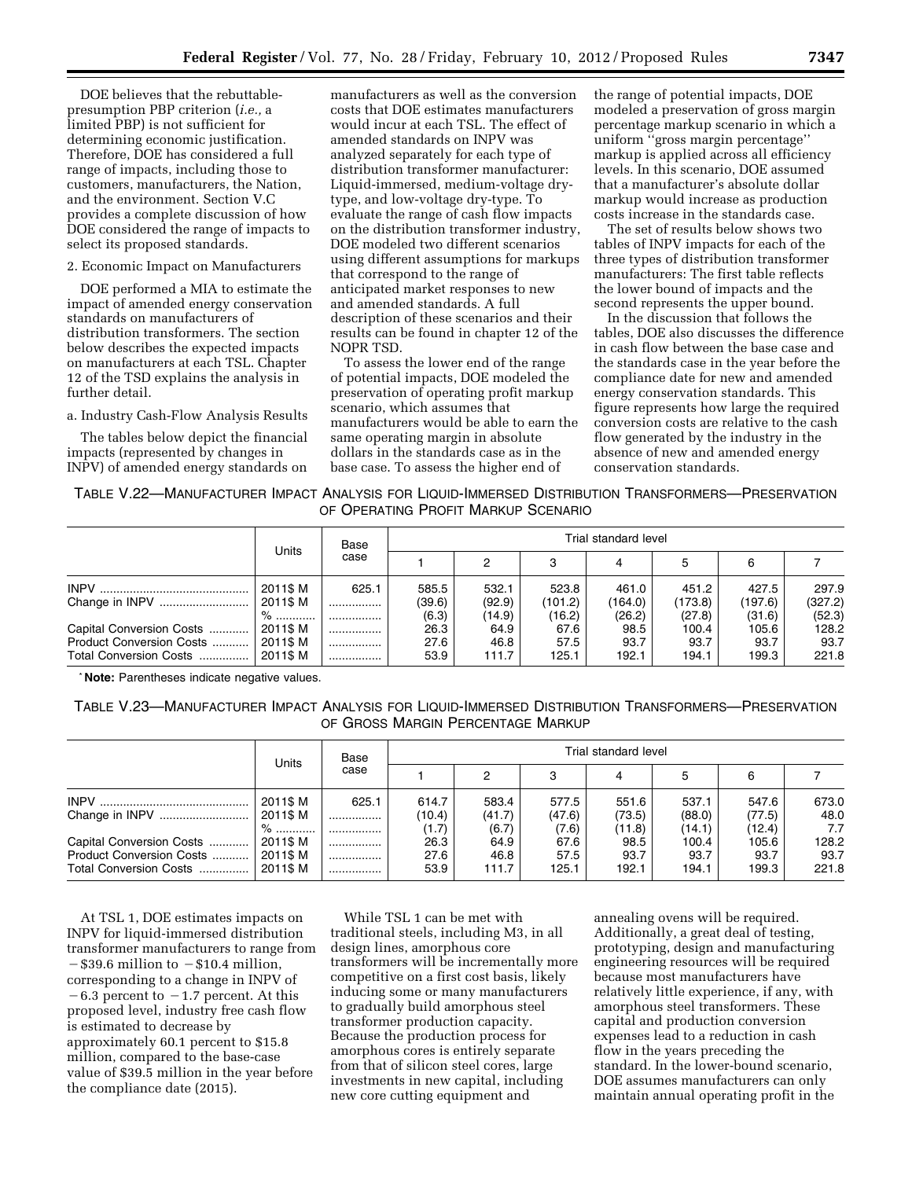DOE believes that the rebuttable-presumption PBP criterion (*i.e.,* a limited PBP) is not sufficient for determining economic justification. Therefore, DOE has considered a full range of impacts, including those to customers, manufacturers, the Nation, and the environment. Section V.C provides a complete discussion of how DOE considered the range of impacts to select its proposed standards.

2. Economic Impact on Manufacturers

DOE performed a MIA to estimate the impact of amended energy conservation standards on manufacturers of distribution transformers. The section below describes the expected impacts on manufacturers at each TSL. Chapter 12 of the TSD explains the analysis in further detail.

a. Industry Cash-Flow Analysis Results

The tables below depict the financial impacts (represented by changes in INPV) of amended energy standards on manufacturers as well as the conversion costs that DOE estimates manufacturers would incur at each TSL. The effect of amended standards on INPV was analyzed separately for each type of distribution transformer manufacturer: Liquid-immersed, medium-voltage dry-type, and low-voltage dry-type. To evaluate the range of cash flow impacts on the distribution transformer industry, DOE modeled two different scenarios using different assumptions for markups that correspond to the range of anticipated market responses to new and amended standards. A full description of these scenarios and their results can be found in chapter 12 of the NOPR TSD.

To assess the lower end of the range of potential impacts, DOE modeled the preservation of operating profit markup scenario, which assumes that manufacturers would be able to earn the same operating margin in absolute dollars in the standards case as in the base case. To assess the higher end of the range of potential impacts, DOE modeled a preservation of gross margin percentage markup scenario in which a uniform "gross margin percentage" markup is applied across all efficiency levels. In this scenario, DOE assumed that a manufacturer's absolute dollar markup would increase as production costs increase in the standards case.

The set of results below shows two tables of INPV impacts for each of the three types of distribution transformer manufacturers: The first table reflects the lower bound of impacts and the second represents the upper bound.

In the discussion that follows the tables, DOE also discusses the difference in cash flow between the base case and the standards case in the year before the compliance date for new and amended energy conservation standards. This figure represents how large the required conversion costs are relative to the cash flow generated by the industry in the absence of new and amended energy conservation standards.

TABLE V.22—MANUFACTURER IMPACT ANALYSIS FOR LIQUID-IMMERSED DISTRIBUTION TRANSFORMERS—PRESERVATION OF OPERATING PROFIT MARKUP SCENARIO

| | Units | Base case | Trial standard level | | | | | | |
|---|---|---|---|---|---|---|---|---|---|
| | | | 1 | 2 | 3 | 4 | 5 | 6 | 7 |
| INPV | 2011$ M | 625.1 | 585.5 | 532.1 | 523.8 | 461.0 | 451.2 | 427.5 | 297.9 |
| Change in INPV | 2011$ M | ................ | (39.6) | (92.9) | (101.2) | (164.0) | (173.8) | (197.6) | (327.2) |
| | % | ................ | (6.3) | (14.9) | (16.2) | (26.2) | (27.8) | (31.6) | (52.3) |
| Capital Conversion Costs | 2011$ M | ................ | 26.3 | 64.9 | 67.6 | 98.5 | 100.4 | 105.6 | 128.2 |
| Product Conversion Costs | 2011$ M | ................ | 27.6 | 46.8 | 57.5 | 93.7 | 93.7 | 93.7 | 93.7 |
| Total Conversion Costs | 2011$ M | ................ | 53.9 | 111.7 | 125.1 | 192.1 | 194.1 | 199.3 | 221.8 |

* **Note:** Parentheses indicate negative values.

TABLE V.23—MANUFACTURER IMPACT ANALYSIS FOR LIQUID-IMMERSED DISTRIBUTION TRANSFORMERS—PRESERVATION OF GROSS MARGIN PERCENTAGE MARKUP

| | Units | Base case | Trial standard level | | | | | | |
|---|---|---|---|---|---|---|---|---|---|
| | | | 1 | 2 | 3 | 4 | 5 | 6 | 7 |
| INPV | 2011$ M | 625.1 | 614.7 | 583.4 | 577.5 | 551.6 | 537.1 | 547.6 | 673.0 |
| Change in INPV | 2011$ M | ................ | (10.4) | (41.7) | (47.6) | (73.5) | (88.0) | (77.5) | 48.0 |
| | % | ................ | (1.7) | (6.7) | (7.6) | (11.8) | (14.1) | (12.4) | 7.7 |
| Capital Conversion Costs | 2011$ M | ................ | 26.3 | 64.9 | 67.6 | 98.5 | 100.4 | 105.6 | 128.2 |
| Product Conversion Costs | 2011$ M | ................ | 27.6 | 46.8 | 57.5 | 93.7 | 93.7 | 93.7 | 93.7 |
| Total Conversion Costs | 2011$ M | ................ | 53.9 | 111.7 | 125.1 | 192.1 | 194.1 | 199.3 | 221.8 |

At TSL 1, DOE estimates impacts on INPV for liquid-immersed distribution transformer manufacturers to range from −$39.6 million to −$10.4 million, corresponding to a change in INPV of −6.3 percent to −1.7 percent. At this proposed level, industry free cash flow is estimated to decrease by approximately 60.1 percent to $15.8 million, compared to the base-case value of $39.5 million in the year before the compliance date (2015).

While TSL 1 can be met with traditional steels, including M3, in all design lines, amorphous core transformers will be incrementally more competitive on a first cost basis, likely inducing some or many manufacturers to gradually build amorphous steel transformer production capacity. Because the production process for amorphous cores is entirely separate from that of silicon steel cores, large investments in new capital, including new core cutting equipment and annealing ovens will be required. Additionally, a great deal of testing, prototyping, design and manufacturing engineering resources will be required because most manufacturers have relatively little experience, if any, with amorphous steel transformers. These capital and production conversion expenses lead to a reduction in cash flow in the years preceding the standard. In the lower-bound scenario, DOE assumes manufacturers can only maintain annual operating profit in the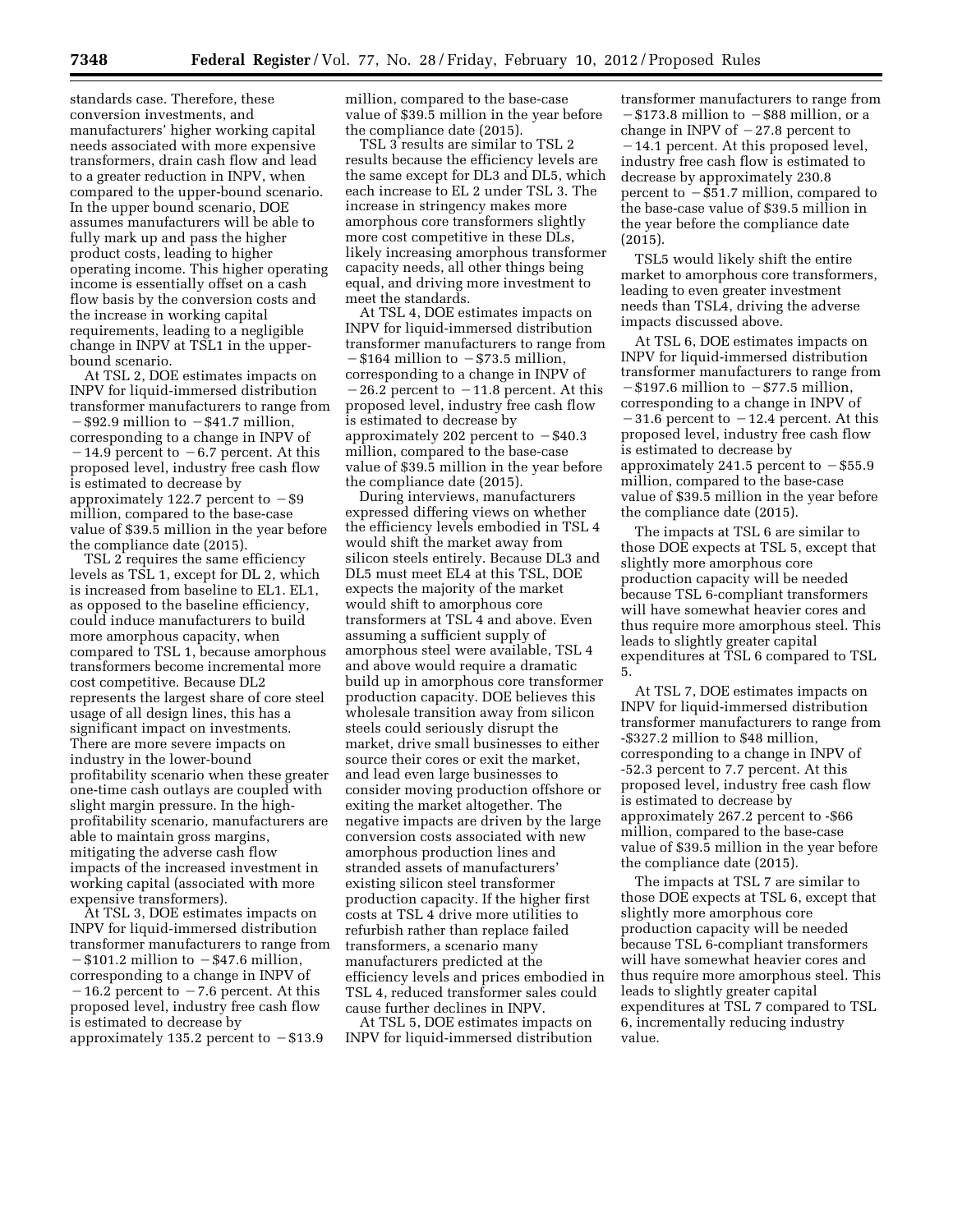standards case. Therefore, these conversion investments, and manufacturers' higher working capital needs associated with more expensive transformers, drain cash flow and lead to a greater reduction in INPV, when compared to the upper-bound scenario. In the upper bound scenario, DOE assumes manufacturers will be able to fully mark up and pass the higher product costs, leading to higher operating income. This higher operating income is essentially offset on a cash flow basis by the conversion costs and the increase in working capital requirements, leading to a negligible change in INPV at TSL1 in the upper-bound scenario.

At TSL 2, DOE estimates impacts on INPV for liquid-immersed distribution transformer manufacturers to range from −$92.9 million to −$41.7 million, corresponding to a change in INPV of −14.9 percent to −6.7 percent. At this proposed level, industry free cash flow is estimated to decrease by approximately 122.7 percent to −$9 million, compared to the base-case value of $39.5 million in the year before the compliance date (2015).

TSL 2 requires the same efficiency levels as TSL 1, except for DL 2, which is increased from baseline to EL1. EL1, as opposed to the baseline efficiency, could induce manufacturers to build more amorphous capacity, when compared to TSL 1, because amorphous transformers become incremental more cost competitive. Because DL2 represents the largest share of core steel usage of all design lines, this has a significant impact on investments. There are more severe impacts on industry in the lower-bound profitability scenario when these greater one-time cash outlays are coupled with slight margin pressure. In the high-profitability scenario, manufacturers are able to maintain gross margins, mitigating the adverse cash flow impacts of the increased investment in working capital (associated with more expensive transformers).

At TSL 3, DOE estimates impacts on INPV for liquid-immersed distribution transformer manufacturers to range from −$101.2 million to −$47.6 million, corresponding to a change in INPV of −16.2 percent to −7.6 percent. At this proposed level, industry free cash flow is estimated to decrease by approximately 135.2 percent to −$13.9 million, compared to the base-case value of $39.5 million in the year before the compliance date (2015).

TSL 3 results are similar to TSL 2 results because the efficiency levels are the same except for DL3 and DL5, which each increase to EL 2 under TSL 3. The increase in stringency makes more amorphous core transformers slightly more cost competitive in these DLs, likely increasing amorphous transformer capacity needs, all other things being equal, and driving more investment to meet the standards.

At TSL 4, DOE estimates impacts on INPV for liquid-immersed distribution transformer manufacturers to range from −$164 million to −$73.5 million, corresponding to a change in INPV of −26.2 percent to −11.8 percent. At this proposed level, industry free cash flow is estimated to decrease by approximately 202 percent to −$40.3 million, compared to the base-case value of $39.5 million in the year before the compliance date (2015).

During interviews, manufacturers expressed differing views on whether the efficiency levels embodied in TSL 4 would shift the market away from silicon steels entirely. Because DL3 and DL5 must meet EL4 at this TSL, DOE expects the majority of the market would shift to amorphous core transformers at TSL 4 and above. Even assuming a sufficient supply of amorphous steel were available, TSL 4 and above would require a dramatic build up in amorphous core transformer production capacity. DOE believes this wholesale transition away from silicon steels could seriously disrupt the market, drive small businesses to either source their cores or exit the market, and lead even large businesses to consider moving production offshore or exiting the market altogether. The negative impacts are driven by the large conversion costs associated with new amorphous production lines and stranded assets of manufacturers' existing silicon steel transformer production capacity. If the higher first costs at TSL 4 drive more utilities to refurbish rather than replace failed transformers, a scenario many manufacturers predicted at the efficiency levels and prices embodied in TSL 4, reduced transformer sales could cause further declines in INPV.

At TSL 5, DOE estimates impacts on INPV for liquid-immersed distribution transformer manufacturers to range from −$173.8 million to −$88 million, or a change in INPV of −27.8 percent to −14.1 percent. At this proposed level, industry free cash flow is estimated to decrease by approximately 230.8 percent to −$51.7 million, compared to the base-case value of $39.5 million in the year before the compliance date (2015).

TSL5 would likely shift the entire market to amorphous core transformers, leading to even greater investment needs than TSL4, driving the adverse impacts discussed above.

At TSL 6, DOE estimates impacts on INPV for liquid-immersed distribution transformer manufacturers to range from −$197.6 million to −$77.5 million, corresponding to a change in INPV of −31.6 percent to −12.4 percent. At this proposed level, industry free cash flow is estimated to decrease by approximately 241.5 percent to −$55.9 million, compared to the base-case value of $39.5 million in the year before the compliance date (2015).

The impacts at TSL 6 are similar to those DOE expects at TSL 5, except that slightly more amorphous core production capacity will be needed because TSL 6-compliant transformers will have somewhat heavier cores and thus require more amorphous steel. This leads to slightly greater capital expenditures at TSL 6 compared to TSL 5.

At TSL 7, DOE estimates impacts on INPV for liquid-immersed distribution transformer manufacturers to range from -$327.2 million to $48 million, corresponding to a change in INPV of -52.3 percent to 7.7 percent. At this proposed level, industry free cash flow is estimated to decrease by approximately 267.2 percent to -$66 million, compared to the base-case value of $39.5 million in the year before the compliance date (2015).

The impacts at TSL 7 are similar to those DOE expects at TSL 6, except that slightly more amorphous core production capacity will be needed because TSL 6-compliant transformers will have somewhat heavier cores and thus require more amorphous steel. This leads to slightly greater capital expenditures at TSL 7 compared to TSL 6, incrementally reducing industry value.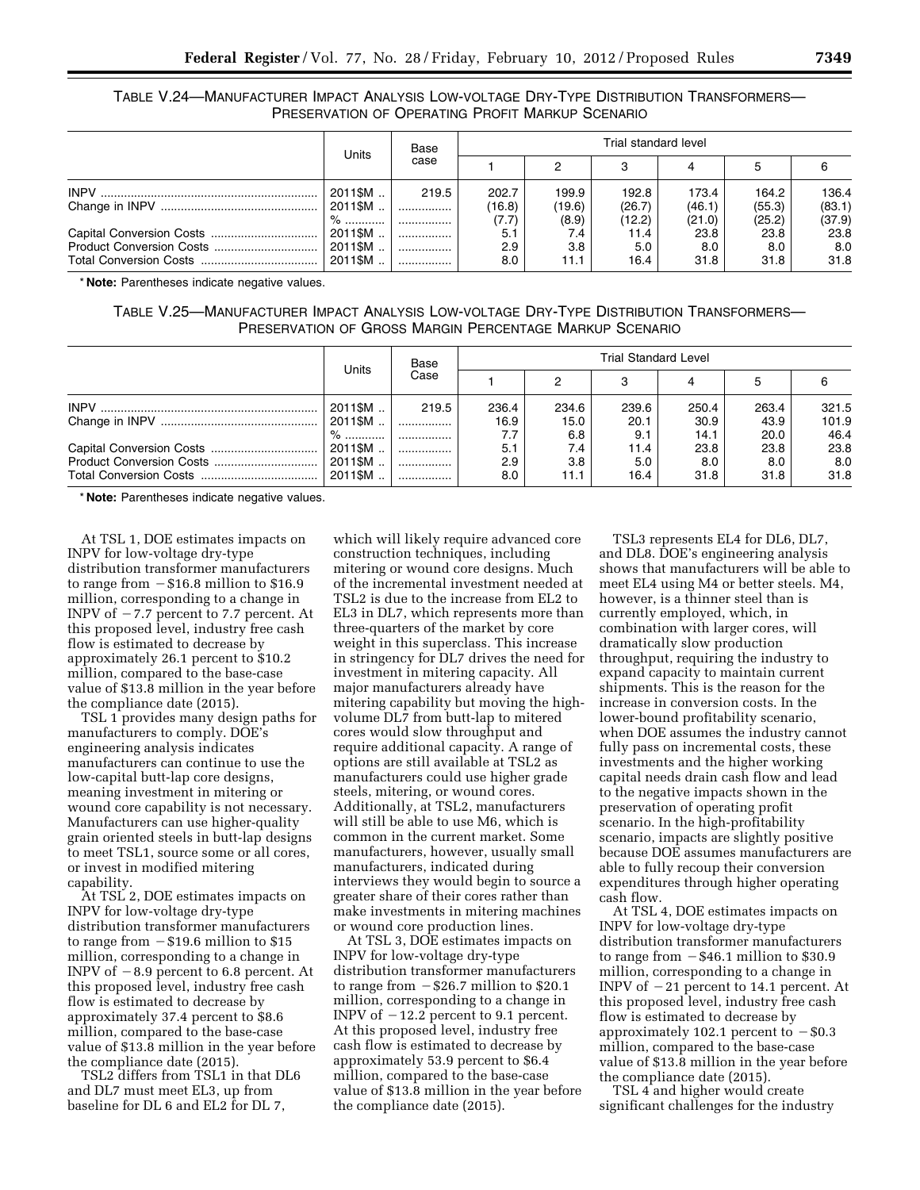TABLE V.24—MANUFACTURER IMPACT ANALYSIS LOW-VOLTAGE DRY-TYPE DISTRIBUTION TRANSFORMERS—PRESERVATION OF OPERATING PROFIT MARKUP SCENARIO

| | Units | Base case | Trial standard level | | | | | |
|---|---|---|---|---|---|---|---|---|
| | | | 1 | 2 | 3 | 4 | 5 | 6 |
| INPV | 2011$M | 219.5 | 202.7 | 199.9 | 192.8 | 173.4 | 164.2 | 136.4 |
| Change in INPV | 2011$M | | (16.8) | (19.6) | (26.7) | (46.1) | (55.3) | (83.1) |
| | % | | (7.7) | (8.9) | (12.2) | (21.0) | (25.2) | (37.9) |
| Capital Conversion Costs | 2011$M | | 5.1 | 7.4 | 11.4 | 23.8 | 23.8 | 23.8 |
| Product Conversion Costs | 2011$M | | 2.9 | 3.8 | 5.0 | 8.0 | 8.0 | 8.0 |
| Total Conversion Costs | 2011$M | | 8.0 | 11.1 | 16.4 | 31.8 | 31.8 | 31.8 |

* **Note:** Parentheses indicate negative values.

TABLE V.25—MANUFACTURER IMPACT ANALYSIS LOW-VOLTAGE DRY-TYPE DISTRIBUTION TRANSFORMERS—PRESERVATION OF GROSS MARGIN PERCENTAGE MARKUP SCENARIO

| | Units | Base Case | Trial Standard Level | | | | | |
|---|---|---|---|---|---|---|---|---|
| | | | 1 | 2 | 3 | 4 | 5 | 6 |
| INPV | 2011$M | 219.5 | 236.4 | 234.6 | 239.6 | 250.4 | 263.4 | 321.5 |
| Change in INPV | 2011$M | | 16.9 | 15.0 | 20.1 | 30.9 | 43.9 | 101.9 |
| | % | | 7.7 | 6.8 | 9.1 | 14.1 | 20.0 | 46.4 |
| Capital Conversion Costs | 2011$M | | 5.1 | 7.4 | 11.4 | 23.8 | 23.8 | 23.8 |
| Product Conversion Costs | 2011$M | | 2.9 | 3.8 | 5.0 | 8.0 | 8.0 | 8.0 |
| Total Conversion Costs | 2011$M | | 8.0 | 11.1 | 16.4 | 31.8 | 31.8 | 31.8 |

* **Note:** Parentheses indicate negative values.

At TSL 1, DOE estimates impacts on INPV for low-voltage dry-type distribution transformer manufacturers to range from −$16.8 million to $16.9 million, corresponding to a change in INPV of −7.7 percent to 7.7 percent. At this proposed level, industry free cash flow is estimated to decrease by approximately 26.1 percent to $10.2 million, compared to the base-case value of $13.8 million in the year before the compliance date (2015).

TSL 1 provides many design paths for manufacturers to comply. DOE's engineering analysis indicates manufacturers can continue to use the low-capital butt-lap core designs, meaning investment in mitering or wound core capability is not necessary. Manufacturers can use higher-quality grain oriented steels in butt-lap designs to meet TSL1, source some or all cores, or invest in modified mitering capability.

At TSL 2, DOE estimates impacts on INPV for low-voltage dry-type distribution transformer manufacturers to range from −$19.6 million to $15 million, corresponding to a change in INPV of −8.9 percent to 6.8 percent. At this proposed level, industry free cash flow is estimated to decrease by approximately 37.4 percent to $8.6 million, compared to the base-case value of $13.8 million in the year before the compliance date (2015).

TSL2 differs from TSL1 in that DL6 and DL7 must meet EL3, up from baseline for DL 6 and EL2 for DL 7, which will likely require advanced core construction techniques, including mitering or wound core designs. Much of the incremental investment needed at TSL2 is due to the increase from EL2 to EL3 in DL7, which represents more than three-quarters of the market by core weight in this superclass. This increase in stringency for DL7 drives the need for investment in mitering capacity. All major manufacturers already have mitering capability but moving the high-volume DL7 from butt-lap to mitered cores would slow throughput and require additional capacity. A range of options are still available at TSL2 as manufacturers could use higher grade steels, mitering, or wound cores. Additionally, at TSL2, manufacturers will still be able to use M6, which is common in the current market. Some manufacturers, however, usually small manufacturers, indicated during interviews they would begin to source a greater share of their cores rather than make investments in mitering machines or wound core production lines.

At TSL 3, DOE estimates impacts on INPV for low-voltage dry-type distribution transformer manufacturers to range from −$26.7 million to $20.1 million, corresponding to a change in INPV of −12.2 percent to 9.1 percent. At this proposed level, industry free cash flow is estimated to decrease by approximately 53.9 percent to $6.4 million, compared to the base-case value of $13.8 million in the year before the compliance date (2015).

TSL3 represents EL4 for DL6, DL7, and DL8. DOE's engineering analysis shows that manufacturers will be able to meet EL4 using M4 or better steels. M4, however, is a thinner steel than is currently employed, which, in combination with larger cores, will dramatically slow production throughput, requiring the industry to expand capacity to maintain current shipments. This is the reason for the increase in conversion costs. In the lower-bound profitability scenario, when DOE assumes the industry cannot fully pass on incremental costs, these investments and the higher working capital needs drain cash flow and lead to the negative impacts shown in the preservation of operating profit scenario. In the high-profitability scenario, impacts are slightly positive because DOE assumes manufacturers are able to fully recoup their conversion expenditures through higher operating cash flow.

At TSL 4, DOE estimates impacts on INPV for low-voltage dry-type distribution transformer manufacturers to range from −$46.1 million to $30.9 million, corresponding to a change in INPV of −21 percent to 14.1 percent. At this proposed level, industry free cash flow is estimated to decrease by approximately 102.1 percent to −$0.3 million, compared to the base-case value of $13.8 million in the year before the compliance date (2015).

TSL 4 and higher would create significant challenges for the industry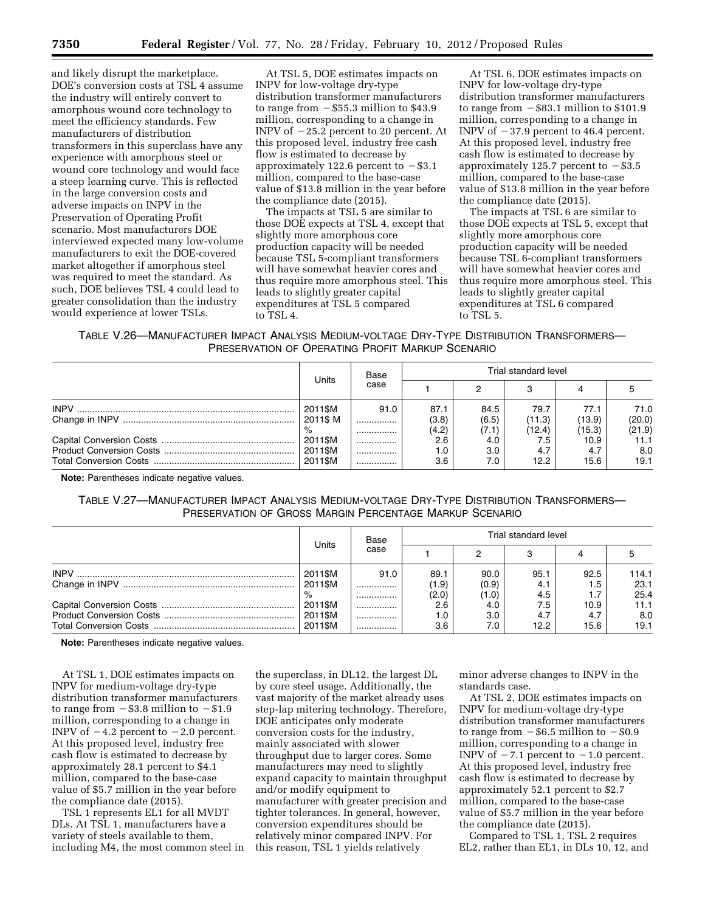and likely disrupt the marketplace. DOE's conversion costs at TSL 4 assume the industry will entirely convert to amorphous wound core technology to meet the efficiency standards. Few manufacturers of distribution transformers in this superclass have any experience with amorphous steel or wound core technology and would face a steep learning curve. This is reflected in the large conversion costs and adverse impacts on INPV in the Preservation of Operating Profit scenario. Most manufacturers DOE interviewed expected many low-volume manufacturers to exit the DOE-covered market altogether if amorphous steel was required to meet the standard. As such, DOE believes TSL 4 could lead to greater consolidation than the industry would experience at lower TSLs.

At TSL 5, DOE estimates impacts on INPV for low-voltage dry-type distribution transformer manufacturers to range from −$55.3 million to $43.9 million, corresponding to a change in INPV of −25.2 percent to 20 percent. At this proposed level, industry free cash flow is estimated to decrease by approximately 122.6 percent to −$3.1 million, compared to the base-case value of $13.8 million in the year before the compliance date (2015).

The impacts at TSL 5 are similar to those DOE expects at TSL 4, except that slightly more amorphous core production capacity will be needed because TSL 5-compliant transformers will have somewhat heavier cores and thus require more amorphous steel. This leads to slightly greater capital expenditures at TSL 5 compared to TSL 4.

At TSL 6, DOE estimates impacts on INPV for low-voltage dry-type distribution transformer manufacturers to range from −$83.1 million to $101.9 million, corresponding to a change in INPV of −37.9 percent to 46.4 percent. At this proposed level, industry free cash flow is estimated to decrease by approximately 125.7 percent to −$3.5 million, compared to the base-case value of $13.8 million in the year before the compliance date (2015).

The impacts at TSL 6 are similar to those DOE expects at TSL 5, except that slightly more amorphous core production capacity will be needed because TSL 6-compliant transformers will have somewhat heavier cores and thus require more amorphous steel. This leads to slightly greater capital expenditures at TSL 6 compared to TSL 5.

TABLE V.26—MANUFACTURER IMPACT ANALYSIS MEDIUM-VOLTAGE DRY-TYPE DISTRIBUTION TRANSFORMERS—PRESERVATION OF OPERATING PROFIT MARKUP SCENARIO

| | Units | Base case | Trial standard level | | | | |
|---|---|---|---|---|---|---|---|
| | | | 1 | 2 | 3 | 4 | 5 |
| INPV | 2011$M | 91.0 | 87.1 | 84.5 | 79.7 | 77.1 | 71.0 |
| Change in INPV | 2011$ M | ................ | (3.8) | (6.5) | (11.3) | (13.9) | (20.0) |
| | % | ................ | (4.2) | (7.1) | (12.4) | (15.3) | (21.9) |
| Capital Conversion Costs | 2011$M | ................ | 2.6 | 4.0 | 7.5 | 10.9 | 11.1 |
| Product Conversion Costs | 2011$M | ................ | 1.0 | 3.0 | 4.7 | 4.7 | 8.0 |
| Total Conversion Costs | 2011$M | ................ | 3.6 | 7.0 | 12.2 | 15.6 | 19.1 |

**Note:** Parentheses indicate negative values.

TABLE V.27—MANUFACTURER IMPACT ANALYSIS MEDIUM-VOLTAGE DRY-TYPE DISTRIBUTION TRANSFORMERS—PRESERVATION OF GROSS MARGIN PERCENTAGE MARKUP SCENARIO

| | Units | Base case | Trial standard level | | | | |
|---|---|---|---|---|---|---|---|
| | | | 1 | 2 | 3 | 4 | 5 |
| INPV | 2011$M | 91.0 | 89.1 | 90.0 | 95.1 | 92.5 | 114.1 |
| Change in INPV | 2011$M | ................ | (1.9) | (0.9) | 4.1 | 1.5 | 23.1 |
| | % | ................ | (2.0) | (1.0) | 4.5 | 1.7 | 25.4 |
| Capital Conversion Costs | 2011$M | ................ | 2.6 | 4.0 | 7.5 | 10.9 | 11.1 |
| Product Conversion Costs | 2011$M | ................ | 1.0 | 3.0 | 4.7 | 4.7 | 8.0 |
| Total Conversion Costs | 2011$M | ................ | 3.6 | 7.0 | 12.2 | 15.6 | 19.1 |

**Note:** Parentheses indicate negative values.

At TSL 1, DOE estimates impacts on INPV for medium-voltage dry-type distribution transformer manufacturers to range from −$3.8 million to −$1.9 million, corresponding to a change in INPV of −4.2 percent to −2.0 percent. At this proposed level, industry free cash flow is estimated to decrease by approximately 28.1 percent to $4.1 million, compared to the base-case value of $5.7 million in the year before the compliance date (2015).

TSL 1 represents EL1 for all MVDT DLs. At TSL 1, manufacturers have a variety of steels available to them, including M4, the most common steel in the superclass, in DL12, the largest DL by core steel usage. Additionally, the vast majority of the market already uses step-lap mitering technology. Therefore, DOE anticipates only moderate conversion costs for the industry, mainly associated with slower throughput due to larger cores. Some manufacturers may need to slightly expand capacity to maintain throughput and/or modify equipment to manufacturer with greater precision and tighter tolerances. In general, however, conversion expenditures should be relatively minor compared INPV. For this reason, TSL 1 yields relatively minor adverse changes to INPV in the standards case.

At TSL 2, DOE estimates impacts on INPV for medium-voltage dry-type distribution transformer manufacturers to range from −$6.5 million to −$0.9 million, corresponding to a change in INPV of −7.1 percent to −1.0 percent. At this proposed level, industry free cash flow is estimated to decrease by approximately 52.1 percent to $2.7 million, compared to the base-case value of $5.7 million in the year before the compliance date (2015).

Compared to TSL 1, TSL 2 requires EL2, rather than EL1, in DLs 10, 12, and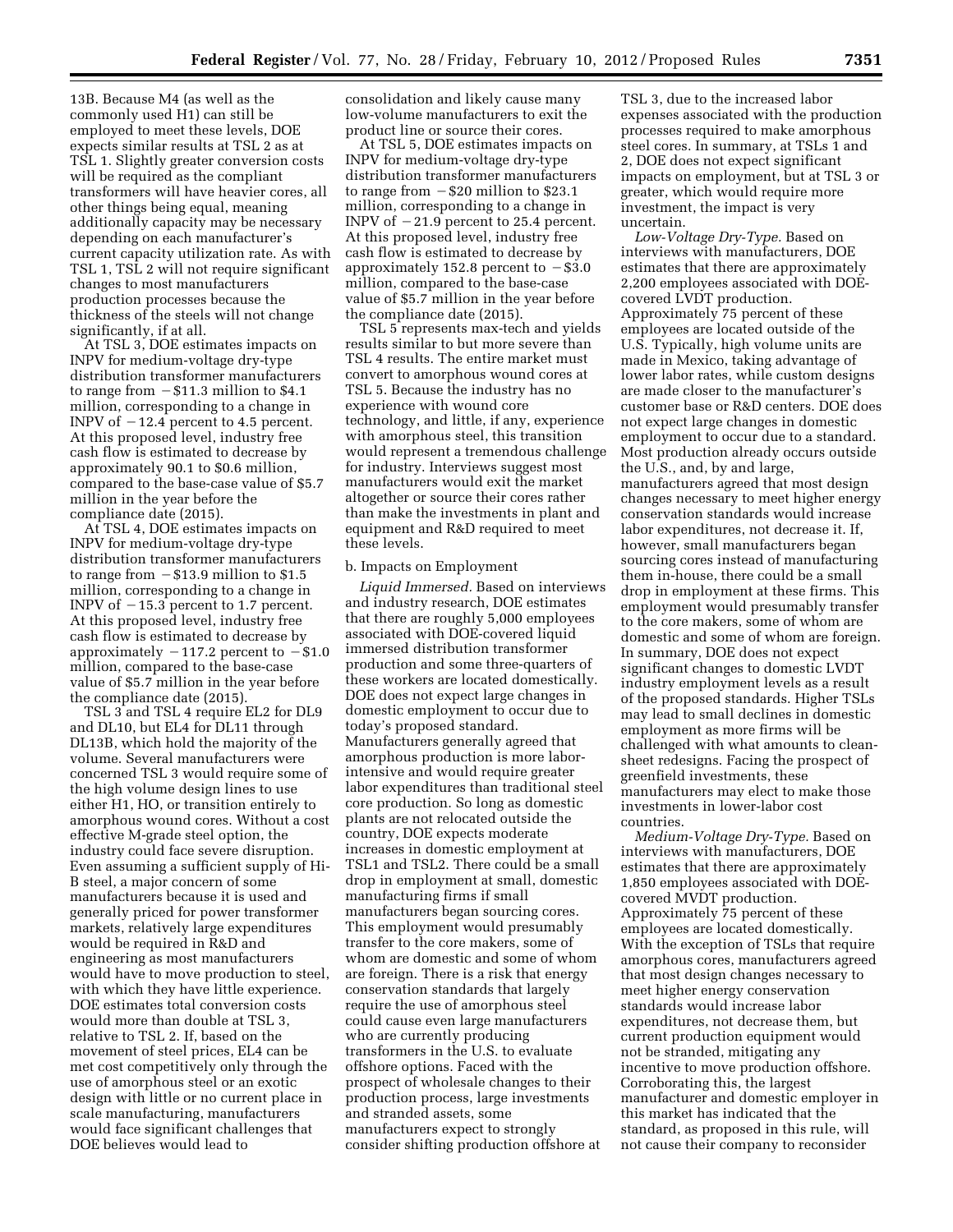13B. Because M4 (as well as the commonly used H1) can still be employed to meet these levels, DOE expects similar results at TSL 2 as at TSL 1. Slightly greater conversion costs will be required as the compliant transformers will have heavier cores, all other things being equal, meaning additionally capacity may be necessary depending on each manufacturer's current capacity utilization rate. As with TSL 1, TSL 2 will not require significant changes to most manufacturers production processes because the thickness of the steels will not change significantly, if at all.

At TSL 3, DOE estimates impacts on INPV for medium-voltage dry-type distribution transformer manufacturers to range from −$11.3 million to $4.1 million, corresponding to a change in INPV of −12.4 percent to 4.5 percent. At this proposed level, industry free cash flow is estimated to decrease by approximately 90.1 to $0.6 million, compared to the base-case value of $5.7 million in the year before the compliance date (2015).

At TSL 4, DOE estimates impacts on INPV for medium-voltage dry-type distribution transformer manufacturers to range from −$13.9 million to $1.5 million, corresponding to a change in INPV of −15.3 percent to 1.7 percent. At this proposed level, industry free cash flow is estimated to decrease by approximately −117.2 percent to −$1.0 million, compared to the base-case value of $5.7 million in the year before the compliance date (2015).

TSL 3 and TSL 4 require EL2 for DL9 and DL10, but EL4 for DL11 through DL13B, which hold the majority of the volume. Several manufacturers were concerned TSL 3 would require some of the high volume design lines to use either H1, HO, or transition entirely to amorphous wound cores. Without a cost effective M-grade steel option, the industry could face severe disruption. Even assuming a sufficient supply of Hi-B steel, a major concern of some manufacturers because it is used and generally priced for power transformer markets, relatively large expenditures would be required in R&D and engineering as most manufacturers would have to move production to steel, with which they have little experience. DOE estimates total conversion costs would more than double at TSL 3, relative to TSL 2. If, based on the movement of steel prices, EL4 can be met cost competitively only through the use of amorphous steel or an exotic design with little or no current place in scale manufacturing, manufacturers would face significant challenges that DOE believes would lead to consolidation and likely cause many low-volume manufacturers to exit the product line or source their cores.

At TSL 5, DOE estimates impacts on INPV for medium-voltage dry-type distribution transformer manufacturers to range from −$20 million to $23.1 million, corresponding to a change in INPV of −21.9 percent to 25.4 percent. At this proposed level, industry free cash flow is estimated to decrease by approximately 152.8 percent to −$3.0 million, compared to the base-case value of $5.7 million in the year before the compliance date (2015).

TSL 5 represents max-tech and yields results similar to but more severe than TSL 4 results. The entire market must convert to amorphous wound cores at TSL 5. Because the industry has no experience with wound core technology, and little, if any, experience with amorphous steel, this transition would represent a tremendous challenge for industry. Interviews suggest most manufacturers would exit the market altogether or source their cores rather than make the investments in plant and equipment and R&D required to meet these levels.

b. Impacts on Employment

*Liquid Immersed.* Based on interviews and industry research, DOE estimates that there are roughly 5,000 employees associated with DOE-covered liquid immersed distribution transformer production and some three-quarters of these workers are located domestically. DOE does not expect large changes in domestic employment to occur due to today's proposed standard. Manufacturers generally agreed that amorphous production is more labor-intensive and would require greater labor expenditures than traditional steel core production. So long as domestic plants are not relocated outside the country, DOE expects moderate increases in domestic employment at TSL1 and TSL2. There could be a small drop in employment at small, domestic manufacturing firms if small manufacturers began sourcing cores. This employment would presumably transfer to the core makers, some of whom are domestic and some of whom are foreign. There is a risk that energy conservation standards that largely require the use of amorphous steel could cause even large manufacturers who are currently producing transformers in the U.S. to evaluate offshore options. Faced with the prospect of wholesale changes to their production process, large investments and stranded assets, some manufacturers expect to strongly consider shifting production offshore at TSL 3, due to the increased labor expenses associated with the production processes required to make amorphous steel cores. In summary, at TSLs 1 and 2, DOE does not expect significant impacts on employment, but at TSL 3 or greater, which would require more investment, the impact is very uncertain.

*Low-Voltage Dry-Type.* Based on interviews with manufacturers, DOE estimates that there are approximately 2,200 employees associated with DOE-covered LVDT production. Approximately 75 percent of these employees are located outside of the U.S. Typically, high volume units are made in Mexico, taking advantage of lower labor rates, while custom designs are made closer to the manufacturer's customer base or R&D centers. DOE does not expect large changes in domestic employment to occur due to a standard. Most production already occurs outside the U.S., and, by and large, manufacturers agreed that most design changes necessary to meet higher energy conservation standards would increase labor expenditures, not decrease it. If, however, small manufacturers began sourcing cores instead of manufacturing them in-house, there could be a small drop in employment at these firms. This employment would presumably transfer to the core makers, some of whom are domestic and some of whom are foreign. In summary, DOE does not expect significant changes to domestic LVDT industry employment levels as a result of the proposed standards. Higher TSLs may lead to small declines in domestic employment as more firms will be challenged with what amounts to clean-sheet redesigns. Facing the prospect of greenfield investments, these manufacturers may elect to make those investments in lower-labor cost countries.

*Medium-Voltage Dry-Type.* Based on interviews with manufacturers, DOE estimates that there are approximately 1,850 employees associated with DOE-covered MVDT production. Approximately 75 percent of these employees are located domestically. With the exception of TSLs that require amorphous cores, manufacturers agreed that most design changes necessary to meet higher energy conservation standards would increase labor expenditures, but not decrease them, but current production equipment would not be stranded, mitigating any incentive to move production offshore. Corroborating this, the largest manufacturer and domestic employer in this market has indicated that the standard, as proposed in this rule, will not cause their company to reconsider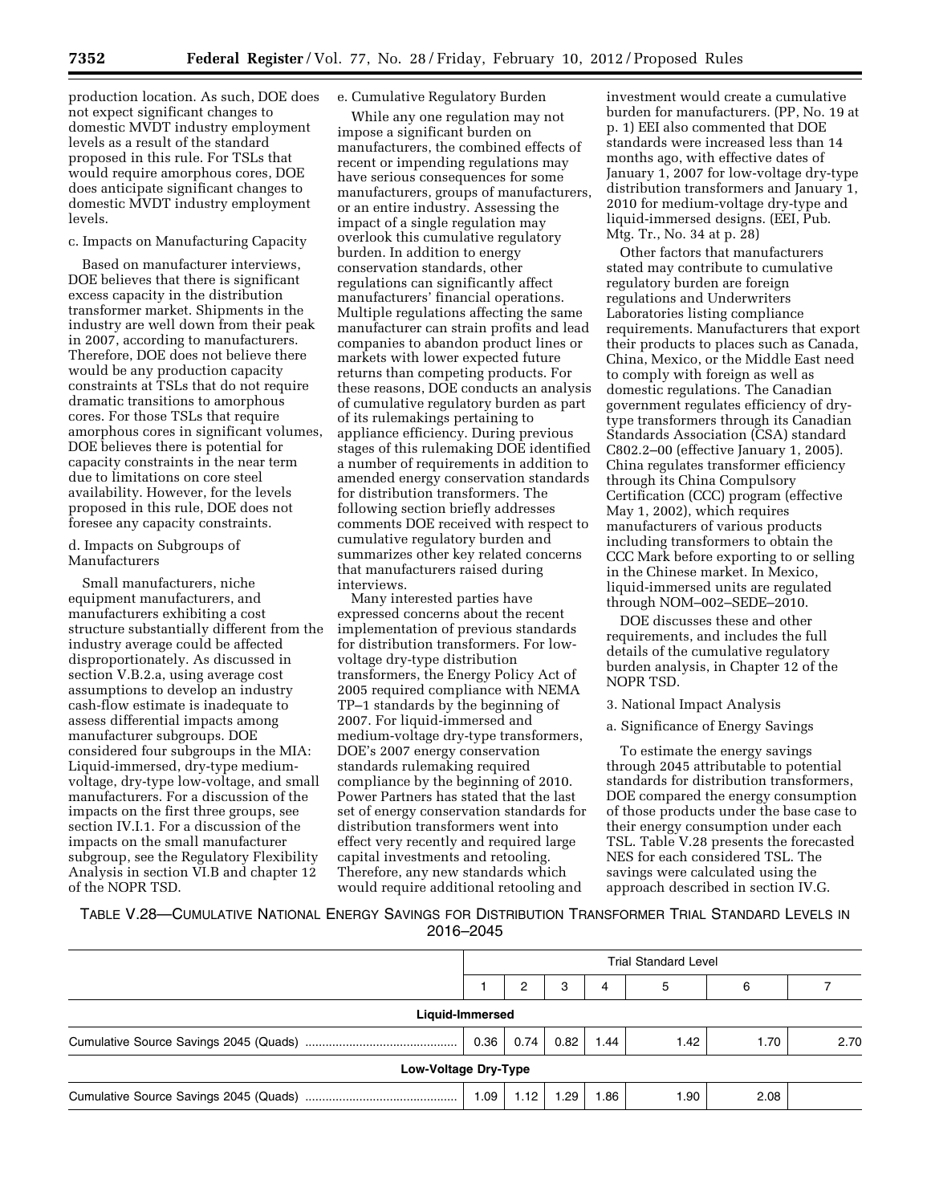production location. As such, DOE does not expect significant changes to domestic MVDT industry employment levels as a result of the standard proposed in this rule. For TSLs that would require amorphous cores, DOE does anticipate significant changes to domestic MVDT industry employment levels.

c. Impacts on Manufacturing Capacity

Based on manufacturer interviews, DOE believes that there is significant excess capacity in the distribution transformer market. Shipments in the industry are well down from their peak in 2007, according to manufacturers. Therefore, DOE does not believe there would be any production capacity constraints at TSLs that do not require dramatic transitions to amorphous cores. For those TSLs that require amorphous cores in significant volumes, DOE believes there is potential for capacity constraints in the near term due to limitations on core steel availability. However, for the levels proposed in this rule, DOE does not foresee any capacity constraints.

d. Impacts on Subgroups of Manufacturers

Small manufacturers, niche equipment manufacturers, and manufacturers exhibiting a cost structure substantially different from the industry average could be affected disproportionately. As discussed in section V.B.2.a, using average cost assumptions to develop an industry cash-flow estimate is inadequate to assess differential impacts among manufacturer subgroups. DOE considered four subgroups in the MIA: Liquid-immersed, dry-type medium-voltage, dry-type low-voltage, and small manufacturers. For a discussion of the impacts on the first three groups, see section IV.I.1. For a discussion of the impacts on the small manufacturer subgroup, see the Regulatory Flexibility Analysis in section VI.B and chapter 12 of the NOPR TSD.

e. Cumulative Regulatory Burden

While any one regulation may not impose a significant burden on manufacturers, the combined effects of recent or impending regulations may have serious consequences for some manufacturers, groups of manufacturers, or an entire industry. Assessing the impact of a single regulation may overlook this cumulative regulatory burden. In addition to energy conservation standards, other regulations can significantly affect manufacturers' financial operations. Multiple regulations affecting the same manufacturer can strain profits and lead companies to abandon product lines or markets with lower expected future returns than competing products. For these reasons, DOE conducts an analysis of cumulative regulatory burden as part of its rulemakings pertaining to appliance efficiency. During previous stages of this rulemaking DOE identified a number of requirements in addition to amended energy conservation standards for distribution transformers. The following section briefly addresses comments DOE received with respect to cumulative regulatory burden and summarizes other key related concerns that manufacturers raised during interviews.

Many interested parties have expressed concerns about the recent implementation of previous standards for distribution transformers. For low-voltage dry-type distribution transformers, the Energy Policy Act of 2005 required compliance with NEMA TP–1 standards by the beginning of 2007. For liquid-immersed and medium-voltage dry-type transformers, DOE's 2007 energy conservation standards rulemaking required compliance by the beginning of 2010. Power Partners has stated that the last set of energy conservation standards for distribution transformers went into effect very recently and required large capital investments and retooling. Therefore, any new standards which would require additional retooling and investment would create a cumulative burden for manufacturers. (PP, No. 19 at p. 1) EEI also commented that DOE standards were increased less than 14 months ago, with effective dates of January 1, 2007 for low-voltage dry-type distribution transformers and January 1, 2010 for medium-voltage dry-type and liquid-immersed designs. (EEI, Pub. Mtg. Tr., No. 34 at p. 28)

Other factors that manufacturers stated may contribute to cumulative regulatory burden are foreign regulations and Underwriters Laboratories listing compliance requirements. Manufacturers that export their products to places such as Canada, China, Mexico, or the Middle East need to comply with foreign as well as domestic regulations. The Canadian government regulates efficiency of dry-type transformers through its Canadian Standards Association (CSA) standard C802.2–00 (effective January 1, 2005). China regulates transformer efficiency through its China Compulsory Certification (CCC) program (effective May 1, 2002), which requires manufacturers of various products including transformers to obtain the CCC Mark before exporting to or selling in the Chinese market. In Mexico, liquid-immersed units are regulated through NOM–002–SEDE–2010.

DOE discusses these and other requirements, and includes the full details of the cumulative regulatory burden analysis, in Chapter 12 of the NOPR TSD.

3. National Impact Analysis

a. Significance of Energy Savings

To estimate the energy savings through 2045 attributable to potential standards for distribution transformers, DOE compared the energy consumption of those products under the base case to their energy consumption under each TSL. Table V.28 presents the forecasted NES for each considered TSL. The savings were calculated using the approach described in section IV.G.

TABLE V.28—CUMULATIVE NATIONAL ENERGY SAVINGS FOR DISTRIBUTION TRANSFORMER TRIAL STANDARD LEVELS IN 2016–2045

| | Trial Standard Level | | | | | | |
|---|---|---|---|---|---|---|---|
| | 1 | 2 | 3 | 4 | 5 | 6 | 7 |
| **Liquid-Immersed** | | | | | | | |
| Cumulative Source Savings 2045 (Quads) | 0.36 | 0.74 | 0.82 | 1.44 | 1.42 | 1.70 | 2.70 |
| **Low-Voltage Dry-Type** | | | | | | | |
| Cumulative Source Savings 2045 (Quads) | 1.09 | 1.12 | 1.29 | 1.86 | 1.90 | 2.08 | |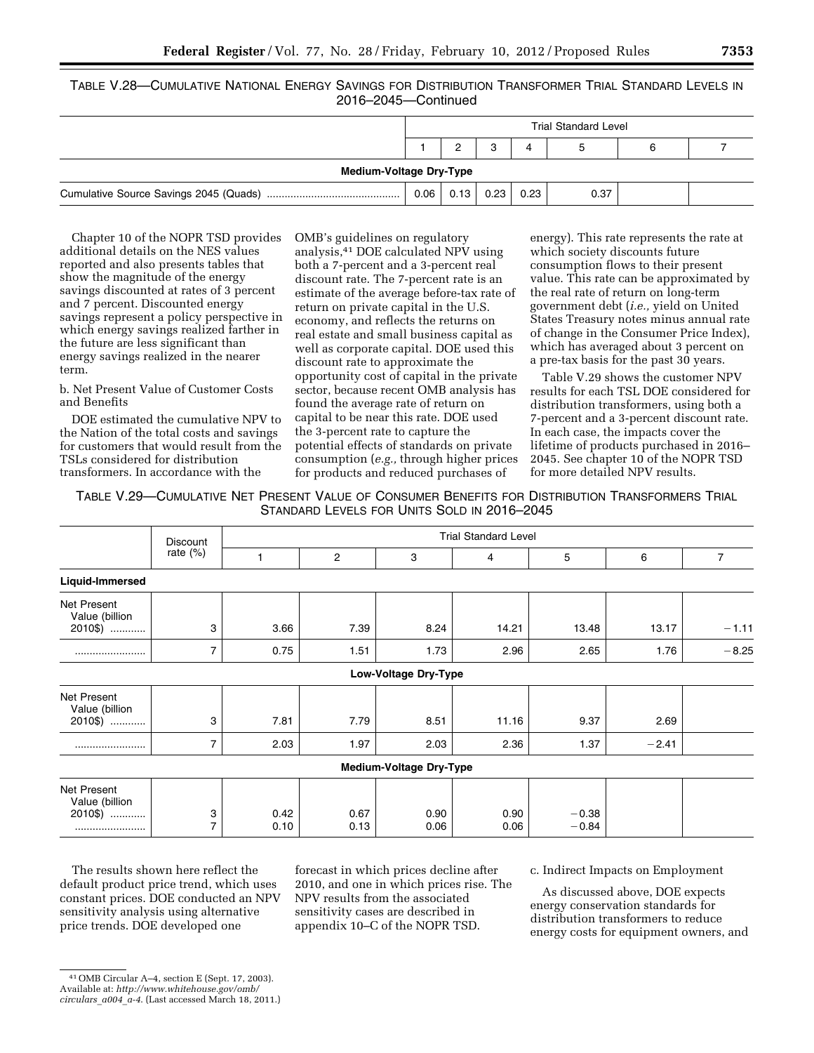TABLE V.28—CUMULATIVE NATIONAL ENERGY SAVINGS FOR DISTRIBUTION TRANSFORMER TRIAL STANDARD LEVELS IN 2016–2045—Continued

| | Trial Standard Level | | | | | | |
|---|---|---|---|---|---|---|---|
| | 1 | 2 | 3 | 4 | 5 | 6 | 7 |
| **Medium-Voltage Dry-Type** | | | | | | | |
| Cumulative Source Savings 2045 (Quads) | 0.06 | 0.13 | 0.23 | 0.23 | 0.37 | | |

Chapter 10 of the NOPR TSD provides additional details on the NES values reported and also presents tables that show the magnitude of the energy savings discounted at rates of 3 percent and 7 percent. Discounted energy savings represent a policy perspective in which energy savings realized farther in the future are less significant than energy savings realized in the nearer term.

b. Net Present Value of Customer Costs and Benefits

DOE estimated the cumulative NPV to the Nation of the total costs and savings for customers that would result from the TSLs considered for distribution transformers. In accordance with the OMB's guidelines on regulatory analysis,[41] DOE calculated NPV using both a 7-percent and a 3-percent real discount rate. The 7-percent rate is an estimate of the average before-tax rate of return on private capital in the U.S. economy, and reflects the returns on real estate and small business capital as well as corporate capital. DOE used this discount rate to approximate the opportunity cost of capital in the private sector, because recent OMB analysis has found the average rate of return on capital to be near this rate. DOE used the 3-percent rate to capture the potential effects of standards on private consumption (*e.g.,* through higher prices for products and reduced purchases of energy). This rate represents the rate at which society discounts future consumption flows to their present value. This rate can be approximated by the real rate of return on long-term government debt (*i.e.,* yield on United States Treasury notes minus annual rate of change in the Consumer Price Index), which has averaged about 3 percent on a pre-tax basis for the past 30 years.

Table V.29 shows the customer NPV results for each TSL DOE considered for distribution transformers, using both a 7-percent and a 3-percent discount rate. In each case, the impacts cover the lifetime of products purchased in 2016–2045. See chapter 10 of the NOPR TSD for more detailed NPV results.

TABLE V.29—CUMULATIVE NET PRESENT VALUE OF CONSUMER BENEFITS FOR DISTRIBUTION TRANSFORMERS TRIAL STANDARD LEVELS FOR UNITS SOLD IN 2016–2045

| | Discount rate (%) | Trial Standard Level | | | | | | |
|---|---|---|---|---|---|---|---|---|
| | | 1 | 2 | 3 | 4 | 5 | 6 | 7 |
| **Liquid-Immersed** | | | | | | | | |
| Net Present Value (billion 2010$) ............ | 3 | 3.66 | 7.39 | 8.24 | 14.21 | 13.48 | 13.17 | −1.11 |
| ........................ | 7 | 0.75 | 1.51 | 1.73 | 2.96 | 2.65 | 1.76 | −8.25 |
| **Low-Voltage Dry-Type** | | | | | | | | |
| Net Present Value (billion 2010$) ............ | 3 | 7.81 | 7.79 | 8.51 | 11.16 | 9.37 | 2.69 | |
| ........................ | 7 | 2.03 | 1.97 | 2.03 | 2.36 | 1.37 | −2.41 | |
| **Medium-Voltage Dry-Type** | | | | | | | | |
| Net Present Value (billion 2010$) ............ | 3 | 0.42 | 0.67 | 0.90 | 0.90 | −0.38 | | |
| ........................ | 7 | 0.10 | 0.13 | 0.06 | 0.06 | −0.84 | | |

The results shown here reflect the default product price trend, which uses constant prices. DOE conducted an NPV sensitivity analysis using alternative price trends. DOE developed one forecast in which prices decline after 2010, and one in which prices rise. The NPV results from the associated sensitivity cases are described in appendix 10–C of the NOPR TSD.

c. Indirect Impacts on Employment

As discussed above, DOE expects energy conservation standards for distribution transformers to reduce energy costs for equipment owners, and

[41] OMB Circular A–4, section E (Sept. 17, 2003). Available at: *http://www.whitehouse.gov/omb/circulars_a004_a-4.* (Last accessed March 18, 2011.)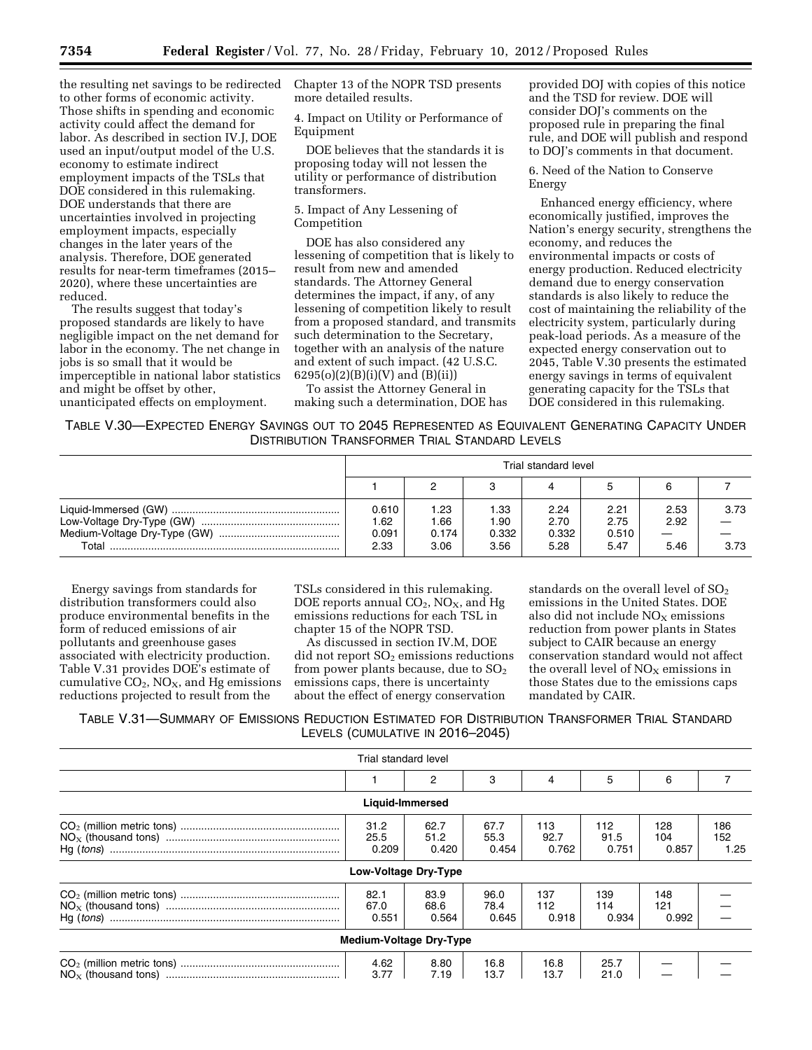the resulting net savings to be redirected to other forms of economic activity. Those shifts in spending and economic activity could affect the demand for labor. As described in section IV.J, DOE used an input/output model of the U.S. economy to estimate indirect employment impacts of the TSLs that DOE considered in this rulemaking. DOE understands that there are uncertainties involved in projecting employment impacts, especially changes in the later years of the analysis. Therefore, DOE generated results for near-term timeframes (2015–2020), where these uncertainties are reduced.

The results suggest that today's proposed standards are likely to have negligible impact on the net demand for labor in the economy. The net change in jobs is so small that it would be imperceptible in national labor statistics and might be offset by other, unanticipated effects on employment. Chapter 13 of the NOPR TSD presents more detailed results.

4. Impact on Utility or Performance of Equipment

DOE believes that the standards it is proposing today will not lessen the utility or performance of distribution transformers.

5. Impact of Any Lessening of Competition

DOE has also considered any lessening of competition that is likely to result from new and amended standards. The Attorney General determines the impact, if any, of any lessening of competition likely to result from a proposed standard, and transmits such determination to the Secretary, together with an analysis of the nature and extent of such impact. (42 U.S.C. 6295(o)(2)(B)(i)(V) and (B)(ii))

To assist the Attorney General in making such a determination, DOE has provided DOJ with copies of this notice and the TSD for review. DOE will consider DOJ's comments on the proposed rule in preparing the final rule, and DOE will publish and respond to DOJ's comments in that document.

6. Need of the Nation to Conserve Energy

Enhanced energy efficiency, where economically justified, improves the Nation's energy security, strengthens the economy, and reduces the environmental impacts or costs of energy production. Reduced electricity demand due to energy conservation standards is also likely to reduce the cost of maintaining the reliability of the electricity system, particularly during peak-load periods. As a measure of the expected energy conservation out to 2045, Table V.30 presents the estimated energy savings in terms of equivalent generating capacity for the TSLs that DOE considered in this rulemaking.

TABLE V.30—EXPECTED ENERGY SAVINGS OUT TO 2045 REPRESENTED AS EQUIVALENT GENERATING CAPACITY UNDER DISTRIBUTION TRANSFORMER TRIAL STANDARD LEVELS

| | Trial standard level | | | | | | |
|---|---|---|---|---|---|---|---|
| | 1 | 2 | 3 | 4 | 5 | 6 | 7 |
| Liquid-Immersed (GW) | 0.610 | 1.23 | 1.33 | 2.24 | 2.21 | 2.53 | 3.73 |
| Low-Voltage Dry-Type (GW) | 1.62 | 1.66 | 1.90 | 2.70 | 2.75 | 2.92 | — |
| Medium-Voltage Dry-Type (GW) | 0.091 | 0.174 | 0.332 | 0.332 | 0.510 | — | — |
| Total | 2.33 | 3.06 | 3.56 | 5.28 | 5.47 | 5.46 | 3.73 |

Energy savings from standards for distribution transformers could also produce environmental benefits in the form of reduced emissions of air pollutants and greenhouse gases associated with electricity production. Table V.31 provides DOE's estimate of cumulative $CO_2$, $NO_X$, and Hg emissions reductions projected to result from the TSLs considered in this rulemaking. DOE reports annual $CO_2$, $NO_X$, and Hg emissions reductions for each TSL in chapter 15 of the NOPR TSD.

As discussed in section IV.M, DOE did not report $SO_2$ emissions reductions from power plants because, due to $SO_2$ emissions caps, there is uncertainty about the effect of energy conservation standards on the overall level of $SO_2$ emissions in the United States. DOE also did not include $NO_X$ emissions reduction from power plants in States subject to CAIR because an energy conservation standard would not affect the overall level of $NO_X$ emissions in those States due to the emissions caps mandated by CAIR.

TABLE V.31—SUMMARY OF EMISSIONS REDUCTION ESTIMATED FOR DISTRIBUTION TRANSFORMER TRIAL STANDARD LEVELS (CUMULATIVE IN 2016–2045)

| | Trial standard level | | | | | | |
|---|---|---|---|---|---|---|---|
| | 1 | 2 | 3 | 4 | 5 | 6 | 7 |
| **Liquid-Immersed** | | | | | | | |
| $CO_2$ (million metric tons) | 31.2 | 62.7 | 67.7 | 113 | 112 | 128 | 186 |
| $NO_X$ (thousand tons) | 25.5 | 51.2 | 55.3 | 92.7 | 91.5 | 104 | 152 |
| Hg (*tons*) | 0.209 | 0.420 | 0.454 | 0.762 | 0.751 | 0.857 | 1.25 |
| **Low-Voltage Dry-Type** | | | | | | | |
| $CO_2$ (million metric tons) | 82.1 | 83.9 | 96.0 | 137 | 139 | 148 | — |
| $NO_X$ (thousand tons) | 67.0 | 68.6 | 78.4 | 112 | 114 | 121 | — |
| Hg (*tons*) | 0.551 | 0.564 | 0.645 | 0.918 | 0.934 | 0.992 | — |
| **Medium-Voltage Dry-Type** | | | | | | | |
| $CO_2$ (million metric tons) | 4.62 | 8.80 | 16.8 | 16.8 | 25.7 | — | — |
| $NO_X$ (thousand tons) | 3.77 | 7.19 | 13.7 | 13.7 | 21.0 | — | — |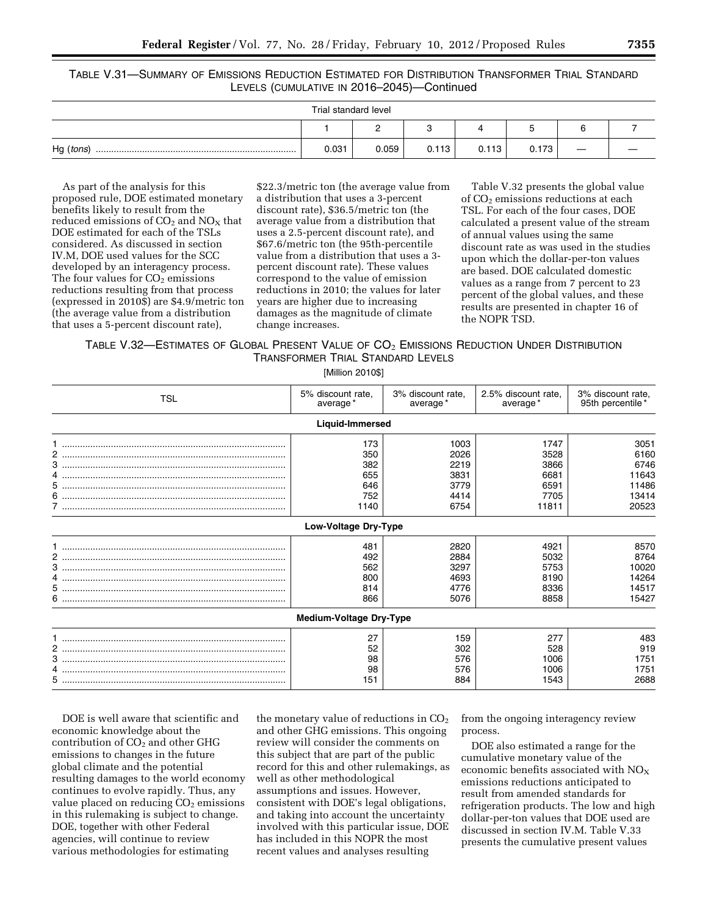TABLE V.31—SUMMARY OF EMISSIONS REDUCTION ESTIMATED FOR DISTRIBUTION TRANSFORMER TRIAL STANDARD LEVELS (CUMULATIVE IN 2016–2045)—Continued

| | Trial standard level | | | | | | |
|---|---|---|---|---|---|---|---|
| | 1 | 2 | 3 | 4 | 5 | 6 | 7 |
| Hg (*tons*) | 0.031 | 0.059 | 0.113 | 0.113 | 0.173 | — | — |

As part of the analysis for this proposed rule, DOE estimated monetary benefits likely to result from the reduced emissions of $CO_2$ and $NO_X$ that DOE estimated for each of the TSLs considered. As discussed in section IV.M, DOE used values for the SCC developed by an interagency process. The four values for $CO_2$ emissions reductions resulting from that process (expressed in 2010$) are $4.9/metric ton (the average value from a distribution that uses a 5-percent discount rate), $22.3/metric ton (the average value from a distribution that uses a 3-percent discount rate), $36.5/metric ton (the average value from a distribution that uses a 2.5-percent discount rate), and $67.6/metric ton (the 95th-percentile value from a distribution that uses a 3-percent discount rate). These values correspond to the value of emission reductions in 2010; the values for later years are higher due to increasing damages as the magnitude of climate change increases.

Table V.32 presents the global value of $CO_2$ emissions reductions at each TSL. For each of the four cases, DOE calculated a present value of the stream of annual values using the same discount rate as was used in the studies upon which the dollar-per-ton values are based. DOE calculated domestic values as a range from 7 percent to 23 percent of the global values, and these results are presented in chapter 16 of the NOPR TSD.

TABLE V.32—ESTIMATES OF GLOBAL PRESENT VALUE OF $CO_2$ EMISSIONS REDUCTION UNDER DISTRIBUTION TRANSFORMER TRIAL STANDARD LEVELS

[Million 2010$]

| TSL | 5% discount rate, average * | 3% discount rate, average * | 2.5% discount rate, average * | 3% discount rate, 95th percentile * |
|---|---|---|---|---|
| **Liquid-Immersed** | | | | |
| 1 | 173 | 1003 | 1747 | 3051 |
| 2 | 350 | 2026 | 3528 | 6160 |
| 3 | 382 | 2219 | 3866 | 6746 |
| 4 | 655 | 3831 | 6681 | 11643 |
| 5 | 646 | 3779 | 6591 | 11486 |
| 6 | 752 | 4414 | 7705 | 13414 |
| 7 | 1140 | 6754 | 11811 | 20523 |
| **Low-Voltage Dry-Type** | | | | |
| 1 | 481 | 2820 | 4921 | 8570 |
| 2 | 492 | 2884 | 5032 | 8764 |
| 3 | 562 | 3297 | 5753 | 10020 |
| 4 | 800 | 4693 | 8190 | 14264 |
| 5 | 814 | 4776 | 8336 | 14517 |
| 6 | 866 | 5076 | 8858 | 15427 |
| **Medium-Voltage Dry-Type** | | | | |
| 1 | 27 | 159 | 277 | 483 |
| 2 | 52 | 302 | 528 | 919 |
| 3 | 98 | 576 | 1006 | 1751 |
| 4 | 98 | 576 | 1006 | 1751 |
| 5 | 151 | 884 | 1543 | 2688 |

DOE is well aware that scientific and economic knowledge about the contribution of $CO_2$ and other GHG emissions to changes in the future global climate and the potential resulting damages to the world economy continues to evolve rapidly. Thus, any value placed on reducing $CO_2$ emissions in this rulemaking is subject to change. DOE, together with other Federal agencies, will continue to review various methodologies for estimating the monetary value of reductions in $CO_2$ and other GHG emissions. This ongoing review will consider the comments on this subject that are part of the public record for this and other rulemakings, as well as other methodological assumptions and issues. However, consistent with DOE's legal obligations, and taking into account the uncertainty involved with this particular issue, DOE has included in this NOPR the most recent values and analyses resulting from the ongoing interagency review process.

DOE also estimated a range for the cumulative monetary value of the economic benefits associated with $NO_X$ emissions reductions anticipated to result from amended standards for refrigeration products. The low and high dollar-per-ton values that DOE used are discussed in section IV.M. Table V.33 presents the cumulative present values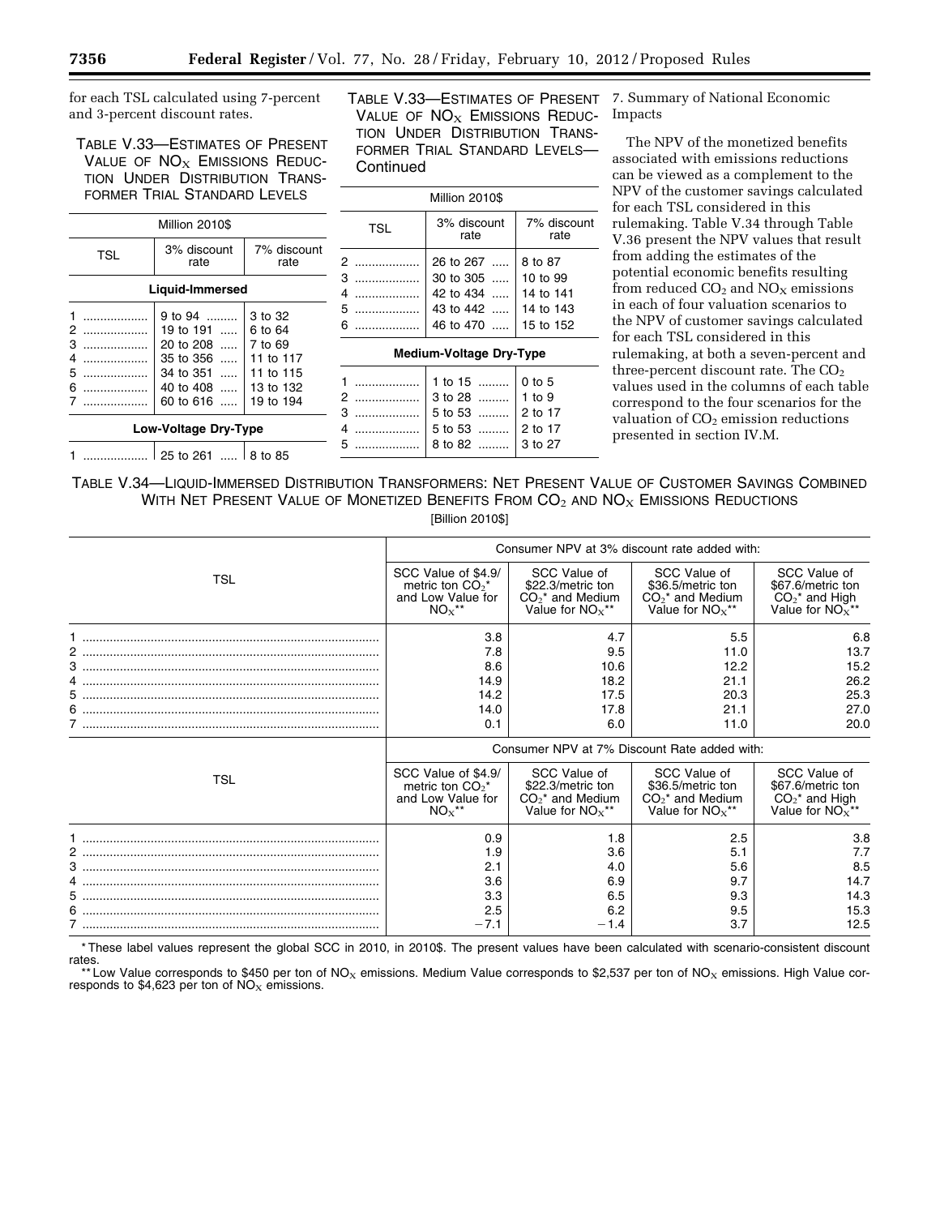for each TSL calculated using 7-percent and 3-percent discount rates.

TABLE V.33—ESTIMATES OF PRESENT VALUE OF $NO_X$ EMISSIONS REDUCTION UNDER DISTRIBUTION TRANSFORMER TRIAL STANDARD LEVELS

[Million 2010$]

| TSL | 3% discount rate | 7% discount rate |
|---|---|---|
| **Liquid-Immersed** | | |
| 1 | 9 to 94 | 3 to 32 |
| 2 | 19 to 191 | 6 to 64 |
| 3 | 20 to 208 | 7 to 69 |
| 4 | 35 to 356 | 11 to 117 |
| 5 | 34 to 351 | 11 to 115 |
| 6 | 40 to 408 | 13 to 132 |
| 7 | 60 to 616 | 19 to 194 |
| **Low-Voltage Dry-Type** | | |
| 1 | 25 to 261 | 8 to 85 |
| 2 | 26 to 267 | 8 to 87 |
| 3 | 30 to 305 | 10 to 99 |
| 4 | 42 to 434 | 14 to 141 |
| 5 | 43 to 442 | 14 to 143 |
| 6 | 46 to 470 | 15 to 152 |
| **Medium-Voltage Dry-Type** | | |
| 1 | 1 to 15 | 0 to 5 |
| 2 | 3 to 28 | 1 to 9 |
| 3 | 5 to 53 | 2 to 17 |
| 4 | 5 to 53 | 2 to 17 |
| 5 | 8 to 82 | 3 to 27 |

7. Summary of National Economic Impacts

The NPV of the monetized benefits associated with emissions reductions can be viewed as a complement to the NPV of the customer savings calculated for each TSL considered in this rulemaking. Table V.34 through Table V.36 present the NPV values that result from adding the estimates of the potential economic benefits resulting from reduced $CO_2$ and $NO_X$ emissions in each of four valuation scenarios to the NPV of customer savings calculated for each TSL considered in this rulemaking, at both a seven-percent and three-percent discount rate. The $CO_2$ values used in the columns of each table correspond to the four scenarios for the valuation of $CO_2$ emission reductions presented in section IV.M.

TABLE V.34—LIQUID-IMMERSED DISTRIBUTION TRANSFORMERS: NET PRESENT VALUE OF CUSTOMER SAVINGS COMBINED WITH NET PRESENT VALUE OF MONETIZED BENEFITS FROM $CO_2$ AND $NO_X$ EMISSIONS REDUCTIONS

[Billion 2010$]

| TSL | Consumer NPV at 3% discount rate added with: | | | |
|---|---|---|---|---|
| | SCC Value of $4.9/metric ton $CO_2$* and Low Value for $NO_X$** | SCC Value of $22.3/metric ton $CO_2$* and Medium Value for $NO_X$** | SCC Value of $36.5/metric ton $CO_2$* and Medium Value for $NO_X$** | SCC Value of $67.6/metric ton $CO_2$* and High Value for $NO_X$** |
| 1 | 3.8 | 4.7 | 5.5 | 6.8 |
| 2 | 7.8 | 9.5 | 11.0 | 13.7 |
| 3 | 8.6 | 10.6 | 12.2 | 15.2 |
| 4 | 14.9 | 18.2 | 21.1 | 26.2 |
| 5 | 14.2 | 17.5 | 20.3 | 25.3 |
| 6 | 14.0 | 17.8 | 21.1 | 27.0 |
| 7 | 0.1 | 6.0 | 11.0 | 20.0 |
| TSL | Consumer NPV at 7% Discount Rate added with: | | | |
| | SCC Value of $4.9/metric ton $CO_2$* and Low Value for $NO_X$** | SCC Value of $22.3/metric ton $CO_2$* and Medium Value for $NO_X$** | SCC Value of $36.5/metric ton $CO_2$* and Medium Value for $NO_X$** | SCC Value of $67.6/metric ton $CO_2$* and High Value for $NO_X$** |
| 1 | 0.9 | 1.8 | 2.5 | 3.8 |
| 2 | 1.9 | 3.6 | 5.1 | 7.7 |
| 3 | 2.1 | 4.0 | 5.6 | 8.5 |
| 4 | 3.6 | 6.9 | 9.7 | 14.7 |
| 5 | 3.3 | 6.5 | 9.3 | 14.3 |
| 6 | 2.5 | 6.2 | 9.5 | 15.3 |
| 7 | −7.1 | −1.4 | 3.7 | 12.5 |

* These label values represent the global SCC in 2010, in 2010$. The present values have been calculated with scenario-consistent discount rates.

** Low Value corresponds to $450 per ton of $NO_X$ emissions. Medium Value corresponds to $2,537 per ton of $NO_X$ emissions. High Value corresponds to $4,623 per ton of $NO_X$ emissions.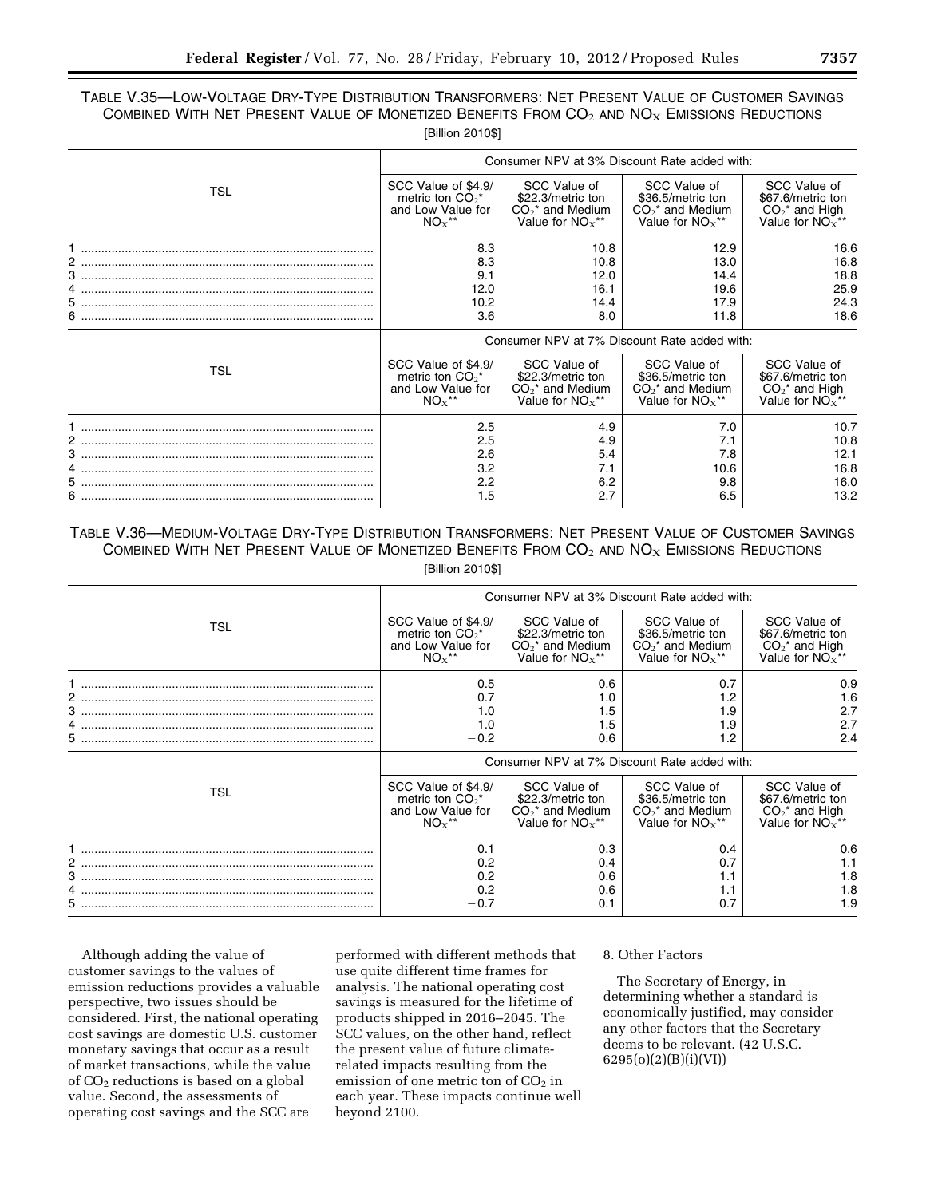TABLE V.35—LOW-VOLTAGE DRY-TYPE DISTRIBUTION TRANSFORMERS: NET PRESENT VALUE OF CUSTOMER SAVINGS COMBINED WITH NET PRESENT VALUE OF MONETIZED BENEFITS FROM $CO_2$ AND $NO_X$ EMISSIONS REDUCTIONS

[Billion 2010$]

| TSL | Consumer NPV at 3% Discount Rate added with: | | | |
|---|---|---|---|---|
| | SCC Value of $4.9/metric ton $CO_2$* and Low Value for $NO_X$** | SCC Value of $22.3/metric ton $CO_2$* and Medium Value for $NO_X$** | SCC Value of $36.5/metric ton $CO_2$* and Medium Value for $NO_X$** | SCC Value of $67.6/metric ton $CO_2$* and High Value for $NO_X$** |
| 1 | 8.3 | 10.8 | 12.9 | 16.6 |
| 2 | 8.3 | 10.8 | 13.0 | 16.8 |
| 3 | 9.1 | 12.0 | 14.4 | 18.8 |
| 4 | 12.0 | 16.1 | 19.6 | 25.9 |
| 5 | 10.2 | 14.4 | 17.9 | 24.3 |
| 6 | 3.6 | 8.0 | 11.8 | 18.6 |
| | Consumer NPV at 7% Discount Rate added with: | | | |
| TSL | SCC Value of $4.9/metric ton $CO_2$* and Low Value for $NO_X$** | SCC Value of $22.3/metric ton $CO_2$* and Medium Value for $NO_X$** | SCC Value of $36.5/metric ton $CO_2$* and Medium Value for $NO_X$** | SCC Value of $67.6/metric ton $CO_2$* and High Value for $NO_X$** |
| 1 | 2.5 | 4.9 | 7.0 | 10.7 |
| 2 | 2.5 | 4.9 | 7.1 | 10.8 |
| 3 | 2.6 | 5.4 | 7.8 | 12.1 |
| 4 | 3.2 | 7.1 | 10.6 | 16.8 |
| 5 | 2.2 | 6.2 | 9.8 | 16.0 |
| 6 | −1.5 | 2.7 | 6.5 | 13.2 |

TABLE V.36—MEDIUM-VOLTAGE DRY-TYPE DISTRIBUTION TRANSFORMERS: NET PRESENT VALUE OF CUSTOMER SAVINGS COMBINED WITH NET PRESENT VALUE OF MONETIZED BENEFITS FROM $CO_2$ AND $NO_X$ EMISSIONS REDUCTIONS

[Billion 2010$]

| TSL | Consumer NPV at 3% Discount Rate added with: | | | |
|---|---|---|---|---|
| | SCC Value of $4.9/metric ton $CO_2$* and Low Value for $NO_X$** | SCC Value of $22.3/metric ton $CO_2$* and Medium Value for $NO_X$** | SCC Value of $36.5/metric ton $CO_2$* and Medium Value for $NO_X$** | SCC Value of $67.6/metric ton $CO_2$* and High Value for $NO_X$** |
| 1 | 0.5 | 0.6 | 0.7 | 0.9 |
| 2 | 0.7 | 1.0 | 1.2 | 1.6 |
| 3 | 1.0 | 1.5 | 1.9 | 2.7 |
| 4 | 1.0 | 1.5 | 1.9 | 2.7 |
| 5 | −0.2 | 0.6 | 1.2 | 2.4 |
| | Consumer NPV at 7% Discount Rate added with: | | | |
| TSL | SCC Value of $4.9/metric ton $CO_2$* and Low Value for $NO_X$** | SCC Value of $22.3/metric ton $CO_2$* and Medium Value for $NO_X$** | SCC Value of $36.5/metric ton $CO_2$* and Medium Value for $NO_X$** | SCC Value of $67.6/metric ton $CO_2$* and High Value for $NO_X$** |
| 1 | 0.1 | 0.3 | 0.4 | 0.6 |
| 2 | 0.2 | 0.4 | 0.7 | 1.1 |
| 3 | 0.2 | 0.6 | 1.1 | 1.8 |
| 4 | 0.2 | 0.6 | 1.1 | 1.8 |
| 5 | −0.7 | 0.1 | 0.7 | 1.9 |

Although adding the value of customer savings to the values of emission reductions provides a valuable perspective, two issues should be considered. First, the national operating cost savings are domestic U.S. customer monetary savings that occur as a result of market transactions, while the value of $CO_2$ reductions is based on a global value. Second, the assessments of operating cost savings and the SCC are performed with different methods that use quite different time frames for analysis. The national operating cost savings is measured for the lifetime of products shipped in 2016–2045. The SCC values, on the other hand, reflect the present value of future climate-related impacts resulting from the emission of one metric ton of $CO_2$ in each year. These impacts continue well beyond 2100.

8. Other Factors

The Secretary of Energy, in determining whether a standard is economically justified, may consider any other factors that the Secretary deems to be relevant. (42 U.S.C. 6295(o)(2)(B)(i)(VI))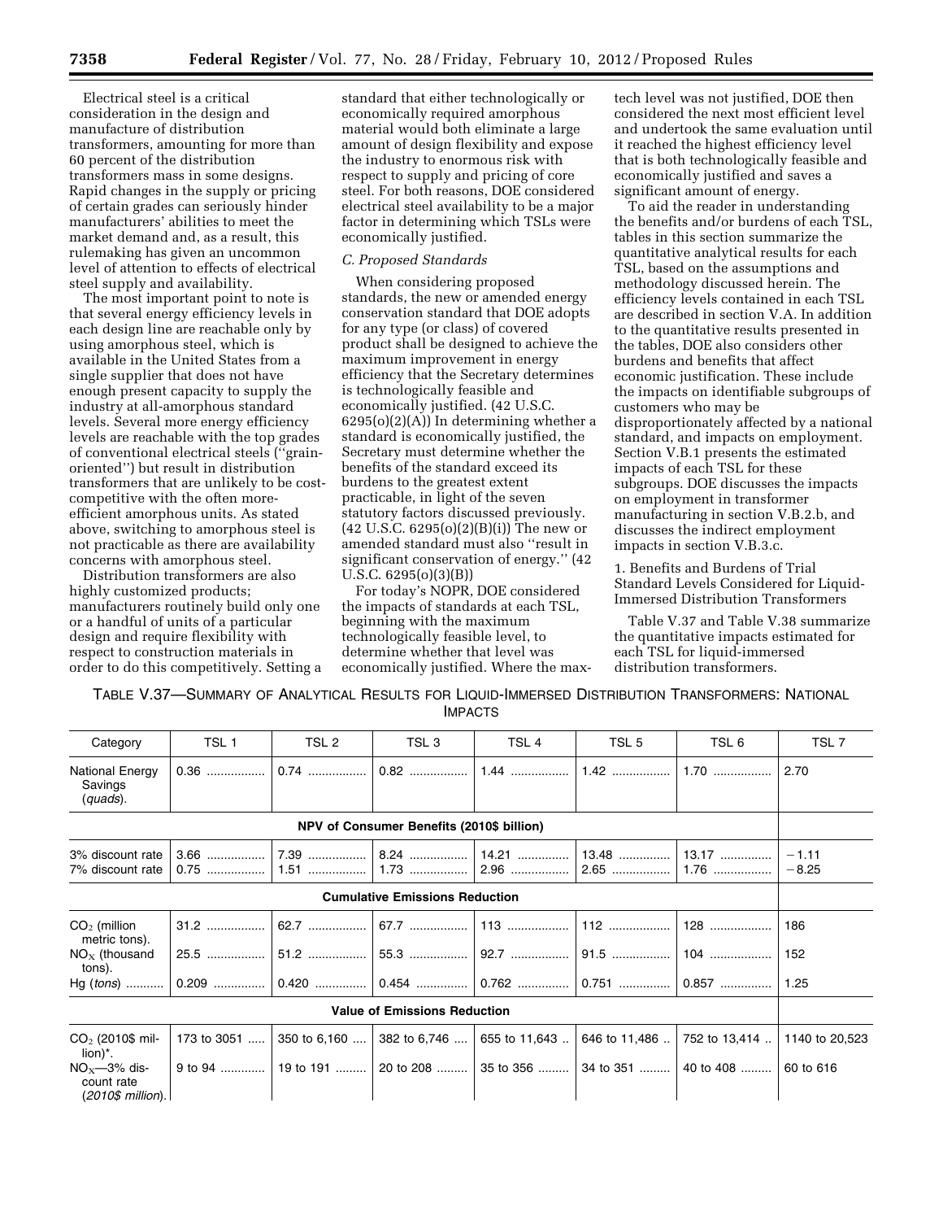Electrical steel is a critical consideration in the design and manufacture of distribution transformers, amounting for more than 60 percent of the distribution transformers mass in some designs. Rapid changes in the supply or pricing of certain grades can seriously hinder manufacturers' abilities to meet the market demand and, as a result, this rulemaking has given an uncommon level of attention to effects of electrical steel supply and availability.

The most important point to note is that several energy efficiency levels in each design line are reachable only by using amorphous steel, which is available in the United States from a single supplier that does not have enough present capacity to supply the industry at all-amorphous standard levels. Several more energy efficiency levels are reachable with the top grades of conventional electrical steels (''grain-oriented'') but result in distribution transformers that are unlikely to be cost-competitive with the often more-efficient amorphous units. As stated above, switching to amorphous steel is not practicable as there are availability concerns with amorphous steel.

Distribution transformers are also highly customized products; manufacturers routinely build only one or a handful of units of a particular design and require flexibility with respect to construction materials in order to do this competitively. Setting a standard that either technologically or economically required amorphous material would both eliminate a large amount of design flexibility and expose the industry to enormous risk with respect to supply and pricing of core steel. For both reasons, DOE considered electrical steel availability to be a major factor in determining which TSLs were economically justified.

### *C. Proposed Standards*

When considering proposed standards, the new or amended energy conservation standard that DOE adopts for any type (or class) of covered product shall be designed to achieve the maximum improvement in energy efficiency that the Secretary determines is technologically feasible and economically justified. (42 U.S.C. 6295(o)(2)(A)) In determining whether a standard is economically justified, the Secretary must determine whether the benefits of the standard exceed its burdens to the greatest extent practicable, in light of the seven statutory factors discussed previously. (42 U.S.C. 6295(o)(2)(B)(i)) The new or amended standard must also ''result in significant conservation of energy.'' (42 U.S.C. 6295(o)(3)(B))

For today's NOPR, DOE considered the impacts of standards at each TSL, beginning with the maximum technologically feasible level, to determine whether that level was economically justified. Where the max-tech level was not justified, DOE then considered the next most efficient level and undertook the same evaluation until it reached the highest efficiency level that is both technologically feasible and economically justified and saves a significant amount of energy.

To aid the reader in understanding the benefits and/or burdens of each TSL, tables in this section summarize the quantitative analytical results for each TSL, based on the assumptions and methodology discussed herein. The efficiency levels contained in each TSL are described in section V.A. In addition to the quantitative results presented in the tables, DOE also considers other burdens and benefits that affect economic justification. These include the impacts on identifiable subgroups of customers who may be disproportionately affected by a national standard, and impacts on employment. Section V.B.1 presents the estimated impacts of each TSL for these subgroups. DOE discusses the impacts on employment in transformer manufacturing in section V.B.2.b, and discusses the indirect employment impacts in section V.B.3.c.

#### 1. Benefits and Burdens of Trial Standard Levels Considered for Liquid-Immersed Distribution Transformers

Table V.37 and Table V.38 summarize the quantitative impacts estimated for each TSL for liquid-immersed distribution transformers.

TABLE V.37—SUMMARY OF ANALYTICAL RESULTS FOR LIQUID-IMMERSED DISTRIBUTION TRANSFORMERS: NATIONAL IMPACTS

| Category | TSL 1 | TSL 2 | TSL 3 | TSL 4 | TSL 5 | TSL 6 | TSL 7 |
|---|---|---|---|---|---|---|---|
| National Energy Savings (*quads*). | 0.36 | 0.74 | 0.82 | 1.44 | 1.42 | 1.70 | 2.70 |
| **NPV of Consumer Benefits (2010$ billion)** | | | | | | | |
| 3% discount rate | 3.66 | 7.39 | 8.24 | 14.21 | 13.48 | 13.17 | −1.11 |
| 7% discount rate | 0.75 | 1.51 | 1.73 | 2.96 | 2.65 | 1.76 | −8.25 |
| **Cumulative Emissions Reduction** | | | | | | | |
| $CO_2$ (million metric tons). | 31.2 | 62.7 | 67.7 | 113 | 112 | 128 | 186 |
| $NO_X$ (thousand tons). | 25.5 | 51.2 | 55.3 | 92.7 | 91.5 | 104 | 152 |
| Hg (*tons*) | 0.209 | 0.420 | 0.454 | 0.762 | 0.751 | 0.857 | 1.25 |
| **Value of Emissions Reduction** | | | | | | | |
| $CO_2$ (2010$ million)*. | 173 to 3051 | 350 to 6,160 | 382 to 6,746 | 655 to 11,643 | 646 to 11,486 | 752 to 13,414 | 1140 to 20,523 |
| $NO_X$—3% discount rate (*2010$ million*). | 9 to 94 | 19 to 191 | 20 to 208 | 35 to 356 | 34 to 351 | 40 to 408 | 60 to 616 |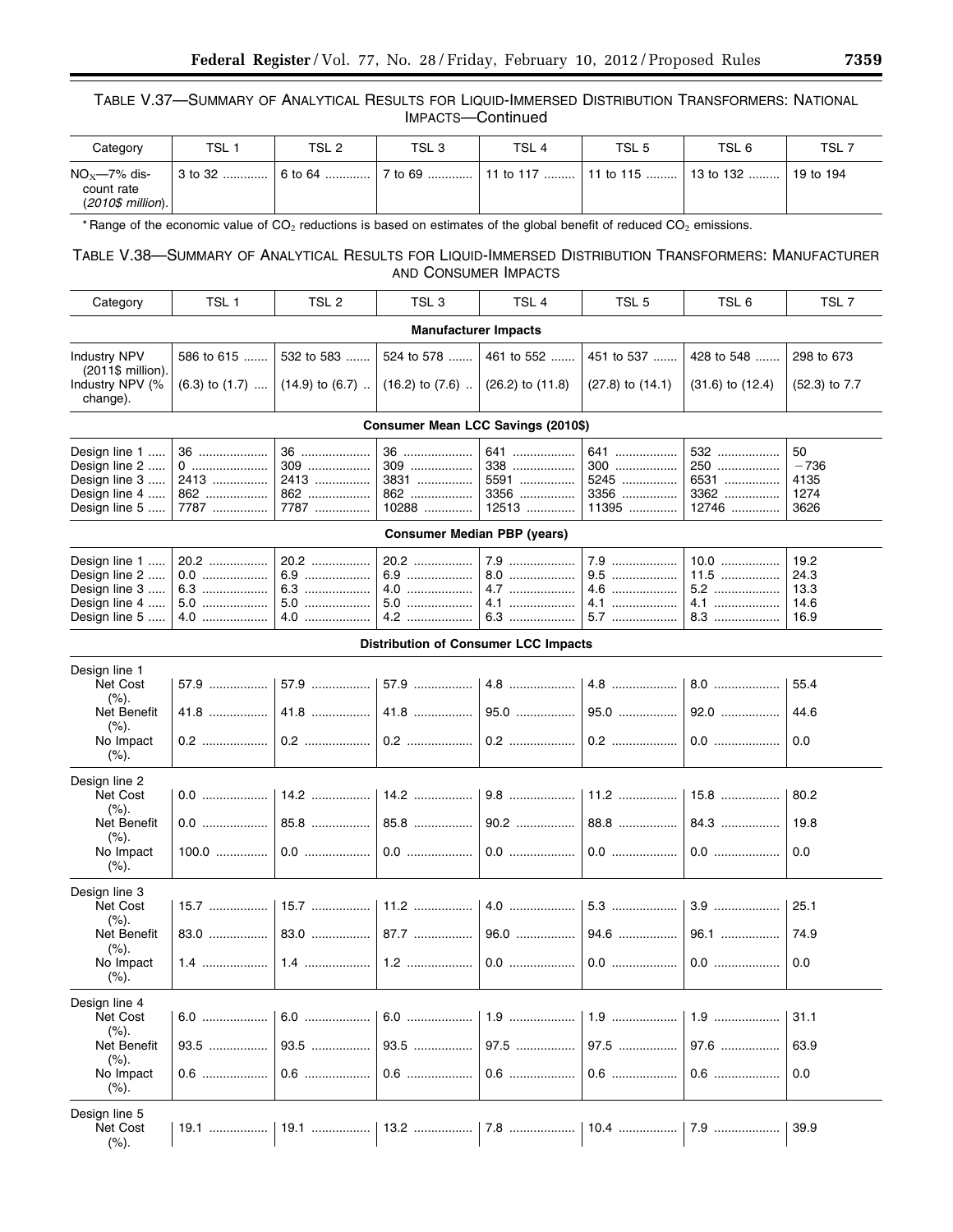TABLE V.37—SUMMARY OF ANALYTICAL RESULTS FOR LIQUID-IMMERSED DISTRIBUTION TRANSFORMERS: NATIONAL IMPACTS—Continued

| Category | TSL 1 | TSL 2 | TSL 3 | TSL 4 | TSL 5 | TSL 6 | TSL 7 |
|---|---|---|---|---|---|---|---|
| $NO_X$—7% discount rate (*2010$ million*). | 3 to 32 | 6 to 64 | 7 to 69 | 11 to 117 | 11 to 115 | 13 to 132 | 19 to 194 |

* Range of the economic value of $CO_2$ reductions is based on estimates of the global benefit of reduced $CO_2$ emissions.

TABLE V.38—SUMMARY OF ANALYTICAL RESULTS FOR LIQUID-IMMERSED DISTRIBUTION TRANSFORMERS: MANUFACTURER AND CONSUMER IMPACTS

| Category | TSL 1 | TSL 2 | TSL 3 | TSL 4 | TSL 5 | TSL 6 | TSL 7 |
|---|---|---|---|---|---|---|---|
| **Manufacturer Impacts** | | | | | | | |
| Industry NPV (2011$ million). | 586 to 615 | 532 to 583 | 524 to 578 | 461 to 552 | 451 to 537 | 428 to 548 | 298 to 673 |
| Industry NPV (% change). | (6.3) to (1.7) | (14.9) to (6.7) | (16.2) to (7.6) | (26.2) to (11.8) | (27.8) to (14.1) | (31.6) to (12.4) | (52.3) to 7.7 |
| **Consumer Mean LCC Savings (2010$)** | | | | | | | |
| Design line 1 | 36 | 36 | 36 | 641 | 641 | 532 | 50 |
| Design line 2 | 0 | 309 | 309 | 338 | 300 | 250 | −736 |
| Design line 3 | 2413 | 2413 | 3831 | 5591 | 5245 | 6531 | 4135 |
| Design line 4 | 862 | 862 | 862 | 3356 | 3356 | 3362 | 1274 |
| Design line 5 | 7787 | 7787 | 10288 | 12513 | 11395 | 12746 | 3626 |
| **Consumer Median PBP (years)** | | | | | | | |
| Design line 1 | 20.2 | 20.2 | 20.2 | 7.9 | 7.9 | 10.0 | 19.2 |
| Design line 2 | 0.0 | 6.9 | 6.9 | 8.0 | 9.5 | 11.5 | 24.3 |
| Design line 3 | 6.3 | 6.3 | 4.0 | 4.7 | 4.6 | 5.2 | 13.3 |
| Design line 4 | 5.0 | 5.0 | 5.0 | 4.1 | 4.1 | 4.1 | 14.6 |
| Design line 5 | 4.0 | 4.0 | 4.2 | 6.3 | 5.7 | 8.3 | 16.9 |
| **Distribution of Consumer LCC Impacts** | | | | | | | |
| Design line 1 | | | | | | | |
| Net Cost (%). | 57.9 | 57.9 | 57.9 | 4.8 | 4.8 | 8.0 | 55.4 |
| Net Benefit (%). | 41.8 | 41.8 | 41.8 | 95.0 | 95.0 | 92.0 | 44.6 |
| No Impact (%). | 0.2 | 0.2 | 0.2 | 0.2 | 0.2 | 0.0 | 0.0 |
| Design line 2 | | | | | | | |
| Net Cost (%). | 0.0 | 14.2 | 14.2 | 9.8 | 11.2 | 15.8 | 80.2 |
| Net Benefit (%). | 0.0 | 85.8 | 85.8 | 90.2 | 88.8 | 84.3 | 19.8 |
| No Impact (%). | 100.0 | 0.0 | 0.0 | 0.0 | 0.0 | 0.0 | 0.0 |
| Design line 3 | | | | | | | |
| Net Cost (%). | 15.7 | 15.7 | 11.2 | 4.0 | 5.3 | 3.9 | 25.1 |
| Net Benefit (%). | 83.0 | 83.0 | 87.7 | 96.0 | 94.6 | 96.1 | 74.9 |
| No Impact (%). | 1.4 | 1.4 | 1.2 | 0.0 | 0.0 | 0.0 | 0.0 |
| Design line 4 | | | | | | | |
| Net Cost (%). | 6.0 | 6.0 | 6.0 | 1.9 | 1.9 | 1.9 | 31.1 |
| Net Benefit (%). | 93.5 | 93.5 | 93.5 | 97.5 | 97.5 | 97.6 | 63.9 |
| No Impact (%). | 0.6 | 0.6 | 0.6 | 0.6 | 0.6 | 0.6 | 0.0 |
| Design line 5 | | | | | | | |
| Net Cost (%). | 19.1 | 19.1 | 13.2 | 7.8 | 10.4 | 7.9 | 39.9 |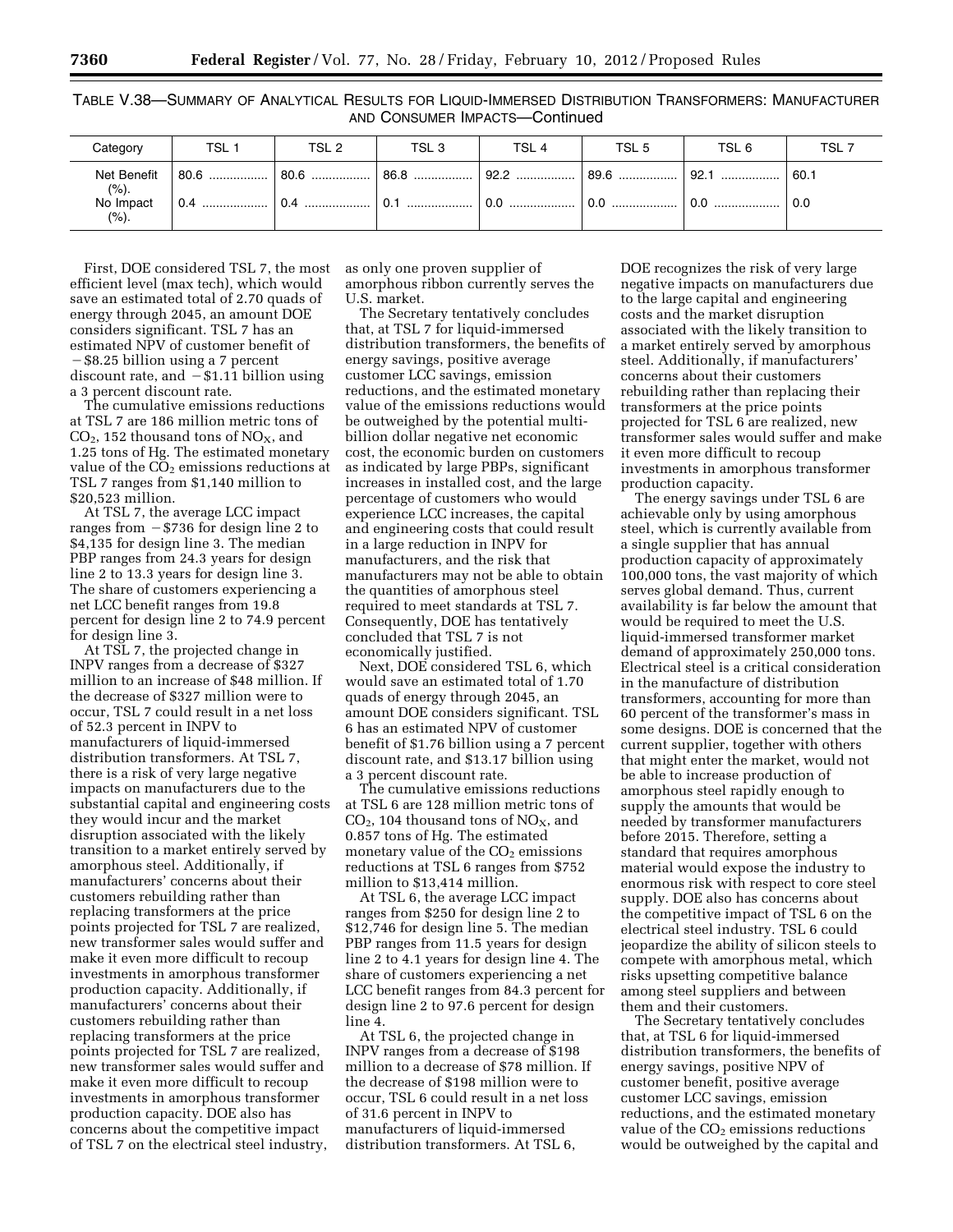TABLE V.38—SUMMARY OF ANALYTICAL RESULTS FOR LIQUID-IMMERSED DISTRIBUTION TRANSFORMERS: MANUFACTURER AND CONSUMER IMPACTS—Continued

| Category | TSL 1 | TSL 2 | TSL 3 | TSL 4 | TSL 5 | TSL 6 | TSL 7 |
|---|---|---|---|---|---|---|---|
| Net Benefit (%). | 80.6 | 80.6 | 86.8 | 92.2 | 89.6 | 92.1 | 60.1 |
| No Impact (%). | 0.4 | 0.4 | 0.1 | 0.0 | 0.0 | 0.0 | 0.0 |

First, DOE considered TSL 7, the most efficient level (max tech), which would save an estimated total of 2.70 quads of energy through 2045, an amount DOE considers significant. TSL 7 has an estimated NPV of customer benefit of −$8.25 billion using a 7 percent discount rate, and −$1.11 billion using a 3 percent discount rate.

The cumulative emissions reductions at TSL 7 are 186 million metric tons of $CO_2$, 152 thousand tons of $NO_X$, and 1.25 tons of Hg. The estimated monetary value of the $CO_2$ emissions reductions at TSL 7 ranges from $1,140 million to $20,523 million.

At TSL 7, the average LCC impact ranges from −$736 for design line 2 to $4,135 for design line 3. The median PBP ranges from 24.3 years for design line 2 to 13.3 years for design line 3. The share of customers experiencing a net LCC benefit ranges from 19.8 percent for design line 2 to 74.9 percent for design line 3.

At TSL 7, the projected change in INPV ranges from a decrease of $327 million to an increase of $48 million. If the decrease of $327 million were to occur, TSL 7 could result in a net loss of 52.3 percent in INPV to manufacturers of liquid-immersed distribution transformers. At TSL 7, there is a risk of very large negative impacts on manufacturers due to the substantial capital and engineering costs they would incur and the market disruption associated with the likely transition to a market entirely served by amorphous steel. Additionally, if manufacturers' concerns about their customers rebuilding rather than replacing transformers at the price points projected for TSL 7 are realized, new transformer sales would suffer and make it even more difficult to recoup investments in amorphous transformer production capacity. Additionally, if manufacturers' concerns about their customers rebuilding rather than replacing transformers at the price points projected for TSL 7 are realized, new transformer sales would suffer and make it even more difficult to recoup investments in amorphous transformer production capacity. DOE also has concerns about the competitive impact of TSL 7 on the electrical steel industry, as only one proven supplier of amorphous ribbon currently serves the U.S. market.

The Secretary tentatively concludes that, at TSL 7 for liquid-immersed distribution transformers, the benefits of energy savings, positive average customer LCC savings, emission reductions, and the estimated monetary value of the emissions reductions would be outweighed by the potential multi-billion dollar negative net economic cost, the economic burden on customers as indicated by large PBPs, significant increases in installed cost, and the large percentage of customers who would experience LCC increases, the capital and engineering costs that could result in a large reduction in INPV for manufacturers, and the risk that manufacturers may not be able to obtain the quantities of amorphous steel required to meet standards at TSL 7. Consequently, DOE has tentatively concluded that TSL 7 is not economically justified.

Next, DOE considered TSL 6, which would save an estimated total of 1.70 quads of energy through 2045, an amount DOE considers significant. TSL 6 has an estimated NPV of customer benefit of $1.76 billion using a 7 percent discount rate, and $13.17 billion using a 3 percent discount rate.

The cumulative emissions reductions at TSL 6 are 128 million metric tons of $CO_2$, 104 thousand tons of $NO_X$, and 0.857 tons of Hg. The estimated monetary value of the $CO_2$ emissions reductions at TSL 6 ranges from $752 million to $13,414 million.

At TSL 6, the average LCC impact ranges from $250 for design line 2 to $12,746 for design line 5. The median PBP ranges from 11.5 years for design line 2 to 4.1 years for design line 4. The share of customers experiencing a net LCC benefit ranges from 84.3 percent for design line 2 to 97.6 percent for design line 4.

At TSL 6, the projected change in INPV ranges from a decrease of $198 million to a decrease of $78 million. If the decrease of $198 million were to occur, TSL 6 could result in a net loss of 31.6 percent in INPV to manufacturers of liquid-immersed distribution transformers. At TSL 6, DOE recognizes the risk of very large negative impacts on manufacturers due to the large capital and engineering costs and the market disruption associated with the likely transition to a market entirely served by amorphous steel. Additionally, if manufacturers' concerns about their customers rebuilding rather than replacing their transformers at the price points projected for TSL 6 are realized, new transformer sales would suffer and make it even more difficult to recoup investments in amorphous transformer production capacity.

The energy savings under TSL 6 are achievable only by using amorphous steel, which is currently available from a single supplier that has annual production capacity of approximately 100,000 tons, the vast majority of which serves global demand. Thus, current availability is far below the amount that would be required to meet the U.S. liquid-immersed transformer market demand of approximately 250,000 tons. Electrical steel is a critical consideration in the manufacture of distribution transformers, accounting for more than 60 percent of the transformer's mass in some designs. DOE is concerned that the current supplier, together with others that might enter the market, would not be able to increase production of amorphous steel rapidly enough to supply the amounts that would be needed by transformer manufacturers before 2015. Therefore, setting a standard that requires amorphous material would expose the industry to enormous risk with respect to core steel supply. DOE also has concerns about the competitive impact of TSL 6 on the electrical steel industry. TSL 6 could jeopardize the ability of silicon steels to compete with amorphous metal, which risks upsetting competitive balance among steel suppliers and between them and their customers.

The Secretary tentatively concludes that, at TSL 6 for liquid-immersed distribution transformers, the benefits of energy savings, positive NPV of customer benefit, positive average customer LCC savings, emission reductions, and the estimated monetary value of the $CO_2$ emissions reductions would be outweighed by the capital and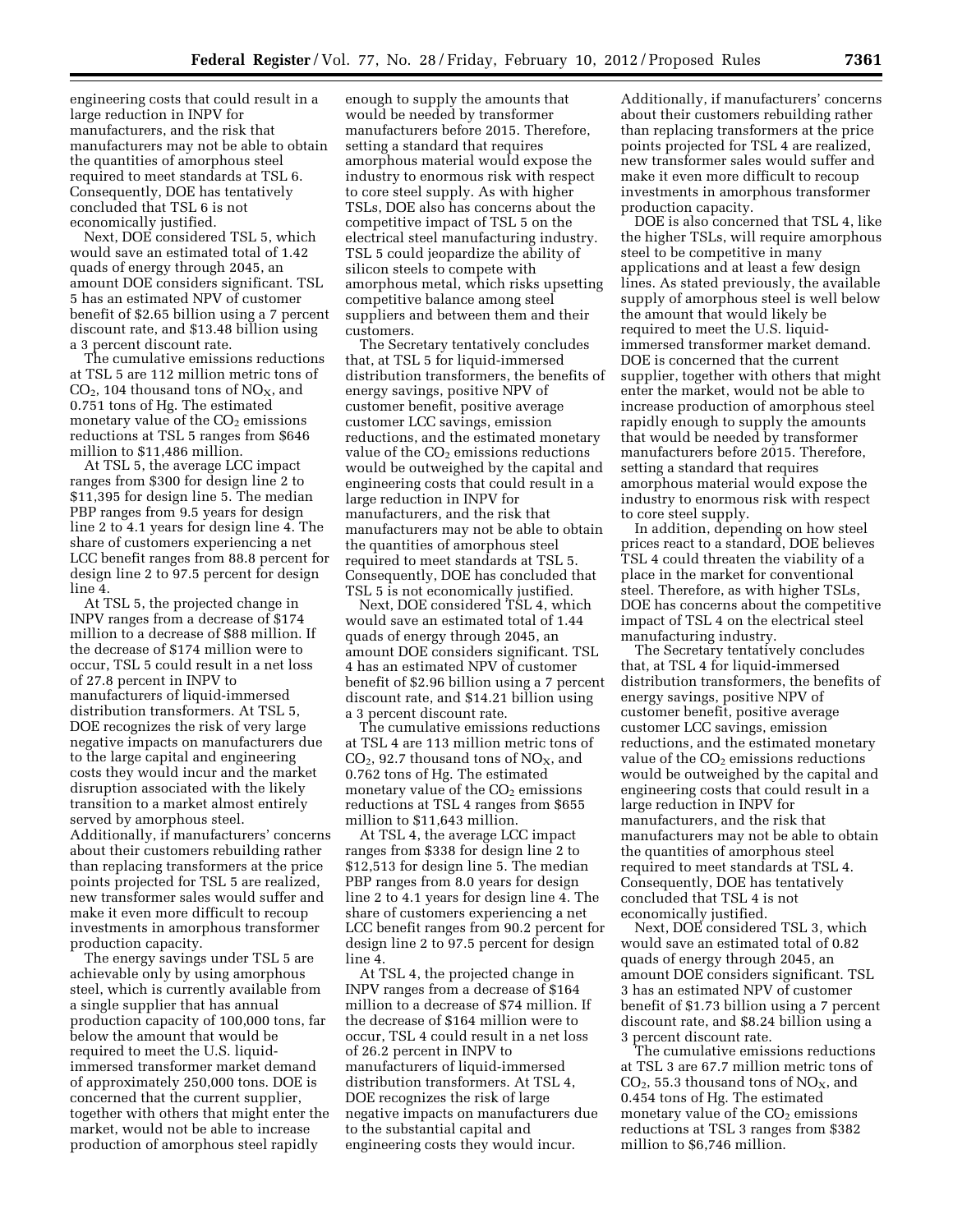engineering costs that could result in a large reduction in INPV for manufacturers, and the risk that manufacturers may not be able to obtain the quantities of amorphous steel required to meet standards at TSL 6. Consequently, DOE has tentatively concluded that TSL 6 is not economically justified.

Next, DOE considered TSL 5, which would save an estimated total of 1.42 quads of energy through 2045, an amount DOE considers significant. TSL 5 has an estimated NPV of customer benefit of $2.65 billion using a 7 percent discount rate, and $13.48 billion using a 3 percent discount rate.

The cumulative emissions reductions at TSL 5 are 112 million metric tons of $CO_2$, 104 thousand tons of $NO_X$, and 0.751 tons of Hg. The estimated monetary value of the $CO_2$ emissions reductions at TSL 5 ranges from $646 million to $11,486 million.

At TSL 5, the average LCC impact ranges from $300 for design line 2 to $11,395 for design line 5. The median PBP ranges from 9.5 years for design line 2 to 4.1 years for design line 4. The share of customers experiencing a net LCC benefit ranges from 88.8 percent for design line 2 to 97.5 percent for design line 4.

At TSL 5, the projected change in INPV ranges from a decrease of $174 million to a decrease of $88 million. If the decrease of $174 million were to occur, TSL 5 could result in a net loss of 27.8 percent in INPV to manufacturers of liquid-immersed distribution transformers. At TSL 5, DOE recognizes the risk of very large negative impacts on manufacturers due to the large capital and engineering costs they would incur and the market disruption associated with the likely transition to a market almost entirely served by amorphous steel. Additionally, if manufacturers' concerns about their customers rebuilding rather than replacing transformers at the price points projected for TSL 5 are realized, new transformer sales would suffer and make it even more difficult to recoup investments in amorphous transformer production capacity.

The energy savings under TSL 5 are achievable only by using amorphous steel, which is currently available from a single supplier that has annual production capacity of 100,000 tons, far below the amount that would be required to meet the U.S. liquid-immersed transformer market demand of approximately 250,000 tons. DOE is concerned that the current supplier, together with others that might enter the market, would not be able to increase production of amorphous steel rapidly enough to supply the amounts that would be needed by transformer manufacturers before 2015. Therefore, setting a standard that requires amorphous material would expose the industry to enormous risk with respect to core steel supply. As with higher TSLs, DOE also has concerns about the competitive impact of TSL 5 on the electrical steel manufacturing industry. TSL 5 could jeopardize the ability of silicon steels to compete with amorphous metal, which risks upsetting competitive balance among steel suppliers and between them and their customers.

The Secretary tentatively concludes that, at TSL 5 for liquid-immersed distribution transformers, the benefits of energy savings, positive NPV of customer benefit, positive average customer LCC savings, emission reductions, and the estimated monetary value of the $CO_2$ emissions reductions would be outweighed by the capital and engineering costs that could result in a large reduction in INPV for manufacturers, and the risk that manufacturers may not be able to obtain the quantities of amorphous steel required to meet standards at TSL 5. Consequently, DOE has concluded that TSL 5 is not economically justified.

Next, DOE considered TSL 4, which would save an estimated total of 1.44 quads of energy through 2045, an amount DOE considers significant. TSL 4 has an estimated NPV of customer benefit of $2.96 billion using a 7 percent discount rate, and $14.21 billion using a 3 percent discount rate.

The cumulative emissions reductions at TSL 4 are 113 million metric tons of $CO_2$, 92.7 thousand tons of $NO_X$, and 0.762 tons of Hg. The estimated monetary value of the $CO_2$ emissions reductions at TSL 4 ranges from $655 million to $11,643 million.

At TSL 4, the average LCC impact ranges from $338 for design line 2 to $12,513 for design line 5. The median PBP ranges from 8.0 years for design line 2 to 4.1 years for design line 4. The share of customers experiencing a net LCC benefit ranges from 90.2 percent for design line 2 to 97.5 percent for design line 4.

At TSL 4, the projected change in INPV ranges from a decrease of $164 million to a decrease of $74 million. If the decrease of $164 million were to occur, TSL 4 could result in a net loss of 26.2 percent in INPV to manufacturers of liquid-immersed distribution transformers. At TSL 4, DOE recognizes the risk of large negative impacts on manufacturers due to the substantial capital and engineering costs they would incur. Additionally, if manufacturers' concerns about their customers rebuilding rather than replacing transformers at the price points projected for TSL 4 are realized, new transformer sales would suffer and make it even more difficult to recoup investments in amorphous transformer production capacity.

DOE is also concerned that TSL 4, like the higher TSLs, will require amorphous steel to be competitive in many applications and at least a few design lines. As stated previously, the available supply of amorphous steel is well below the amount that would likely be required to meet the U.S. liquid-immersed transformer market demand. DOE is concerned that the current supplier, together with others that might enter the market, would not be able to increase production of amorphous steel rapidly enough to supply the amounts that would be needed by transformer manufacturers before 2015. Therefore, setting a standard that requires amorphous material would expose the industry to enormous risk with respect to core steel supply.

In addition, depending on how steel prices react to a standard, DOE believes TSL 4 could threaten the viability of a place in the market for conventional steel. Therefore, as with higher TSLs, DOE has concerns about the competitive impact of TSL 4 on the electrical steel manufacturing industry.

The Secretary tentatively concludes that, at TSL 4 for liquid-immersed distribution transformers, the benefits of energy savings, positive NPV of customer benefit, positive average customer LCC savings, emission reductions, and the estimated monetary value of the $CO_2$ emissions reductions would be outweighed by the capital and engineering costs that could result in a large reduction in INPV for manufacturers, and the risk that manufacturers may not be able to obtain the quantities of amorphous steel required to meet standards at TSL 4. Consequently, DOE has tentatively concluded that TSL 4 is not economically justified.

Next, DOE considered TSL 3, which would save an estimated total of 0.82 quads of energy through 2045, an amount DOE considers significant. TSL 3 has an estimated NPV of customer benefit of $1.73 billion using a 7 percent discount rate, and $8.24 billion using a 3 percent discount rate.

The cumulative emissions reductions at TSL 3 are 67.7 million metric tons of $CO_2$, 55.3 thousand tons of $NO_X$, and 0.454 tons of Hg. The estimated monetary value of the $CO_2$ emissions reductions at TSL 3 ranges from $382 million to $6,746 million.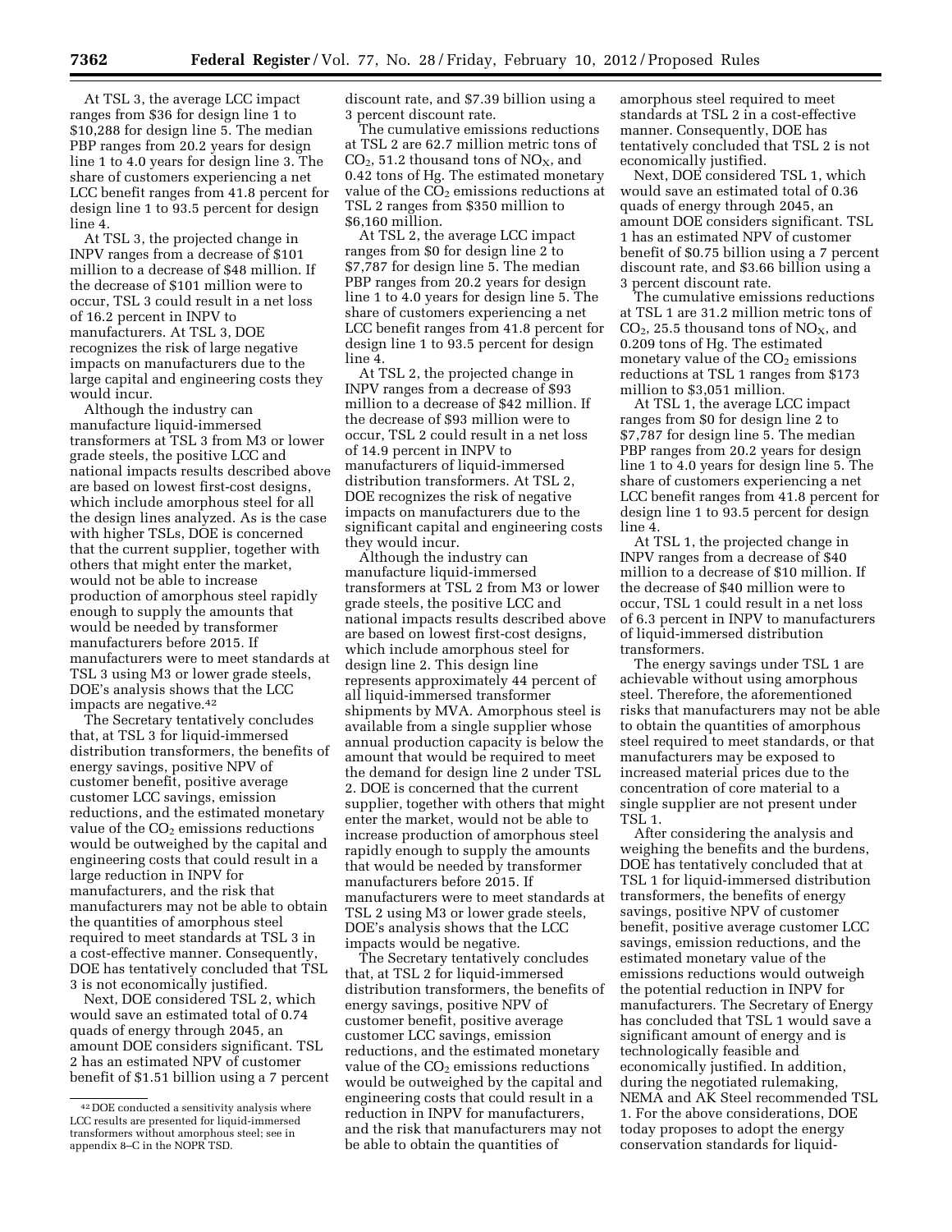At TSL 3, the average LCC impact ranges from $36 for design line 1 to $10,288 for design line 5. The median PBP ranges from 20.2 years for design line 1 to 4.0 years for design line 3. The share of customers experiencing a net LCC benefit ranges from 41.8 percent for design line 1 to 93.5 percent for design line 4.

At TSL 3, the projected change in INPV ranges from a decrease of $101 million to a decrease of $48 million. If the decrease of $101 million were to occur, TSL 3 could result in a net loss of 16.2 percent in INPV to manufacturers. At TSL 3, DOE recognizes the risk of large negative impacts on manufacturers due to the large capital and engineering costs they would incur.

Although the industry can manufacture liquid-immersed transformers at TSL 3 from M3 or lower grade steels, the positive LCC and national impacts results described above are based on lowest first-cost designs, which include amorphous steel for all the design lines analyzed. As is the case with higher TSLs, DOE is concerned that the current supplier, together with others that might enter the market, would not be able to increase production of amorphous steel rapidly enough to supply the amounts that would be needed by transformer manufacturers before 2015. If manufacturers were to meet standards at TSL 3 using M3 or lower grade steels, DOE's analysis shows that the LCC impacts are negative.[42]

The Secretary tentatively concludes that, at TSL 3 for liquid-immersed distribution transformers, the benefits of energy savings, positive NPV of customer benefit, positive average customer LCC savings, emission reductions, and the estimated monetary value of the $CO_2$ emissions reductions would be outweighed by the capital and engineering costs that could result in a large reduction in INPV for manufacturers, and the risk that manufacturers may not be able to obtain the quantities of amorphous steel required to meet standards at TSL 3 in a cost-effective manner. Consequently, DOE has tentatively concluded that TSL 3 is not economically justified.

Next, DOE considered TSL 2, which would save an estimated total of 0.74 quads of energy through 2045, an amount DOE considers significant. TSL 2 has an estimated NPV of customer benefit of $1.51 billion using a 7 percent discount rate, and $7.39 billion using a 3 percent discount rate.

The cumulative emissions reductions at TSL 2 are 62.7 million metric tons of $CO_2$, 51.2 thousand tons of $NO_X$, and 0.42 tons of Hg. The estimated monetary value of the $CO_2$ emissions reductions at TSL 2 ranges from $350 million to $6,160 million.

At TSL 2, the average LCC impact ranges from $0 for design line 2 to $7,787 for design line 5. The median PBP ranges from 20.2 years for design line 1 to 4.0 years for design line 5. The share of customers experiencing a net LCC benefit ranges from 41.8 percent for design line 1 to 93.5 percent for design line 4.

At TSL 2, the projected change in INPV ranges from a decrease of $93 million to a decrease of $42 million. If the decrease of $93 million were to occur, TSL 2 could result in a net loss of 14.9 percent in INPV to manufacturers of liquid-immersed distribution transformers. At TSL 2, DOE recognizes the risk of negative impacts on manufacturers due to the significant capital and engineering costs they would incur.

Although the industry can manufacture liquid-immersed transformers at TSL 2 from M3 or lower grade steels, the positive LCC and national impacts results described above are based on lowest first-cost designs, which include amorphous steel for design line 2. This design line represents approximately 44 percent of all liquid-immersed transformer shipments by MVA. Amorphous steel is available from a single supplier whose annual production capacity is below the amount that would be required to meet the demand for design line 2 under TSL 2. DOE is concerned that the current supplier, together with others that might enter the market, would not be able to increase production of amorphous steel rapidly enough to supply the amounts that would be needed by transformer manufacturers before 2015. If manufacturers were to meet standards at TSL 2 using M3 or lower grade steels, DOE's analysis shows that the LCC impacts would be negative.

The Secretary tentatively concludes that, at TSL 2 for liquid-immersed distribution transformers, the benefits of energy savings, positive NPV of customer benefit, positive average customer LCC savings, emission reductions, and the estimated monetary value of the $CO_2$ emissions reductions would be outweighed by the capital and engineering costs that could result in a reduction in INPV for manufacturers, and the risk that manufacturers may not be able to obtain the quantities of amorphous steel required to meet standards at TSL 2 in a cost-effective manner. Consequently, DOE has tentatively concluded that TSL 2 is not economically justified.

Next, DOE considered TSL 1, which would save an estimated total of 0.36 quads of energy through 2045, an amount DOE considers significant. TSL 1 has an estimated NPV of customer benefit of $0.75 billion using a 7 percent discount rate, and $3.66 billion using a 3 percent discount rate.

The cumulative emissions reductions at TSL 1 are 31.2 million metric tons of $CO_2$, 25.5 thousand tons of $NO_X$, and 0.209 tons of Hg. The estimated monetary value of the $CO_2$ emissions reductions at TSL 1 ranges from $173 million to $3,051 million.

At TSL 1, the average LCC impact ranges from $0 for design line 2 to $7,787 for design line 5. The median PBP ranges from 20.2 years for design line 1 to 4.0 years for design line 5. The share of customers experiencing a net LCC benefit ranges from 41.8 percent for design line 1 to 93.5 percent for design line 4.

At TSL 1, the projected change in INPV ranges from a decrease of $40 million to a decrease of $10 million. If the decrease of $40 million were to occur, TSL 1 could result in a net loss of 6.3 percent in INPV to manufacturers of liquid-immersed distribution transformers.

The energy savings under TSL 1 are achievable without using amorphous steel. Therefore, the aforementioned risks that manufacturers may not be able to obtain the quantities of amorphous steel required to meet standards, or that manufacturers may be exposed to increased material prices due to the concentration of core material to a single supplier are not present under TSL 1.

After considering the analysis and weighing the benefits and the burdens, DOE has tentatively concluded that at TSL 1 for liquid-immersed distribution transformers, the benefits of energy savings, positive NPV of customer benefit, positive average customer LCC savings, emission reductions, and the estimated monetary value of the emissions reductions would outweigh the potential reduction in INPV for manufacturers. The Secretary of Energy has concluded that TSL 1 would save a significant amount of energy and is technologically feasible and economically justified. In addition, during the negotiated rulemaking, NEMA and AK Steel recommended TSL 1. For the above considerations, DOE today proposes to adopt the energy conservation standards for liquid-

[42] DOE conducted a sensitivity analysis where LCC results are presented for liquid-immersed transformers without amorphous steel; see in appendix 8–C in the NOPR TSD.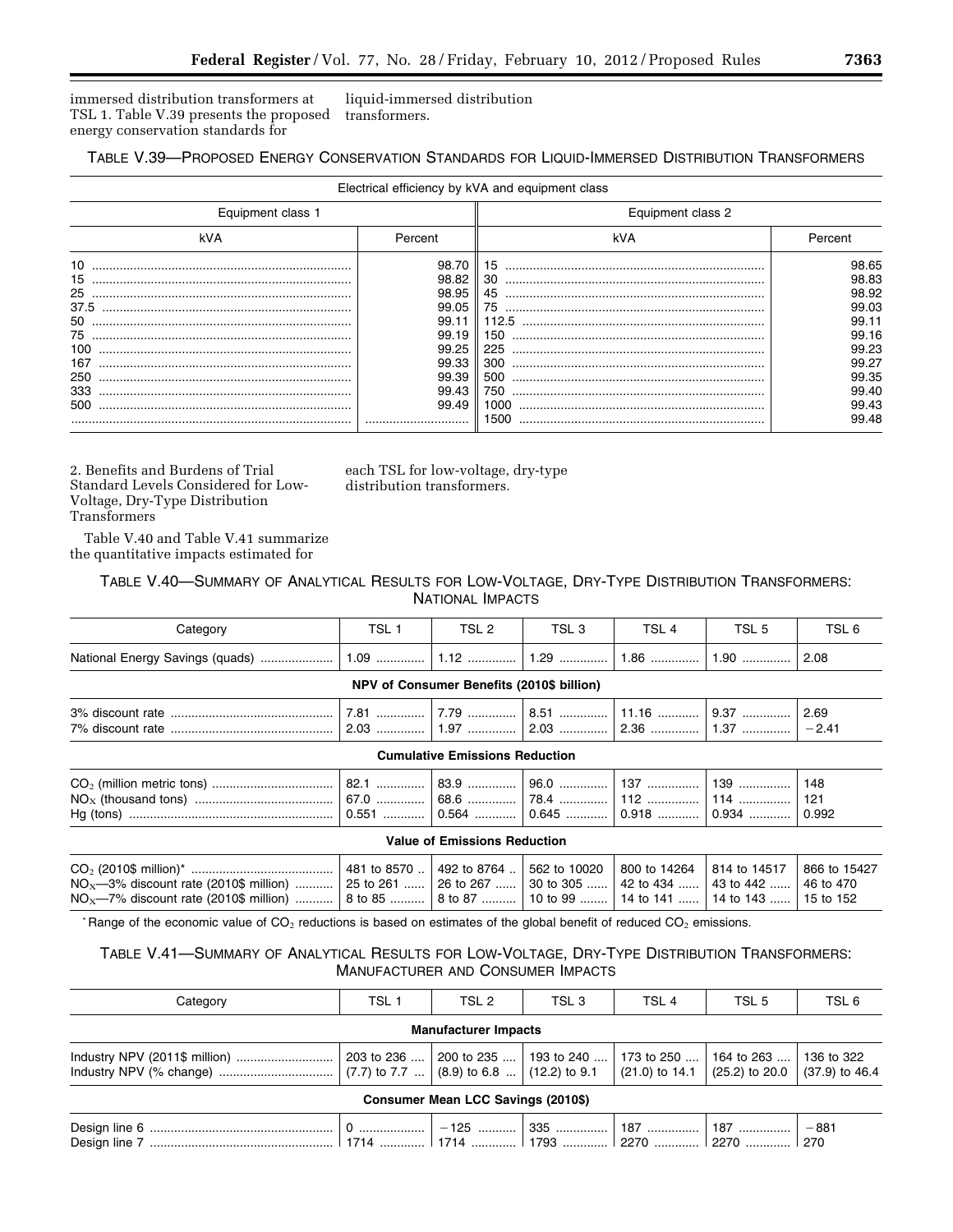immersed distribution transformers at TSL 1. Table V.39 presents the proposed energy conservation standards for liquid-immersed distribution transformers.

TABLE V.39—PROPOSED ENERGY CONSERVATION STANDARDS FOR LIQUID-IMMERSED DISTRIBUTION TRANSFORMERS

| Electrical efficiency by kVA and equipment class | | | |
|---|---|---|---|
| Equipment class 1 | | Equipment class 2 | |
| kVA | Percent | kVA | Percent |
| 10 | 98.70 | 15 | 98.65 |
| 15 | 98.82 | 30 | 98.83 |
| 25 | 98.95 | 45 | 98.92 |
| 37.5 | 99.05 | 75 | 99.03 |
| 50 | 99.11 | 112.5 | 99.11 |
| 75 | 99.19 | 150 | 99.16 |
| 100 | 99.25 | 225 | 99.23 |
| 167 | 99.33 | 300 | 99.27 |
| 250 | 99.39 | 500 | 99.35 |
| 333 | 99.43 | 750 | 99.40 |
| 500 | 99.49 | 1000 | 99.43 |
| | | 1500 | 99.48 |

2. Benefits and Burdens of Trial Standard Levels Considered for Low-Voltage, Dry-Type Distribution Transformers

Table V.40 and Table V.41 summarize the quantitative impacts estimated for each TSL for low-voltage, dry-type distribution transformers.

TABLE V.40—SUMMARY OF ANALYTICAL RESULTS FOR LOW-VOLTAGE, DRY-TYPE DISTRIBUTION TRANSFORMERS: NATIONAL IMPACTS

| Category | TSL 1 | TSL 2 | TSL 3 | TSL 4 | TSL 5 | TSL 6 |
|---|---|---|---|---|---|---|
| National Energy Savings (quads) | 1.09 | 1.12 | 1.29 | 1.86 | 1.90 | 2.08 |
| **NPV of Consumer Benefits (2010$ billion)** | | | | | | |
| 3% discount rate | 7.81 | 7.79 | 8.51 | 11.16 | 9.37 | 2.69 |
| 7% discount rate | 2.03 | 1.97 | 2.03 | 2.36 | 1.37 | −2.41 |
| **Cumulative Emissions Reduction** | | | | | | |
| $CO_2$ (million metric tons) | 82.1 | 83.9 | 96.0 | 137 | 139 | 148 |
| $NO_X$ (thousand tons) | 67.0 | 68.6 | 78.4 | 112 | 114 | 121 |
| Hg (tons) | 0.551 | 0.564 | 0.645 | 0.918 | 0.934 | 0.992 |
| **Value of Emissions Reduction** | | | | | | |
| $CO_2$ (2010$ million)* | 481 to 8570 | 492 to 8764 | 562 to 10020 | 800 to 14264 | 814 to 14517 | 866 to 15427 |
| $NO_X$—3% discount rate (2010$ million) | 25 to 261 | 26 to 267 | 30 to 305 | 42 to 434 | 43 to 442 | 46 to 470 |
| $NO_X$—7% discount rate (2010$ million) | 8 to 85 | 8 to 87 | 10 to 99 | 14 to 141 | 14 to 143 | 15 to 152 |

* Range of the economic value of $CO_2$ reductions is based on estimates of the global benefit of reduced $CO_2$ emissions.

TABLE V.41—SUMMARY OF ANALYTICAL RESULTS FOR LOW-VOLTAGE, DRY-TYPE DISTRIBUTION TRANSFORMERS: MANUFACTURER AND CONSUMER IMPACTS

| Category | TSL 1 | TSL 2 | TSL 3 | TSL 4 | TSL 5 | TSL 6 |
|---|---|---|---|---|---|---|
| **Manufacturer Impacts** | | | | | | |
| Industry NPV (2011$ million) | 203 to 236 | 200 to 235 | 193 to 240 | 173 to 250 | 164 to 263 | 136 to 322 |
| Industry NPV (% change) | (7.7) to 7.7 | (8.9) to 6.8 | (12.2) to 9.1 | (21.0) to 14.1 | (25.2) to 20.0 | (37.9) to 46.4 |
| **Consumer Mean LCC Savings (2010$)** | | | | | | |
| Design line 6 | 0 | −125 | 335 | 187 | 187 | −881 |
| Design line 7 | 1714 | 1714 | 1793 | 2270 | 2270 | 270 |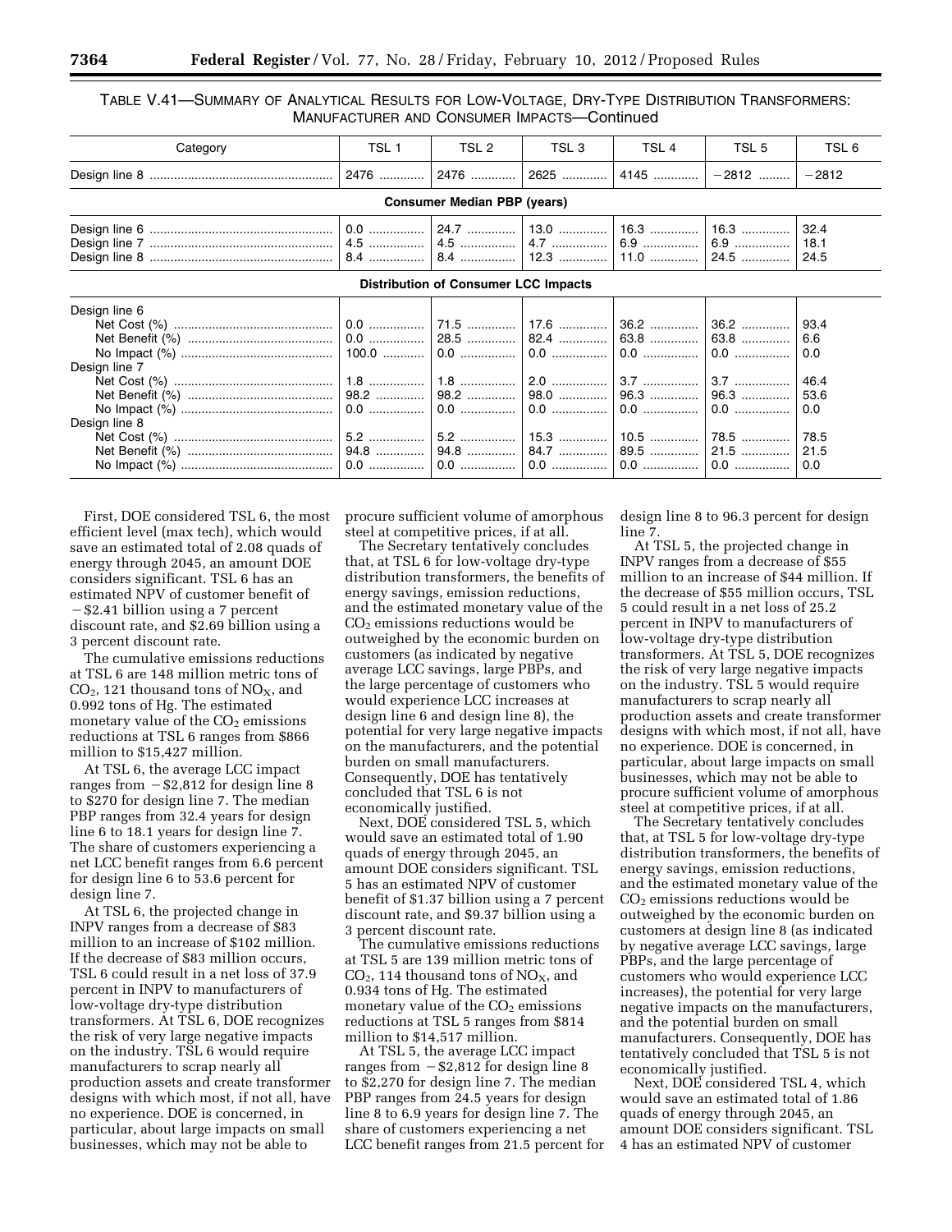TABLE V.41—SUMMARY OF ANALYTICAL RESULTS FOR LOW-VOLTAGE, DRY-TYPE DISTRIBUTION TRANSFORMERS: MANUFACTURER AND CONSUMER IMPACTS—Continued

| Category | TSL 1 | TSL 2 | TSL 3 | TSL 4 | TSL 5 | TSL 6 |
|---|---|---|---|---|---|---|
| Design line 8 | 2476 | 2476 | 2625 | 4145 | −2812 | −2812 |
| **Consumer Median PBP (years)** | | | | | | |
| Design line 6 | 0.0 | 24.7 | 13.0 | 16.3 | 16.3 | 32.4 |
| Design line 7 | 4.5 | 4.5 | 4.7 | 6.9 | 6.9 | 18.1 |
| Design line 8 | 8.4 | 8.4 | 12.3 | 11.0 | 24.5 | 24.5 |
| **Distribution of Consumer LCC Impacts** | | | | | | |
| Design line 6 | | | | | | |
| Net Cost (%) | 0.0 | 71.5 | 17.6 | 36.2 | 36.2 | 93.4 |
| Net Benefit (%) | 0.0 | 28.5 | 82.4 | 63.8 | 63.8 | 6.6 |
| No Impact (%) | 100.0 | 0.0 | 0.0 | 0.0 | 0.0 | 0.0 |
| Design line 7 | | | | | | |
| Net Cost (%) | 1.8 | 1.8 | 2.0 | 3.7 | 3.7 | 46.4 |
| Net Benefit (%) | 98.2 | 98.2 | 98.0 | 96.3 | 96.3 | 53.6 |
| No Impact (%) | 0.0 | 0.0 | 0.0 | 0.0 | 0.0 | 0.0 |
| Design line 8 | | | | | | |
| Net Cost (%) | 5.2 | 5.2 | 15.3 | 10.5 | 78.5 | 78.5 |
| Net Benefit (%) | 94.8 | 94.8 | 84.7 | 89.5 | 21.5 | 21.5 |
| No Impact (%) | 0.0 | 0.0 | 0.0 | 0.0 | 0.0 | 0.0 |

First, DOE considered TSL 6, the most efficient level (max tech), which would save an estimated total of 2.08 quads of energy through 2045, an amount DOE considers significant. TSL 6 has an estimated NPV of customer benefit of −$2.41 billion using a 7 percent discount rate, and $2.69 billion using a 3 percent discount rate.

The cumulative emissions reductions at TSL 6 are 148 million metric tons of $CO_2$, 121 thousand tons of $NO_X$, and 0.992 tons of Hg. The estimated monetary value of the $CO_2$ emissions reductions at TSL 6 ranges from $866 million to $15,427 million.

At TSL 6, the average LCC impact ranges from −$2,812 for design line 8 to $270 for design line 7. The median PBP ranges from 32.4 years for design line 6 to 18.1 years for design line 7. The share of customers experiencing a net LCC benefit ranges from 6.6 percent for design line 6 to 53.6 percent for design line 7.

At TSL 6, the projected change in INPV ranges from a decrease of $83 million to an increase of $102 million. If the decrease of $83 million occurs, TSL 6 could result in a net loss of 37.9 percent in INPV to manufacturers of low-voltage dry-type distribution transformers. At TSL 6, DOE recognizes the risk of very large negative impacts on the industry. TSL 6 would require manufacturers to scrap nearly all production assets and create transformer designs with which most, if not all, have no experience. DOE is concerned, in particular, about large impacts on small businesses, which may not be able to procure sufficient volume of amorphous steel at competitive prices, if at all.

The Secretary tentatively concludes that, at TSL 6 for low-voltage dry-type distribution transformers, the benefits of energy savings, emission reductions, and the estimated monetary value of the $CO_2$ emissions reductions would be outweighed by the economic burden on customers (as indicated by negative average LCC savings, large PBPs, and the large percentage of customers who would experience LCC increases at design line 6 and design line 8), the potential for very large negative impacts on the manufacturers, and the potential burden on small manufacturers. Consequently, DOE has tentatively concluded that TSL 6 is not economically justified.

Next, DOE considered TSL 5, which would save an estimated total of 1.90 quads of energy through 2045, an amount DOE considers significant. TSL 5 has an estimated NPV of customer benefit of $1.37 billion using a 7 percent discount rate, and $9.37 billion using a 3 percent discount rate.

The cumulative emissions reductions at TSL 5 are 139 million metric tons of $CO_2$, 114 thousand tons of $NO_X$, and 0.934 tons of Hg. The estimated monetary value of the $CO_2$ emissions reductions at TSL 5 ranges from $814 million to $14,517 million.

At TSL 5, the average LCC impact ranges from −$2,812 for design line 8 to $2,270 for design line 7. The median PBP ranges from 24.5 years for design line 8 to 6.9 years for design line 7. The share of customers experiencing a net LCC benefit ranges from 21.5 percent for design line 8 to 96.3 percent for design line 7.

At TSL 5, the projected change in INPV ranges from a decrease of $55 million to an increase of $44 million. If the decrease of $55 million occurs, TSL 5 could result in a net loss of 25.2 percent in INPV to manufacturers of low-voltage dry-type distribution transformers. At TSL 5, DOE recognizes the risk of very large negative impacts on the industry. TSL 5 would require manufacturers to scrap nearly all production assets and create transformer designs with which most, if not all, have no experience. DOE is concerned, in particular, about large impacts on small businesses, which may not be able to procure sufficient volume of amorphous steel at competitive prices, if at all.

The Secretary tentatively concludes that, at TSL 5 for low-voltage dry-type distribution transformers, the benefits of energy savings, emission reductions, and the estimated monetary value of the $CO_2$ emissions reductions would be outweighed by the economic burden on customers at design line 8 (as indicated by negative average LCC savings, large PBPs, and the large percentage of customers who would experience LCC increases), the potential for very large negative impacts on the manufacturers, and the potential burden on small manufacturers. Consequently, DOE has tentatively concluded that TSL 5 is not economically justified.

Next, DOE considered TSL 4, which would save an estimated total of 1.86 quads of energy through 2045, an amount DOE considers significant. TSL 4 has an estimated NPV of customer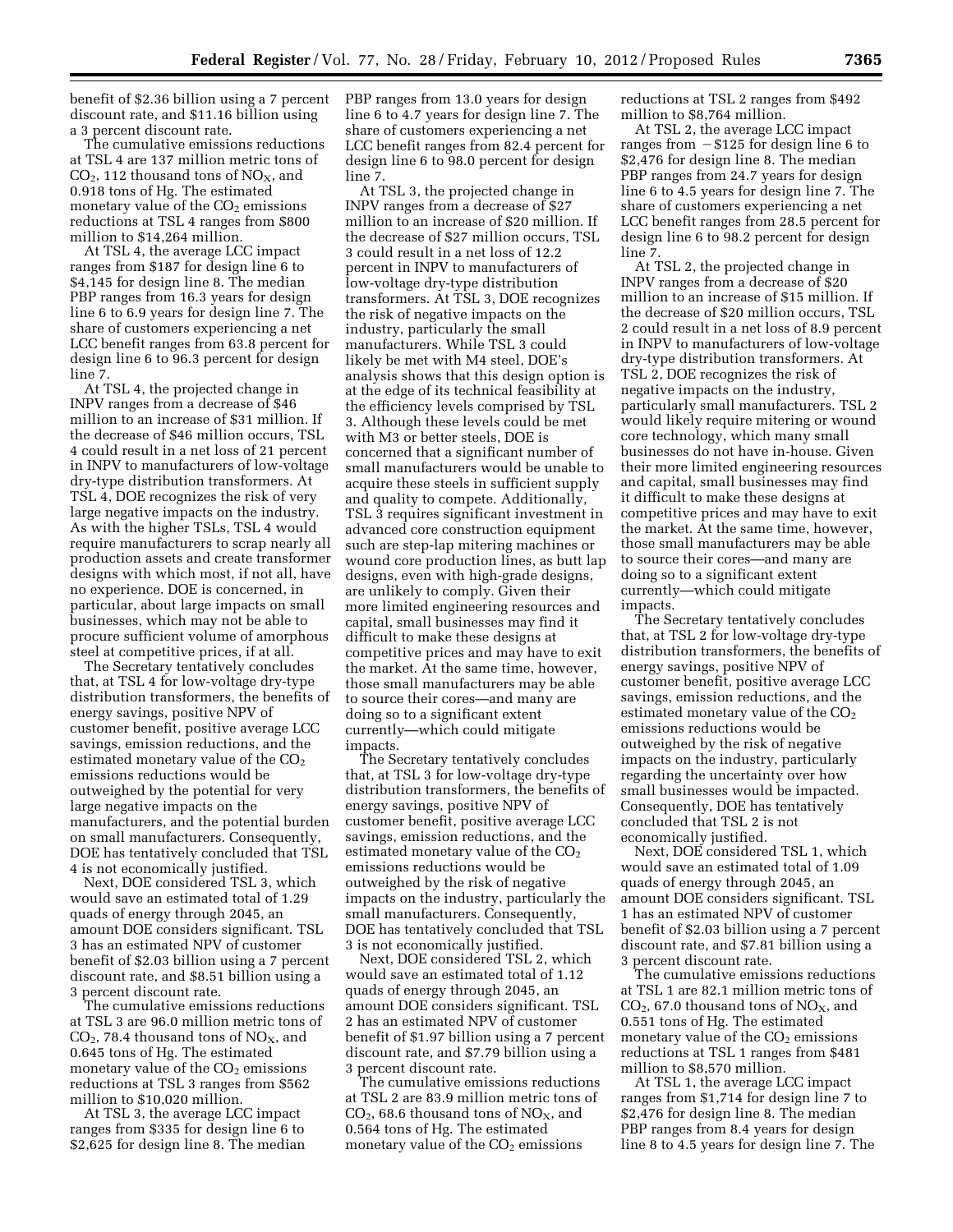benefit of $2.36 billion using a 7 percent discount rate, and $11.16 billion using a 3 percent discount rate.

The cumulative emissions reductions at TSL 4 are 137 million metric tons of $CO_2$, 112 thousand tons of $NO_X$, and 0.918 tons of Hg. The estimated monetary value of the $CO_2$ emissions reductions at TSL 4 ranges from $800 million to $14,264 million.

At TSL 4, the average LCC impact ranges from $187 for design line 6 to $4,145 for design line 8. The median PBP ranges from 16.3 years for design line 6 to 6.9 years for design line 7. The share of customers experiencing a net LCC benefit ranges from 63.8 percent for design line 6 to 96.3 percent for design line 7.

At TSL 4, the projected change in INPV ranges from a decrease of $46 million to an increase of $31 million. If the decrease of $46 million occurs, TSL 4 could result in a net loss of 21 percent in INPV to manufacturers of low-voltage dry-type distribution transformers. At TSL 4, DOE recognizes the risk of very large negative impacts on the industry. As with the higher TSLs, TSL 4 would require manufacturers to scrap nearly all production assets and create transformer designs with which most, if not all, have no experience. DOE is concerned, in particular, about large impacts on small businesses, which may not be able to procure sufficient volume of amorphous steel at competitive prices, if at all.

The Secretary tentatively concludes that, at TSL 4 for low-voltage dry-type distribution transformers, the benefits of energy savings, positive NPV of customer benefit, positive average LCC savings, emission reductions, and the estimated monetary value of the $CO_2$ emissions reductions would be outweighed by the potential for very large negative impacts on the manufacturers, and the potential burden on small manufacturers. Consequently, DOE has tentatively concluded that TSL 4 is not economically justified.

Next, DOE considered TSL 3, which would save an estimated total of 1.29 quads of energy through 2045, an amount DOE considers significant. TSL 3 has an estimated NPV of customer benefit of $2.03 billion using a 7 percent discount rate, and $8.51 billion using a 3 percent discount rate.

The cumulative emissions reductions at TSL 3 are 96.0 million metric tons of $CO_2$, 78.4 thousand tons of $NO_X$, and 0.645 tons of Hg. The estimated monetary value of the $CO_2$ emissions reductions at TSL 3 ranges from $562 million to $10,020 million.

At TSL 3, the average LCC impact ranges from $335 for design line 6 to $2,625 for design line 8. The median PBP ranges from 13.0 years for design line 6 to 4.7 years for design line 7. The share of customers experiencing a net LCC benefit ranges from 82.4 percent for design line 6 to 98.0 percent for design line 7.

At TSL 3, the projected change in INPV ranges from a decrease of $27 million to an increase of $20 million. If the decrease of $27 million occurs, TSL 3 could result in a net loss of 12.2 percent in INPV to manufacturers of low-voltage dry-type distribution transformers. At TSL 3, DOE recognizes the risk of negative impacts on the industry, particularly the small manufacturers. While TSL 3 could likely be met with M4 steel, DOE's analysis shows that this design option is at the edge of its technical feasibility at the efficiency levels comprised by TSL 3. Although these levels could be met with M3 or better steels, DOE is concerned that a significant number of small manufacturers would be unable to acquire these steels in sufficient supply and quality to compete. Additionally, TSL 3 requires significant investment in advanced core construction equipment such are step-lap mitering machines or wound core production lines, as butt lap designs, even with high-grade designs, are unlikely to comply. Given their more limited engineering resources and capital, small businesses may find it difficult to make these designs at competitive prices and may have to exit the market. At the same time, however, those small manufacturers may be able to source their cores—and many are doing so to a significant extent currently—which could mitigate impacts.

The Secretary tentatively concludes that, at TSL 3 for low-voltage dry-type distribution transformers, the benefits of energy savings, positive NPV of customer benefit, positive average LCC savings, emission reductions, and the estimated monetary value of the $CO_2$ emissions reductions would be outweighed by the risk of negative impacts on the industry, particularly the small manufacturers. Consequently, DOE has tentatively concluded that TSL 3 is not economically justified.

Next, DOE considered TSL 2, which would save an estimated total of 1.12 quads of energy through 2045, an amount DOE considers significant. TSL 2 has an estimated NPV of customer benefit of $1.97 billion using a 7 percent discount rate, and $7.79 billion using a 3 percent discount rate.

The cumulative emissions reductions at TSL 2 are 83.9 million metric tons of $CO_2$, 68.6 thousand tons of $NO_X$, and 0.564 tons of Hg. The estimated monetary value of the $CO_2$ emissions reductions at TSL 2 ranges from $492 million to $8,764 million.

At TSL 2, the average LCC impact ranges from −$125 for design line 6 to $2,476 for design line 8. The median PBP ranges from 24.7 years for design line 6 to 4.5 years for design line 7. The share of customers experiencing a net LCC benefit ranges from 28.5 percent for design line 6 to 98.2 percent for design line 7.

At TSL 2, the projected change in INPV ranges from a decrease of $20 million to an increase of $15 million. If the decrease of $20 million occurs, TSL 2 could result in a net loss of 8.9 percent in INPV to manufacturers of low-voltage dry-type distribution transformers. At TSL 2, DOE recognizes the risk of negative impacts on the industry, particularly small manufacturers. TSL 2 would likely require mitering or wound core technology, which many small businesses do not have in-house. Given their more limited engineering resources and capital, small businesses may find it difficult to make these designs at competitive prices and may have to exit the market. At the same time, however, those small manufacturers may be able to source their cores—and many are doing so to a significant extent currently—which could mitigate impacts.

The Secretary tentatively concludes that, at TSL 2 for low-voltage dry-type distribution transformers, the benefits of energy savings, positive NPV of customer benefit, positive average LCC savings, emission reductions, and the estimated monetary value of the $CO_2$ emissions reductions would be outweighed by the risk of negative impacts on the industry, particularly regarding the uncertainty over how small businesses would be impacted. Consequently, DOE has tentatively concluded that TSL 2 is not economically justified.

Next, DOE considered TSL 1, which would save an estimated total of 1.09 quads of energy through 2045, an amount DOE considers significant. TSL 1 has an estimated NPV of customer benefit of $2.03 billion using a 7 percent discount rate, and $7.81 billion using a 3 percent discount rate.

The cumulative emissions reductions at TSL 1 are 82.1 million metric tons of $CO_2$, 67.0 thousand tons of $NO_X$, and 0.551 tons of Hg. The estimated monetary value of the $CO_2$ emissions reductions at TSL 1 ranges from $481 million to $8,570 million.

At TSL 1, the average LCC impact ranges from $1,714 for design line 7 to $2,476 for design line 8. The median PBP ranges from 8.4 years for design line 8 to 4.5 years for design line 7. The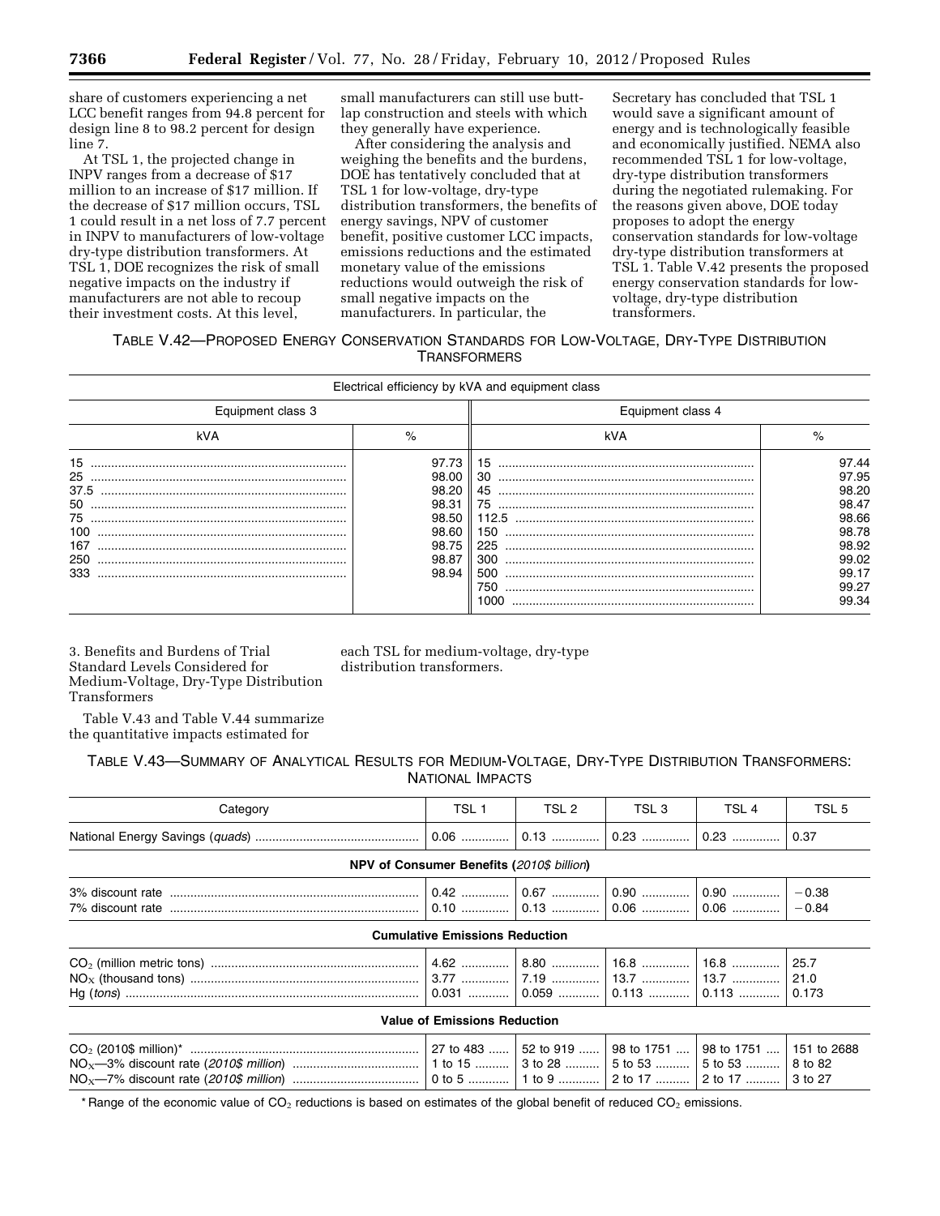share of customers experiencing a net LCC benefit ranges from 94.8 percent for design line 8 to 98.2 percent for design line 7.

At TSL 1, the projected change in INPV ranges from a decrease of $17 million to an increase of $17 million. If the decrease of $17 million occurs, TSL 1 could result in a net loss of 7.7 percent in INPV to manufacturers of low-voltage dry-type distribution transformers. At TSL 1, DOE recognizes the risk of small negative impacts on the industry if manufacturers are not able to recoup their investment costs. At this level, small manufacturers can still use butt-lap construction and steels with which they generally have experience.

After considering the analysis and weighing the benefits and the burdens, DOE has tentatively concluded that at TSL 1 for low-voltage, dry-type distribution transformers, the benefits of energy savings, NPV of customer benefit, positive customer LCC impacts, emissions reductions and the estimated monetary value of the emissions reductions would outweigh the risk of small negative impacts on the manufacturers. In particular, the Secretary has concluded that TSL 1 would save a significant amount of energy and is technologically feasible and economically justified. NEMA also recommended TSL 1 for low-voltage, dry-type distribution transformers during the negotiated rulemaking. For the reasons given above, DOE today proposes to adopt the energy conservation standards for low-voltage dry-type distribution transformers at TSL 1. Table V.42 presents the proposed energy conservation standards for low-voltage, dry-type distribution transformers.

TABLE V.42—PROPOSED ENERGY CONSERVATION STANDARDS FOR LOW-VOLTAGE, DRY-TYPE DISTRIBUTION TRANSFORMERS

| Electrical efficiency by kVA and equipment class | | | |
|---|---|---|---|
| Equipment class 3 | | Equipment class 4 | |
| kVA | % | kVA | % |
| 15 | 97.73 | 15 | 97.44 |
| 25 | 98.00 | 30 | 97.95 |
| 37.5 | 98.20 | 45 | 98.20 |
| 50 | 98.31 | 75 | 98.47 |
| 75 | 98.50 | 112.5 | 98.66 |
| 100 | 98.60 | 150 | 98.78 |
| 167 | 98.75 | 225 | 98.92 |
| 250 | 98.87 | 300 | 99.02 |
| 333 | 98.94 | 500 | 99.17 |
| | | 750 | 99.27 |
| | | 1000 | 99.34 |

3. Benefits and Burdens of Trial Standard Levels Considered for Medium-Voltage, Dry-Type Distribution Transformers

Table V.43 and Table V.44 summarize the quantitative impacts estimated for each TSL for medium-voltage, dry-type distribution transformers.

TABLE V.43—SUMMARY OF ANALYTICAL RESULTS FOR MEDIUM-VOLTAGE, DRY-TYPE DISTRIBUTION TRANSFORMERS: NATIONAL IMPACTS

| Category | TSL 1 | TSL 2 | TSL 3 | TSL 4 | TSL 5 |
|---|---|---|---|---|---|
| National Energy Savings (*quads*) | 0.06 | 0.13 | 0.23 | 0.23 | 0.37 |
| **NPV of Consumer Benefits (*2010$ billion*)** | | | | | |
| 3% discount rate | 0.42 | 0.67 | 0.90 | 0.90 | −0.38 |
| 7% discount rate | 0.10 | 0.13 | 0.06 | 0.06 | −0.84 |
| **Cumulative Emissions Reduction** | | | | | |
| $CO_2$ (million metric tons) | 4.62 | 8.80 | 16.8 | 16.8 | 25.7 |
| $NO_X$ (thousand tons) | 3.77 | 7.19 | 13.7 | 13.7 | 21.0 |
| Hg (*tons*) | 0.031 | 0.059 | 0.113 | 0.113 | 0.173 |
| **Value of Emissions Reduction** | | | | | |
| $CO_2$ (2010$ million)* | 27 to 483 | 52 to 919 | 98 to 1751 | 98 to 1751 | 151 to 2688 |
| $NO_X$—3% discount rate (*2010$ million*) | 1 to 15 | 3 to 28 | 5 to 53 | 5 to 53 | 8 to 82 |
| $NO_X$—7% discount rate (*2010$ million*) | 0 to 5 | 1 to 9 | 2 to 17 | 2 to 17 | 3 to 27 |

\* Range of the economic value of $CO_2$ reductions is based on estimates of the global benefit of reduced $CO_2$ emissions.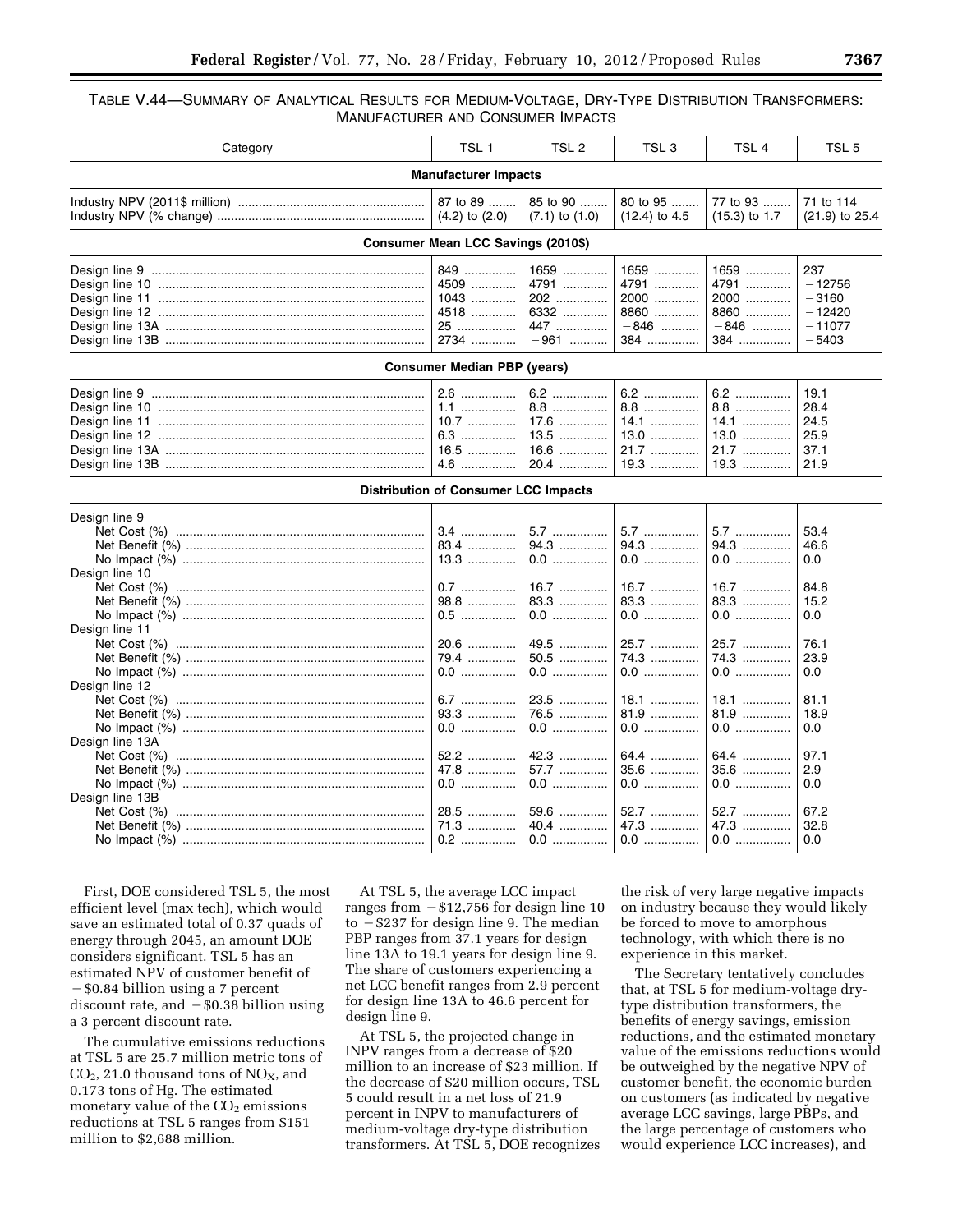TABLE V.44—SUMMARY OF ANALYTICAL RESULTS FOR MEDIUM-VOLTAGE, DRY-TYPE DISTRIBUTION TRANSFORMERS: MANUFACTURER AND CONSUMER IMPACTS

| Category | TSL 1 | TSL 2 | TSL 3 | TSL 4 | TSL 5 |
|---|---|---|---|---|---|
| **Manufacturer Impacts** | | | | | |
| Industry NPV (2011$ million) | 87 to 89 | 85 to 90 | 80 to 95 | 77 to 93 | 71 to 114 |
| Industry NPV (% change) | (4.2) to (2.0) | (7.1) to (1.0) | (12.4) to 4.5 | (15.3) to 1.7 | (21.9) to 25.4 |
| **Consumer Mean LCC Savings (2010$)** | | | | | |
| Design line 9 | 849 | 1659 | 1659 | 1659 | 237 |
| Design line 10 | 4509 | 4791 | 4791 | 4791 | −12756 |
| Design line 11 | 1043 | 202 | 2000 | 2000 | −3160 |
| Design line 12 | 4518 | 6332 | 8860 | 8860 | −12420 |
| Design line 13A | 25 | 447 | −846 | −846 | −11077 |
| Design line 13B | 2734 | −961 | 384 | 384 | −5403 |
| **Consumer Median PBP (years)** | | | | | |
| Design line 9 | 2.6 | 6.2 | 6.2 | 6.2 | 19.1 |
| Design line 10 | 1.1 | 8.8 | 8.8 | 8.8 | 28.4 |
| Design line 11 | 10.7 | 17.6 | 14.1 | 14.1 | 24.5 |
| Design line 12 | 6.3 | 13.5 | 13.0 | 13.0 | 25.9 |
| Design line 13A | 16.5 | 16.6 | 21.7 | 21.7 | 37.1 |
| Design line 13B | 4.6 | 20.4 | 19.3 | 19.3 | 21.9 |
| **Distribution of Consumer LCC Impacts** | | | | | |
| Design line 9 | | | | | |
| Net Cost (%) | 3.4 | 5.7 | 5.7 | 5.7 | 53.4 |
| Net Benefit (%) | 83.4 | 94.3 | 94.3 | 94.3 | 46.6 |
| No Impact (%) | 13.3 | 0.0 | 0.0 | 0.0 | 0.0 |
| Design line 10 | | | | | |
| Net Cost (%) | 0.7 | 16.7 | 16.7 | 16.7 | 84.8 |
| Net Benefit (%) | 98.8 | 83.3 | 83.3 | 83.3 | 15.2 |
| No Impact (%) | 0.5 | 0.0 | 0.0 | 0.0 | 0.0 |
| Design line 11 | | | | | |
| Net Cost (%) | 20.6 | 49.5 | 25.7 | 25.7 | 76.1 |
| Net Benefit (%) | 79.4 | 50.5 | 74.3 | 74.3 | 23.9 |
| No Impact (%) | 0.0 | 0.0 | 0.0 | 0.0 | 0.0 |
| Design line 12 | | | | | |
| Net Cost (%) | 6.7 | 23.5 | 18.1 | 18.1 | 81.1 |
| Net Benefit (%) | 93.3 | 76.5 | 81.9 | 81.9 | 18.9 |
| No Impact (%) | 0.0 | 0.0 | 0.0 | 0.0 | 0.0 |
| Design line 13A | | | | | |
| Net Cost (%) | 52.2 | 42.3 | 64.4 | 64.4 | 97.1 |
| Net Benefit (%) | 47.8 | 57.7 | 35.6 | 35.6 | 2.9 |
| No Impact (%) | 0.0 | 0.0 | 0.0 | 0.0 | 0.0 |
| Design line 13B | | | | | |
| Net Cost (%) | 28.5 | 59.6 | 52.7 | 52.7 | 67.2 |
| Net Benefit (%) | 71.3 | 40.4 | 47.3 | 47.3 | 32.8 |
| No Impact (%) | 0.2 | 0.0 | 0.0 | 0.0 | 0.0 |

First, DOE considered TSL 5, the most efficient level (max tech), which would save an estimated total of 0.37 quads of energy through 2045, an amount DOE considers significant. TSL 5 has an estimated NPV of customer benefit of −$0.84 billion using a 7 percent discount rate, and −$0.38 billion using a 3 percent discount rate.

The cumulative emissions reductions at TSL 5 are 25.7 million metric tons of $CO_2$, 21.0 thousand tons of $NO_X$, and 0.173 tons of Hg. The estimated monetary value of the $CO_2$ emissions reductions at TSL 5 ranges from $151 million to $2,688 million.

At TSL 5, the average LCC impact ranges from −$12,756 for design line 10 to −$237 for design line 9. The median PBP ranges from 37.1 years for design line 13A to 19.1 years for design line 9. The share of customers experiencing a net LCC benefit ranges from 2.9 percent for design line 13A to 46.6 percent for design line 9.

At TSL 5, the projected change in INPV ranges from a decrease of $20 million to an increase of $23 million. If the decrease of $20 million occurs, TSL 5 could result in a net loss of 21.9 percent in INPV to manufacturers of medium-voltage dry-type distribution transformers. At TSL 5, DOE recognizes the risk of very large negative impacts on industry because they would likely be forced to move to amorphous technology, with which there is no experience in this market.

The Secretary tentatively concludes that, at TSL 5 for medium-voltage dry-type distribution transformers, the benefits of energy savings, emission reductions, and the estimated monetary value of the emissions reductions would be outweighed by the negative NPV of customer benefit, the economic burden on customers (as indicated by negative average LCC savings, large PBPs, and the large percentage of customers who would experience LCC increases), and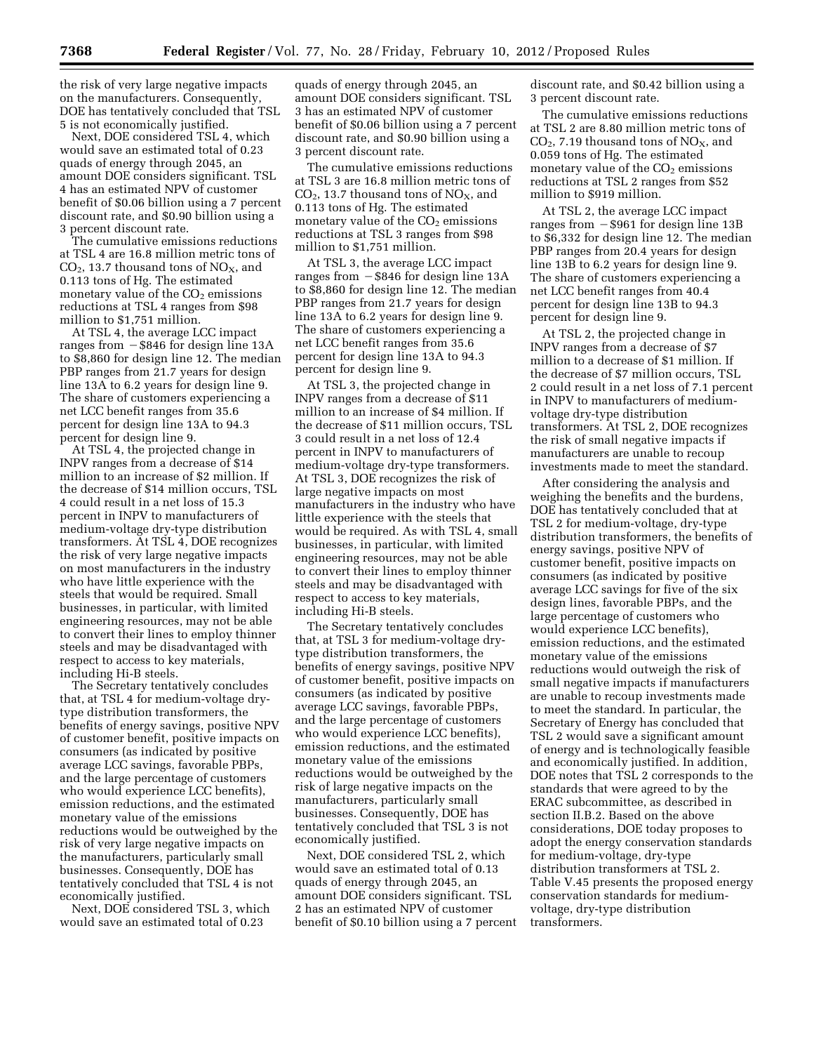the risk of very large negative impacts on the manufacturers. Consequently, DOE has tentatively concluded that TSL 5 is not economically justified.

Next, DOE considered TSL 4, which would save an estimated total of 0.23 quads of energy through 2045, an amount DOE considers significant. TSL 4 has an estimated NPV of customer benefit of $0.06 billion using a 7 percent discount rate, and $0.90 billion using a 3 percent discount rate.

The cumulative emissions reductions at TSL 4 are 16.8 million metric tons of $CO_2$, 13.7 thousand tons of $NO_X$, and 0.113 tons of Hg. The estimated monetary value of the $CO_2$ emissions reductions at TSL 4 ranges from $98 million to $1,751 million.

At TSL 4, the average LCC impact ranges from −$846 for design line 13A to $8,860 for design line 12. The median PBP ranges from 21.7 years for design line 13A to 6.2 years for design line 9. The share of customers experiencing a net LCC benefit ranges from 35.6 percent for design line 13A to 94.3 percent for design line 9.

At TSL 4, the projected change in INPV ranges from a decrease of $14 million to an increase of $2 million. If the decrease of $14 million occurs, TSL 4 could result in a net loss of 15.3 percent in INPV to manufacturers of medium-voltage dry-type distribution transformers. At TSL 4, DOE recognizes the risk of very large negative impacts on most manufacturers in the industry who have little experience with the steels that would be required. Small businesses, in particular, with limited engineering resources, may not be able to convert their lines to employ thinner steels and may be disadvantaged with respect to access to key materials, including Hi-B steels.

The Secretary tentatively concludes that, at TSL 4 for medium-voltage dry-type distribution transformers, the benefits of energy savings, positive NPV of customer benefit, positive impacts on consumers (as indicated by positive average LCC savings, favorable PBPs, and the large percentage of customers who would experience LCC benefits), emission reductions, and the estimated monetary value of the emissions reductions would be outweighed by the risk of very large negative impacts on the manufacturers, particularly small businesses. Consequently, DOE has tentatively concluded that TSL 4 is not economically justified.

Next, DOE considered TSL 3, which would save an estimated total of 0.23 quads of energy through 2045, an amount DOE considers significant. TSL 3 has an estimated NPV of customer benefit of $0.06 billion using a 7 percent discount rate, and $0.90 billion using a 3 percent discount rate.

The cumulative emissions reductions at TSL 3 are 16.8 million metric tons of $CO_2$, 13.7 thousand tons of $NO_X$, and 0.113 tons of Hg. The estimated monetary value of the $CO_2$ emissions reductions at TSL 3 ranges from $98 million to $1,751 million.

At TSL 3, the average LCC impact ranges from −$846 for design line 13A to $8,860 for design line 12. The median PBP ranges from 21.7 years for design line 13A to 6.2 years for design line 9. The share of customers experiencing a net LCC benefit ranges from 35.6 percent for design line 13A to 94.3 percent for design line 9.

At TSL 3, the projected change in INPV ranges from a decrease of $11 million to an increase of $4 million. If the decrease of $11 million occurs, TSL 3 could result in a net loss of 12.4 percent in INPV to manufacturers of medium-voltage dry-type transformers. At TSL 3, DOE recognizes the risk of large negative impacts on most manufacturers in the industry who have little experience with the steels that would be required. As with TSL 4, small businesses, in particular, with limited engineering resources, may not be able to convert their lines to employ thinner steels and may be disadvantaged with respect to access to key materials, including Hi-B steels.

The Secretary tentatively concludes that, at TSL 3 for medium-voltage dry-type distribution transformers, the benefits of energy savings, positive NPV of customer benefit, positive impacts on consumers (as indicated by positive average LCC savings, favorable PBPs, and the large percentage of customers who would experience LCC benefits), emission reductions, and the estimated monetary value of the emissions reductions would be outweighed by the risk of large negative impacts on the manufacturers, particularly small businesses. Consequently, DOE has tentatively concluded that TSL 3 is not economically justified.

Next, DOE considered TSL 2, which would save an estimated total of 0.13 quads of energy through 2045, an amount DOE considers significant. TSL 2 has an estimated NPV of customer benefit of $0.10 billion using a 7 percent discount rate, and $0.42 billion using a 3 percent discount rate.

The cumulative emissions reductions at TSL 2 are 8.80 million metric tons of $CO_2$, 7.19 thousand tons of $NO_X$, and 0.059 tons of Hg. The estimated monetary value of the $CO_2$ emissions reductions at TSL 2 ranges from $52 million to $919 million.

At TSL 2, the average LCC impact ranges from −$961 for design line 13B to $6,332 for design line 12. The median PBP ranges from 20.4 years for design line 13B to 6.2 years for design line 9. The share of customers experiencing a net LCC benefit ranges from 40.4 percent for design line 13B to 94.3 percent for design line 9.

At TSL 2, the projected change in INPV ranges from a decrease of $7 million to a decrease of $1 million. If the decrease of $7 million occurs, TSL 2 could result in a net loss of 7.1 percent in INPV to manufacturers of medium-voltage dry-type distribution transformers. At TSL 2, DOE recognizes the risk of small negative impacts if manufacturers are unable to recoup investments made to meet the standard.

After considering the analysis and weighing the benefits and the burdens, DOE has tentatively concluded that at TSL 2 for medium-voltage, dry-type distribution transformers, the benefits of energy savings, positive NPV of customer benefit, positive impacts on consumers (as indicated by positive average LCC savings for five of the six design lines, favorable PBPs, and the large percentage of customers who would experience LCC benefits), emission reductions, and the estimated monetary value of the emissions reductions would outweigh the risk of small negative impacts if manufacturers are unable to recoup investments made to meet the standard. In particular, the Secretary of Energy has concluded that TSL 2 would save a significant amount of energy and is technologically feasible and economically justified. In addition, DOE notes that TSL 2 corresponds to the standards that were agreed to by the ERAC subcommittee, as described in section II.B.2. Based on the above considerations, DOE today proposes to adopt the energy conservation standards for medium-voltage, dry-type distribution transformers at TSL 2. Table V.45 presents the proposed energy conservation standards for medium-voltage, dry-type distribution transformers.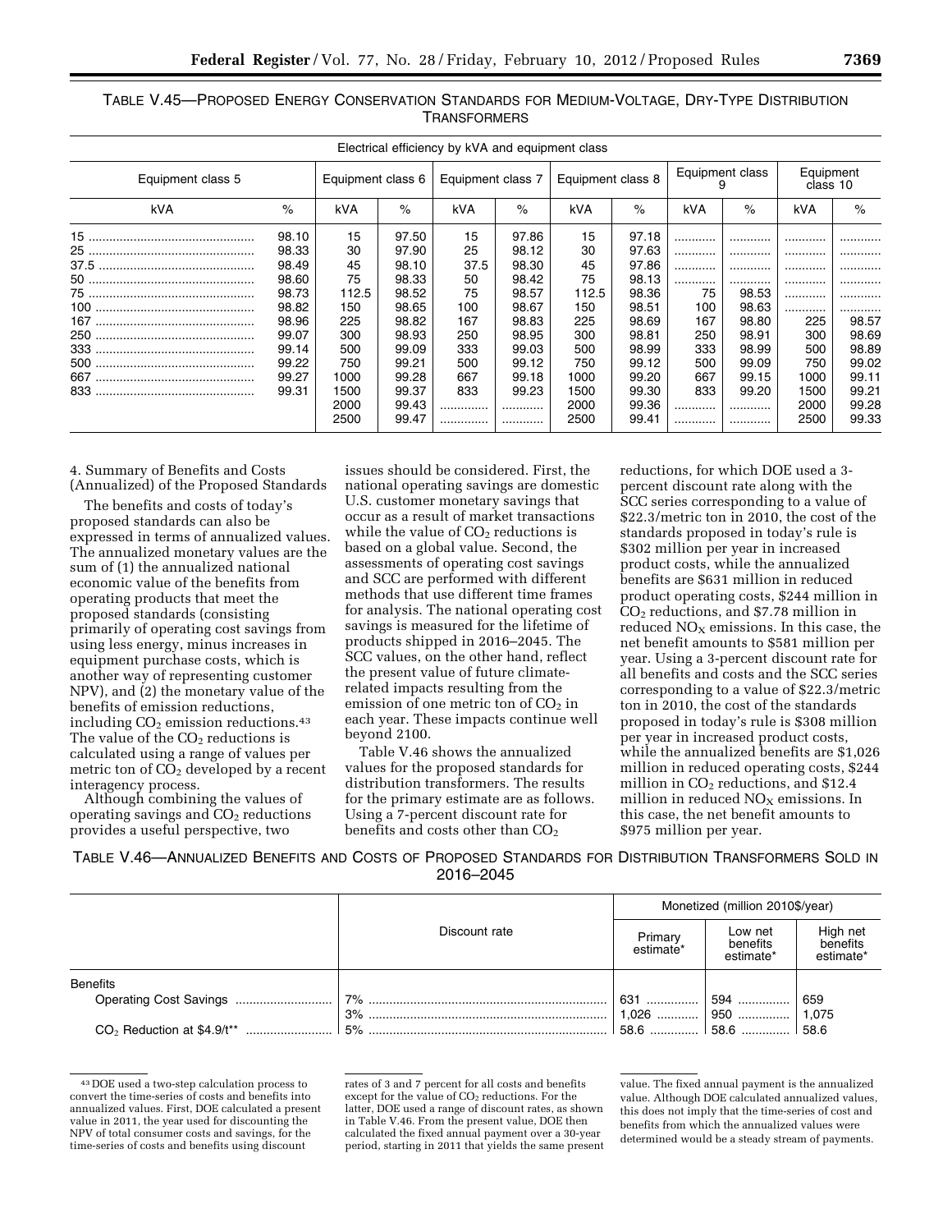TABLE V.45—PROPOSED ENERGY CONSERVATION STANDARDS FOR MEDIUM-VOLTAGE, DRY-TYPE DISTRIBUTION TRANSFORMERS

| Electrical efficiency by kVA and equipment class | | | | | | | | | | | |
|---|---|---|---|---|---|---|---|---|---|---|---|
| Equipment class 5 | | Equipment class 6 | | Equipment class 7 | | Equipment class 8 | | Equipment class 9 | | Equipment class 10 | |
| kVA | % | kVA | % | kVA | % | kVA | % | kVA | % | kVA | % |
| 15 | 98.10 | 15 | 97.50 | 15 | 97.86 | 15 | 97.18 | ............ | ............ | ............ | ............ |
| 25 | 98.33 | 30 | 97.90 | 25 | 98.12 | 30 | 97.63 | ............ | ............ | ............ | ............ |
| 37.5 | 98.49 | 45 | 98.10 | 37.5 | 98.30 | 45 | 97.86 | ............ | ............ | ............ | ............ |
| 50 | 98.60 | 75 | 98.33 | 50 | 98.42 | 75 | 98.13 | ............ | ............ | ............ | ............ |
| 75 | 98.73 | 112.5 | 98.52 | 75 | 98.57 | 112.5 | 98.36 | 75 | 98.53 | ............ | ............ |
| 100 | 98.82 | 150 | 98.65 | 100 | 98.67 | 150 | 98.51 | 100 | 98.63 | ............ | ............ |
| 167 | 98.96 | 225 | 98.82 | 167 | 98.83 | 225 | 98.69 | 167 | 98.80 | 225 | 98.57 |
| 250 | 99.07 | 300 | 98.93 | 250 | 98.95 | 300 | 98.81 | 250 | 98.91 | 300 | 98.69 |
| 333 | 99.14 | 500 | 99.09 | 333 | 99.03 | 500 | 98.99 | 333 | 98.99 | 500 | 98.89 |
| 500 | 99.22 | 750 | 99.21 | 500 | 99.12 | 750 | 99.12 | 500 | 99.09 | 750 | 99.02 |
| 667 | 99.27 | 1000 | 99.28 | 667 | 99.18 | 1000 | 99.20 | 667 | 99.15 | 1000 | 99.11 |
| 833 | 99.31 | 1500 | 99.37 | 833 | 99.23 | 1500 | 99.30 | 833 | 99.20 | 1500 | 99.21 |
| | | 2000 | 99.43 | ............ | ............ | 2000 | 99.36 | ............ | ............ | 2000 | 99.28 |
| | | 2500 | 99.47 | ............ | ............ | 2500 | 99.41 | ............ | ............ | 2500 | 99.33 |

4. Summary of Benefits and Costs (Annualized) of the Proposed Standards

The benefits and costs of today's proposed standards can also be expressed in terms of annualized values. The annualized monetary values are the sum of (1) the annualized national economic value of the benefits from operating products that meet the proposed standards (consisting primarily of operating cost savings from using less energy, minus increases in equipment purchase costs, which is another way of representing customer NPV), and (2) the monetary value of the benefits of emission reductions, including $CO_2$ emission reductions.[43] The value of the $CO_2$ reductions is calculated using a range of values per metric ton of $CO_2$ developed by a recent interagency process.

Although combining the values of operating savings and $CO_2$ reductions provides a useful perspective, two issues should be considered. First, the national operating savings are domestic U.S. customer monetary savings that occur as a result of market transactions while the value of $CO_2$ reductions is based on a global value. Second, the assessments of operating cost savings and SCC are performed with different methods that use different time frames for analysis. The national operating cost savings is measured for the lifetime of products shipped in 2016–2045. The SCC values, on the other hand, reflect the present value of future climate-related impacts resulting from the emission of one metric ton of $CO_2$ in each year. These impacts continue well beyond 2100.

Table V.46 shows the annualized values for the proposed standards for distribution transformers. The results for the primary estimate are as follows. Using a 7-percent discount rate for benefits and costs other than $CO_2$ reductions, for which DOE used a 3-percent discount rate along with the SCC series corresponding to a value of \$22.3/metric ton in 2010, the cost of the standards proposed in today's rule is \$302 million per year in increased product costs, while the annualized benefits are \$631 million in reduced product operating costs, \$244 million in $CO_2$ reductions, and \$7.78 million in reduced $NO_X$ emissions. In this case, the net benefit amounts to \$581 million per year. Using a 3-percent discount rate for all benefits and costs and the SCC series corresponding to a value of \$22.3/metric ton in 2010, the cost of the standards proposed in today's rule is \$308 million per year in increased product costs, while the annualized benefits are \$1,026 million in reduced operating costs, \$244 million in $CO_2$ reductions, and \$12.4 million in reduced $NO_X$ emissions. In this case, the net benefit amounts to \$975 million per year.

TABLE V.46—ANNUALIZED BENEFITS AND COSTS OF PROPOSED STANDARDS FOR DISTRIBUTION TRANSFORMERS SOLD IN 2016–2045

| | Discount rate | Monetized (million 2010\$/year) | | |
|---|---|---|---|---|
| | | Primary estimate* | Low net benefits estimate* | High net benefits estimate* |
| Benefits | | | | |
| Operating Cost Savings | 7% | 631 | 594 | 659 |
| | 3% | 1,026 | 950 | 1,075 |
| $CO_2$ Reduction at \$4.9/t** | 5% | 58.6 | 58.6 | 58.6 |

[43] DOE used a two-step calculation process to convert the time-series of costs and benefits into annualized values. First, DOE calculated a present value in 2011, the year used for discounting the NPV of total consumer costs and savings, for the time-series of costs and benefits using discount rates of 3 and 7 percent for all costs and benefits except for the value of $CO_2$ reductions. For the latter, DOE used a range of discount rates, as shown in Table V.46. From the present value, DOE then calculated the fixed annual payment over a 30-year period, starting in 2011 that yields the same present value. The fixed annual payment is the annualized value. Although DOE calculated annualized values, this does not imply that the time-series of cost and benefits from which the annualized values were determined would be a steady stream of payments.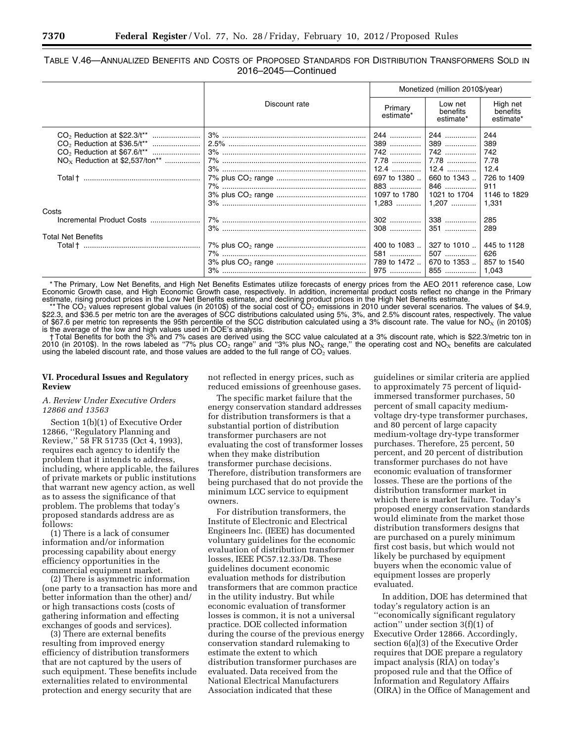TABLE V.46—ANNUALIZED BENEFITS AND COSTS OF PROPOSED STANDARDS FOR DISTRIBUTION TRANSFORMERS SOLD IN 2016–2045—Continued

| | Discount rate | Monetized (million 2010$/year) | | |
|---|---|---|---|---|
| | | Primary estimate* | Low net benefits estimate* | High net benefits estimate* |
| $CO_2$ Reduction at $22.3/t** | 3% | 244 | 244 | 244 |
| $CO_2$ Reduction at $36.5/t** | 2.5% | 389 | 389 | 389 |
| $CO_2$ Reduction at $67.6/t** | 3% | 742 | 742 | 742 |
| $NO_X$ Reduction at $2,537/ton** | 7% | 7.78 | 7.78 | 7.78 |
| | 3% | 12.4 | 12.4 | 12.4 |
| Total † | 7% plus $CO_2$ range | 697 to 1380 | 660 to 1343 | 726 to 1409 |
| | 7% | 883 | 846 | 911 |
| | 3% plus $CO_2$ range | 1097 to 1780 | 1021 to 1704 | 1146 to 1829 |
| | 3% | 1,283 | 1,207 | 1,331 |
| Costs | | | | |
| Incremental Product Costs | 7% | 302 | 338 | 285 |
| | 3% | 308 | 351 | 289 |
| Total Net Benefits | | | | |
| Total † | 7% plus $CO_2$ range | 400 to 1083 | 327 to 1010 | 445 to 1128 |
| | 7% | 581 | 507 | 626 |
| | 3% plus $CO_2$ range | 789 to 1472 | 670 to 1353 | 857 to 1540 |
| | 3% | 975 | 855 | 1,043 |

* The Primary, Low Net Benefits, and High Net Benefits Estimates utilize forecasts of energy prices from the AEO 2011 reference case, Low Economic Growth case, and High Economic Growth case, respectively. In addition, incremental product costs reflect no change in the Primary estimate, rising product prices in the Low Net Benefits estimate, and declining product prices in the High Net Benefits estimate.

** The $CO_2$ values represent global values (in 2010$) of the social cost of $CO_2$ emissions in 2010 under several scenarios. The values of $4.9, $22.3, and $36.5 per metric ton are the averages of SCC distributions calculated using 5%, 3%, and 2.5% discount rates, respectively. The value of $67.6 per metric ton represents the 95th percentile of the SCC distribution calculated using a 3% discount rate. The value for $NO_X$ (in 2010$) is the average of the low and high values used in DOE's analysis.

† Total Benefits for both the 3% and 7% cases are derived using the SCC value calculated at a 3% discount rate, which is $22.3/metric ton in 2010 (in 2010$). In the rows labeled as "7% plus $CO_2$ range" and "3% plus $NO_X$ range," the operating cost and $NO_X$ benefits are calculated using the labeled discount rate, and those values are added to the full range of $CO_2$ values.

## VI. Procedural Issues and Regulatory Review

### A. Review Under Executive Orders 12866 and 13563

Section 1(b)(1) of Executive Order 12866, "Regulatory Planning and Review," 58 FR 51735 (Oct 4, 1993), requires each agency to identify the problem that it intends to address, including, where applicable, the failures of private markets or public institutions that warrant new agency action, as well as to assess the significance of that problem. The problems that today's proposed standards address are as follows:

(1) There is a lack of consumer information and/or information processing capability about energy efficiency opportunities in the commercial equipment market.

(2) There is asymmetric information (one party to a transaction has more and better information than the other) and/or high transactions costs (costs of gathering information and effecting exchanges of goods and services).

(3) There are external benefits resulting from improved energy efficiency of distribution transformers that are not captured by the users of such equipment. These benefits include externalities related to environmental protection and energy security that are not reflected in energy prices, such as reduced emissions of greenhouse gases.

The specific market failure that the energy conservation standard addresses for distribution transformers is that a substantial portion of distribution transformer purchasers are not evaluating the cost of transformer losses when they make distribution transformer purchase decisions. Therefore, distribution transformers are being purchased that do not provide the minimum LCC service to equipment owners.

For distribution transformers, the Institute of Electronic and Electrical Engineers Inc. (IEEE) has documented voluntary guidelines for the economic evaluation of distribution transformer losses, IEEE PC57.12.33/D8. These guidelines document economic evaluation methods for distribution transformers that are common practice in the utility industry. But while economic evaluation of transformer losses is common, it is not a universal practice. DOE collected information during the course of the previous energy conservation standard rulemaking to estimate the extent to which distribution transformer purchases are evaluated. Data received from the National Electrical Manufacturers Association indicated that these guidelines or similar criteria are applied to approximately 75 percent of liquid-immersed transformer purchases, 50 percent of small capacity medium-voltage dry-type transformer purchases, and 80 percent of large capacity medium-voltage dry-type transformer purchases. Therefore, 25 percent, 50 percent, and 20 percent of distribution transformer purchases do not have economic evaluation of transformer losses. These are the portions of the distribution transformer market in which there is market failure. Today's proposed energy conservation standards would eliminate from the market those distribution transformers designs that are purchased on a purely minimum first cost basis, but which would not likely be purchased by equipment buyers when the economic value of equipment losses are properly evaluated.

In addition, DOE has determined that today's regulatory action is an "economically significant regulatory action" under section 3(f)(1) of Executive Order 12866. Accordingly, section 6(a)(3) of the Executive Order requires that DOE prepare a regulatory impact analysis (RIA) on today's proposed rule and that the Office of Information and Regulatory Affairs (OIRA) in the Office of Management and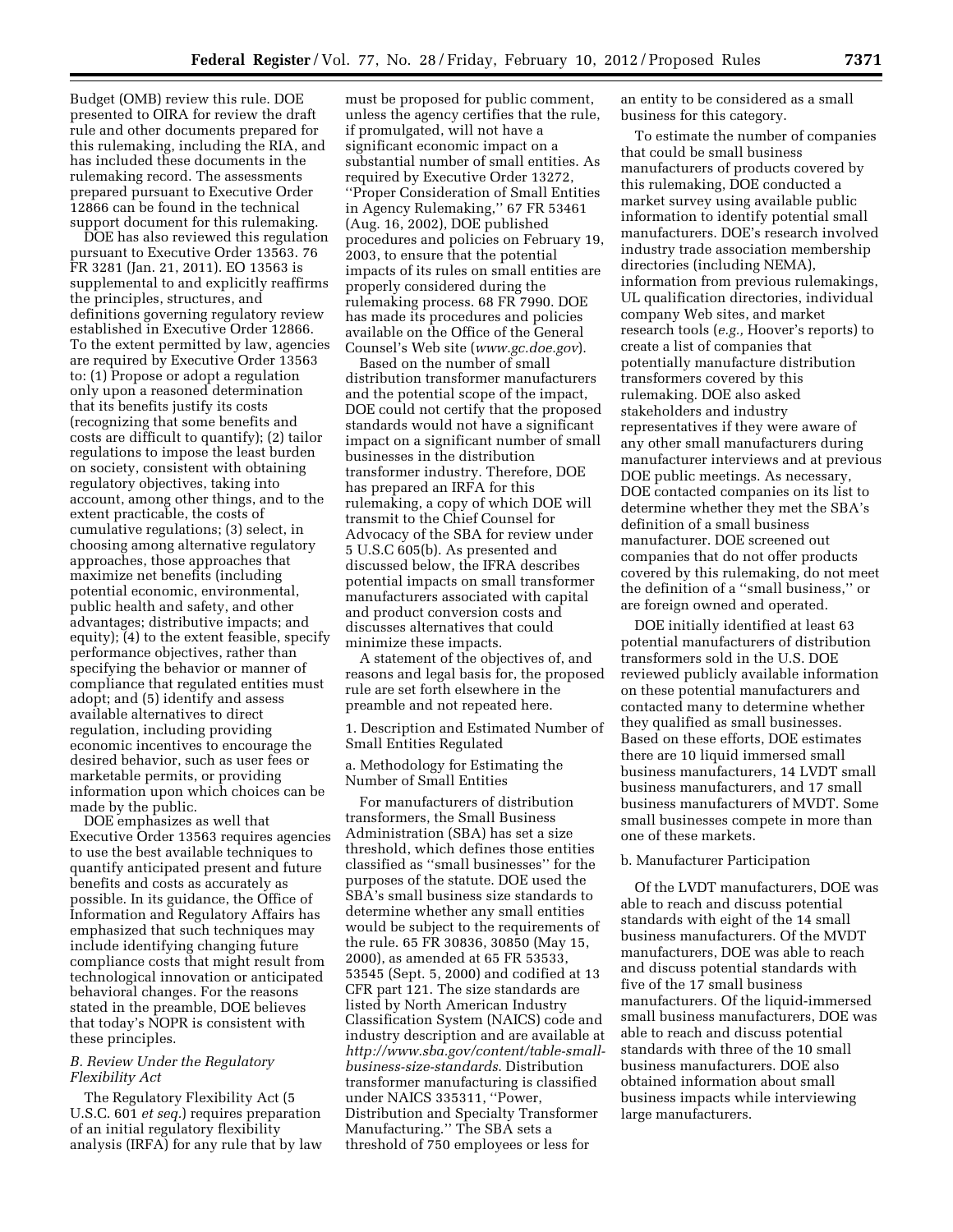Budget (OMB) review this rule. DOE presented to OIRA for review the draft rule and other documents prepared for this rulemaking, including the RIA, and has included these documents in the rulemaking record. The assessments prepared pursuant to Executive Order 12866 can be found in the technical support document for this rulemaking.

DOE has also reviewed this regulation pursuant to Executive Order 13563. 76 FR 3281 (Jan. 21, 2011). EO 13563 is supplemental to and explicitly reaffirms the principles, structures, and definitions governing regulatory review established in Executive Order 12866. To the extent permitted by law, agencies are required by Executive Order 13563 to: (1) Propose or adopt a regulation only upon a reasoned determination that its benefits justify its costs (recognizing that some benefits and costs are difficult to quantify); (2) tailor regulations to impose the least burden on society, consistent with obtaining regulatory objectives, taking into account, among other things, and to the extent practicable, the costs of cumulative regulations; (3) select, in choosing among alternative regulatory approaches, those approaches that maximize net benefits (including potential economic, environmental, public health and safety, and other advantages; distributive impacts; and equity); (4) to the extent feasible, specify performance objectives, rather than specifying the behavior or manner of compliance that regulated entities must adopt; and (5) identify and assess available alternatives to direct regulation, including providing economic incentives to encourage the desired behavior, such as user fees or marketable permits, or providing information upon which choices can be made by the public.

DOE emphasizes as well that Executive Order 13563 requires agencies to use the best available techniques to quantify anticipated present and future benefits and costs as accurately as possible. In its guidance, the Office of Information and Regulatory Affairs has emphasized that such techniques may include identifying changing future compliance costs that might result from technological innovation or anticipated behavioral changes. For the reasons stated in the preamble, DOE believes that today's NOPR is consistent with these principles.

### *B. Review Under the Regulatory Flexibility Act*

The Regulatory Flexibility Act (5 U.S.C. 601 *et seq.*) requires preparation of an initial regulatory flexibility analysis (IRFA) for any rule that by law must be proposed for public comment, unless the agency certifies that the rule, if promulgated, will not have a significant economic impact on a substantial number of small entities. As required by Executive Order 13272, "Proper Consideration of Small Entities in Agency Rulemaking," 67 FR 53461 (Aug. 16, 2002), DOE published procedures and policies on February 19, 2003, to ensure that the potential impacts of its rules on small entities are properly considered during the rulemaking process. 68 FR 7990. DOE has made its procedures and policies available on the Office of the General Counsel's Web site (*www.gc.doe.gov*).

Based on the number of small distribution transformer manufacturers and the potential scope of the impact, DOE could not certify that the proposed standards would not have a significant impact on a significant number of small businesses in the distribution transformer industry. Therefore, DOE has prepared an IRFA for this rulemaking, a copy of which DOE will transmit to the Chief Counsel for Advocacy of the SBA for review under 5 U.S.C 605(b). As presented and discussed below, the IFRA describes potential impacts on small transformer manufacturers associated with capital and product conversion costs and discusses alternatives that could minimize these impacts.

A statement of the objectives of, and reasons and legal basis for, the proposed rule are set forth elsewhere in the preamble and not repeated here.

1. Description and Estimated Number of Small Entities Regulated

a. Methodology for Estimating the Number of Small Entities

For manufacturers of distribution transformers, the Small Business Administration (SBA) has set a size threshold, which defines those entities classified as "small businesses" for the purposes of the statute. DOE used the SBA's small business size standards to determine whether any small entities would be subject to the requirements of the rule. 65 FR 30836, 30850 (May 15, 2000), as amended at 65 FR 53533, 53545 (Sept. 5, 2000) and codified at 13 CFR part 121. The size standards are listed by North American Industry Classification System (NAICS) code and industry description and are available at *http://www.sba.gov/content/table-small-business-size-standards*. Distribution transformer manufacturing is classified under NAICS 335311, "Power, Distribution and Specialty Transformer Manufacturing." The SBA sets a threshold of 750 employees or less for an entity to be considered as a small business for this category.

To estimate the number of companies that could be small business manufacturers of products covered by this rulemaking, DOE conducted a market survey using available public information to identify potential small manufacturers. DOE's research involved industry trade association membership directories (including NEMA), information from previous rulemakings, UL qualification directories, individual company Web sites, and market research tools (*e.g.,* Hoover's reports) to create a list of companies that potentially manufacture distribution transformers covered by this rulemaking. DOE also asked stakeholders and industry representatives if they were aware of any other small manufacturers during manufacturer interviews and at previous DOE public meetings. As necessary, DOE contacted companies on its list to determine whether they met the SBA's definition of a small business manufacturer. DOE screened out companies that do not offer products covered by this rulemaking, do not meet the definition of a "small business," or are foreign owned and operated.

DOE initially identified at least 63 potential manufacturers of distribution transformers sold in the U.S. DOE reviewed publicly available information on these potential manufacturers and contacted many to determine whether they qualified as small businesses. Based on these efforts, DOE estimates there are 10 liquid immersed small business manufacturers, 14 LVDT small business manufacturers, and 17 small business manufacturers of MVDT. Some small businesses compete in more than one of these markets.

b. Manufacturer Participation

Of the LVDT manufacturers, DOE was able to reach and discuss potential standards with eight of the 14 small business manufacturers. Of the MVDT manufacturers, DOE was able to reach and discuss potential standards with five of the 17 small business manufacturers. Of the liquid-immersed small business manufacturers, DOE was able to reach and discuss potential standards with three of the 10 small business manufacturers. DOE also obtained information about small business impacts while interviewing large manufacturers.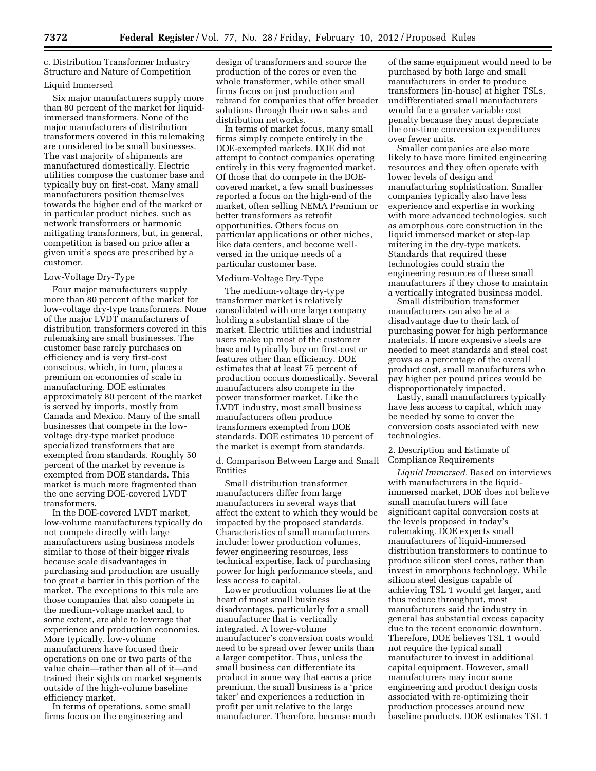c. Distribution Transformer Industry Structure and Nature of Competition

Liquid Immersed

Six major manufacturers supply more than 80 percent of the market for liquid-immersed transformers. None of the major manufacturers of distribution transformers covered in this rulemaking are considered to be small businesses. The vast majority of shipments are manufactured domestically. Electric utilities compose the customer base and typically buy on first-cost. Many small manufacturers position themselves towards the higher end of the market or in particular product niches, such as network transformers or harmonic mitigating transformers, but, in general, competition is based on price after a given unit's specs are prescribed by a customer.

Low-Voltage Dry-Type

Four major manufacturers supply more than 80 percent of the market for low-voltage dry-type transformers. None of the major LVDT manufacturers of distribution transformers covered in this rulemaking are small businesses. The customer base rarely purchases on efficiency and is very first-cost conscious, which, in turn, places a premium on economies of scale in manufacturing. DOE estimates approximately 80 percent of the market is served by imports, mostly from Canada and Mexico. Many of the small businesses that compete in the low-voltage dry-type market produce specialized transformers that are exempted from standards. Roughly 50 percent of the market by revenue is exempted from DOE standards. This market is much more fragmented than the one serving DOE-covered LVDT transformers.

In the DOE-covered LVDT market, low-volume manufacturers typically do not compete directly with large manufacturers using business models similar to those of their bigger rivals because scale disadvantages in purchasing and production are usually too great a barrier in this portion of the market. The exceptions to this rule are those companies that also compete in the medium-voltage market and, to some extent, are able to leverage that experience and production economies. More typically, low-volume manufacturers have focused their operations on one or two parts of the value chain—rather than all of it—and trained their sights on market segments outside of the high-volume baseline efficiency market.

In terms of operations, some small firms focus on the engineering and design of transformers and source the production of the cores or even the whole transformer, while other small firms focus on just production and rebrand for companies that offer broader solutions through their own sales and distribution networks.

In terms of market focus, many small firms simply compete entirely in the DOE-exempted markets. DOE did not attempt to contact companies operating entirely in this very fragmented market. Of those that do compete in the DOE-covered market, a few small businesses reported a focus on the high-end of the market, often selling NEMA Premium or better transformers as retrofit opportunities. Others focus on particular applications or other niches, like data centers, and become well-versed in the unique needs of a particular customer base.

Medium-Voltage Dry-Type

The medium-voltage dry-type transformer market is relatively consolidated with one large company holding a substantial share of the market. Electric utilities and industrial users make up most of the customer base and typically buy on first-cost or features other than efficiency. DOE estimates that at least 75 percent of production occurs domestically. Several manufacturers also compete in the power transformer market. Like the LVDT industry, most small business manufacturers often produce transformers exempted from DOE standards. DOE estimates 10 percent of the market is exempt from standards.

d. Comparison Between Large and Small Entities

Small distribution transformer manufacturers differ from large manufacturers in several ways that affect the extent to which they would be impacted by the proposed standards. Characteristics of small manufacturers include: lower production volumes, fewer engineering resources, less technical expertise, lack of purchasing power for high performance steels, and less access to capital.

Lower production volumes lie at the heart of most small business disadvantages, particularly for a small manufacturer that is vertically integrated. A lower-volume manufacturer's conversion costs would need to be spread over fewer units than a larger competitor. Thus, unless the small business can differentiate its product in some way that earns a price premium, the small business is a 'price taker' and experiences a reduction in profit per unit relative to the large manufacturer. Therefore, because much of the same equipment would need to be purchased by both large and small manufacturers in order to produce transformers (in-house) at higher TSLs, undifferentiated small manufacturers would face a greater variable cost penalty because they must depreciate the one-time conversion expenditures over fewer units.

Smaller companies are also more likely to have more limited engineering resources and they often operate with lower levels of design and manufacturing sophistication. Smaller companies typically also have less experience and expertise in working with more advanced technologies, such as amorphous core construction in the liquid immersed market or step-lap mitering in the dry-type markets. Standards that required these technologies could strain the engineering resources of these small manufacturers if they chose to maintain a vertically integrated business model.

Small distribution transformer manufacturers can also be at a disadvantage due to their lack of purchasing power for high performance materials. If more expensive steels are needed to meet standards and steel cost grows as a percentage of the overall product cost, small manufacturers who pay higher per pound prices would be disproportionately impacted.

Lastly, small manufacturers typically have less access to capital, which may be needed by some to cover the conversion costs associated with new technologies.

2. Description and Estimate of Compliance Requirements

*Liquid Immersed.* Based on interviews with manufacturers in the liquid-immersed market, DOE does not believe small manufacturers will face significant capital conversion costs at the levels proposed in today's rulemaking. DOE expects small manufacturers of liquid-immersed distribution transformers to continue to produce silicon steel cores, rather than invest in amorphous technology. While silicon steel designs capable of achieving TSL 1 would get larger, and thus reduce throughput, most manufacturers said the industry in general has substantial excess capacity due to the recent economic downturn. Therefore, DOE believes TSL 1 would not require the typical small manufacturer to invest in additional capital equipment. However, small manufacturers may incur some engineering and product design costs associated with re-optimizing their production processes around new baseline products. DOE estimates TSL 1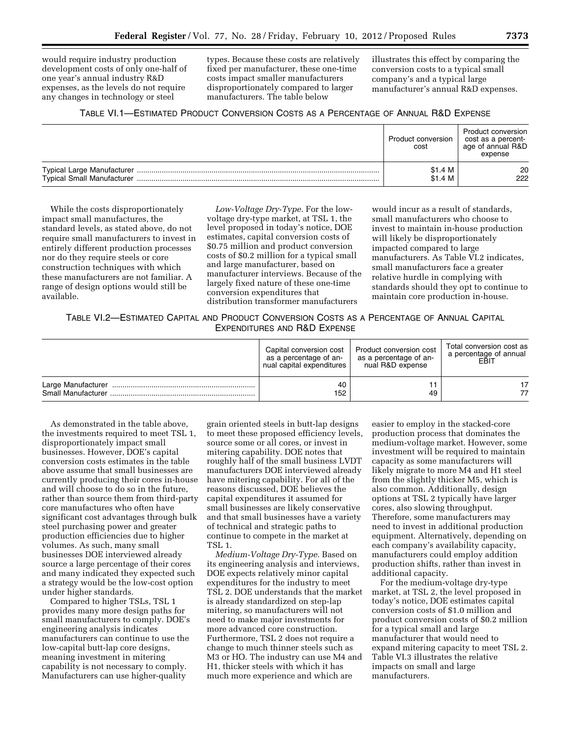would require industry production development costs of only one-half of one year's annual industry R&D expenses, as the levels do not require any changes in technology or steel types. Because these costs are relatively fixed per manufacturer, these one-time costs impact smaller manufacturers disproportionately compared to larger manufacturers. The table below illustrates this effect by comparing the conversion costs to a typical small company's and a typical large manufacturer's annual R&D expenses.

TABLE VI.1—ESTIMATED PRODUCT CONVERSION COSTS AS A PERCENTAGE OF ANNUAL R&D EXPENSE

| | Product conversion cost | Product conversion cost as a percentage of annual R&D expense |
|---|---|---|
| Typical Large Manufacturer | $1.4 M | 20 |
| Typical Small Manufacturer | $1.4 M | 222 |

While the costs disproportionately impact small manufactures, the standard levels, as stated above, do not require small manufacturers to invest in entirely different production processes nor do they require steels or core construction techniques with which these manufacturers are not familiar. A range of design options would still be available.

*Low-Voltage Dry-Type.* For the low-voltage dry-type market, at TSL 1, the level proposed in today's notice, DOE estimates, capital conversion costs of $0.75 million and product conversion costs of $0.2 million for a typical small and large manufacturer, based on manufacturer interviews. Because of the largely fixed nature of these one-time conversion expenditures that distribution transformer manufacturers would incur as a result of standards, small manufacturers who choose to invest to maintain in-house production will likely be disproportionately impacted compared to large manufacturers. As Table VI.2 indicates, small manufacturers face a greater relative hurdle in complying with standards should they opt to continue to maintain core production in-house.

TABLE VI.2—ESTIMATED CAPITAL AND PRODUCT CONVERSION COSTS AS A PERCENTAGE OF ANNUAL CAPITAL EXPENDITURES AND R&D EXPENSE

| | Capital conversion cost as a percentage of annual capital expenditures | Product conversion cost as a percentage of annual R&D expense | Total conversion cost as a percentage of annual EBIT |
|---|---|---|---|
| Large Manufacturer | 40 | 11 | 17 |
| Small Manufacturer | 152 | 49 | 77 |

As demonstrated in the table above, the investments required to meet TSL 1, disproportionately impact small businesses. However, DOE's capital conversion costs estimates in the table above assume that small businesses are currently producing their cores in-house and will choose to do so in the future, rather than source them from third-party core manufactures who often have significant cost advantages through bulk steel purchasing power and greater production efficiencies due to higher volumes. As such, many small businesses DOE interviewed already source a large percentage of their cores and many indicated they expected such a strategy would be the low-cost option under higher standards.

Compared to higher TSLs, TSL 1 provides many more design paths for small manufacturers to comply. DOE's engineering analysis indicates manufacturers can continue to use the low-capital butt-lap core designs, meaning investment in mitering capability is not necessary to comply. Manufacturers can use higher-quality grain oriented steels in butt-lap designs to meet these proposed efficiency levels, source some or all cores, or invest in mitering capability. DOE notes that roughly half of the small business LVDT manufacturers DOE interviewed already have mitering capability. For all of the reasons discussed, DOE believes the capital expenditures it assumed for small businesses are likely conservative and that small businesses have a variety of technical and strategic paths to continue to compete in the market at TSL 1.

*Medium-Voltage Dry-Type.* Based on its engineering analysis and interviews, DOE expects relatively minor capital expenditures for the industry to meet TSL 2. DOE understands that the market is already standardized on step-lap mitering, so manufacturers will not need to make major investments for more advanced core construction. Furthermore, TSL 2 does not require a change to much thinner steels such as M3 or HO. The industry can use M4 and H1, thicker steels with which it has much more experience and which are easier to employ in the stacked-core production process that dominates the medium-voltage market. However, some investment will be required to maintain capacity as some manufacturers will likely migrate to more M4 and H1 steel from the slightly thicker M5, which is also common. Additionally, design options at TSL 2 typically have larger cores, also slowing throughput. Therefore, some manufacturers may need to invest in additional production equipment. Alternatively, depending on each company's availability capacity, manufacturers could employ addition production shifts, rather than invest in additional capacity.

For the medium-voltage dry-type market, at TSL 2, the level proposed in today's notice, DOE estimates capital conversion costs of $1.0 million and product conversion costs of $0.2 million for a typical small and large manufacturer that would need to expand mitering capacity to meet TSL 2. Table VI.3 illustrates the relative impacts on small and large manufacturers.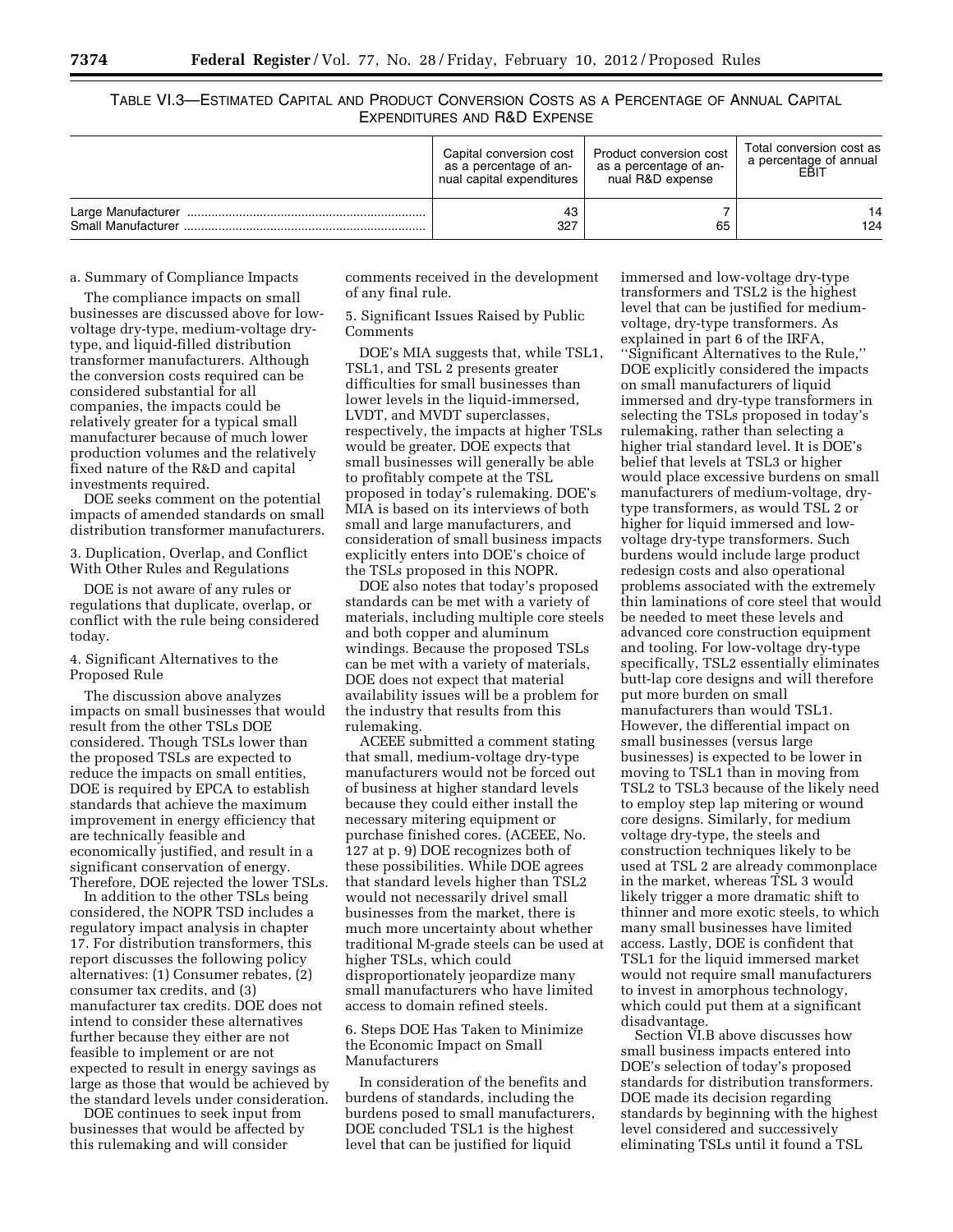TABLE VI.3—ESTIMATED CAPITAL AND PRODUCT CONVERSION COSTS AS A PERCENTAGE OF ANNUAL CAPITAL EXPENDITURES AND R&D EXPENSE

| | Capital conversion cost as a percentage of annual capital expenditures | Product conversion cost as a percentage of annual R&D expense | Total conversion cost as a percentage of annual EBIT |
|---|---|---|---|
| Large Manufacturer | 43 | 7 | 14 |
| Small Manufacturer | 327 | 65 | 124 |

a. Summary of Compliance Impacts

The compliance impacts on small businesses are discussed above for low-voltage dry-type, medium-voltage dry-type, and liquid-filled distribution transformer manufacturers. Although the conversion costs required can be considered substantial for all companies, the impacts could be relatively greater for a typical small manufacturer because of much lower production volumes and the relatively fixed nature of the R&D and capital investments required.

DOE seeks comment on the potential impacts of amended standards on small distribution transformer manufacturers.

3. Duplication, Overlap, and Conflict With Other Rules and Regulations

DOE is not aware of any rules or regulations that duplicate, overlap, or conflict with the rule being considered today.

4. Significant Alternatives to the Proposed Rule

The discussion above analyzes impacts on small businesses that would result from the other TSLs DOE considered. Though TSLs lower than the proposed TSLs are expected to reduce the impacts on small entities, DOE is required by EPCA to establish standards that achieve the maximum improvement in energy efficiency that are technically feasible and economically justified, and result in a significant conservation of energy. Therefore, DOE rejected the lower TSLs.

In addition to the other TSLs being considered, the NOPR TSD includes a regulatory impact analysis in chapter 17. For distribution transformers, this report discusses the following policy alternatives: (1) Consumer rebates, (2) consumer tax credits, and (3) manufacturer tax credits. DOE does not intend to consider these alternatives further because they either are not feasible to implement or are not expected to result in energy savings as large as those that would be achieved by the standard levels under consideration.

DOE continues to seek input from businesses that would be affected by this rulemaking and will consider comments received in the development of any final rule.

5. Significant Issues Raised by Public Comments

DOE's MIA suggests that, while TSL1, TSL1, and TSL 2 presents greater difficulties for small businesses than lower levels in the liquid-immersed, LVDT, and MVDT superclasses, respectively, the impacts at higher TSLs would be greater. DOE expects that small businesses will generally be able to profitably compete at the TSL proposed in today's rulemaking. DOE's MIA is based on its interviews of both small and large manufacturers, and consideration of small business impacts explicitly enters into DOE's choice of the TSLs proposed in this NOPR.

DOE also notes that today's proposed standards can be met with a variety of materials, including multiple core steels and both copper and aluminum windings. Because the proposed TSLs can be met with a variety of materials, DOE does not expect that material availability issues will be a problem for the industry that results from this rulemaking.

ACEEE submitted a comment stating that small, medium-voltage dry-type manufacturers would not be forced out of business at higher standard levels because they could either install the necessary mitering equipment or purchase finished cores. (ACEEE, No. 127 at p. 9) DOE recognizes both of these possibilities. While DOE agrees that standard levels higher than TSL2 would not necessarily drivel small businesses from the market, there is much more uncertainty about whether traditional M-grade steels can be used at higher TSLs, which could disproportionately jeopardize many small manufacturers who have limited access to domain refined steels.

6. Steps DOE Has Taken to Minimize the Economic Impact on Small Manufacturers

In consideration of the benefits and burdens of standards, including the burdens posed to small manufacturers, DOE concluded TSL1 is the highest level that can be justified for liquid immersed and low-voltage dry-type transformers and TSL2 is the highest level that can be justified for medium-voltage, dry-type transformers. As explained in part 6 of the IRFA, ''Significant Alternatives to the Rule,'' DOE explicitly considered the impacts on small manufacturers of liquid immersed and dry-type transformers in selecting the TSLs proposed in today's rulemaking, rather than selecting a higher trial standard level. It is DOE's belief that levels at TSL3 or higher would place excessive burdens on small manufacturers of medium-voltage, dry-type transformers, as would TSL 2 or higher for liquid immersed and low-voltage dry-type transformers. Such burdens would include large product redesign costs and also operational problems associated with the extremely thin laminations of core steel that would be needed to meet these levels and advanced core construction equipment and tooling. For low-voltage dry-type specifically, TSL2 essentially eliminates butt-lap core designs and will therefore put more burden on small manufacturers than would TSL1. However, the differential impact on small businesses (versus large businesses) is expected to be lower in moving to TSL1 than in moving from TSL2 to TSL3 because of the likely need to employ step lap mitering or wound core designs. Similarly, for medium voltage dry-type, the steels and construction techniques likely to be used at TSL 2 are already commonplace in the market, whereas TSL 3 would likely trigger a more dramatic shift to thinner and more exotic steels, to which many small businesses have limited access. Lastly, DOE is confident that TSL1 for the liquid immersed market would not require small manufacturers to invest in amorphous technology, which could put them at a significant disadvantage.

Section VI.B above discusses how small business impacts entered into DOE's selection of today's proposed standards for distribution transformers. DOE made its decision regarding standards by beginning with the highest level considered and successively eliminating TSLs until it found a TSL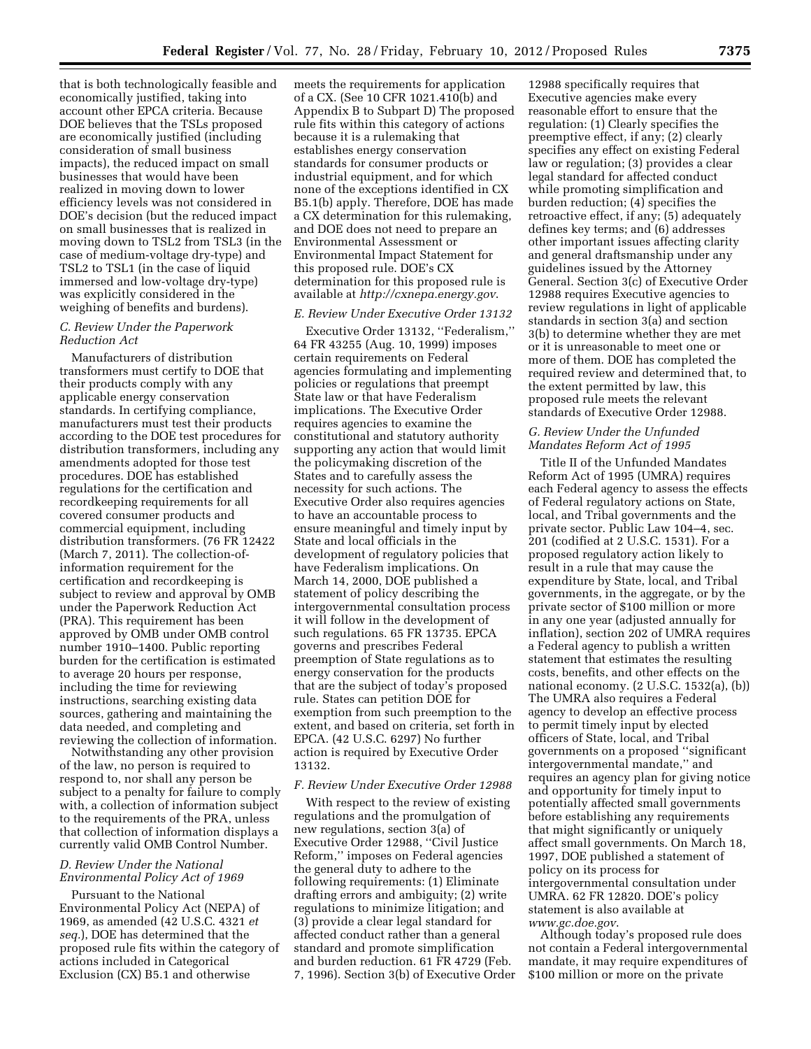that is both technologically feasible and economically justified, taking into account other EPCA criteria. Because DOE believes that the TSLs proposed are economically justified (including consideration of small business impacts), the reduced impact on small businesses that would have been realized in moving down to lower efficiency levels was not considered in DOE's decision (but the reduced impact on small businesses that is realized in moving down to TSL2 from TSL3 (in the case of medium-voltage dry-type) and TSL2 to TSL1 (in the case of liquid immersed and low-voltage dry-type) was explicitly considered in the weighing of benefits and burdens).

### C. Review Under the Paperwork Reduction Act

Manufacturers of distribution transformers must certify to DOE that their products comply with any applicable energy conservation standards. In certifying compliance, manufacturers must test their products according to the DOE test procedures for distribution transformers, including any amendments adopted for those test procedures. DOE has established regulations for the certification and recordkeeping requirements for all covered consumer products and commercial equipment, including distribution transformers. (76 FR 12422 (March 7, 2011). The collection-of-information requirement for the certification and recordkeeping is subject to review and approval by OMB under the Paperwork Reduction Act (PRA). This requirement has been approved by OMB under OMB control number 1910–1400. Public reporting burden for the certification is estimated to average 20 hours per response, including the time for reviewing instructions, searching existing data sources, gathering and maintaining the data needed, and completing and reviewing the collection of information.

Notwithstanding any other provision of the law, no person is required to respond to, nor shall any person be subject to a penalty for failure to comply with, a collection of information subject to the requirements of the PRA, unless that collection of information displays a currently valid OMB Control Number.

### D. Review Under the National Environmental Policy Act of 1969

Pursuant to the National Environmental Policy Act (NEPA) of 1969, as amended (42 U.S.C. 4321 *et seq.*), DOE has determined that the proposed rule fits within the category of actions included in Categorical Exclusion (CX) B5.1 and otherwise meets the requirements for application of a CX. (See 10 CFR 1021.410(b) and Appendix B to Subpart D) The proposed rule fits within this category of actions because it is a rulemaking that establishes energy conservation standards for consumer products or industrial equipment, and for which none of the exceptions identified in CX B5.1(b) apply. Therefore, DOE has made a CX determination for this rulemaking, and DOE does not need to prepare an Environmental Assessment or Environmental Impact Statement for this proposed rule. DOE's CX determination for this proposed rule is available at *http://cxnepa.energy.gov*.

### E. Review Under Executive Order 13132

Executive Order 13132, "Federalism," 64 FR 43255 (Aug. 10, 1999) imposes certain requirements on Federal agencies formulating and implementing policies or regulations that preempt State law or that have Federalism implications. The Executive Order requires agencies to examine the constitutional and statutory authority supporting any action that would limit the policymaking discretion of the States and to carefully assess the necessity for such actions. The Executive Order also requires agencies to have an accountable process to ensure meaningful and timely input by State and local officials in the development of regulatory policies that have Federalism implications. On March 14, 2000, DOE published a statement of policy describing the intergovernmental consultation process it will follow in the development of such regulations. 65 FR 13735. EPCA governs and prescribes Federal preemption of State regulations as to energy conservation for the products that are the subject of today's proposed rule. States can petition DOE for exemption from such preemption to the extent, and based on criteria, set forth in EPCA. (42 U.S.C. 6297) No further action is required by Executive Order 13132.

### F. Review Under Executive Order 12988

With respect to the review of existing regulations and the promulgation of new regulations, section 3(a) of Executive Order 12988, "Civil Justice Reform," imposes on Federal agencies the general duty to adhere to the following requirements: (1) Eliminate drafting errors and ambiguity; (2) write regulations to minimize litigation; and (3) provide a clear legal standard for affected conduct rather than a general standard and promote simplification and burden reduction. 61 FR 4729 (Feb. 7, 1996). Section 3(b) of Executive Order 12988 specifically requires that Executive agencies make every reasonable effort to ensure that the regulation: (1) Clearly specifies the preemptive effect, if any; (2) clearly specifies any effect on existing Federal law or regulation; (3) provides a clear legal standard for affected conduct while promoting simplification and burden reduction; (4) specifies the retroactive effect, if any; (5) adequately defines key terms; and (6) addresses other important issues affecting clarity and general draftsmanship under any guidelines issued by the Attorney General. Section 3(c) of Executive Order 12988 requires Executive agencies to review regulations in light of applicable standards in section 3(a) and section 3(b) to determine whether they are met or it is unreasonable to meet one or more of them. DOE has completed the required review and determined that, to the extent permitted by law, this proposed rule meets the relevant standards of Executive Order 12988.

### G. Review Under the Unfunded Mandates Reform Act of 1995

Title II of the Unfunded Mandates Reform Act of 1995 (UMRA) requires each Federal agency to assess the effects of Federal regulatory actions on State, local, and Tribal governments and the private sector. Public Law 104–4, sec. 201 (codified at 2 U.S.C. 1531). For a proposed regulatory action likely to result in a rule that may cause the expenditure by State, local, and Tribal governments, in the aggregate, or by the private sector of $100 million or more in any one year (adjusted annually for inflation), section 202 of UMRA requires a Federal agency to publish a written statement that estimates the resulting costs, benefits, and other effects on the national economy. (2 U.S.C. 1532(a), (b)) The UMRA also requires a Federal agency to develop an effective process to permit timely input by elected officers of State, local, and Tribal governments on a proposed "significant intergovernmental mandate," and requires an agency plan for giving notice and opportunity for timely input to potentially affected small governments before establishing any requirements that might significantly or uniquely affect small governments. On March 18, 1997, DOE published a statement of policy on its process for intergovernmental consultation under UMRA. 62 FR 12820. DOE's policy statement is also available at *www.gc.doe.gov*.

Although today's proposed rule does not contain a Federal intergovernmental mandate, it may require expenditures of $100 million or more on the private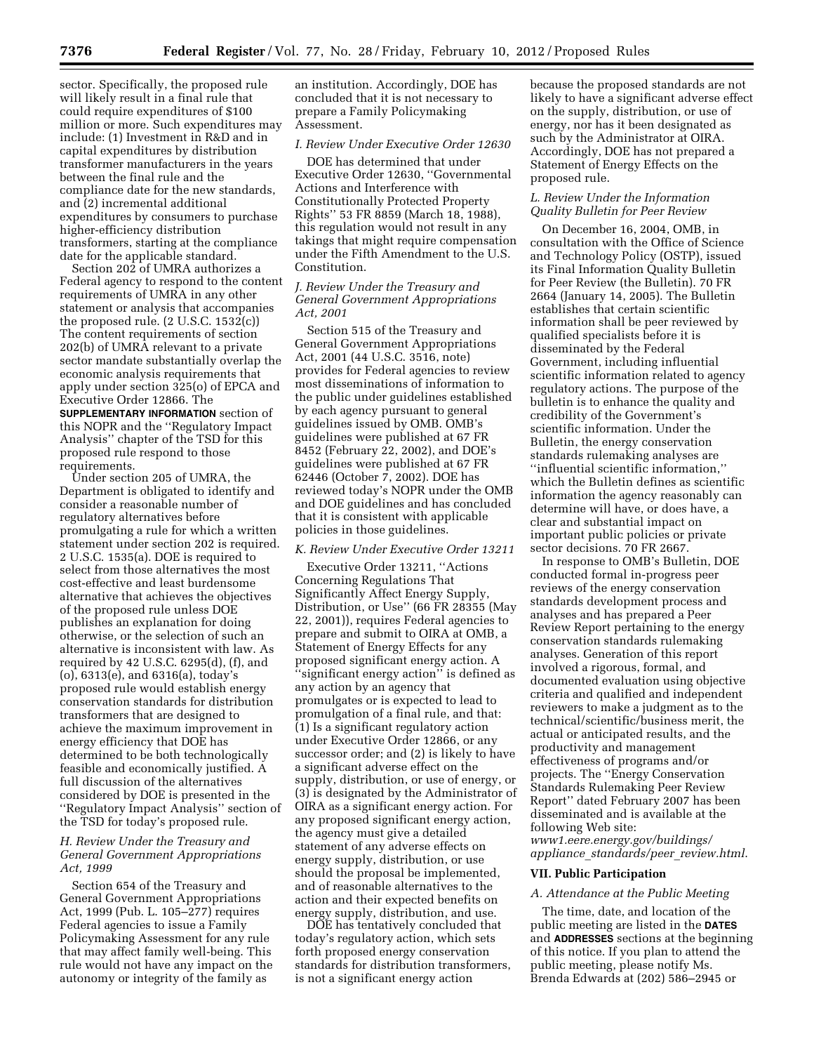sector. Specifically, the proposed rule will likely result in a final rule that could require expenditures of $100 million or more. Such expenditures may include: (1) Investment in R&D and in capital expenditures by distribution transformer manufacturers in the years between the final rule and the compliance date for the new standards, and (2) incremental additional expenditures by consumers to purchase higher-efficiency distribution transformers, starting at the compliance date for the applicable standard.

Section 202 of UMRA authorizes a Federal agency to respond to the content requirements of UMRA in any other statement or analysis that accompanies the proposed rule. (2 U.S.C. 1532(c)) The content requirements of section 202(b) of UMRA relevant to a private sector mandate substantially overlap the economic analysis requirements that apply under section 325(o) of EPCA and Executive Order 12866. The **SUPPLEMENTARY INFORMATION** section of this NOPR and the ''Regulatory Impact Analysis'' chapter of the TSD for this proposed rule respond to those requirements.

Under section 205 of UMRA, the Department is obligated to identify and consider a reasonable number of regulatory alternatives before promulgating a rule for which a written statement under section 202 is required. 2 U.S.C. 1535(a). DOE is required to select from those alternatives the most cost-effective and least burdensome alternative that achieves the objectives of the proposed rule unless DOE publishes an explanation for doing otherwise, or the selection of such an alternative is inconsistent with law. As required by 42 U.S.C. 6295(d), (f), and (o), 6313(e), and 6316(a), today's proposed rule would establish energy conservation standards for distribution transformers that are designed to achieve the maximum improvement in energy efficiency that DOE has determined to be both technologically feasible and economically justified. A full discussion of the alternatives considered by DOE is presented in the ''Regulatory Impact Analysis'' section of the TSD for today's proposed rule.

### *H. Review Under the Treasury and General Government Appropriations Act, 1999*

Section 654 of the Treasury and General Government Appropriations Act, 1999 (Pub. L. 105–277) requires Federal agencies to issue a Family Policymaking Assessment for any rule that may affect family well-being. This rule would not have any impact on the autonomy or integrity of the family as an institution. Accordingly, DOE has concluded that it is not necessary to prepare a Family Policymaking Assessment.

### *I. Review Under Executive Order 12630*

DOE has determined that under Executive Order 12630, ''Governmental Actions and Interference with Constitutionally Protected Property Rights'' 53 FR 8859 (March 18, 1988), this regulation would not result in any takings that might require compensation under the Fifth Amendment to the U.S. Constitution.

### *J. Review Under the Treasury and General Government Appropriations Act, 2001*

Section 515 of the Treasury and General Government Appropriations Act, 2001 (44 U.S.C. 3516, note) provides for Federal agencies to review most disseminations of information to the public under guidelines established by each agency pursuant to general guidelines issued by OMB. OMB's guidelines were published at 67 FR 8452 (February 22, 2002), and DOE's guidelines were published at 67 FR 62446 (October 7, 2002). DOE has reviewed today's NOPR under the OMB and DOE guidelines and has concluded that it is consistent with applicable policies in those guidelines.

### *K. Review Under Executive Order 13211*

Executive Order 13211, ''Actions Concerning Regulations That Significantly Affect Energy Supply, Distribution, or Use'' (66 FR 28355 (May 22, 2001)), requires Federal agencies to prepare and submit to OIRA at OMB, a Statement of Energy Effects for any proposed significant energy action. A ''significant energy action'' is defined as any action by an agency that promulgates or is expected to lead to promulgation of a final rule, and that: (1) Is a significant regulatory action under Executive Order 12866, or any successor order; and (2) is likely to have a significant adverse effect on the supply, distribution, or use of energy, or (3) is designated by the Administrator of OIRA as a significant energy action. For any proposed significant energy action, the agency must give a detailed statement of any adverse effects on energy supply, distribution, or use should the proposal be implemented, and of reasonable alternatives to the action and their expected benefits on energy supply, distribution, and use.

DOE has tentatively concluded that today's regulatory action, which sets forth proposed energy conservation standards for distribution transformers, is not a significant energy action because the proposed standards are not likely to have a significant adverse effect on the supply, distribution, or use of energy, nor has it been designated as such by the Administrator at OIRA. Accordingly, DOE has not prepared a Statement of Energy Effects on the proposed rule.

### *L. Review Under the Information Quality Bulletin for Peer Review*

On December 16, 2004, OMB, in consultation with the Office of Science and Technology Policy (OSTP), issued its Final Information Quality Bulletin for Peer Review (the Bulletin). 70 FR 2664 (January 14, 2005). The Bulletin establishes that certain scientific information shall be peer reviewed by qualified specialists before it is disseminated by the Federal Government, including influential scientific information related to agency regulatory actions. The purpose of the bulletin is to enhance the quality and credibility of the Government's scientific information. Under the Bulletin, the energy conservation standards rulemaking analyses are ''influential scientific information,'' which the Bulletin defines as scientific information the agency reasonably can determine will have, or does have, a clear and substantial impact on important public policies or private sector decisions. 70 FR 2667.

In response to OMB's Bulletin, DOE conducted formal in-progress peer reviews of the energy conservation standards development process and analyses and has prepared a Peer Review Report pertaining to the energy conservation standards rulemaking analyses. Generation of this report involved a rigorous, formal, and documented evaluation using objective criteria and qualified and independent reviewers to make a judgment as to the technical/scientific/business merit, the actual or anticipated results, and the productivity and management effectiveness of programs and/or projects. The ''Energy Conservation Standards Rulemaking Peer Review Report'' dated February 2007 has been disseminated and is available at the following Web site: *www1.eere.energy.gov/buildings/appliance_standards/peer_review.html*.

## VII. Public Participation

### *A. Attendance at the Public Meeting*

The time, date, and location of the public meeting are listed in the **DATES** and **ADDRESSES** sections at the beginning of this notice. If you plan to attend the public meeting, please notify Ms. Brenda Edwards at (202) 586–2945 or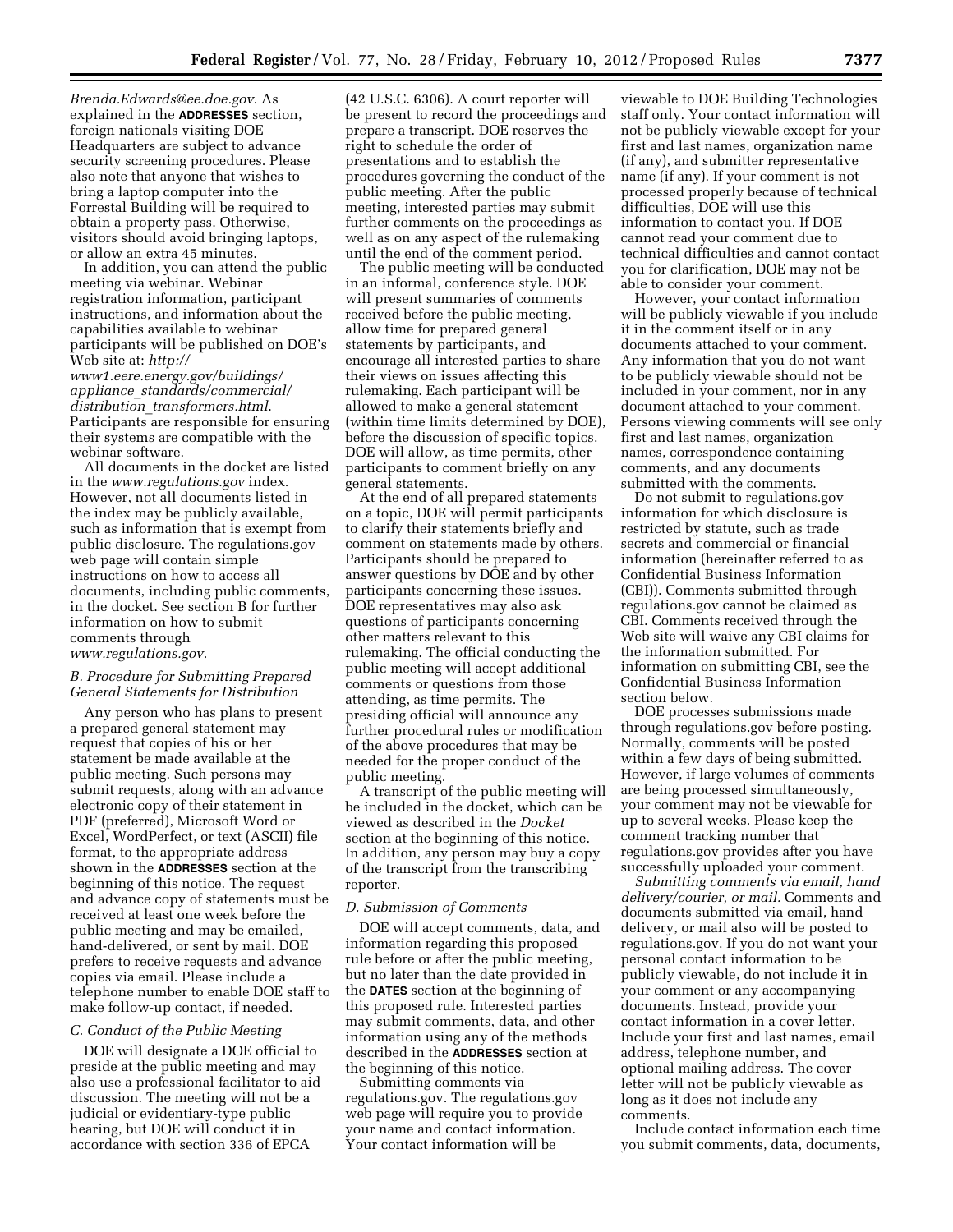*Brenda.Edwards@ee.doe.gov*. As explained in the **ADDRESSES** section, foreign nationals visiting DOE Headquarters are subject to advance security screening procedures. Please also note that anyone that wishes to bring a laptop computer into the Forrestal Building will be required to obtain a property pass. Otherwise, visitors should avoid bringing laptops, or allow an extra 45 minutes.

In addition, you can attend the public meeting via webinar. Webinar registration information, participant instructions, and information about the capabilities available to webinar participants will be published on DOE's Web site at: *http://www1.eere.energy.gov/buildings/appliance_standards/commercial/distribution_transformers.html*. Participants are responsible for ensuring their systems are compatible with the webinar software.

All documents in the docket are listed in the *www.regulations.gov* index. However, not all documents listed in the index may be publicly available, such as information that is exempt from public disclosure. The regulations.gov web page will contain simple instructions on how to access all documents, including public comments, in the docket. See section B for further information on how to submit comments through *www.regulations.gov*.

### *B. Procedure for Submitting Prepared General Statements for Distribution*

Any person who has plans to present a prepared general statement may request that copies of his or her statement be made available at the public meeting. Such persons may submit requests, along with an advance electronic copy of their statement in PDF (preferred), Microsoft Word or Excel, WordPerfect, or text (ASCII) file format, to the appropriate address shown in the **ADDRESSES** section at the beginning of this notice. The request and advance copy of statements must be received at least one week before the public meeting and may be emailed, hand-delivered, or sent by mail. DOE prefers to receive requests and advance copies via email. Please include a telephone number to enable DOE staff to make follow-up contact, if needed.

### *C. Conduct of the Public Meeting*

DOE will designate a DOE official to preside at the public meeting and may also use a professional facilitator to aid discussion. The meeting will not be a judicial or evidentiary-type public hearing, but DOE will conduct it in accordance with section 336 of EPCA (42 U.S.C. 6306). A court reporter will be present to record the proceedings and prepare a transcript. DOE reserves the right to schedule the order of presentations and to establish the procedures governing the conduct of the public meeting. After the public meeting, interested parties may submit further comments on the proceedings as well as on any aspect of the rulemaking until the end of the comment period.

The public meeting will be conducted in an informal, conference style. DOE will present summaries of comments received before the public meeting, allow time for prepared general statements by participants, and encourage all interested parties to share their views on issues affecting this rulemaking. Each participant will be allowed to make a general statement (within time limits determined by DOE), before the discussion of specific topics. DOE will allow, as time permits, other participants to comment briefly on any general statements.

At the end of all prepared statements on a topic, DOE will permit participants to clarify their statements briefly and comment on statements made by others. Participants should be prepared to answer questions by DOE and by other participants concerning these issues. DOE representatives may also ask questions of participants concerning other matters relevant to this rulemaking. The official conducting the public meeting will accept additional comments or questions from those attending, as time permits. The presiding official will announce any further procedural rules or modification of the above procedures that may be needed for the proper conduct of the public meeting.

A transcript of the public meeting will be included in the docket, which can be viewed as described in the *Docket* section at the beginning of this notice. In addition, any person may buy a copy of the transcript from the transcribing reporter.

### *D. Submission of Comments*

DOE will accept comments, data, and information regarding this proposed rule before or after the public meeting, but no later than the date provided in the **DATES** section at the beginning of this proposed rule. Interested parties may submit comments, data, and other information using any of the methods described in the **ADDRESSES** section at the beginning of this notice.

Submitting comments via regulations.gov. The regulations.gov web page will require you to provide your name and contact information. Your contact information will be viewable to DOE Building Technologies staff only. Your contact information will not be publicly viewable except for your first and last names, organization name (if any), and submitter representative name (if any). If your comment is not processed properly because of technical difficulties, DOE will use this information to contact you. If DOE cannot read your comment due to technical difficulties and cannot contact you for clarification, DOE may not be able to consider your comment.

However, your contact information will be publicly viewable if you include it in the comment itself or in any documents attached to your comment. Any information that you do not want to be publicly viewable should not be included in your comment, nor in any document attached to your comment. Persons viewing comments will see only first and last names, organization names, correspondence containing comments, and any documents submitted with the comments.

Do not submit to regulations.gov information for which disclosure is restricted by statute, such as trade secrets and commercial or financial information (hereinafter referred to as Confidential Business Information (CBI)). Comments submitted through regulations.gov cannot be claimed as CBI. Comments received through the Web site will waive any CBI claims for the information submitted. For information on submitting CBI, see the Confidential Business Information section below.

DOE processes submissions made through regulations.gov before posting. Normally, comments will be posted within a few days of being submitted. However, if large volumes of comments are being processed simultaneously, your comment may not be viewable for up to several weeks. Please keep the comment tracking number that regulations.gov provides after you have successfully uploaded your comment.

*Submitting comments via email, hand delivery/courier, or mail.* Comments and documents submitted via email, hand delivery, or mail also will be posted to regulations.gov. If you do not want your personal contact information to be publicly viewable, do not include it in your comment or any accompanying documents. Instead, provide your contact information in a cover letter. Include your first and last names, email address, telephone number, and optional mailing address. The cover letter will not be publicly viewable as long as it does not include any comments.

Include contact information each time you submit comments, data, documents,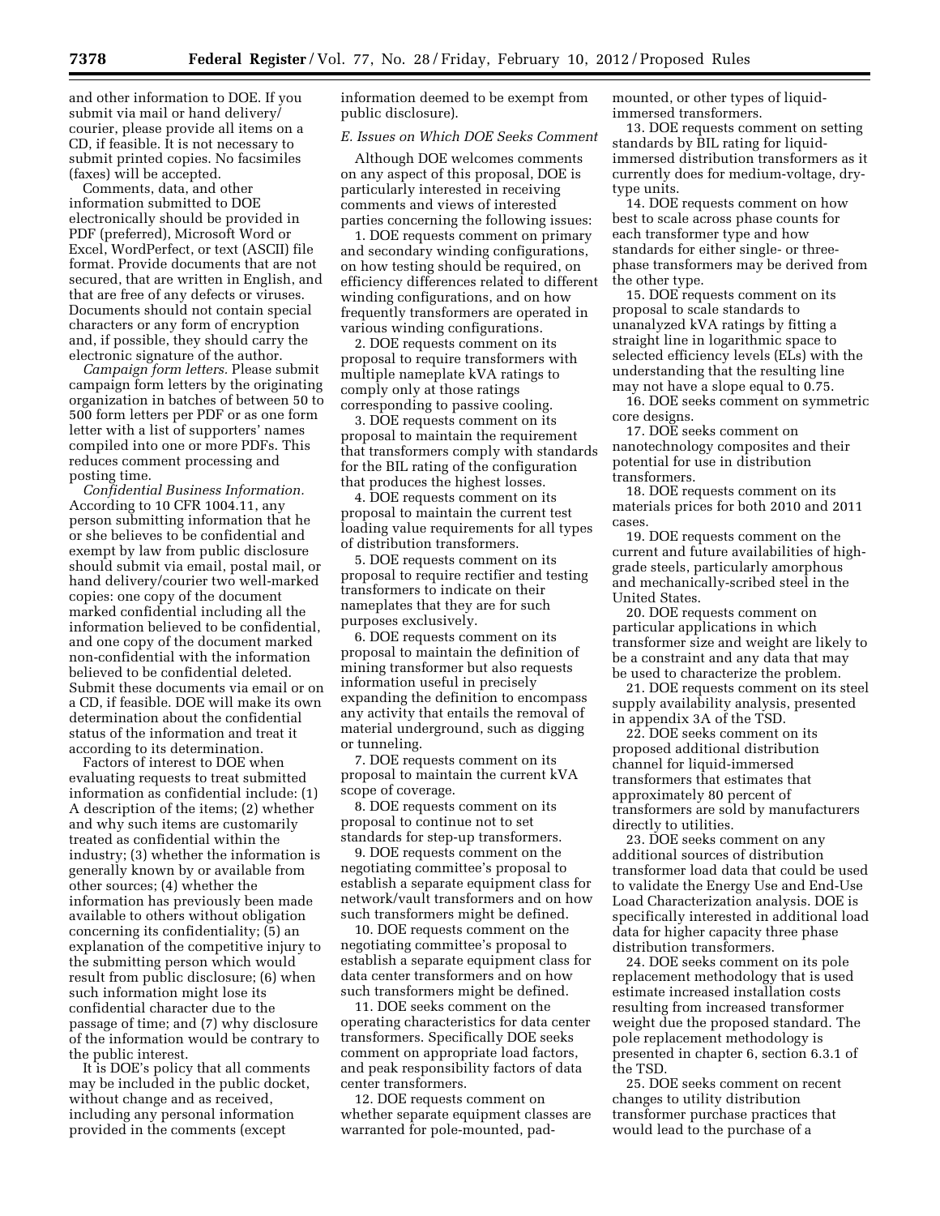and other information to DOE. If you submit via mail or hand delivery/courier, please provide all items on a CD, if feasible. It is not necessary to submit printed copies. No facsimiles (faxes) will be accepted.

Comments, data, and other information submitted to DOE electronically should be provided in PDF (preferred), Microsoft Word or Excel, WordPerfect, or text (ASCII) file format. Provide documents that are not secured, that are written in English, and that are free of any defects or viruses. Documents should not contain special characters or any form of encryption and, if possible, they should carry the electronic signature of the author.

*Campaign form letters.* Please submit campaign form letters by the originating organization in batches of between 50 to 500 form letters per PDF or as one form letter with a list of supporters' names compiled into one or more PDFs. This reduces comment processing and posting time.

*Confidential Business Information.* According to 10 CFR 1004.11, any person submitting information that he or she believes to be confidential and exempt by law from public disclosure should submit via email, postal mail, or hand delivery/courier two well-marked copies: one copy of the document marked confidential including all the information believed to be confidential, and one copy of the document marked non-confidential with the information believed to be confidential deleted. Submit these documents via email or on a CD, if feasible. DOE will make its own determination about the confidential status of the information and treat it according to its determination.

Factors of interest to DOE when evaluating requests to treat submitted information as confidential include: (1) A description of the items; (2) whether and why such items are customarily treated as confidential within the industry; (3) whether the information is generally known by or available from other sources; (4) whether the information has previously been made available to others without obligation concerning its confidentiality; (5) an explanation of the competitive injury to the submitting person which would result from public disclosure; (6) when such information might lose its confidential character due to the passage of time; and (7) why disclosure of the information would be contrary to the public interest.

It is DOE's policy that all comments may be included in the public docket, without change and as received, including any personal information provided in the comments (except information deemed to be exempt from public disclosure).

### *E. Issues on Which DOE Seeks Comment*

Although DOE welcomes comments on any aspect of this proposal, DOE is particularly interested in receiving comments and views of interested parties concerning the following issues:

1. DOE requests comment on primary and secondary winding configurations, on how testing should be required, on efficiency differences related to different winding configurations, and on how frequently transformers are operated in various winding configurations.

2. DOE requests comment on its proposal to require transformers with multiple nameplate kVA ratings to comply only at those ratings corresponding to passive cooling.

3. DOE requests comment on its proposal to maintain the requirement that transformers comply with standards for the BIL rating of the configuration that produces the highest losses.

4. DOE requests comment on its proposal to maintain the current test loading value requirements for all types of distribution transformers.

5. DOE requests comment on its proposal to require rectifier and testing transformers to indicate on their nameplates that they are for such purposes exclusively.

6. DOE requests comment on its proposal to maintain the definition of mining transformer but also requests information useful in precisely expanding the definition to encompass any activity that entails the removal of material underground, such as digging or tunneling.

7. DOE requests comment on its proposal to maintain the current kVA scope of coverage.

8. DOE requests comment on its proposal to continue not to set standards for step-up transformers.

9. DOE requests comment on the negotiating committee's proposal to establish a separate equipment class for network/vault transformers and on how such transformers might be defined.

10. DOE requests comment on the negotiating committee's proposal to establish a separate equipment class for data center transformers and on how such transformers might be defined.

11. DOE seeks comment on the operating characteristics for data center transformers. Specifically DOE seeks comment on appropriate load factors, and peak responsibility factors of data center transformers.

12. DOE requests comment on whether separate equipment classes are warranted for pole-mounted, pad-mounted, or other types of liquid-immersed transformers.

13. DOE requests comment on setting standards by BIL rating for liquid-immersed distribution transformers as it currently does for medium-voltage, dry-type units.

14. DOE requests comment on how best to scale across phase counts for each transformer type and how standards for either single- or three-phase transformers may be derived from the other type.

15. DOE requests comment on its proposal to scale standards to unanalyzed kVA ratings by fitting a straight line in logarithmic space to selected efficiency levels (ELs) with the understanding that the resulting line may not have a slope equal to 0.75.

16. DOE seeks comment on symmetric core designs.

17. DOE seeks comment on nanotechnology composites and their potential for use in distribution transformers.

18. DOE requests comment on its materials prices for both 2010 and 2011 cases.

19. DOE requests comment on the current and future availabilities of high-grade steels, particularly amorphous and mechanically-scribed steel in the United States.

20. DOE requests comment on particular applications in which transformer size and weight are likely to be a constraint and any data that may be used to characterize the problem.

21. DOE requests comment on its steel supply availability analysis, presented in appendix 3A of the TSD.

22. DOE seeks comment on its proposed additional distribution channel for liquid-immersed transformers that estimates that approximately 80 percent of transformers are sold by manufacturers directly to utilities.

23. DOE seeks comment on any additional sources of distribution transformer load data that could be used to validate the Energy Use and End-Use Load Characterization analysis. DOE is specifically interested in additional load data for higher capacity three phase distribution transformers.

24. DOE seeks comment on its pole replacement methodology that is used estimate increased installation costs resulting from increased transformer weight due the proposed standard. The pole replacement methodology is presented in chapter 6, section 6.3.1 of the TSD.

25. DOE seeks comment on recent changes to utility distribution transformer purchase practices that would lead to the purchase of a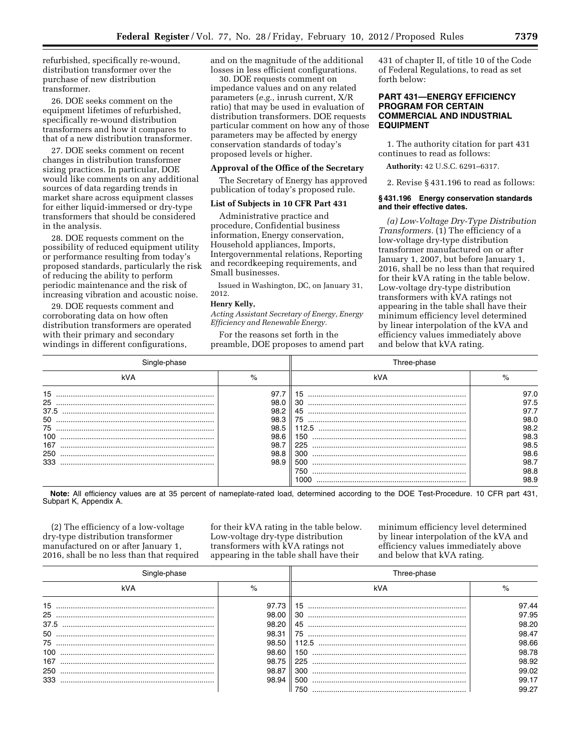refurbished, specifically re-wound, distribution transformer over the purchase of new distribution transformer.

26. DOE seeks comment on the equipment lifetimes of refurbished, specifically re-wound distribution transformers and how it compares to that of a new distribution transformer.

27. DOE seeks comment on recent changes in distribution transformer sizing practices. In particular, DOE would like comments on any additional sources of data regarding trends in market share across equipment classes for either liquid-immersed or dry-type transformers that should be considered in the analysis.

28. DOE requests comment on the possibility of reduced equipment utility or performance resulting from today's proposed standards, particularly the risk of reducing the ability to perform periodic maintenance and the risk of increasing vibration and acoustic noise.

29. DOE requests comment and corroborating data on how often distribution transformers are operated with their primary and secondary windings in different configurations, and on the magnitude of the additional losses in less efficient configurations.

30. DOE requests comment on impedance values and on any related parameters (*e.g.,* inrush current, X/R ratio) that may be used in evaluation of distribution transformers. DOE requests particular comment on how any of those parameters may be affected by energy conservation standards of today's proposed levels or higher.

**Approval of the Office of the Secretary**

The Secretary of Energy has approved publication of today's proposed rule.

**List of Subjects in 10 CFR Part 431**

Administrative practice and procedure, Confidential business information, Energy conservation, Household appliances, Imports, Intergovernmental relations, Reporting and recordkeeping requirements, and Small businesses.

Issued in Washington, DC, on January 31, 2012.

**Henry Kelly,**

*Acting Assistant Secretary of Energy, Energy Efficiency and Renewable Energy.*

For the reasons set forth in the preamble, DOE proposes to amend part 431 of chapter II, of title 10 of the Code of Federal Regulations, to read as set forth below:

## PART 431—ENERGY EFFICIENCY PROGRAM FOR CERTAIN COMMERCIAL AND INDUSTRIAL EQUIPMENT

1. The authority citation for part 431 continues to read as follows:

**Authority:** 42 U.S.C. 6291–6317.

2. Revise § 431.196 to read as follows:

**§ 431.196 Energy conservation standards and their effective dates.**

*(a) Low-Voltage Dry-Type Distribution Transformers.* (1) The efficiency of a low-voltage dry-type distribution transformer manufactured on or after January 1, 2007, but before January 1, 2016, shall be no less than that required for their kVA rating in the table below. Low-voltage dry-type distribution transformers with kVA ratings not appearing in the table shall have their minimum efficiency level determined by linear interpolation of the kVA and efficiency values immediately above and below that kVA rating.

| Single-phase | | Three-phase | |
|---|---|---|---|
| kVA | % | kVA | % |
| 15 | 97.7 | 15 | 97.0 |
| 25 | 98.0 | 30 | 97.5 |
| 37.5 | 98.2 | 45 | 97.7 |
| 50 | 98.3 | 75 | 98.0 |
| 75 | 98.5 | 112.5 | 98.2 |
| 100 | 98.6 | 150 | 98.3 |
| 167 | 98.7 | 225 | 98.5 |
| 250 | 98.8 | 300 | 98.6 |
| 333 | 98.9 | 500 | 98.7 |
| | | 750 | 98.8 |
| | | 1000 | 98.9 |

**Note:** All efficiency values are at 35 percent of nameplate-rated load, determined according to the DOE Test-Procedure. 10 CFR part 431, Subpart K, Appendix A.

(2) The efficiency of a low-voltage dry-type distribution transformer manufactured on or after January 1, 2016, shall be no less than that required for their kVA rating in the table below. Low-voltage dry-type distribution transformers with kVA ratings not appearing in the table shall have their minimum efficiency level determined by linear interpolation of the kVA and efficiency values immediately above and below that kVA rating.

| Single-phase | | Three-phase | |
|---|---|---|---|
| kVA | % | kVA | % |
| 15 | 97.73 | 15 | 97.44 |
| 25 | 98.00 | 30 | 97.95 |
| 37.5 | 98.20 | 45 | 98.20 |
| 50 | 98.31 | 75 | 98.47 |
| 75 | 98.50 | 112.5 | 98.66 |
| 100 | 98.60 | 150 | 98.78 |
| 167 | 98.75 | 225 | 98.92 |
| 250 | 98.87 | 300 | 99.02 |
| 333 | 98.94 | 500 | 99.17 |
| | | 750 | 99.27 |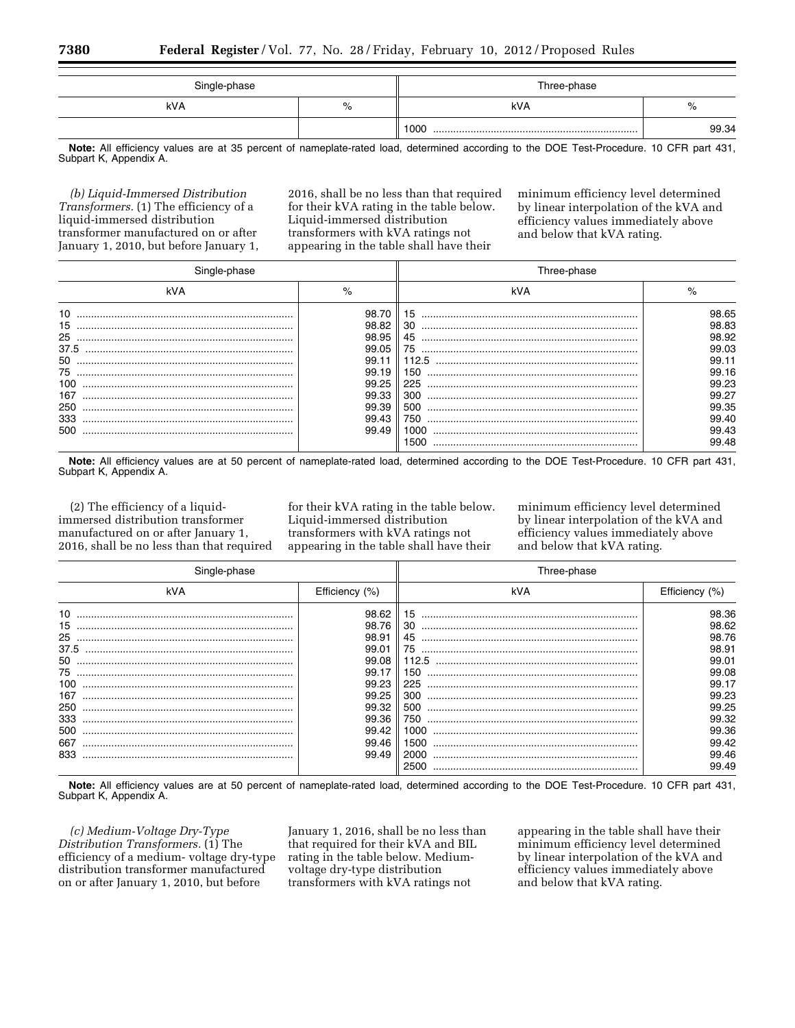| Single-phase | | Three-phase | |
|---|---|---|---|
| kVA | % | kVA | % |
| | | 1000 | 99.34 |

**Note:** All efficiency values are at 35 percent of nameplate-rated load, determined according to the DOE Test-Procedure. 10 CFR part 431, Subpart K, Appendix A.

*(b) Liquid-Immersed Distribution Transformers.* (1) The efficiency of a liquid-immersed distribution transformer manufactured on or after January 1, 2010, but before January 1, 2016, shall be no less than that required for their kVA rating in the table below. Liquid-immersed distribution transformers with kVA ratings not appearing in the table shall have their minimum efficiency level determined by linear interpolation of the kVA and efficiency values immediately above and below that kVA rating.

| Single-phase | | Three-phase | |
|---|---|---|---|
| kVA | % | kVA | % |
| 10 | 98.70 | 15 | 98.65 |
| 15 | 98.82 | 30 | 98.83 |
| 25 | 98.95 | 45 | 98.92 |
| 37.5 | 99.05 | 75 | 99.03 |
| 50 | 99.11 | 112.5 | 99.11 |
| 75 | 99.19 | 150 | 99.16 |
| 100 | 99.25 | 225 | 99.23 |
| 167 | 99.33 | 300 | 99.27 |
| 250 | 99.39 | 500 | 99.35 |
| 333 | 99.43 | 750 | 99.40 |
| 500 | 99.49 | 1000 | 99.43 |
| | | 1500 | 99.48 |

**Note:** All efficiency values are at 50 percent of nameplate-rated load, determined according to the DOE Test-Procedure. 10 CFR part 431, Subpart K, Appendix A.

(2) The efficiency of a liquid-immersed distribution transformer manufactured on or after January 1, 2016, shall be no less than that required for their kVA rating in the table below. Liquid-immersed distribution transformers with kVA ratings not appearing in the table shall have their minimum efficiency level determined by linear interpolation of the kVA and efficiency values immediately above and below that kVA rating.

| Single-phase | | Three-phase | |
|---|---|---|---|
| kVA | Efficiency (%) | kVA | Efficiency (%) |
| 10 | 98.62 | 15 | 98.36 |
| 15 | 98.76 | 30 | 98.62 |
| 25 | 98.91 | 45 | 98.76 |
| 37.5 | 99.01 | 75 | 98.91 |
| 50 | 99.08 | 112.5 | 99.01 |
| 75 | 99.17 | 150 | 99.08 |
| 100 | 99.23 | 225 | 99.17 |
| 167 | 99.25 | 300 | 99.23 |
| 250 | 99.32 | 500 | 99.25 |
| 333 | 99.36 | 750 | 99.32 |
| 500 | 99.42 | 1000 | 99.36 |
| 667 | 99.46 | 1500 | 99.42 |
| 833 | 99.49 | 2000 | 99.46 |
| | | 2500 | 99.49 |

**Note:** All efficiency values are at 50 percent of nameplate-rated load, determined according to the DOE Test-Procedure. 10 CFR part 431, Subpart K, Appendix A.

*(c) Medium-Voltage Dry-Type Distribution Transformers.* (1) The efficiency of a medium- voltage dry-type distribution transformer manufactured on or after January 1, 2010, but before January 1, 2016, shall be no less than that required for their kVA and BIL rating in the table below. Medium-voltage dry-type distribution transformers with kVA ratings not appearing in the table shall have their minimum efficiency level determined by linear interpolation of the kVA and efficiency values immediately above and below that kVA rating.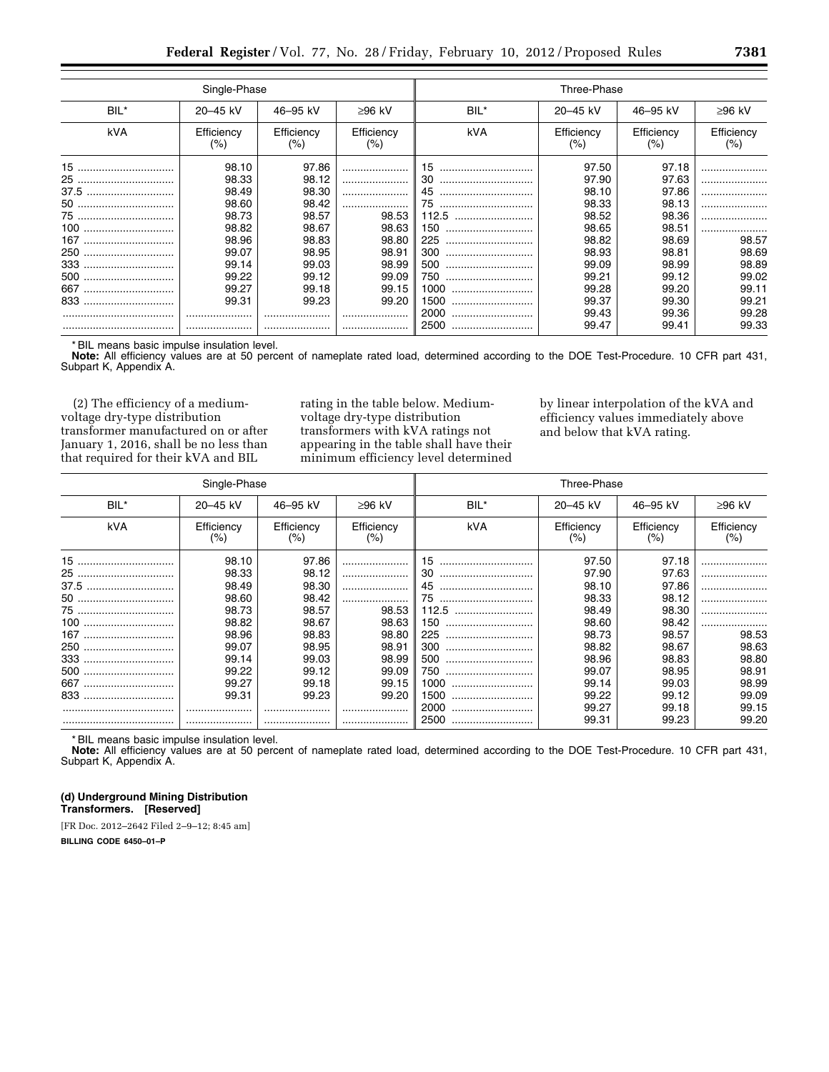| Single-Phase | | | | Three-Phase | | | |
|---|---|---|---|---|---|---|---|
| BIL* | 20–45 kV | 46–95 kV | ≥96 kV | BIL* | 20–45 kV | 46–95 kV | ≥96 kV |
| kVA | Efficiency (%) | Efficiency (%) | Efficiency (%) | kVA | Efficiency (%) | Efficiency (%) | Efficiency (%) |
| 15 | 98.10 | 97.86 | | 15 | 97.50 | 97.18 | |
| 25 | 98.33 | 98.12 | | 30 | 97.90 | 97.63 | |
| 37.5 | 98.49 | 98.30 | | 45 | 98.10 | 97.86 | |
| 50 | 98.60 | 98.42 | | 75 | 98.33 | 98.13 | |
| 75 | 98.73 | 98.57 | 98.53 | 112.5 | 98.52 | 98.36 | |
| 100 | 98.82 | 98.67 | 98.63 | 150 | 98.65 | 98.51 | |
| 167 | 98.96 | 98.83 | 98.80 | 225 | 98.82 | 98.69 | 98.57 |
| 250 | 99.07 | 98.95 | 98.91 | 300 | 98.93 | 98.81 | 98.69 |
| 333 | 99.14 | 99.03 | 98.99 | 500 | 99.09 | 98.99 | 98.89 |
| 500 | 99.22 | 99.12 | 99.09 | 750 | 99.21 | 99.12 | 99.02 |
| 667 | 99.27 | 99.18 | 99.15 | 1000 | 99.28 | 99.20 | 99.11 |
| 833 | 99.31 | 99.23 | 99.20 | 1500 | 99.37 | 99.30 | 99.21 |
| | | | | 2000 | 99.43 | 99.36 | 99.28 |
| | | | | 2500 | 99.47 | 99.41 | 99.33 |

* BIL means basic impulse insulation level.

**Note:** All efficiency values are at 50 percent of nameplate rated load, determined according to the DOE Test-Procedure. 10 CFR part 431, Subpart K, Appendix A.

(2) The efficiency of a medium-voltage dry-type distribution transformer manufactured on or after January 1, 2016, shall be no less than that required for their kVA and BIL rating in the table below. Medium-voltage dry-type distribution transformers with kVA ratings not appearing in the table shall have their minimum efficiency level determined by linear interpolation of the kVA and efficiency values immediately above and below that kVA rating.

| Single-Phase | | | | Three-Phase | | | |
|---|---|---|---|---|---|---|---|
| BIL* | 20–45 kV | 46–95 kV | ≥96 kV | BIL* | 20–45 kV | 46–95 kV | ≥96 kV |
| kVA | Efficiency (%) | Efficiency (%) | Efficiency (%) | kVA | Efficiency (%) | Efficiency (%) | Efficiency (%) |
| 15 | 98.10 | 97.86 | | 15 | 97.50 | 97.18 | |
| 25 | 98.33 | 98.12 | | 30 | 97.90 | 97.63 | |
| 37.5 | 98.49 | 98.30 | | 45 | 98.10 | 97.86 | |
| 50 | 98.60 | 98.42 | | 75 | 98.33 | 98.12 | |
| 75 | 98.73 | 98.57 | 98.53 | 112.5 | 98.49 | 98.30 | |
| 100 | 98.82 | 98.67 | 98.63 | 150 | 98.60 | 98.42 | |
| 167 | 98.96 | 98.83 | 98.80 | 225 | 98.73 | 98.57 | 98.53 |
| 250 | 99.07 | 98.95 | 98.91 | 300 | 98.82 | 98.67 | 98.63 |
| 333 | 99.14 | 99.03 | 98.99 | 500 | 98.96 | 98.83 | 98.80 |
| 500 | 99.22 | 99.12 | 99.09 | 750 | 99.07 | 98.95 | 98.91 |
| 667 | 99.27 | 99.18 | 99.15 | 1000 | 99.14 | 99.03 | 98.99 |
| 833 | 99.31 | 99.23 | 99.20 | 1500 | 99.22 | 99.12 | 99.09 |
| | | | | 2000 | 99.27 | 99.18 | 99.15 |
| | | | | 2500 | 99.31 | 99.23 | 99.20 |

* BIL means basic impulse insulation level.

**Note:** All efficiency values are at 50 percent of nameplate rated load, determined according to the DOE Test-Procedure. 10 CFR part 431, Subpart K, Appendix A.

**(d) Underground Mining Distribution Transformers. [Reserved]**

[FR Doc. 2012–2642 Filed 2–9–12; 8:45 am]

**BILLING CODE 6450–01–P**